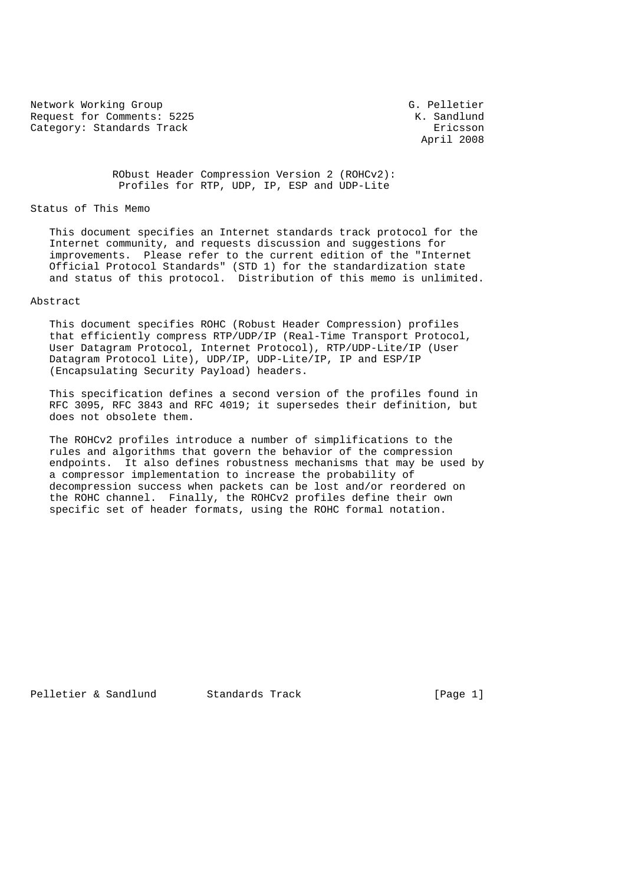Network Working Group G. Pelletier
Request for Comments: 5225 K. Sandlund
Category: Standards Track Ericsson
April 2008

# RObust Header Compression Version 2 (ROHCv2): Profiles for RTP, UDP, IP, ESP and UDP-Lite

## Status of This Memo

This document specifies an Internet standards track protocol for the Internet community, and requests discussion and suggestions for improvements. Please refer to the current edition of the "Internet Official Protocol Standards" (STD 1) for the standardization state and status of this protocol. Distribution of this memo is unlimited.

## Abstract

This document specifies ROHC (Robust Header Compression) profiles that efficiently compress RTP/UDP/IP (Real-Time Transport Protocol, User Datagram Protocol, Internet Protocol), RTP/UDP-Lite/IP (User Datagram Protocol Lite), UDP/IP, UDP-Lite/IP, IP and ESP/IP (Encapsulating Security Payload) headers.

This specification defines a second version of the profiles found in RFC 3095, RFC 3843 and RFC 4019; it supersedes their definition, but does not obsolete them.

The ROHCv2 profiles introduce a number of simplifications to the rules and algorithms that govern the behavior of the compression endpoints. It also defines robustness mechanisms that may be used by a compressor implementation to increase the probability of decompression success when packets can be lost and/or reordered on the ROHC channel. Finally, the ROHCv2 profiles define their own specific set of header formats, using the ROHC formal notation.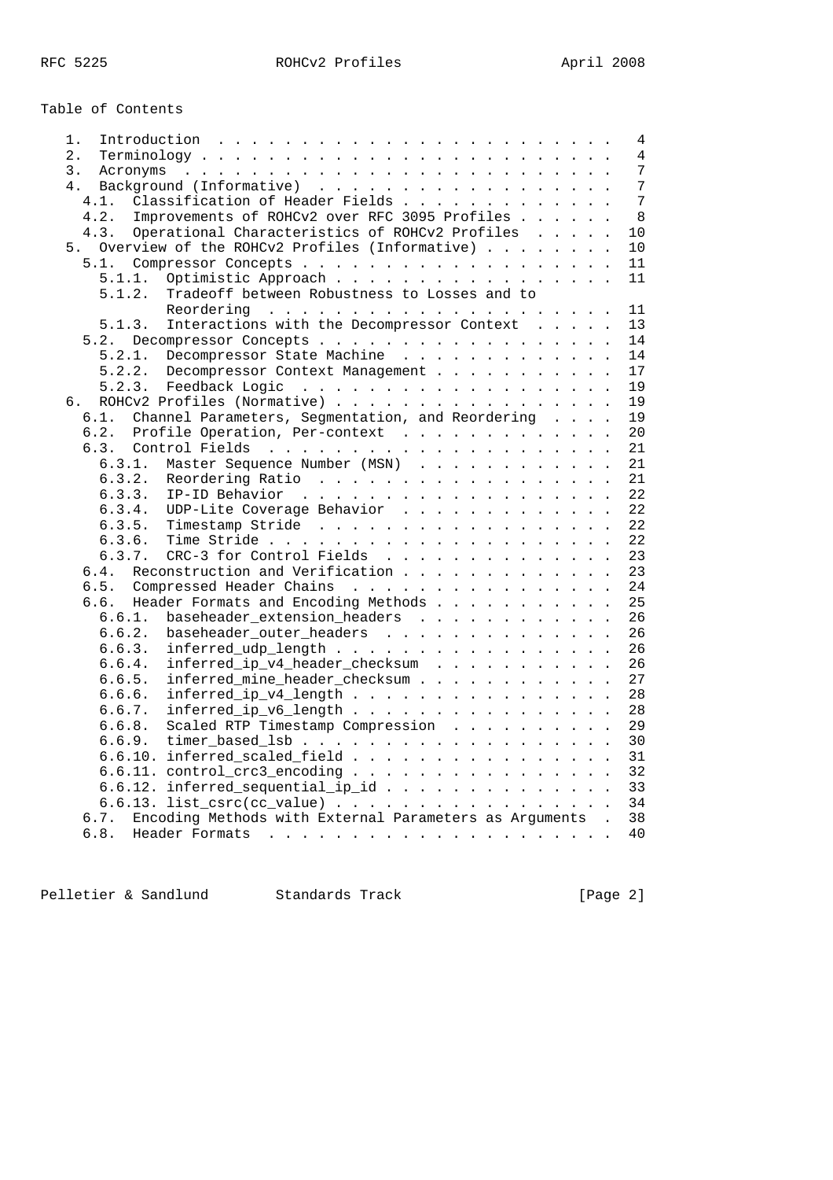Table of Contents

```
   1.  Introduction . . . . . . . . . . . . . . . . . . . . . . . .   4
   2.  Terminology  . . . . . . . . . . . . . . . . . . . . . . . .   4
   3.  Acronyms . . . . . . . . . . . . . . . . . . . . . . . . . .   7
   4.  Background (Informative) . . . . . . . . . . . . . . . . . .   7
     4.1.  Classification of Header Fields  . . . . . . . . . . . .   7
     4.2.  Improvements of ROHCv2 over RFC 3095 Profiles  . . . . .   8
     4.3.  Operational Characteristics of ROHCv2 Profiles . . . . .  10
   5.  Overview of the ROHCv2 Profiles (Informative)  . . . . . . .  10
     5.1.  Compressor Concepts  . . . . . . . . . . . . . . . . . .  11
       5.1.1.  Optimistic Approach  . . . . . . . . . . . . . . . .  11
       5.1.2.  Tradeoff between Robustness to Losses and to
               Reordering . . . . . . . . . . . . . . . . . . . . .  11
       5.1.3.  Interactions with the Decompressor Context . . . . .  13
     5.2.  Decompressor Concepts  . . . . . . . . . . . . . . . . .  14
       5.2.1.  Decompressor State Machine . . . . . . . . . . . . .  14
       5.2.2.  Decompressor Context Management  . . . . . . . . . .  17
       5.2.3.  Feedback Logic . . . . . . . . . . . . . . . . . . .  19
   6.  ROHCv2 Profiles (Normative)  . . . . . . . . . . . . . . . .  19
     6.1.  Channel Parameters, Segmentation, and Reordering . . . .  19
     6.2.  Profile Operation, Per-context . . . . . . . . . . . . .  20
     6.3.  Control Fields . . . . . . . . . . . . . . . . . . . . .  21
       6.3.1.  Master Sequence Number (MSN) . . . . . . . . . . . .  21
       6.3.2.  Reordering Ratio . . . . . . . . . . . . . . . . . .  21
       6.3.3.  IP-ID Behavior . . . . . . . . . . . . . . . . . . .  22
       6.3.4.  UDP-Lite Coverage Behavior . . . . . . . . . . . . .  22
       6.3.5.  Timestamp Stride . . . . . . . . . . . . . . . . . .  22
       6.3.6.  Time Stride  . . . . . . . . . . . . . . . . . . . .  22
       6.3.7.  CRC-3 for Control Fields . . . . . . . . . . . . . .  23
     6.4.  Reconstruction and Verification  . . . . . . . . . . . .  23
     6.5.  Compressed Header Chains . . . . . . . . . . . . . . . .  24
     6.6.  Header Formats and Encoding Methods  . . . . . . . . . .  25
       6.6.1.  baseheader_extension_headers . . . . . . . . . . . .  26
       6.6.2.  baseheader_outer_headers . . . . . . . . . . . . . .  26
       6.6.3.  inferred_udp_length  . . . . . . . . . . . . . . . .  26
       6.6.4.  inferred_ip_v4_header_checksum . . . . . . . . . . .  26
       6.6.5.  inferred_mine_header_checksum  . . . . . . . . . . .  27
       6.6.6.  inferred_ip_v4_length  . . . . . . . . . . . . . . .  28
       6.6.7.  inferred_ip_v6_length  . . . . . . . . . . . . . . .  28
       6.6.8.  Scaled RTP Timestamp Compression . . . . . . . . . .  29
       6.6.9.  timer_based_lsb  . . . . . . . . . . . . . . . . . .  30
       6.6.10. inferred_scaled_field  . . . . . . . . . . . . . . .  31
       6.6.11. control_crc3_encoding  . . . . . . . . . . . . . . .  32
       6.6.12. inferred_sequential_ip_id  . . . . . . . . . . . . .  33
       6.6.13. list_csrc(cc_value)  . . . . . . . . . . . . . . . .  34
     6.7.  Encoding Methods with External Parameters as Arguments .  38
     6.8.  Header Formats . . . . . . . . . . . . . . . . . . . . .  40
```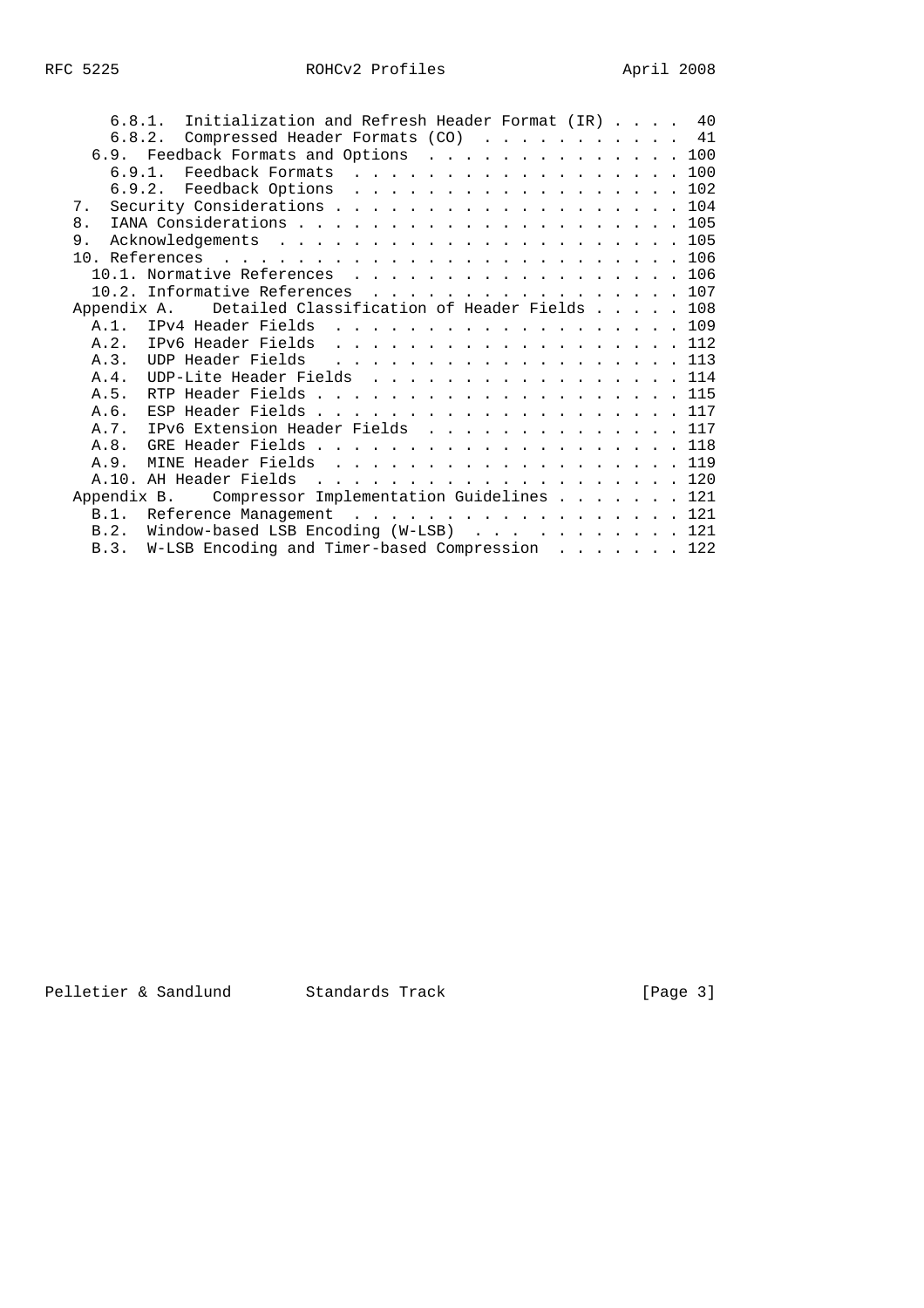```
      6.8.1.  Initialization and Refresh Header Format (IR) . . . .  40
      6.8.2.  Compressed Header Formats (CO)  . . . . . . . . . . .  41
    6.9.  Feedback Formats and Options  . . . . . . . . . . . . . . 100
      6.9.1.  Feedback Formats  . . . . . . . . . . . . . . . . . . 100
      6.9.2.  Feedback Options  . . . . . . . . . . . . . . . . . . 102
  7.  Security Considerations . . . . . . . . . . . . . . . . . . . 104
  8.  IANA Considerations . . . . . . . . . . . . . . . . . . . . . 105
  9.  Acknowledgements  . . . . . . . . . . . . . . . . . . . . . . 105
  10. References  . . . . . . . . . . . . . . . . . . . . . . . . . 106
    10.1. Normative References  . . . . . . . . . . . . . . . . . . 106
    10.2. Informative References  . . . . . . . . . . . . . . . . . 107
  Appendix A.   Detailed Classification of Header Fields . . . . . 108
    A.1.  IPv4 Header Fields  . . . . . . . . . . . . . . . . . . . 109
    A.2.  IPv6 Header Fields  . . . . . . . . . . . . . . . . . . . 112
    A.3.  UDP Header Fields   . . . . . . . . . . . . . . . . . . . 113
    A.4.  UDP-Lite Header Fields  . . . . . . . . . . . . . . . . . 114
    A.5.  RTP Header Fields . . . . . . . . . . . . . . . . . . . . 115
    A.6.  ESP Header Fields . . . . . . . . . . . . . . . . . . . . 117
    A.7.  IPv6 Extension Header Fields  . . . . . . . . . . . . . . 117
    A.8.  GRE Header Fields . . . . . . . . . . . . . . . . . . . . 118
    A.9.  MINE Header Fields  . . . . . . . . . . . . . . . . . . . 119
    A.10. AH Header Fields  . . . . . . . . . . . . . . . . . . . . 120
  Appendix B.   Compressor Implementation Guidelines . . . . . . . 121
    B.1.  Reference Management  . . . . . . . . . . . . . . . . . . 121
    B.2.  Window-based LSB Encoding (W-LSB)  . . . . . . . . . . . 121
    B.3.  W-LSB Encoding and Timer-based Compression  . . . . . . . 122
```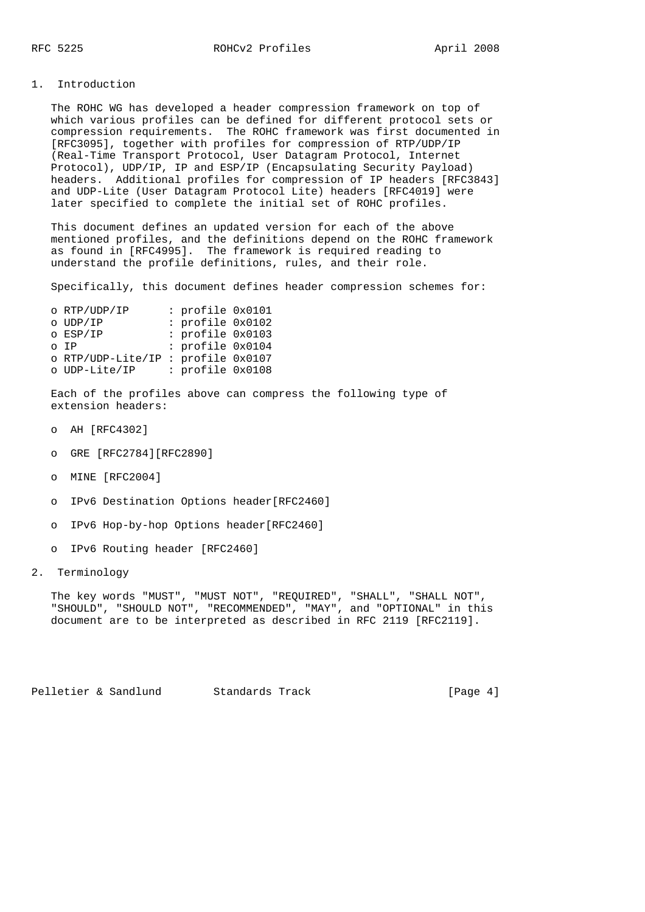## 1. Introduction

The ROHC WG has developed a header compression framework on top of which various profiles can be defined for different protocol sets or compression requirements. The ROHC framework was first documented in [RFC3095], together with profiles for compression of RTP/UDP/IP (Real-Time Transport Protocol, User Datagram Protocol, Internet Protocol), UDP/IP, IP and ESP/IP (Encapsulating Security Payload) headers. Additional profiles for compression of IP headers [RFC3843] and UDP-Lite (User Datagram Protocol Lite) headers [RFC4019] were later specified to complete the initial set of ROHC profiles.

This document defines an updated version for each of the above mentioned profiles, and the definitions depend on the ROHC framework as found in [RFC4995]. The framework is required reading to understand the profile definitions, rules, and their role.

Specifically, this document defines header compression schemes for:

```
o RTP/UDP/IP      : profile 0x0101
o UDP/IP          : profile 0x0102
o ESP/IP          : profile 0x0103
o IP              : profile 0x0104
o RTP/UDP-Lite/IP : profile 0x0107
o UDP-Lite/IP     : profile 0x0108
```

Each of the profiles above can compress the following type of extension headers:

- AH [RFC4302]
- GRE [RFC2784][RFC2890]
- MINE [RFC2004]
- IPv6 Destination Options header[RFC2460]
- IPv6 Hop-by-hop Options header[RFC2460]
- IPv6 Routing header [RFC2460]

## 2. Terminology

The key words "MUST", "MUST NOT", "REQUIRED", "SHALL", "SHALL NOT", "SHOULD", "SHOULD NOT", "RECOMMENDED", "MAY", and "OPTIONAL" in this document are to be interpreted as described in RFC 2119 [RFC2119].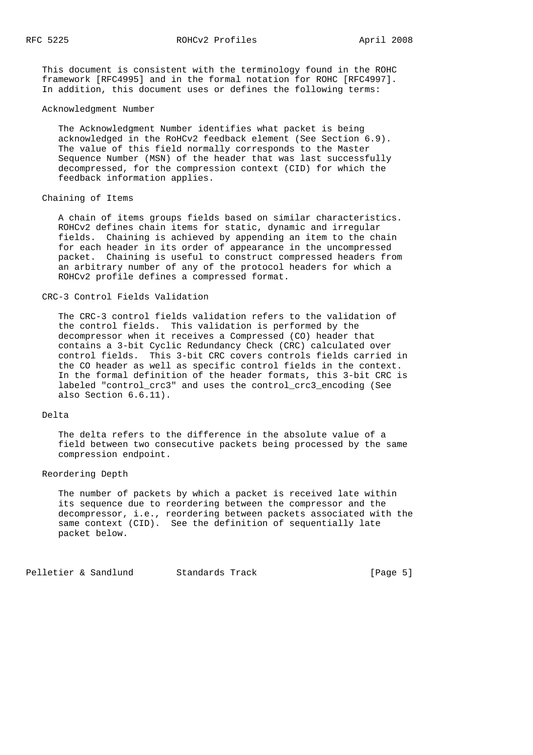This document is consistent with the terminology found in the ROHC framework [RFC4995] and in the formal notation for ROHC [RFC4997]. In addition, this document uses or defines the following terms:

Acknowledgment Number

The Acknowledgment Number identifies what packet is being acknowledged in the RoHCv2 feedback element (See Section 6.9). The value of this field normally corresponds to the Master Sequence Number (MSN) of the header that was last successfully decompressed, for the compression context (CID) for which the feedback information applies.

Chaining of Items

A chain of items groups fields based on similar characteristics. ROHCv2 defines chain items for static, dynamic and irregular fields. Chaining is achieved by appending an item to the chain for each header in its order of appearance in the uncompressed packet. Chaining is useful to construct compressed headers from an arbitrary number of any of the protocol headers for which a ROHCv2 profile defines a compressed format.

CRC-3 Control Fields Validation

The CRC-3 control fields validation refers to the validation of the control fields. This validation is performed by the decompressor when it receives a Compressed (CO) header that contains a 3-bit Cyclic Redundancy Check (CRC) calculated over control fields. This 3-bit CRC covers controls fields carried in the CO header as well as specific control fields in the context. In the formal definition of the header formats, this 3-bit CRC is labeled "control_crc3" and uses the control_crc3_encoding (See also Section 6.6.11).

Delta

The delta refers to the difference in the absolute value of a field between two consecutive packets being processed by the same compression endpoint.

Reordering Depth

The number of packets by which a packet is received late within its sequence due to reordering between the compressor and the decompressor, i.e., reordering between packets associated with the same context (CID). See the definition of sequentially late packet below.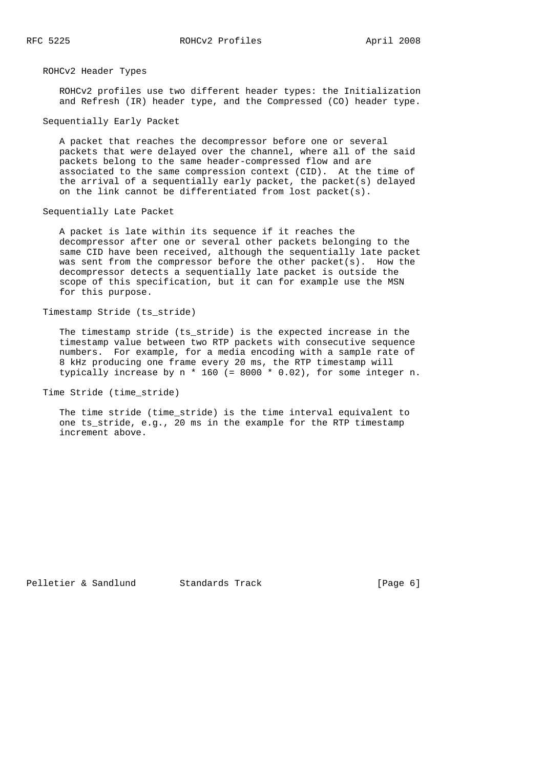ROHCv2 Header Types

ROHCv2 profiles use two different header types: the Initialization and Refresh (IR) header type, and the Compressed (CO) header type.

Sequentially Early Packet

A packet that reaches the decompressor before one or several packets that were delayed over the channel, where all of the said packets belong to the same header-compressed flow and are associated to the same compression context (CID). At the time of the arrival of a sequentially early packet, the packet(s) delayed on the link cannot be differentiated from lost packet(s).

Sequentially Late Packet

A packet is late within its sequence if it reaches the decompressor after one or several other packets belonging to the same CID have been received, although the sequentially late packet was sent from the compressor before the other packet(s). How the decompressor detects a sequentially late packet is outside the scope of this specification, but it can for example use the MSN for this purpose.

Timestamp Stride (ts_stride)

The timestamp stride (ts_stride) is the expected increase in the timestamp value between two RTP packets with consecutive sequence numbers. For example, for a media encoding with a sample rate of 8 kHz producing one frame every 20 ms, the RTP timestamp will typically increase by n * 160 (= 8000 * 0.02), for some integer n.

Time Stride (time_stride)

The time stride (time_stride) is the time interval equivalent to one ts_stride, e.g., 20 ms in the example for the RTP timestamp increment above.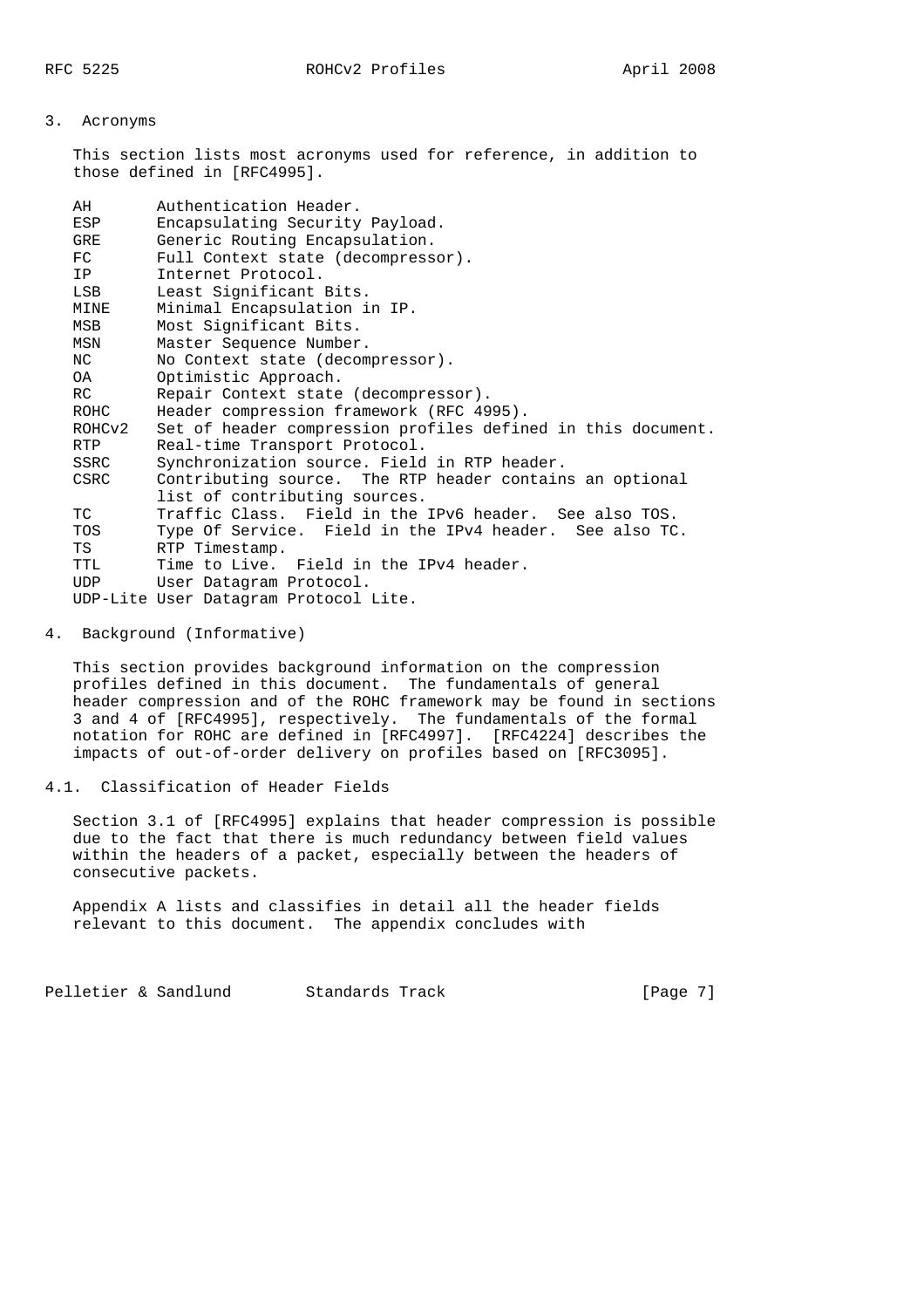## 3. Acronyms

This section lists most acronyms used for reference, in addition to those defined in [RFC4995].

| Acronym | Definition |
|---|---|
| AH | Authentication Header. |
| ESP | Encapsulating Security Payload. |
| GRE | Generic Routing Encapsulation. |
| FC | Full Context state (decompressor). |
| IP | Internet Protocol. |
| LSB | Least Significant Bits. |
| MINE | Minimal Encapsulation in IP. |
| MSB | Most Significant Bits. |
| MSN | Master Sequence Number. |
| NC | No Context state (decompressor). |
| OA | Optimistic Approach. |
| RC | Repair Context state (decompressor). |
| ROHC | Header compression framework (RFC 4995). |
| ROHCv2 | Set of header compression profiles defined in this document. |
| RTP | Real-time Transport Protocol. |
| SSRC | Synchronization source. Field in RTP header. |
| CSRC | Contributing source. The RTP header contains an optional list of contributing sources. |
| TC | Traffic Class. Field in the IPv6 header. See also TOS. |
| TOS | Type Of Service. Field in the IPv4 header. See also TC. |
| TS | RTP Timestamp. |
| TTL | Time to Live. Field in the IPv4 header. |
| UDP | User Datagram Protocol. |
| UDP-Lite | User Datagram Protocol Lite. |

## 4. Background (Informative)

This section provides background information on the compression profiles defined in this document. The fundamentals of general header compression and of the ROHC framework may be found in sections 3 and 4 of [RFC4995], respectively. The fundamentals of the formal notation for ROHC are defined in [RFC4997]. [RFC4224] describes the impacts of out-of-order delivery on profiles based on [RFC3095].

### 4.1. Classification of Header Fields

Section 3.1 of [RFC4995] explains that header compression is possible due to the fact that there is much redundancy between field values within the headers of a packet, especially between the headers of consecutive packets.

Appendix A lists and classifies in detail all the header fields relevant to this document. The appendix concludes with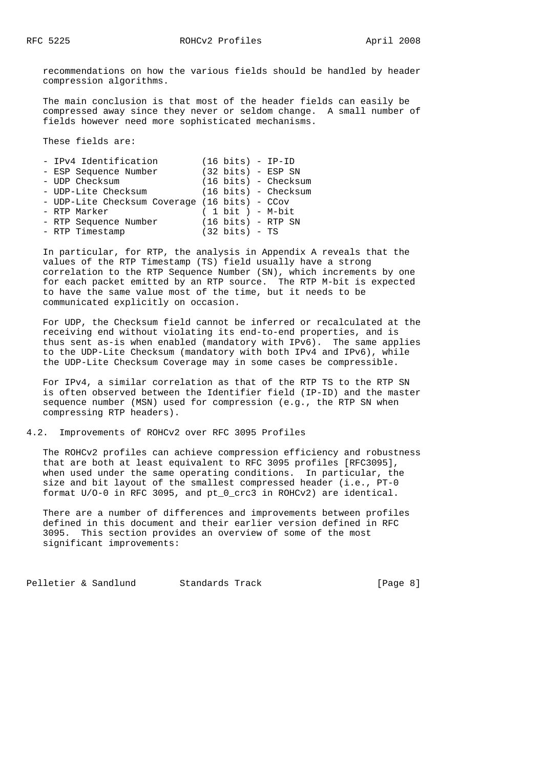recommendations on how the various fields should be handled by header compression algorithms.

The main conclusion is that most of the header fields can easily be compressed away since they never or seldom change. A small number of fields however need more sophisticated mechanisms.

These fields are:

```
- IPv4 Identification        (16 bits) - IP-ID
- ESP Sequence Number        (32 bits) - ESP SN
- UDP Checksum               (16 bits) - Checksum
- UDP-Lite Checksum          (16 bits) - Checksum
- UDP-Lite Checksum Coverage (16 bits) - CCov
- RTP Marker                 ( 1 bit ) - M-bit
- RTP Sequence Number        (16 bits) - RTP SN
- RTP Timestamp              (32 bits) - TS
```

In particular, for RTP, the analysis in Appendix A reveals that the values of the RTP Timestamp (TS) field usually have a strong correlation to the RTP Sequence Number (SN), which increments by one for each packet emitted by an RTP source. The RTP M-bit is expected to have the same value most of the time, but it needs to be communicated explicitly on occasion.

For UDP, the Checksum field cannot be inferred or recalculated at the receiving end without violating its end-to-end properties, and is thus sent as-is when enabled (mandatory with IPv6). The same applies to the UDP-Lite Checksum (mandatory with both IPv4 and IPv6), while the UDP-Lite Checksum Coverage may in some cases be compressible.

For IPv4, a similar correlation as that of the RTP TS to the RTP SN is often observed between the Identifier field (IP-ID) and the master sequence number (MSN) used for compression (e.g., the RTP SN when compressing RTP headers).

## 4.2. Improvements of ROHCv2 over RFC 3095 Profiles

The ROHCv2 profiles can achieve compression efficiency and robustness that are both at least equivalent to RFC 3095 profiles [RFC3095], when used under the same operating conditions. In particular, the size and bit layout of the smallest compressed header (i.e., PT-0 format U/O-0 in RFC 3095, and pt_0_crc3 in ROHCv2) are identical.

There are a number of differences and improvements between profiles defined in this document and their earlier version defined in RFC 3095. This section provides an overview of some of the most significant improvements: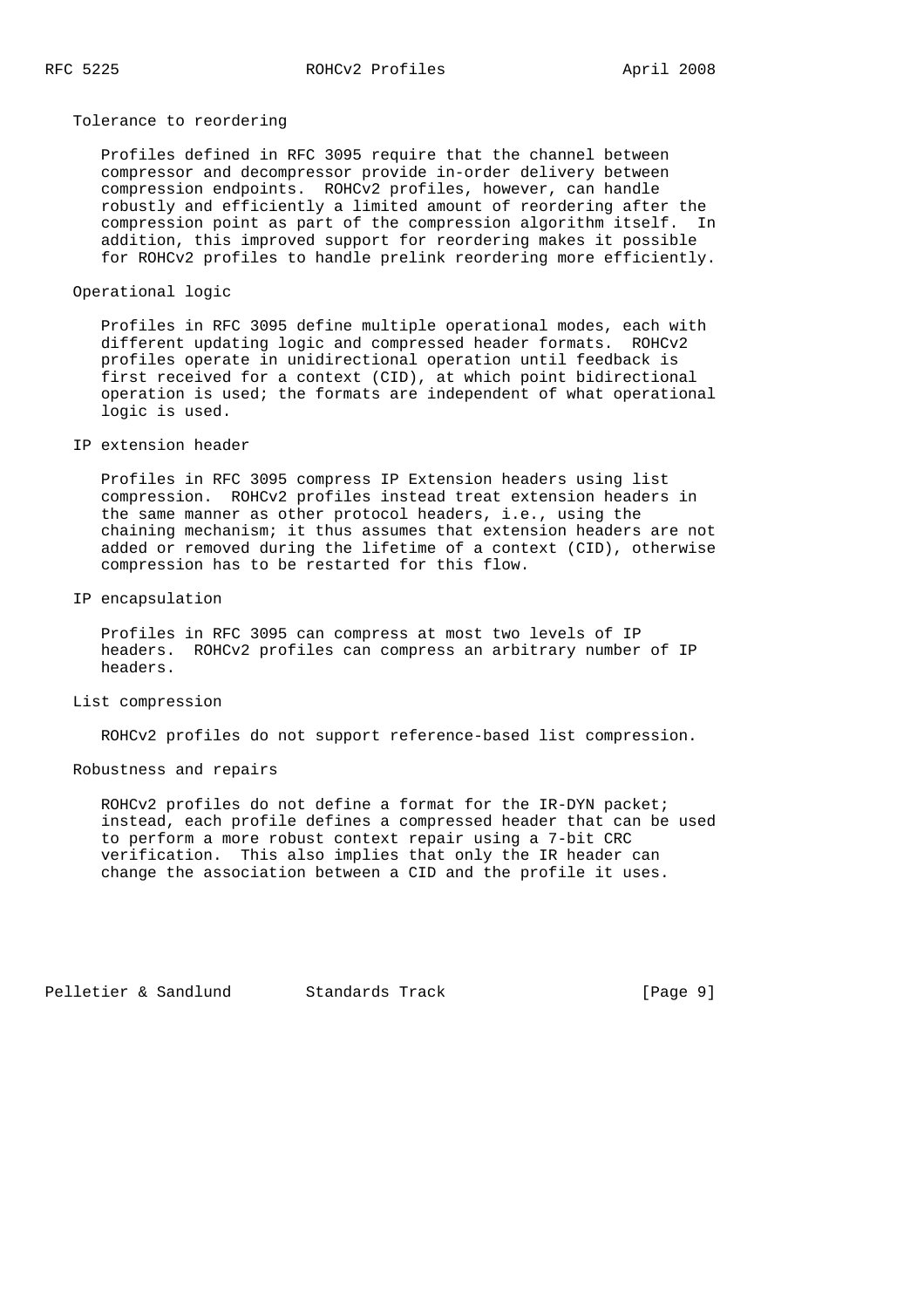Tolerance to reordering

Profiles defined in RFC 3095 require that the channel between compressor and decompressor provide in-order delivery between compression endpoints. ROHCv2 profiles, however, can handle robustly and efficiently a limited amount of reordering after the compression point as part of the compression algorithm itself. In addition, this improved support for reordering makes it possible for ROHCv2 profiles to handle prelink reordering more efficiently.

Operational logic

Profiles in RFC 3095 define multiple operational modes, each with different updating logic and compressed header formats. ROHCv2 profiles operate in unidirectional operation until feedback is first received for a context (CID), at which point bidirectional operation is used; the formats are independent of what operational logic is used.

IP extension header

Profiles in RFC 3095 compress IP Extension headers using list compression. ROHCv2 profiles instead treat extension headers in the same manner as other protocol headers, i.e., using the chaining mechanism; it thus assumes that extension headers are not added or removed during the lifetime of a context (CID), otherwise compression has to be restarted for this flow.

IP encapsulation

Profiles in RFC 3095 can compress at most two levels of IP headers. ROHCv2 profiles can compress an arbitrary number of IP headers.

List compression

ROHCv2 profiles do not support reference-based list compression.

Robustness and repairs

ROHCv2 profiles do not define a format for the IR-DYN packet; instead, each profile defines a compressed header that can be used to perform a more robust context repair using a 7-bit CRC verification. This also implies that only the IR header can change the association between a CID and the profile it uses.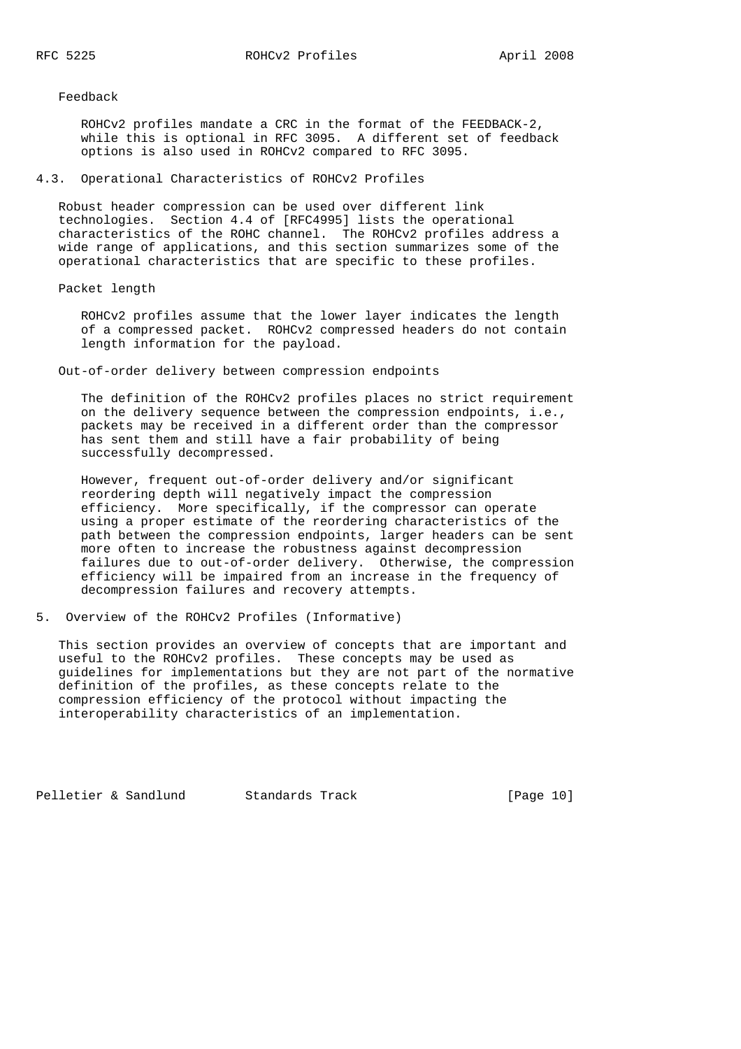Feedback

ROHCv2 profiles mandate a CRC in the format of the FEEDBACK-2, while this is optional in RFC 3095. A different set of feedback options is also used in ROHCv2 compared to RFC 3095.

### 4.3. Operational Characteristics of ROHCv2 Profiles

Robust header compression can be used over different link technologies. Section 4.4 of [RFC4995] lists the operational characteristics of the ROHC channel. The ROHCv2 profiles address a wide range of applications, and this section summarizes some of the operational characteristics that are specific to these profiles.

Packet length

ROHCv2 profiles assume that the lower layer indicates the length of a compressed packet. ROHCv2 compressed headers do not contain length information for the payload.

Out-of-order delivery between compression endpoints

The definition of the ROHCv2 profiles places no strict requirement on the delivery sequence between the compression endpoints, i.e., packets may be received in a different order than the compressor has sent them and still have a fair probability of being successfully decompressed.

However, frequent out-of-order delivery and/or significant reordering depth will negatively impact the compression efficiency. More specifically, if the compressor can operate using a proper estimate of the reordering characteristics of the path between the compression endpoints, larger headers can be sent more often to increase the robustness against decompression failures due to out-of-order delivery. Otherwise, the compression efficiency will be impaired from an increase in the frequency of decompression failures and recovery attempts.

## 5. Overview of the ROHCv2 Profiles (Informative)

This section provides an overview of concepts that are important and useful to the ROHCv2 profiles. These concepts may be used as guidelines for implementations but they are not part of the normative definition of the profiles, as these concepts relate to the compression efficiency of the protocol without impacting the interoperability characteristics of an implementation.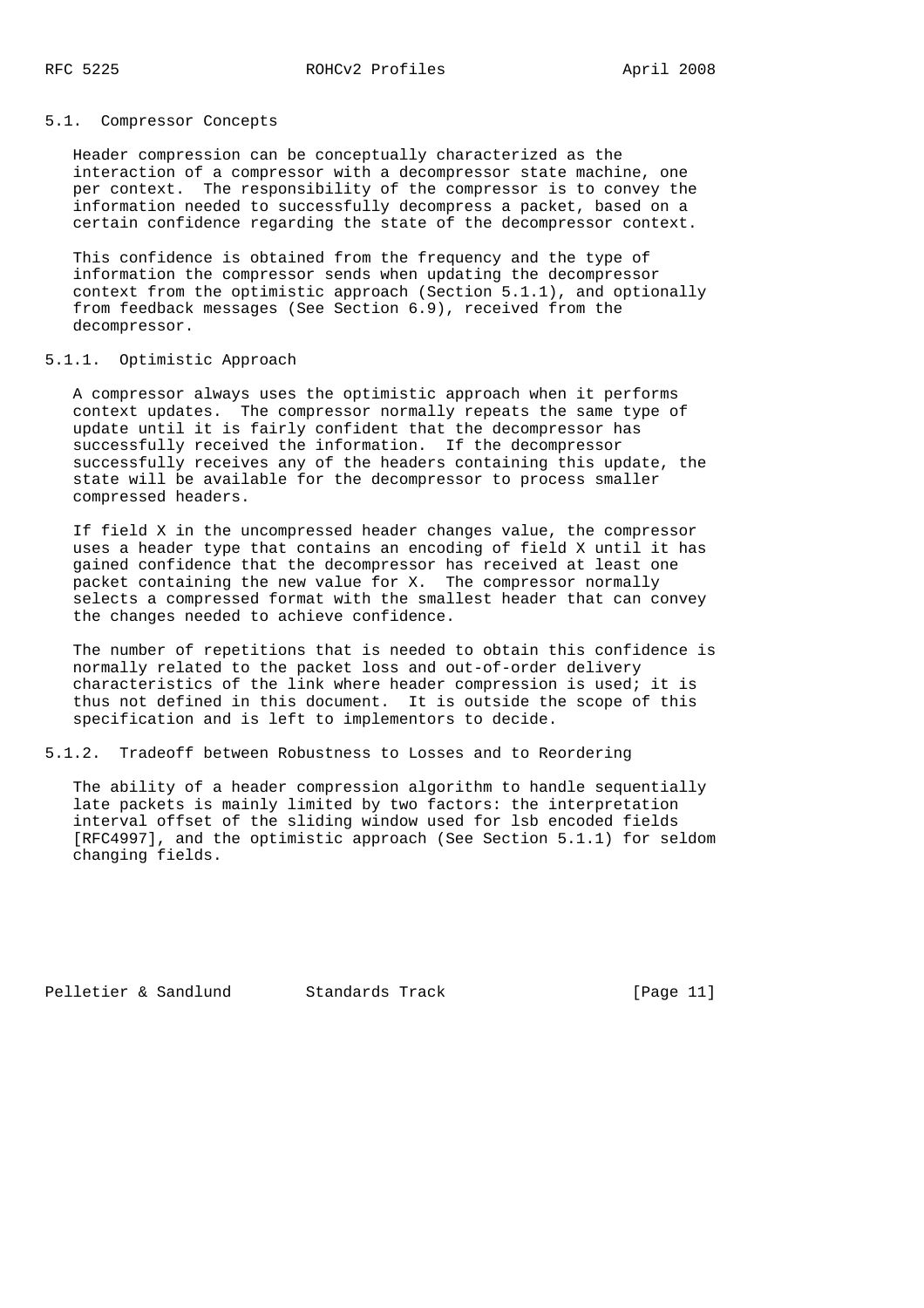### 5.1. Compressor Concepts

Header compression can be conceptually characterized as the interaction of a compressor with a decompressor state machine, one per context. The responsibility of the compressor is to convey the information needed to successfully decompress a packet, based on a certain confidence regarding the state of the decompressor context.

This confidence is obtained from the frequency and the type of information the compressor sends when updating the decompressor context from the optimistic approach (Section 5.1.1), and optionally from feedback messages (See Section 6.9), received from the decompressor.

#### 5.1.1. Optimistic Approach

A compressor always uses the optimistic approach when it performs context updates. The compressor normally repeats the same type of update until it is fairly confident that the decompressor has successfully received the information. If the decompressor successfully receives any of the headers containing this update, the state will be available for the decompressor to process smaller compressed headers.

If field X in the uncompressed header changes value, the compressor uses a header type that contains an encoding of field X until it has gained confidence that the decompressor has received at least one packet containing the new value for X. The compressor normally selects a compressed format with the smallest header that can convey the changes needed to achieve confidence.

The number of repetitions that is needed to obtain this confidence is normally related to the packet loss and out-of-order delivery characteristics of the link where header compression is used; it is thus not defined in this document. It is outside the scope of this specification and is left to implementors to decide.

#### 5.1.2. Tradeoff between Robustness to Losses and to Reordering

The ability of a header compression algorithm to handle sequentially late packets is mainly limited by two factors: the interpretation interval offset of the sliding window used for lsb encoded fields [RFC4997], and the optimistic approach (See Section 5.1.1) for seldom changing fields.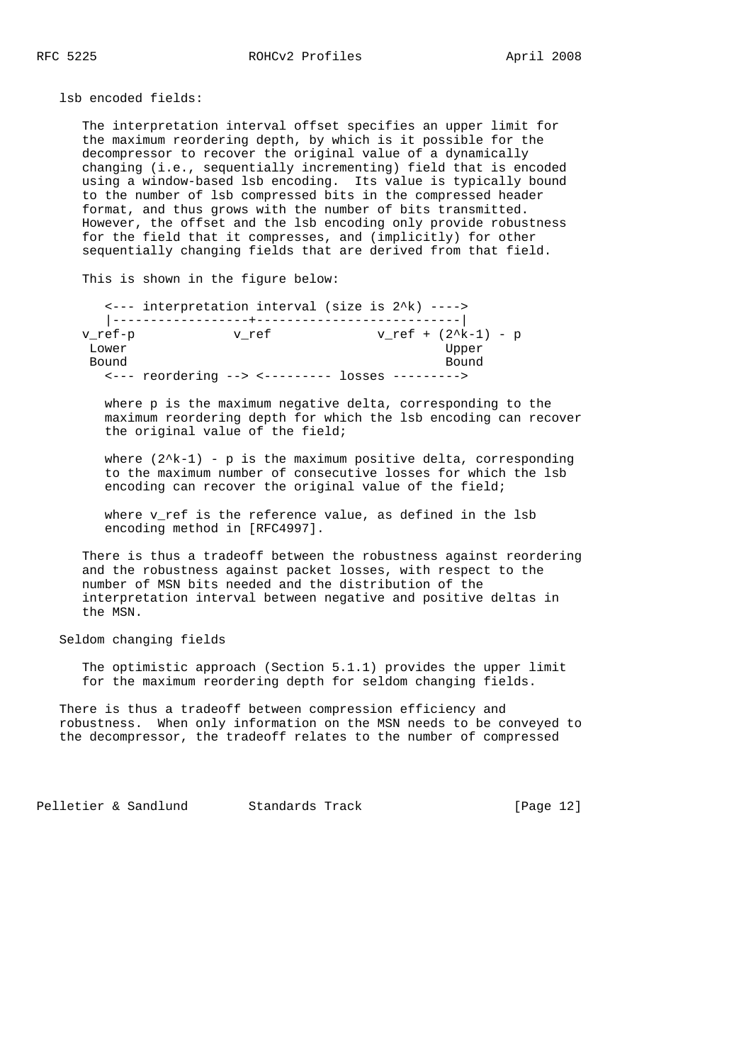lsb encoded fields:

The interpretation interval offset specifies an upper limit for the maximum reordering depth, by which is it possible for the decompressor to recover the original value of a dynamically changing (i.e., sequentially incrementing) field that is encoded using a window-based lsb encoding. Its value is typically bound to the number of lsb compressed bits in the compressed header format, and thus grows with the number of bits transmitted. However, the offset and the lsb encoding only provide robustness for the field that it compresses, and (implicitly) for other sequentially changing fields that are derived from that field.

This is shown in the figure below:

```
  <--- interpretation interval (size is 2^k) ---->
  |------------------+---------------------------|
v_ref-p            v_ref              v_ref + (2^k-1) - p
 Lower                                          Upper
 Bound                                          Bound
  <--- reordering --> <--------- losses --------->
```

where p is the maximum negative delta, corresponding to the maximum reordering depth for which the lsb encoding can recover the original value of the field;

where $(2^k-1) - p$ is the maximum positive delta, corresponding to the maximum number of consecutive losses for which the lsb encoding can recover the original value of the field;

where v_ref is the reference value, as defined in the lsb encoding method in [RFC4997].

There is thus a tradeoff between the robustness against reordering and the robustness against packet losses, with respect to the number of MSN bits needed and the distribution of the interpretation interval between negative and positive deltas in the MSN.

Seldom changing fields

The optimistic approach (Section 5.1.1) provides the upper limit for the maximum reordering depth for seldom changing fields.

There is thus a tradeoff between compression efficiency and robustness. When only information on the MSN needs to be conveyed to the decompressor, the tradeoff relates to the number of compressed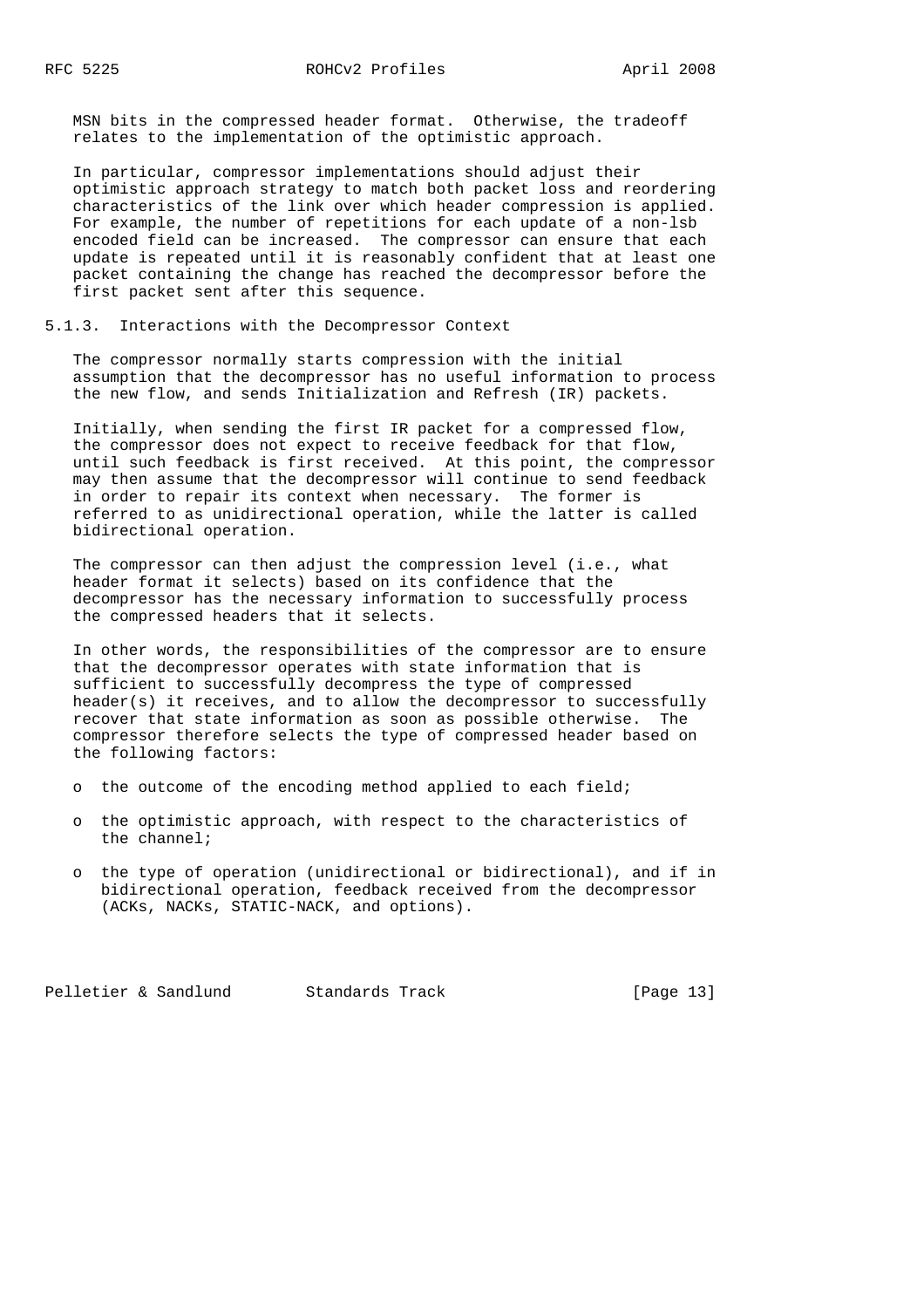MSN bits in the compressed header format. Otherwise, the tradeoff relates to the implementation of the optimistic approach.

In particular, compressor implementations should adjust their optimistic approach strategy to match both packet loss and reordering characteristics of the link over which header compression is applied. For example, the number of repetitions for each update of a non-lsb encoded field can be increased. The compressor can ensure that each update is repeated until it is reasonably confident that at least one packet containing the change has reached the decompressor before the first packet sent after this sequence.

### 5.1.3. Interactions with the Decompressor Context

The compressor normally starts compression with the initial assumption that the decompressor has no useful information to process the new flow, and sends Initialization and Refresh (IR) packets.

Initially, when sending the first IR packet for a compressed flow, the compressor does not expect to receive feedback for that flow, until such feedback is first received. At this point, the compressor may then assume that the decompressor will continue to send feedback in order to repair its context when necessary. The former is referred to as unidirectional operation, while the latter is called bidirectional operation.

The compressor can then adjust the compression level (i.e., what header format it selects) based on its confidence that the decompressor has the necessary information to successfully process the compressed headers that it selects.

In other words, the responsibilities of the compressor are to ensure that the decompressor operates with state information that is sufficient to successfully decompress the type of compressed header(s) it receives, and to allow the decompressor to successfully recover that state information as soon as possible otherwise. The compressor therefore selects the type of compressed header based on the following factors:

- the outcome of the encoding method applied to each field;
- the optimistic approach, with respect to the characteristics of the channel;
- the type of operation (unidirectional or bidirectional), and if in bidirectional operation, feedback received from the decompressor (ACKs, NACKs, STATIC-NACK, and options).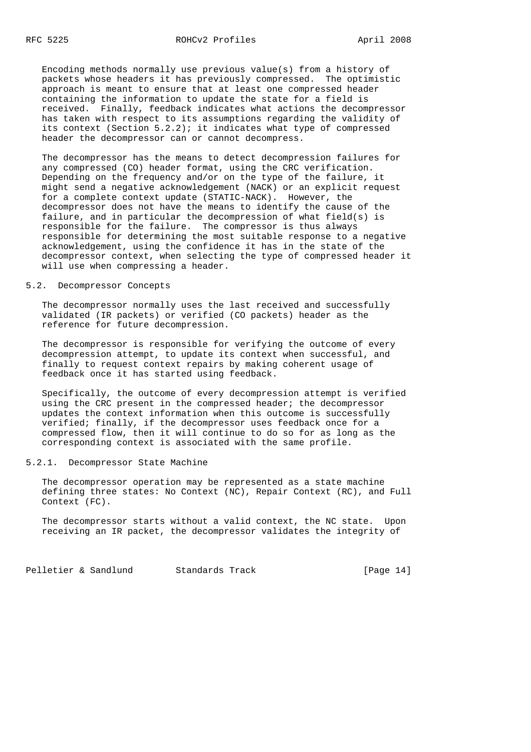Encoding methods normally use previous value(s) from a history of packets whose headers it has previously compressed. The optimistic approach is meant to ensure that at least one compressed header containing the information to update the state for a field is received. Finally, feedback indicates what actions the decompressor has taken with respect to its assumptions regarding the validity of its context (Section 5.2.2); it indicates what type of compressed header the decompressor can or cannot decompress.

The decompressor has the means to detect decompression failures for any compressed (CO) header format, using the CRC verification. Depending on the frequency and/or on the type of the failure, it might send a negative acknowledgement (NACK) or an explicit request for a complete context update (STATIC-NACK). However, the decompressor does not have the means to identify the cause of the failure, and in particular the decompression of what field(s) is responsible for the failure. The compressor is thus always responsible for determining the most suitable response to a negative acknowledgement, using the confidence it has in the state of the decompressor context, when selecting the type of compressed header it will use when compressing a header.

## 5.2. Decompressor Concepts

The decompressor normally uses the last received and successfully validated (IR packets) or verified (CO packets) header as the reference for future decompression.

The decompressor is responsible for verifying the outcome of every decompression attempt, to update its context when successful, and finally to request context repairs by making coherent usage of feedback once it has started using feedback.

Specifically, the outcome of every decompression attempt is verified using the CRC present in the compressed header; the decompressor updates the context information when this outcome is successfully verified; finally, if the decompressor uses feedback once for a compressed flow, then it will continue to do so for as long as the corresponding context is associated with the same profile.

### 5.2.1. Decompressor State Machine

The decompressor operation may be represented as a state machine defining three states: No Context (NC), Repair Context (RC), and Full Context (FC).

The decompressor starts without a valid context, the NC state. Upon receiving an IR packet, the decompressor validates the integrity of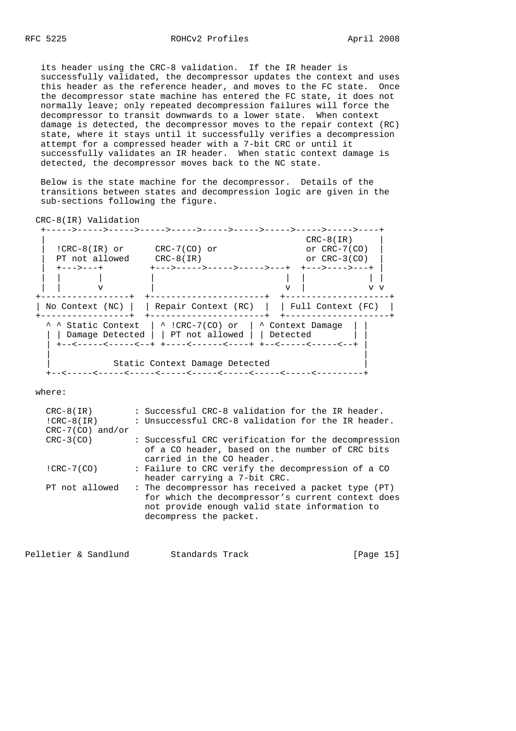its header using the CRC-8 validation. If the IR header is successfully validated, the decompressor updates the context and uses this header as the reference header, and moves to the FC state. Once the decompressor state machine has entered the FC state, it does not normally leave; only repeated decompression failures will force the decompressor to transit downwards to a lower state. When context damage is detected, the decompressor moves to the repair context (RC) state, where it stays until it successfully verifies a decompression attempt for a compressed header with a 7-bit CRC or until it successfully validates an IR header. When static context damage is detected, the decompressor moves back to the NC state.

Below is the state machine for the decompressor. Details of the transitions between states and decompression logic are given in the sub-sections following the figure.

```
 CRC-8(IR) Validation
  +----->----->----->----->----->----->----->----->----->----->----+
  |                                                 CRC-8(IR)      |
  |  !CRC-8(IR) or      CRC-7(CO) or                or CRC-7(CO)   |
  |  PT not allowed     CRC-8(IR)                   or CRC-3(CO)   |
  |  +--->---+         +--->----->----->----->---+  +--->---->---+ |
  |  |       |         |                         |  |            | |
  |  |       v         |                         v  |            v v
+-----------------+  +----------------------+  +--------------------+
| No Context (NC) |  | Repair Context (RC)  |  | Full Context (FC)  |
+-----------------+  +----------------------+  +--------------------+
  ^ ^ Static Context  | ^ !CRC-7(CO) or   | ^ Context Damage    | |
  | | Damage Detected | | PT not allowed  | | Detected          | |
  | +--<-----<-----<--+ +----<------<----+ +--<-----<-----<--+  |
  |                                                              |
  |            Static Context Damage Detected                    |
  +--<-----<-----<-----<-----<-----<-----<-----<-----<---------+
```

where:

```
  CRC-8(IR)        : Successful CRC-8 validation for the IR header.
  !CRC-8(IR)       : Unsuccessful CRC-8 validation for the IR header.
  CRC-7(CO) and/or
  CRC-3(CO)        : Successful CRC verification for the decompression
                     of a CO header, based on the number of CRC bits
                     carried in the CO header.
  !CRC-7(CO)       : Failure to CRC verify the decompression of a CO
                     header carrying a 7-bit CRC.
  PT not allowed   : The decompressor has received a packet type (PT)
                     for which the decompressor's current context does
                     not provide enough valid state information to
                     decompress the packet.
```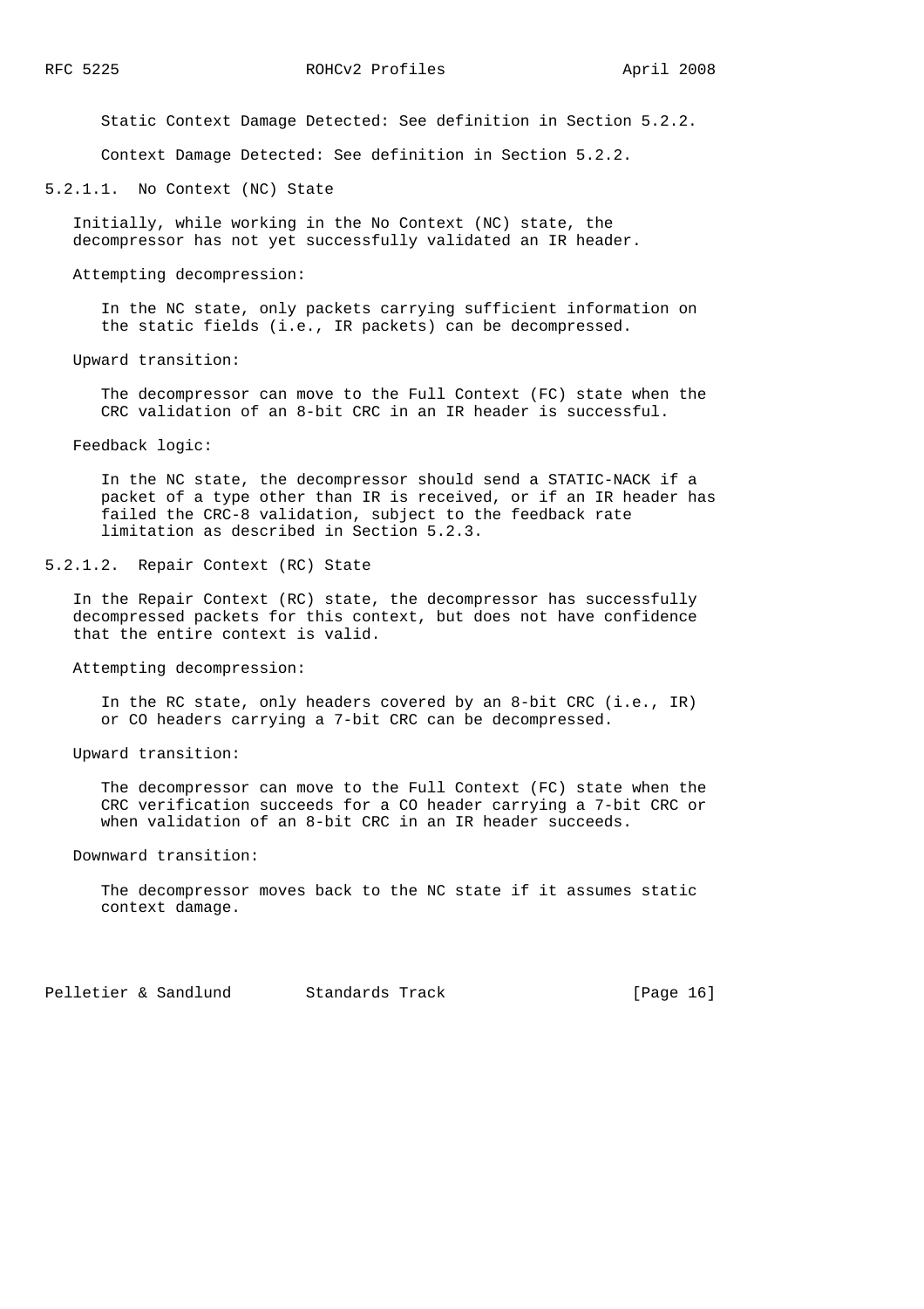Static Context Damage Detected: See definition in Section 5.2.2.

Context Damage Detected: See definition in Section 5.2.2.

#### 5.2.1.1. No Context (NC) State

Initially, while working in the No Context (NC) state, the decompressor has not yet successfully validated an IR header.

Attempting decompression:

In the NC state, only packets carrying sufficient information on the static fields (i.e., IR packets) can be decompressed.

Upward transition:

The decompressor can move to the Full Context (FC) state when the CRC validation of an 8-bit CRC in an IR header is successful.

Feedback logic:

In the NC state, the decompressor should send a STATIC-NACK if a packet of a type other than IR is received, or if an IR header has failed the CRC-8 validation, subject to the feedback rate limitation as described in Section 5.2.3.

#### 5.2.1.2. Repair Context (RC) State

In the Repair Context (RC) state, the decompressor has successfully decompressed packets for this context, but does not have confidence that the entire context is valid.

Attempting decompression:

In the RC state, only headers covered by an 8-bit CRC (i.e., IR) or CO headers carrying a 7-bit CRC can be decompressed.

Upward transition:

The decompressor can move to the Full Context (FC) state when the CRC verification succeeds for a CO header carrying a 7-bit CRC or when validation of an 8-bit CRC in an IR header succeeds.

Downward transition:

The decompressor moves back to the NC state if it assumes static context damage.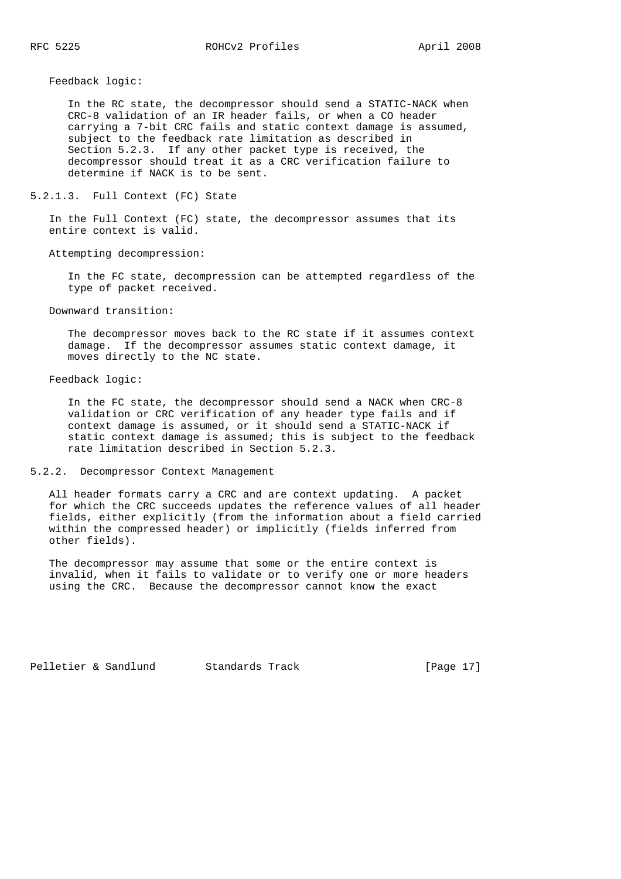Feedback logic:

In the RC state, the decompressor should send a STATIC-NACK when CRC-8 validation of an IR header fails, or when a CO header carrying a 7-bit CRC fails and static context damage is assumed, subject to the feedback rate limitation as described in Section 5.2.3. If any other packet type is received, the decompressor should treat it as a CRC verification failure to determine if NACK is to be sent.

#### 5.2.1.3. Full Context (FC) State

In the Full Context (FC) state, the decompressor assumes that its entire context is valid.

Attempting decompression:

In the FC state, decompression can be attempted regardless of the type of packet received.

Downward transition:

The decompressor moves back to the RC state if it assumes context damage. If the decompressor assumes static context damage, it moves directly to the NC state.

Feedback logic:

In the FC state, the decompressor should send a NACK when CRC-8 validation or CRC verification of any header type fails and if context damage is assumed, or it should send a STATIC-NACK if static context damage is assumed; this is subject to the feedback rate limitation described in Section 5.2.3.

### 5.2.2. Decompressor Context Management

All header formats carry a CRC and are context updating. A packet for which the CRC succeeds updates the reference values of all header fields, either explicitly (from the information about a field carried within the compressed header) or implicitly (fields inferred from other fields).

The decompressor may assume that some or the entire context is invalid, when it fails to validate or to verify one or more headers using the CRC. Because the decompressor cannot know the exact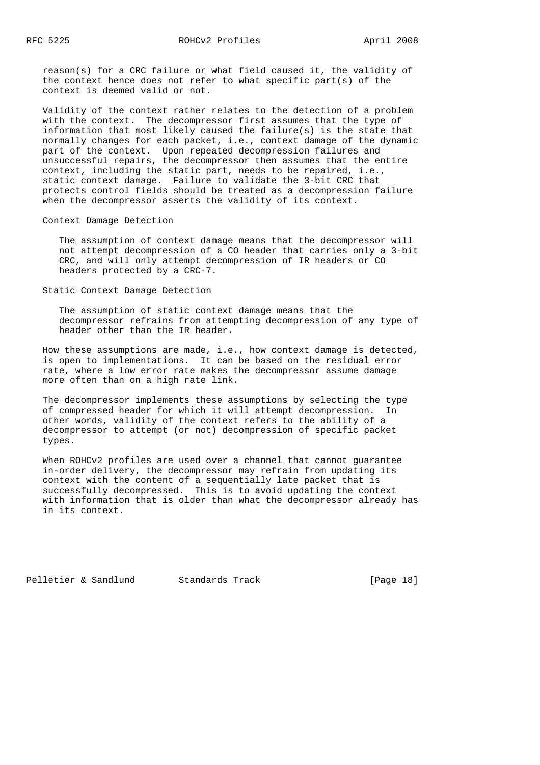reason(s) for a CRC failure or what field caused it, the validity of the context hence does not refer to what specific part(s) of the context is deemed valid or not.

Validity of the context rather relates to the detection of a problem with the context. The decompressor first assumes that the type of information that most likely caused the failure(s) is the state that normally changes for each packet, i.e., context damage of the dynamic part of the context. Upon repeated decompression failures and unsuccessful repairs, the decompressor then assumes that the entire context, including the static part, needs to be repaired, i.e., static context damage. Failure to validate the 3-bit CRC that protects control fields should be treated as a decompression failure when the decompressor asserts the validity of its context.

Context Damage Detection

The assumption of context damage means that the decompressor will not attempt decompression of a CO header that carries only a 3-bit CRC, and will only attempt decompression of IR headers or CO headers protected by a CRC-7.

Static Context Damage Detection

The assumption of static context damage means that the decompressor refrains from attempting decompression of any type of header other than the IR header.

How these assumptions are made, i.e., how context damage is detected, is open to implementations. It can be based on the residual error rate, where a low error rate makes the decompressor assume damage more often than on a high rate link.

The decompressor implements these assumptions by selecting the type of compressed header for which it will attempt decompression. In other words, validity of the context refers to the ability of a decompressor to attempt (or not) decompression of specific packet types.

When ROHCv2 profiles are used over a channel that cannot guarantee in-order delivery, the decompressor may refrain from updating its context with the content of a sequentially late packet that is successfully decompressed. This is to avoid updating the context with information that is older than what the decompressor already has in its context.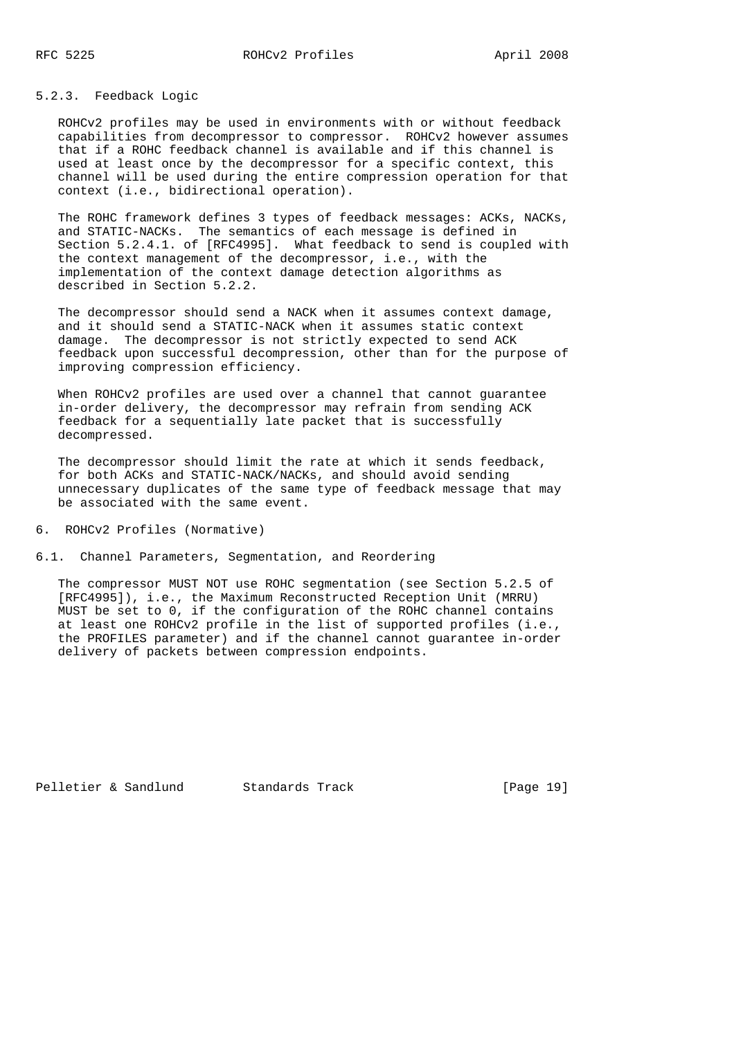### 5.2.3. Feedback Logic

ROHCv2 profiles may be used in environments with or without feedback capabilities from decompressor to compressor. ROHCv2 however assumes that if a ROHC feedback channel is available and if this channel is used at least once by the decompressor for a specific context, this channel will be used during the entire compression operation for that context (i.e., bidirectional operation).

The ROHC framework defines 3 types of feedback messages: ACKs, NACKs, and STATIC-NACKs. The semantics of each message is defined in Section 5.2.4.1. of [RFC4995]. What feedback to send is coupled with the context management of the decompressor, i.e., with the implementation of the context damage detection algorithms as described in Section 5.2.2.

The decompressor should send a NACK when it assumes context damage, and it should send a STATIC-NACK when it assumes static context damage. The decompressor is not strictly expected to send ACK feedback upon successful decompression, other than for the purpose of improving compression efficiency.

When ROHCv2 profiles are used over a channel that cannot guarantee in-order delivery, the decompressor may refrain from sending ACK feedback for a sequentially late packet that is successfully decompressed.

The decompressor should limit the rate at which it sends feedback, for both ACKs and STATIC-NACK/NACKs, and should avoid sending unnecessary duplicates of the same type of feedback message that may be associated with the same event.

# 6. ROHCv2 Profiles (Normative)

## 6.1. Channel Parameters, Segmentation, and Reordering

The compressor MUST NOT use ROHC segmentation (see Section 5.2.5 of [RFC4995]), i.e., the Maximum Reconstructed Reception Unit (MRRU) MUST be set to 0, if the configuration of the ROHC channel contains at least one ROHCv2 profile in the list of supported profiles (i.e., the PROFILES parameter) and if the channel cannot guarantee in-order delivery of packets between compression endpoints.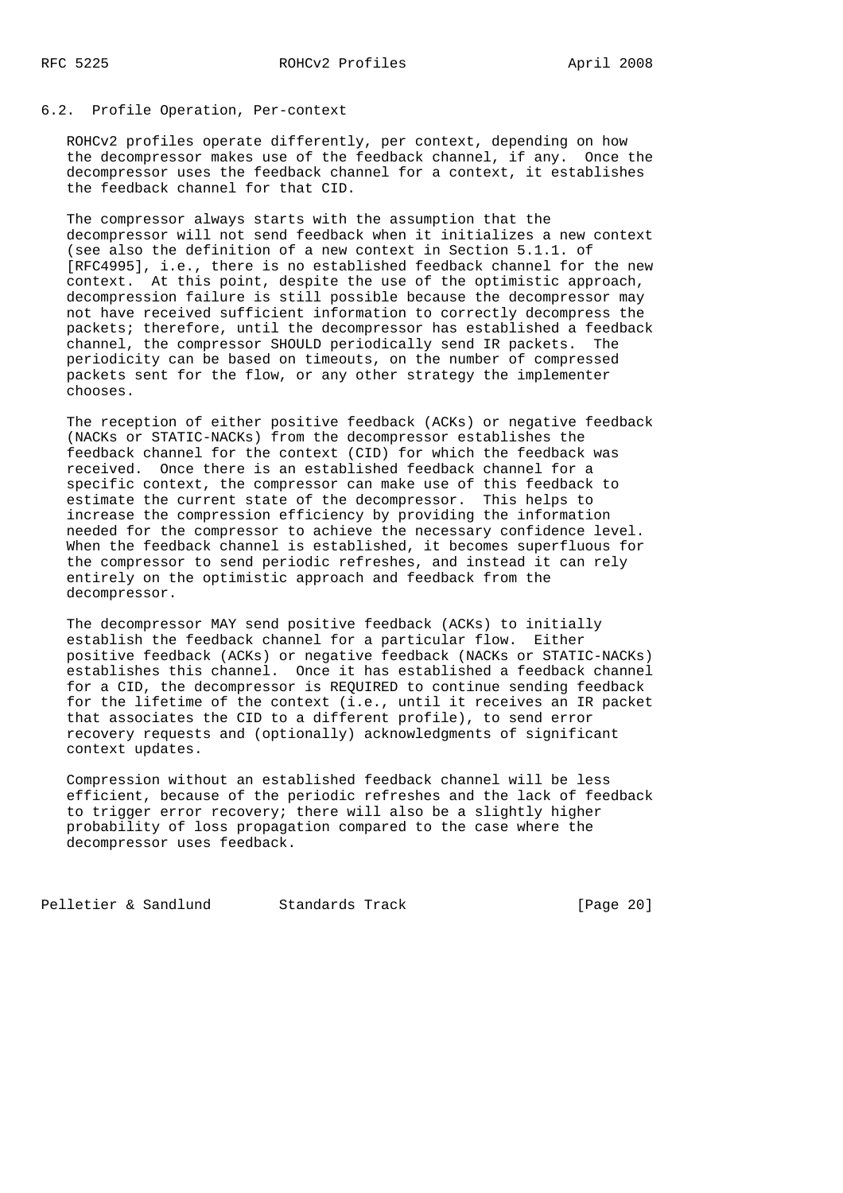## 6.2. Profile Operation, Per-context

ROHCv2 profiles operate differently, per context, depending on how the decompressor makes use of the feedback channel, if any. Once the decompressor uses the feedback channel for a context, it establishes the feedback channel for that CID.

The compressor always starts with the assumption that the decompressor will not send feedback when it initializes a new context (see also the definition of a new context in Section 5.1.1. of [RFC4995], i.e., there is no established feedback channel for the new context. At this point, despite the use of the optimistic approach, decompression failure is still possible because the decompressor may not have received sufficient information to correctly decompress the packets; therefore, until the decompressor has established a feedback channel, the compressor SHOULD periodically send IR packets. The periodicity can be based on timeouts, on the number of compressed packets sent for the flow, or any other strategy the implementer chooses.

The reception of either positive feedback (ACKs) or negative feedback (NACKs or STATIC-NACKs) from the decompressor establishes the feedback channel for the context (CID) for which the feedback was received. Once there is an established feedback channel for a specific context, the compressor can make use of this feedback to estimate the current state of the decompressor. This helps to increase the compression efficiency by providing the information needed for the compressor to achieve the necessary confidence level. When the feedback channel is established, it becomes superfluous for the compressor to send periodic refreshes, and instead it can rely entirely on the optimistic approach and feedback from the decompressor.

The decompressor MAY send positive feedback (ACKs) to initially establish the feedback channel for a particular flow. Either positive feedback (ACKs) or negative feedback (NACKs or STATIC-NACKs) establishes this channel. Once it has established a feedback channel for a CID, the decompressor is REQUIRED to continue sending feedback for the lifetime of the context (i.e., until it receives an IR packet that associates the CID to a different profile), to send error recovery requests and (optionally) acknowledgments of significant context updates.

Compression without an established feedback channel will be less efficient, because of the periodic refreshes and the lack of feedback to trigger error recovery; there will also be a slightly higher probability of loss propagation compared to the case where the decompressor uses feedback.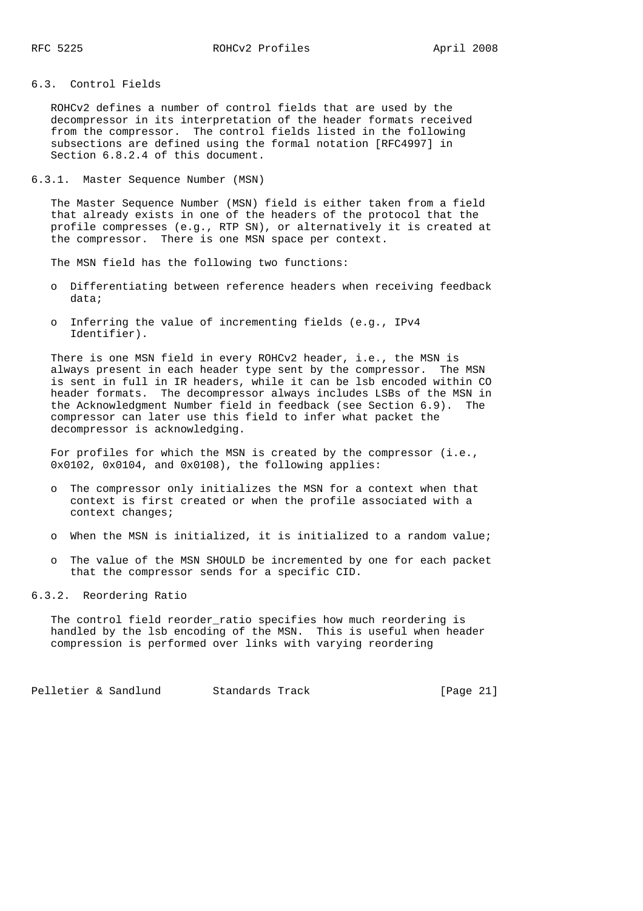### 6.3. Control Fields

ROHCv2 defines a number of control fields that are used by the decompressor in its interpretation of the header formats received from the compressor. The control fields listed in the following subsections are defined using the formal notation [RFC4997] in Section 6.8.2.4 of this document.

#### 6.3.1. Master Sequence Number (MSN)

The Master Sequence Number (MSN) field is either taken from a field that already exists in one of the headers of the protocol that the profile compresses (e.g., RTP SN), or alternatively it is created at the compressor. There is one MSN space per context.

The MSN field has the following two functions:

- Differentiating between reference headers when receiving feedback data;
- Inferring the value of incrementing fields (e.g., IPv4 Identifier).

There is one MSN field in every ROHCv2 header, i.e., the MSN is always present in each header type sent by the compressor. The MSN is sent in full in IR headers, while it can be lsb encoded within CO header formats. The decompressor always includes LSBs of the MSN in the Acknowledgment Number field in feedback (see Section 6.9). The compressor can later use this field to infer what packet the decompressor is acknowledging.

For profiles for which the MSN is created by the compressor (i.e., 0x0102, 0x0104, and 0x0108), the following applies:

- The compressor only initializes the MSN for a context when that context is first created or when the profile associated with a context changes;
- When the MSN is initialized, it is initialized to a random value;
- The value of the MSN SHOULD be incremented by one for each packet that the compressor sends for a specific CID.

#### 6.3.2. Reordering Ratio

The control field reorder_ratio specifies how much reordering is handled by the lsb encoding of the MSN. This is useful when header compression is performed over links with varying reordering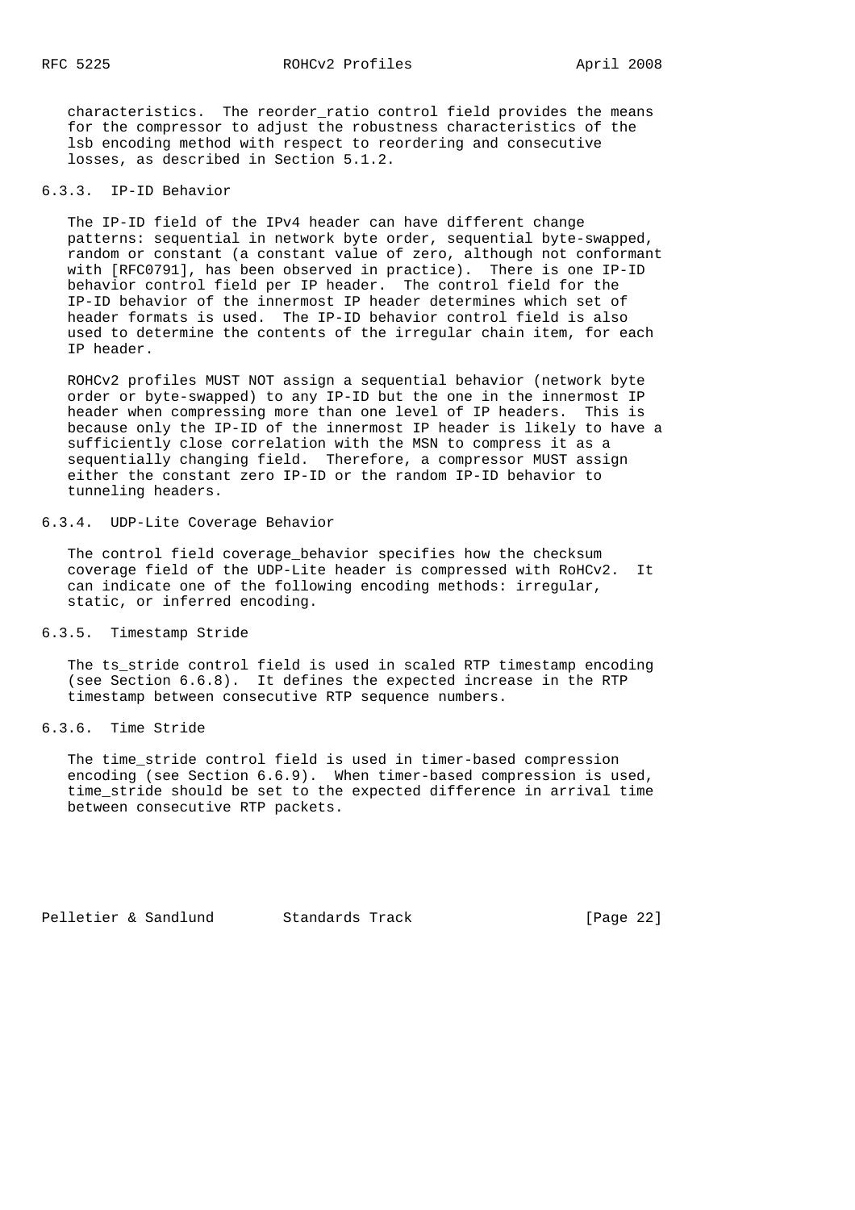characteristics. The reorder_ratio control field provides the means for the compressor to adjust the robustness characteristics of the lsb encoding method with respect to reordering and consecutive losses, as described in Section 5.1.2.

### 6.3.3. IP-ID Behavior

The IP-ID field of the IPv4 header can have different change patterns: sequential in network byte order, sequential byte-swapped, random or constant (a constant value of zero, although not conformant with [RFC0791], has been observed in practice). There is one IP-ID behavior control field per IP header. The control field for the IP-ID behavior of the innermost IP header determines which set of header formats is used. The IP-ID behavior control field is also used to determine the contents of the irregular chain item, for each IP header.

ROHCv2 profiles MUST NOT assign a sequential behavior (network byte order or byte-swapped) to any IP-ID but the one in the innermost IP header when compressing more than one level of IP headers. This is because only the IP-ID of the innermost IP header is likely to have a sufficiently close correlation with the MSN to compress it as a sequentially changing field. Therefore, a compressor MUST assign either the constant zero IP-ID or the random IP-ID behavior to tunneling headers.

### 6.3.4. UDP-Lite Coverage Behavior

The control field coverage_behavior specifies how the checksum coverage field of the UDP-Lite header is compressed with RoHCv2. It can indicate one of the following encoding methods: irregular, static, or inferred encoding.

### 6.3.5. Timestamp Stride

The ts_stride control field is used in scaled RTP timestamp encoding (see Section 6.6.8). It defines the expected increase in the RTP timestamp between consecutive RTP sequence numbers.

### 6.3.6. Time Stride

The time_stride control field is used in timer-based compression encoding (see Section 6.6.9). When timer-based compression is used, time_stride should be set to the expected difference in arrival time between consecutive RTP packets.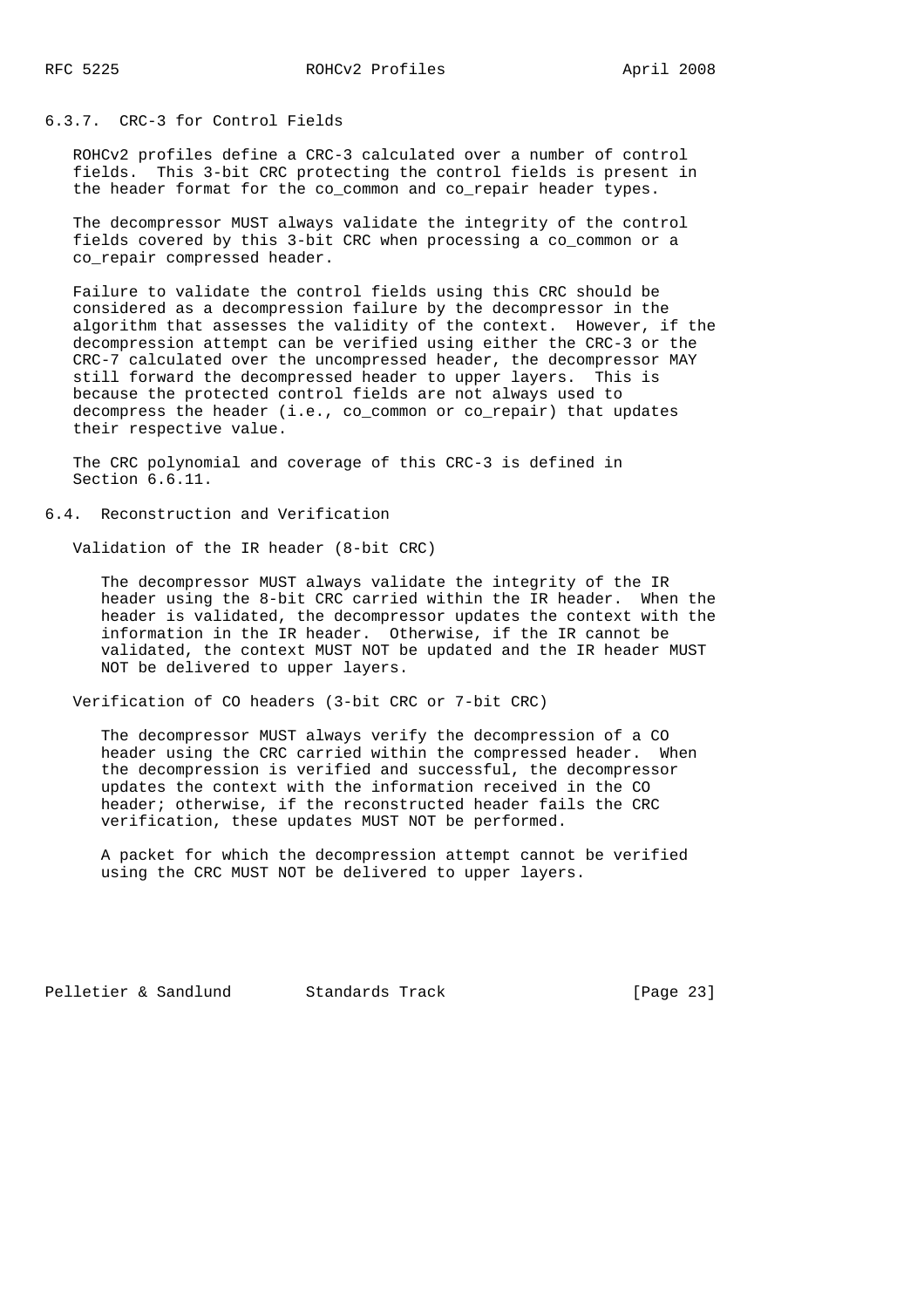### 6.3.7. CRC-3 for Control Fields

ROHCv2 profiles define a CRC-3 calculated over a number of control fields. This 3-bit CRC protecting the control fields is present in the header format for the co_common and co_repair header types.

The decompressor MUST always validate the integrity of the control fields covered by this 3-bit CRC when processing a co_common or a co_repair compressed header.

Failure to validate the control fields using this CRC should be considered as a decompression failure by the decompressor in the algorithm that assesses the validity of the context. However, if the decompression attempt can be verified using either the CRC-3 or the CRC-7 calculated over the uncompressed header, the decompressor MAY still forward the decompressed header to upper layers. This is because the protected control fields are not always used to decompress the header (i.e., co_common or co_repair) that updates their respective value.

The CRC polynomial and coverage of this CRC-3 is defined in Section 6.6.11.

## 6.4. Reconstruction and Verification

Validation of the IR header (8-bit CRC)

The decompressor MUST always validate the integrity of the IR header using the 8-bit CRC carried within the IR header. When the header is validated, the decompressor updates the context with the information in the IR header. Otherwise, if the IR cannot be validated, the context MUST NOT be updated and the IR header MUST NOT be delivered to upper layers.

Verification of CO headers (3-bit CRC or 7-bit CRC)

The decompressor MUST always verify the decompression of a CO header using the CRC carried within the compressed header. When the decompression is verified and successful, the decompressor updates the context with the information received in the CO header; otherwise, if the reconstructed header fails the CRC verification, these updates MUST NOT be performed.

A packet for which the decompression attempt cannot be verified using the CRC MUST NOT be delivered to upper layers.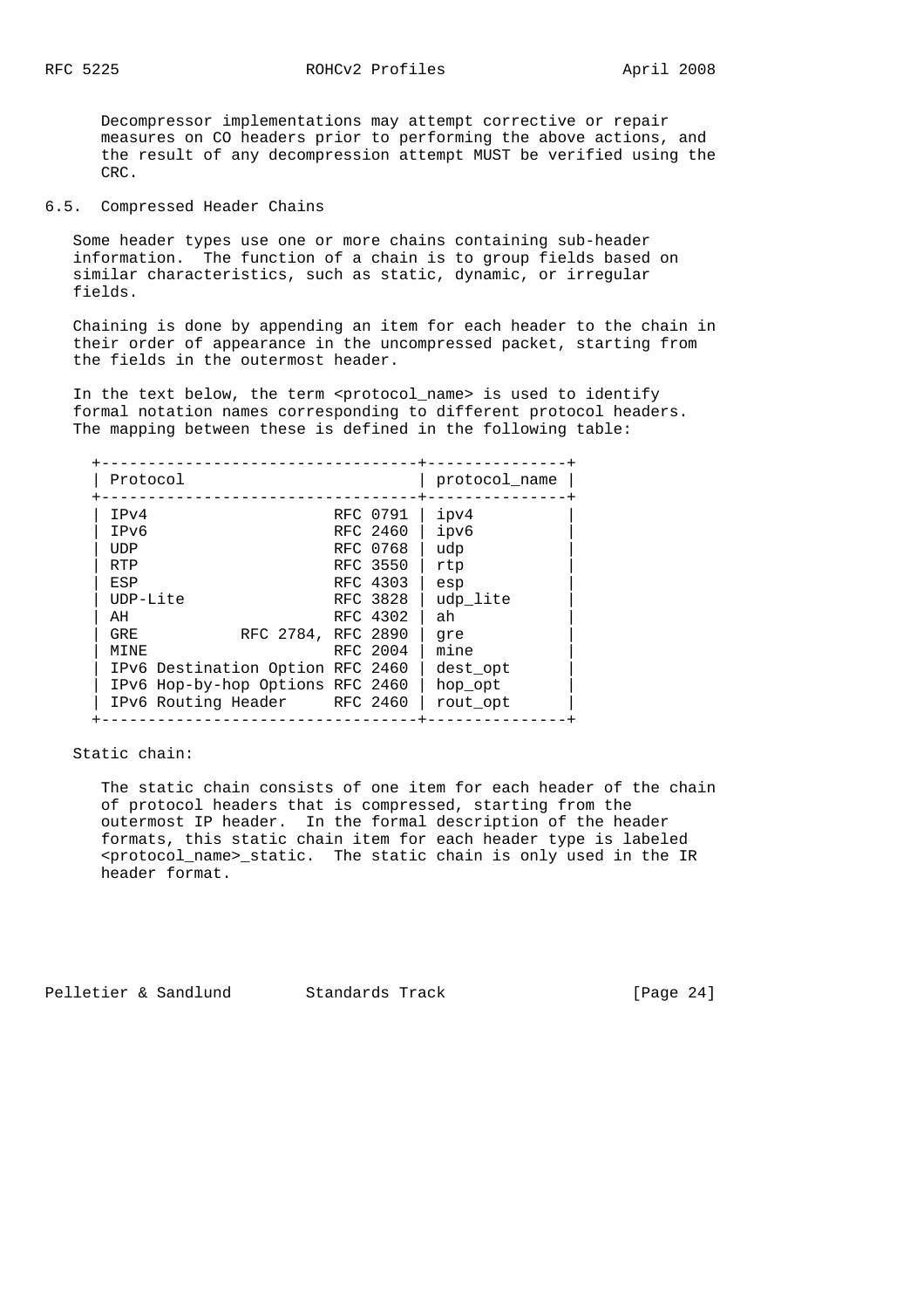Decompressor implementations may attempt corrective or repair measures on CO headers prior to performing the above actions, and the result of any decompression attempt MUST be verified using the CRC.

## 6.5. Compressed Header Chains

Some header types use one or more chains containing sub-header information. The function of a chain is to group fields based on similar characteristics, such as static, dynamic, or irregular fields.

Chaining is done by appending an item for each header to the chain in their order of appearance in the uncompressed packet, starting from the fields in the outermost header.

In the text below, the term <protocol_name> is used to identify formal notation names corresponding to different protocol headers. The mapping between these is defined in the following table:

| Protocol | | protocol_name |
|---|---|---|
| IPv4 | RFC 0791 | ipv4 |
| IPv6 | RFC 2460 | ipv6 |
| UDP | RFC 0768 | udp |
| RTP | RFC 3550 | rtp |
| ESP | RFC 4303 | esp |
| UDP-Lite | RFC 3828 | udp_lite |
| AH | RFC 4302 | ah |
| GRE | RFC 2784, RFC 2890 | gre |
| MINE | RFC 2004 | mine |
| IPv6 Destination Option | RFC 2460 | dest_opt |
| IPv6 Hop-by-hop Options | RFC 2460 | hop_opt |
| IPv6 Routing Header | RFC 2460 | rout_opt |

Static chain:

The static chain consists of one item for each header of the chain of protocol headers that is compressed, starting from the outermost IP header. In the formal description of the header formats, this static chain item for each header type is labeled <protocol_name>_static. The static chain is only used in the IR header format.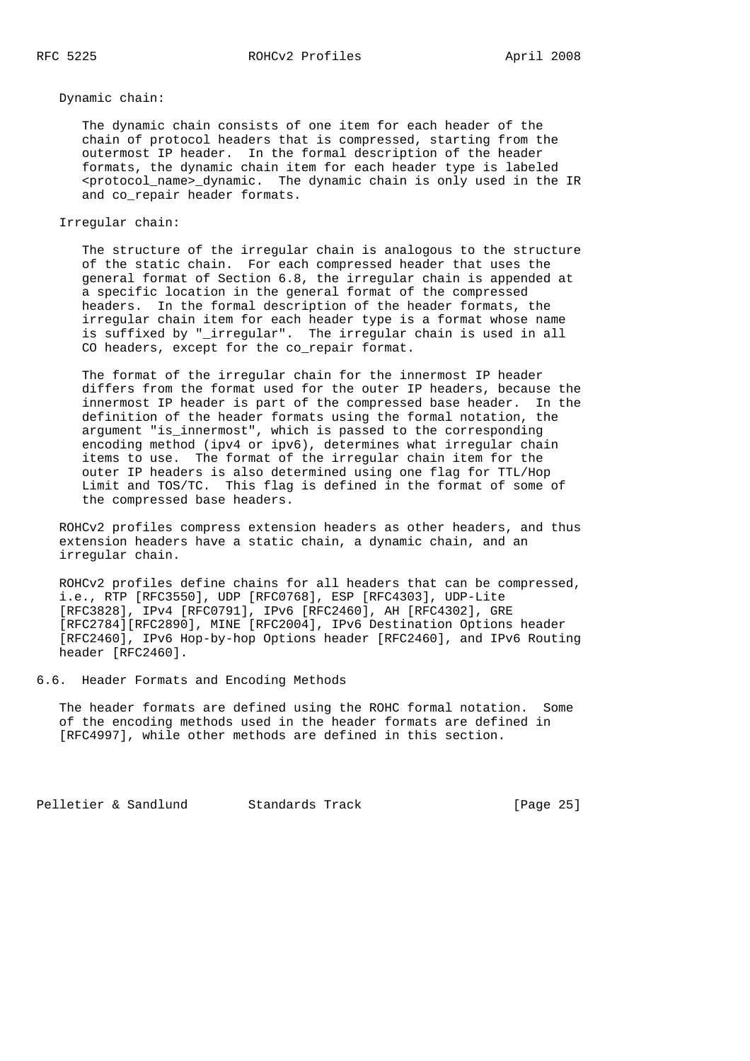Dynamic chain:

The dynamic chain consists of one item for each header of the chain of protocol headers that is compressed, starting from the outermost IP header. In the formal description of the header formats, the dynamic chain item for each header type is labeled <protocol_name>_dynamic. The dynamic chain is only used in the IR and co_repair header formats.

Irregular chain:

The structure of the irregular chain is analogous to the structure of the static chain. For each compressed header that uses the general format of Section 6.8, the irregular chain is appended at a specific location in the general format of the compressed headers. In the formal description of the header formats, the irregular chain item for each header type is a format whose name is suffixed by "_irregular". The irregular chain is used in all CO headers, except for the co_repair format.

The format of the irregular chain for the innermost IP header differs from the format used for the outer IP headers, because the innermost IP header is part of the compressed base header. In the definition of the header formats using the formal notation, the argument "is_innermost", which is passed to the corresponding encoding method (ipv4 or ipv6), determines what irregular chain items to use. The format of the irregular chain item for the outer IP headers is also determined using one flag for TTL/Hop Limit and TOS/TC. This flag is defined in the format of some of the compressed base headers.

ROHCv2 profiles compress extension headers as other headers, and thus extension headers have a static chain, a dynamic chain, and an irregular chain.

ROHCv2 profiles define chains for all headers that can be compressed, i.e., RTP [RFC3550], UDP [RFC0768], ESP [RFC4303], UDP-Lite [RFC3828], IPv4 [RFC0791], IPv6 [RFC2460], AH [RFC4302], GRE [RFC2784][RFC2890], MINE [RFC2004], IPv6 Destination Options header [RFC2460], IPv6 Hop-by-hop Options header [RFC2460], and IPv6 Routing header [RFC2460].

## 6.6. Header Formats and Encoding Methods

The header formats are defined using the ROHC formal notation. Some of the encoding methods used in the header formats are defined in [RFC4997], while other methods are defined in this section.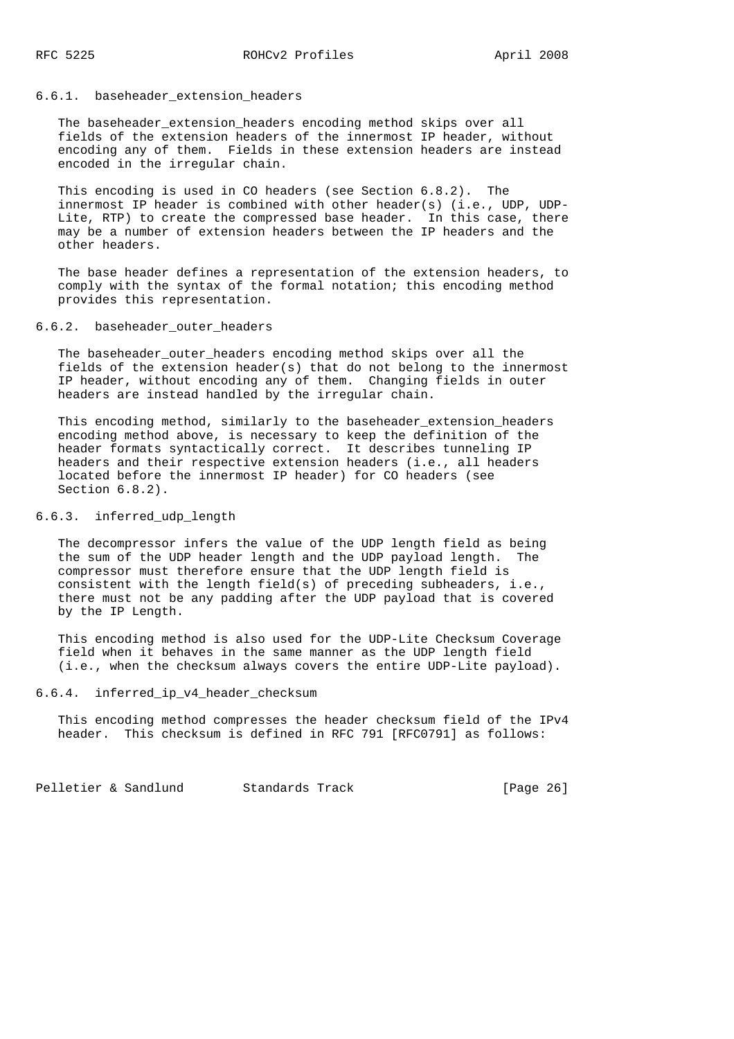### 6.6.1. baseheader_extension_headers

The baseheader_extension_headers encoding method skips over all fields of the extension headers of the innermost IP header, without encoding any of them. Fields in these extension headers are instead encoded in the irregular chain.

This encoding is used in CO headers (see Section 6.8.2). The innermost IP header is combined with other header(s) (i.e., UDP, UDP-Lite, RTP) to create the compressed base header. In this case, there may be a number of extension headers between the IP headers and the other headers.

The base header defines a representation of the extension headers, to comply with the syntax of the formal notation; this encoding method provides this representation.

### 6.6.2. baseheader_outer_headers

The baseheader_outer_headers encoding method skips over all the fields of the extension header(s) that do not belong to the innermost IP header, without encoding any of them. Changing fields in outer headers are instead handled by the irregular chain.

This encoding method, similarly to the baseheader_extension_headers encoding method above, is necessary to keep the definition of the header formats syntactically correct. It describes tunneling IP headers and their respective extension headers (i.e., all headers located before the innermost IP header) for CO headers (see Section 6.8.2).

### 6.6.3. inferred_udp_length

The decompressor infers the value of the UDP length field as being the sum of the UDP header length and the UDP payload length. The compressor must therefore ensure that the UDP length field is consistent with the length field(s) of preceding subheaders, i.e., there must not be any padding after the UDP payload that is covered by the IP Length.

This encoding method is also used for the UDP-Lite Checksum Coverage field when it behaves in the same manner as the UDP length field (i.e., when the checksum always covers the entire UDP-Lite payload).

### 6.6.4. inferred_ip_v4_header_checksum

This encoding method compresses the header checksum field of the IPv4 header. This checksum is defined in RFC 791 [RFC0791] as follows: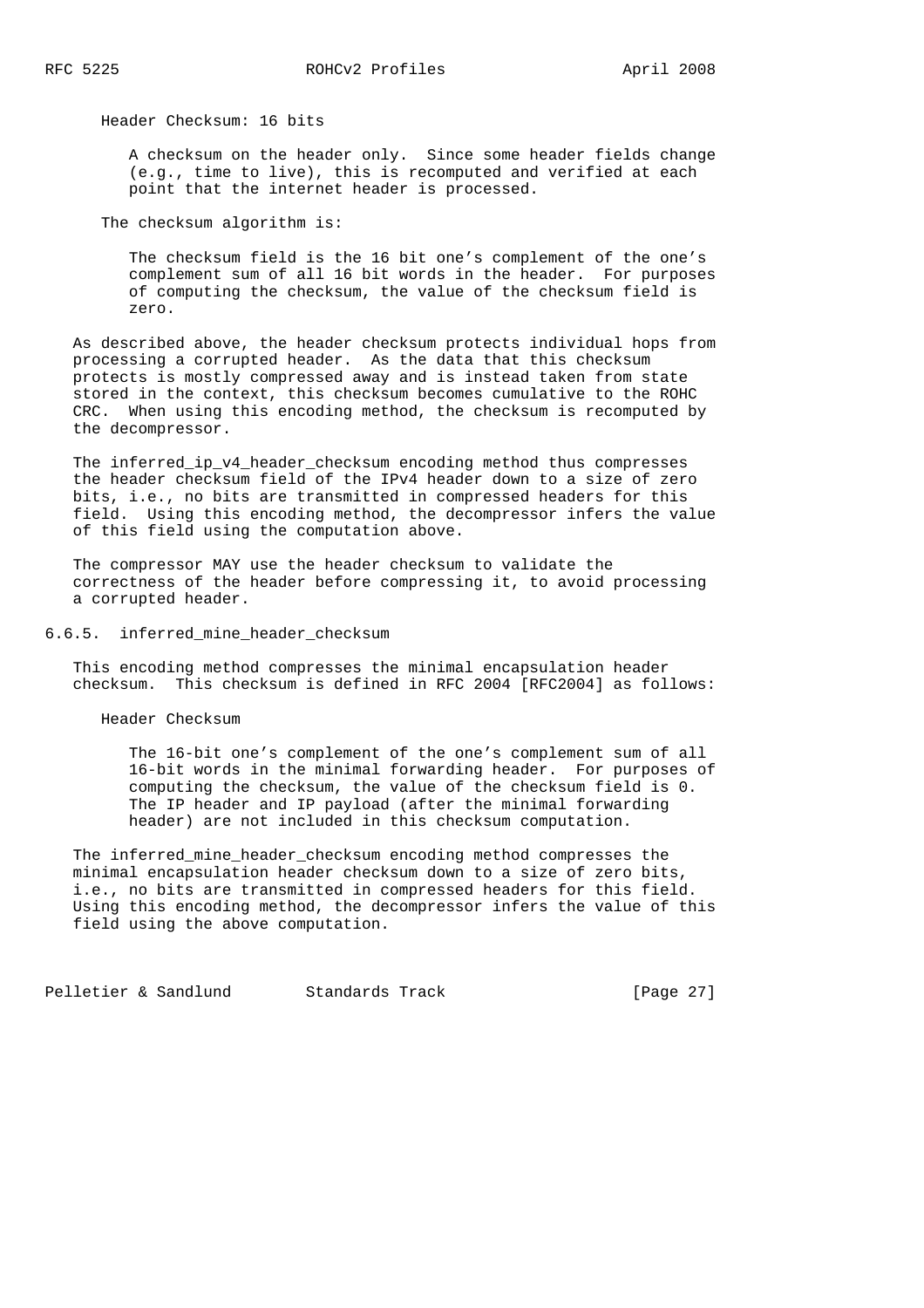Header Checksum: 16 bits

> A checksum on the header only. Since some header fields change (e.g., time to live), this is recomputed and verified at each point that the internet header is processed.

The checksum algorithm is:

> The checksum field is the 16 bit one's complement of the one's complement sum of all 16 bit words in the header. For purposes of computing the checksum, the value of the checksum field is zero.

As described above, the header checksum protects individual hops from processing a corrupted header. As the data that this checksum protects is mostly compressed away and is instead taken from state stored in the context, this checksum becomes cumulative to the ROHC CRC. When using this encoding method, the checksum is recomputed by the decompressor.

The inferred_ip_v4_header_checksum encoding method thus compresses the header checksum field of the IPv4 header down to a size of zero bits, i.e., no bits are transmitted in compressed headers for this field. Using this encoding method, the decompressor infers the value of this field using the computation above.

The compressor MAY use the header checksum to validate the correctness of the header before compressing it, to avoid processing a corrupted header.

### 6.6.5. inferred_mine_header_checksum

This encoding method compresses the minimal encapsulation header checksum. This checksum is defined in RFC 2004 [RFC2004] as follows:

Header Checksum

> The 16-bit one's complement of the one's complement sum of all 16-bit words in the minimal forwarding header. For purposes of computing the checksum, the value of the checksum field is 0. The IP header and IP payload (after the minimal forwarding header) are not included in this checksum computation.

The inferred_mine_header_checksum encoding method compresses the minimal encapsulation header checksum down to a size of zero bits, i.e., no bits are transmitted in compressed headers for this field. Using this encoding method, the decompressor infers the value of this field using the above computation.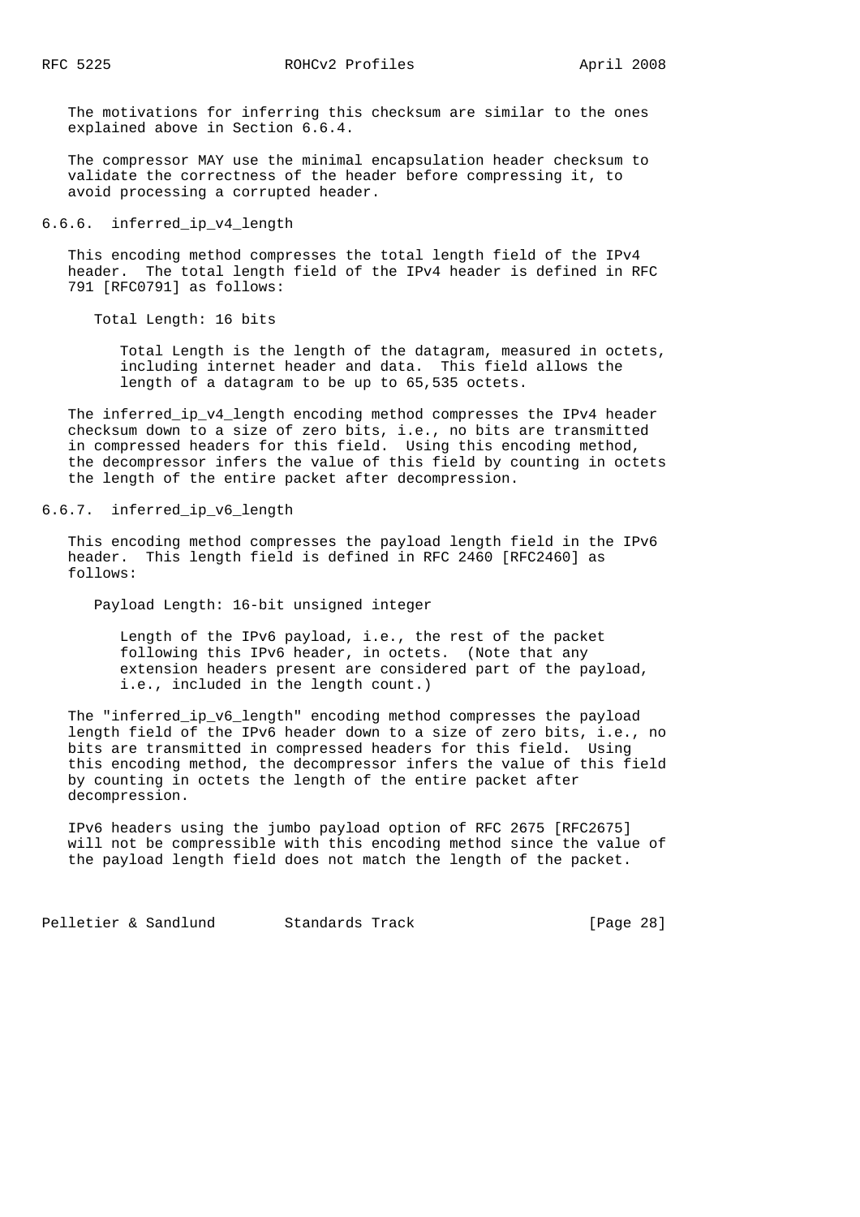The motivations for inferring this checksum are similar to the ones explained above in Section 6.6.4.

The compressor MAY use the minimal encapsulation header checksum to validate the correctness of the header before compressing it, to avoid processing a corrupted header.

#### 6.6.6. inferred_ip_v4_length

This encoding method compresses the total length field of the IPv4 header. The total length field of the IPv4 header is defined in RFC 791 [RFC0791] as follows:

> Total Length: 16 bits
>
> Total Length is the length of the datagram, measured in octets, including internet header and data. This field allows the length of a datagram to be up to 65,535 octets.

The inferred_ip_v4_length encoding method compresses the IPv4 header checksum down to a size of zero bits, i.e., no bits are transmitted in compressed headers for this field. Using this encoding method, the decompressor infers the value of this field by counting in octets the length of the entire packet after decompression.

#### 6.6.7. inferred_ip_v6_length

This encoding method compresses the payload length field in the IPv6 header. This length field is defined in RFC 2460 [RFC2460] as follows:

> Payload Length: 16-bit unsigned integer
>
> Length of the IPv6 payload, i.e., the rest of the packet following this IPv6 header, in octets. (Note that any extension headers present are considered part of the payload, i.e., included in the length count.)

The "inferred_ip_v6_length" encoding method compresses the payload length field of the IPv6 header down to a size of zero bits, i.e., no bits are transmitted in compressed headers for this field. Using this encoding method, the decompressor infers the value of this field by counting in octets the length of the entire packet after decompression.

IPv6 headers using the jumbo payload option of RFC 2675 [RFC2675] will not be compressible with this encoding method since the value of the payload length field does not match the length of the packet.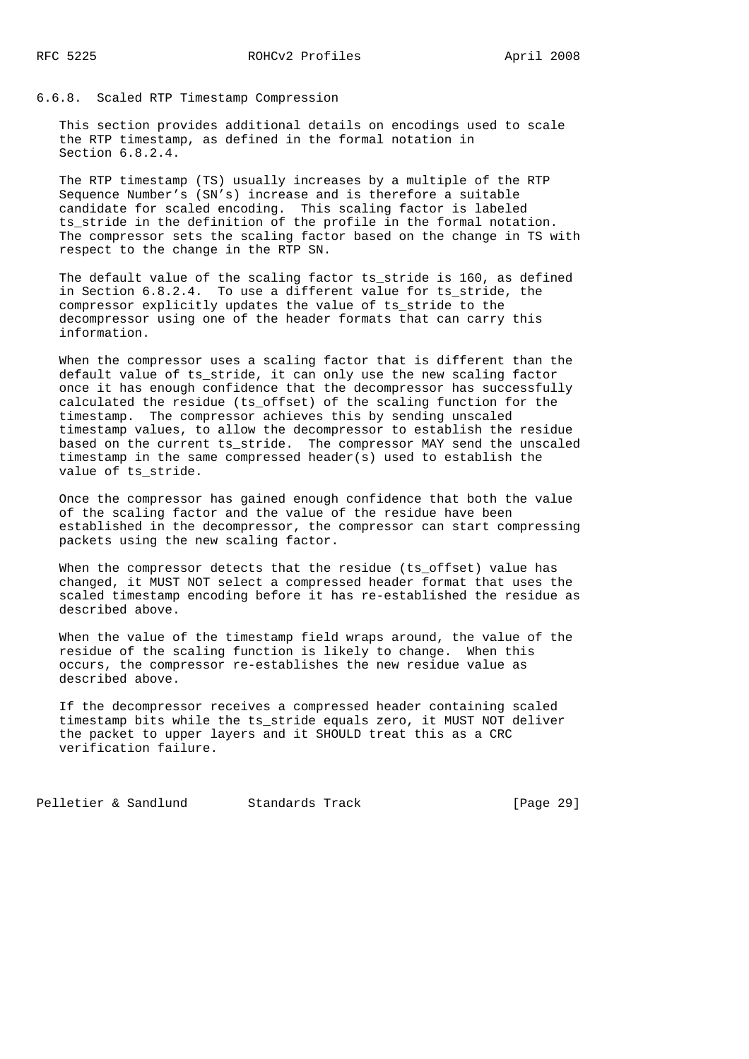### 6.6.8. Scaled RTP Timestamp Compression

This section provides additional details on encodings used to scale the RTP timestamp, as defined in the formal notation in Section 6.8.2.4.

The RTP timestamp (TS) usually increases by a multiple of the RTP Sequence Number's (SN's) increase and is therefore a suitable candidate for scaled encoding. This scaling factor is labeled ts_stride in the definition of the profile in the formal notation. The compressor sets the scaling factor based on the change in TS with respect to the change in the RTP SN.

The default value of the scaling factor ts_stride is 160, as defined in Section 6.8.2.4. To use a different value for ts_stride, the compressor explicitly updates the value of ts_stride to the decompressor using one of the header formats that can carry this information.

When the compressor uses a scaling factor that is different than the default value of ts_stride, it can only use the new scaling factor once it has enough confidence that the decompressor has successfully calculated the residue (ts_offset) of the scaling function for the timestamp. The compressor achieves this by sending unscaled timestamp values, to allow the decompressor to establish the residue based on the current ts_stride. The compressor MAY send the unscaled timestamp in the same compressed header(s) used to establish the value of ts_stride.

Once the compressor has gained enough confidence that both the value of the scaling factor and the value of the residue have been established in the decompressor, the compressor can start compressing packets using the new scaling factor.

When the compressor detects that the residue (ts_offset) value has changed, it MUST NOT select a compressed header format that uses the scaled timestamp encoding before it has re-established the residue as described above.

When the value of the timestamp field wraps around, the value of the residue of the scaling function is likely to change. When this occurs, the compressor re-establishes the new residue value as described above.

If the decompressor receives a compressed header containing scaled timestamp bits while the ts_stride equals zero, it MUST NOT deliver the packet to upper layers and it SHOULD treat this as a CRC verification failure.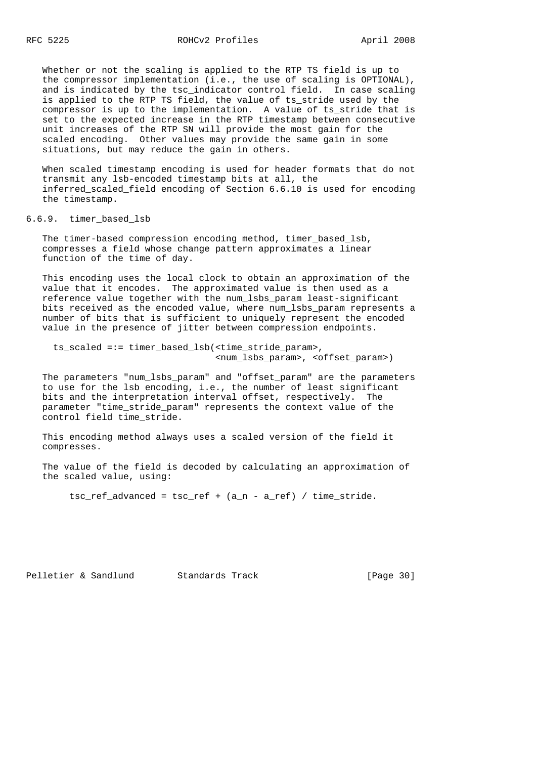Whether or not the scaling is applied to the RTP TS field is up to the compressor implementation (i.e., the use of scaling is OPTIONAL), and is indicated by the tsc_indicator control field. In case scaling is applied to the RTP TS field, the value of ts_stride used by the compressor is up to the implementation. A value of ts_stride that is set to the expected increase in the RTP timestamp between consecutive unit increases of the RTP SN will provide the most gain for the scaled encoding. Other values may provide the same gain in some situations, but may reduce the gain in others.

When scaled timestamp encoding is used for header formats that do not transmit any lsb-encoded timestamp bits at all, the inferred_scaled_field encoding of Section 6.6.10 is used for encoding the timestamp.

### 6.6.9. timer_based_lsb

The timer-based compression encoding method, timer_based_lsb, compresses a field whose change pattern approximates a linear function of the time of day.

This encoding uses the local clock to obtain an approximation of the value that it encodes. The approximated value is then used as a reference value together with the num_lsbs_param least-significant bits received as the encoded value, where num_lsbs_param represents a number of bits that is sufficient to uniquely represent the encoded value in the presence of jitter between compression endpoints.

```
ts_scaled =:= timer_based_lsb(<time_stride_param>,
                              <num_lsbs_param>, <offset_param>)
```

The parameters "num_lsbs_param" and "offset_param" are the parameters to use for the lsb encoding, i.e., the number of least significant bits and the interpretation interval offset, respectively. The parameter "time_stride_param" represents the context value of the control field time_stride.

This encoding method always uses a scaled version of the field it compresses.

The value of the field is decoded by calculating an approximation of the scaled value, using:

```
tsc_ref_advanced = tsc_ref + (a_n - a_ref) / time_stride.
```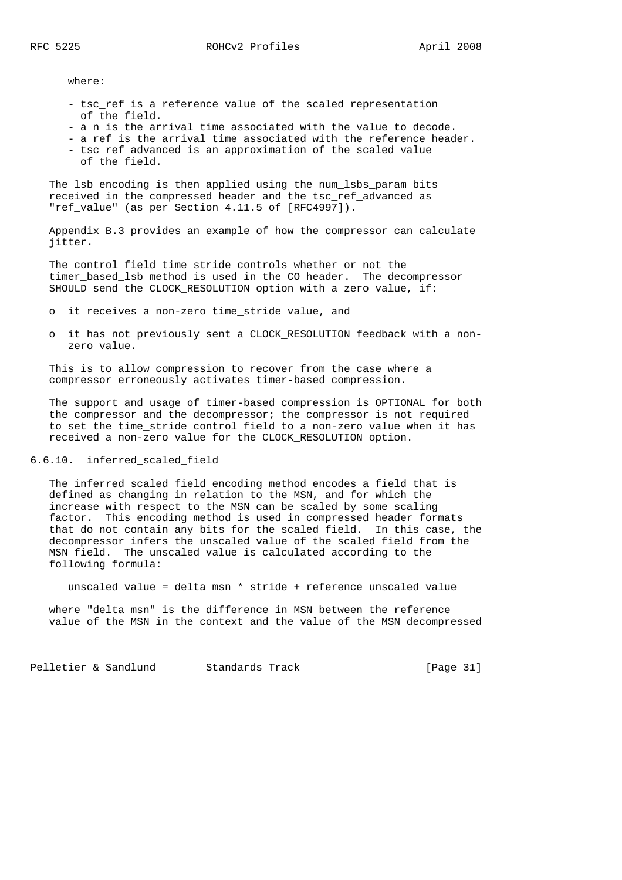where:

- tsc_ref is a reference value of the scaled representation of the field.
- a_n is the arrival time associated with the value to decode.
- a_ref is the arrival time associated with the reference header.
- tsc_ref_advanced is an approximation of the scaled value of the field.

The lsb encoding is then applied using the num_lsbs_param bits received in the compressed header and the tsc_ref_advanced as "ref_value" (as per Section 4.11.5 of [RFC4997]).

Appendix B.3 provides an example of how the compressor can calculate jitter.

The control field time_stride controls whether or not the timer_based_lsb method is used in the CO header. The decompressor SHOULD send the CLOCK_RESOLUTION option with a zero value, if:

- it receives a non-zero time_stride value, and
- it has not previously sent a CLOCK_RESOLUTION feedback with a non-zero value.

This is to allow compression to recover from the case where a compressor erroneously activates timer-based compression.

The support and usage of timer-based compression is OPTIONAL for both the compressor and the decompressor; the compressor is not required to set the time_stride control field to a non-zero value when it has received a non-zero value for the CLOCK_RESOLUTION option.

### 6.6.10. inferred_scaled_field

The inferred_scaled_field encoding method encodes a field that is defined as changing in relation to the MSN, and for which the increase with respect to the MSN can be scaled by some scaling factor. This encoding method is used in compressed header formats that do not contain any bits for the scaled field. In this case, the decompressor infers the unscaled value of the scaled field from the MSN field. The unscaled value is calculated according to the following formula:

```
unscaled_value = delta_msn * stride + reference_unscaled_value
```

where "delta_msn" is the difference in MSN between the reference value of the MSN in the context and the value of the MSN decompressed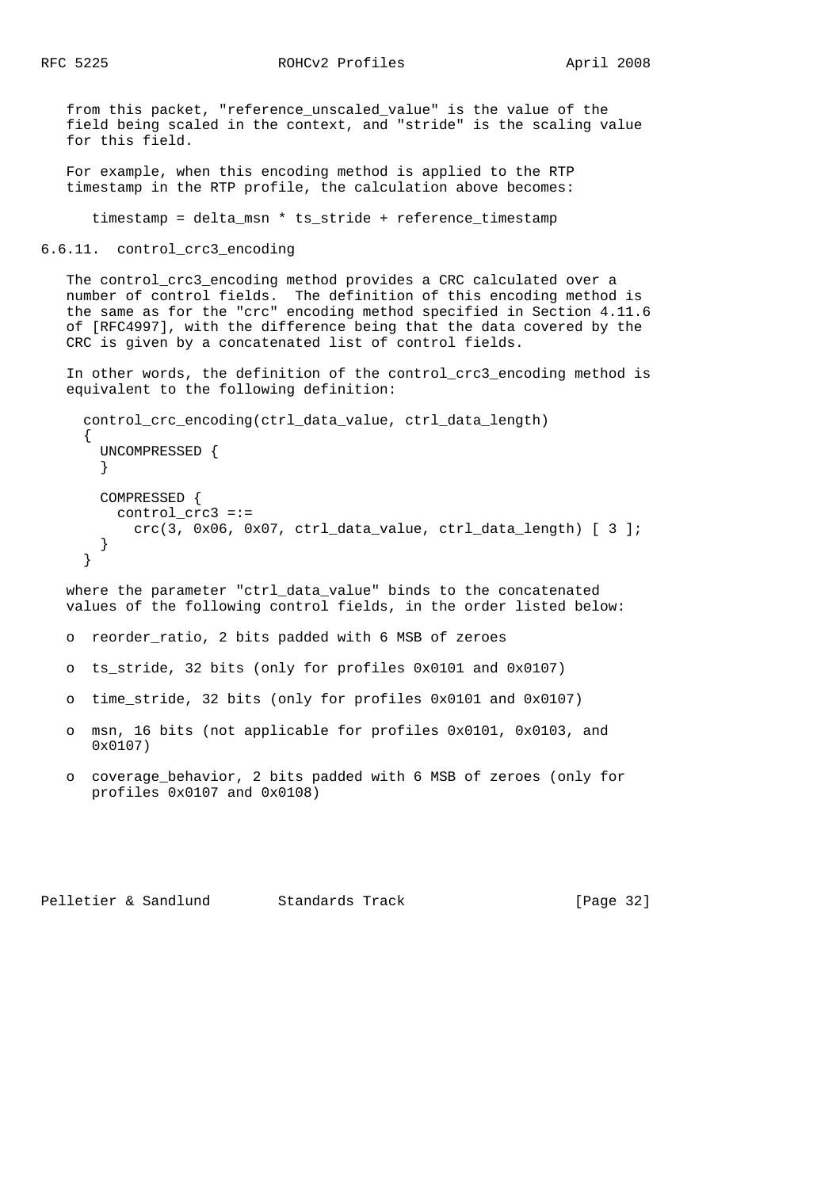from this packet, "reference_unscaled_value" is the value of the field being scaled in the context, and "stride" is the scaling value for this field.

For example, when this encoding method is applied to the RTP timestamp in the RTP profile, the calculation above becomes:

```
timestamp = delta_msn * ts_stride + reference_timestamp
```

### 6.6.11. control_crc3_encoding

The control_crc3_encoding method provides a CRC calculated over a number of control fields. The definition of this encoding method is the same as for the "crc" encoding method specified in Section 4.11.6 of [RFC4997], with the difference being that the data covered by the CRC is given by a concatenated list of control fields.

In other words, the definition of the control_crc3_encoding method is equivalent to the following definition:

```
control_crc_encoding(ctrl_data_value, ctrl_data_length)
{
  UNCOMPRESSED {
  }

  COMPRESSED {
    control_crc3 =:=
      crc(3, 0x06, 0x07, ctrl_data_value, ctrl_data_length) [ 3 ];
  }
}
```

where the parameter "ctrl_data_value" binds to the concatenated values of the following control fields, in the order listed below:

- reorder_ratio, 2 bits padded with 6 MSB of zeroes
- ts_stride, 32 bits (only for profiles 0x0101 and 0x0107)
- time_stride, 32 bits (only for profiles 0x0101 and 0x0107)
- msn, 16 bits (not applicable for profiles 0x0101, 0x0103, and 0x0107)
- coverage_behavior, 2 bits padded with 6 MSB of zeroes (only for profiles 0x0107 and 0x0108)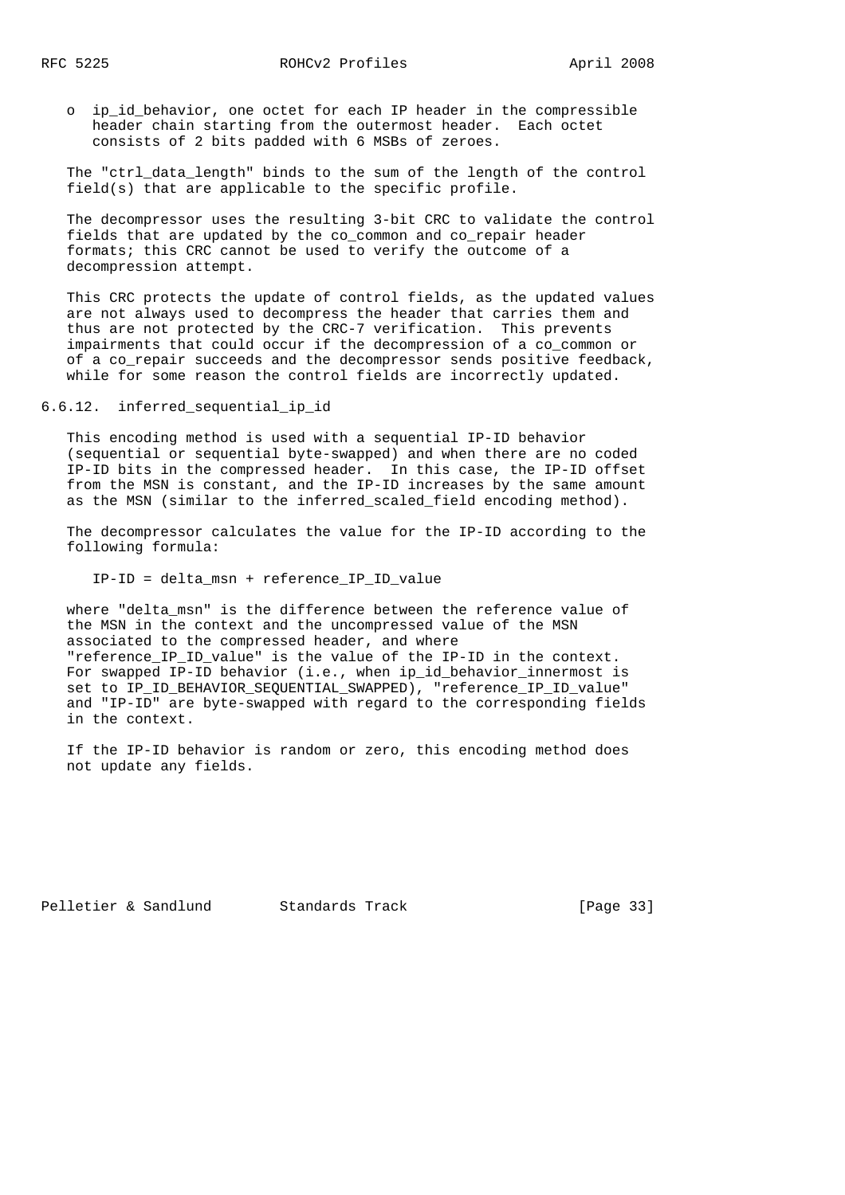- ip_id_behavior, one octet for each IP header in the compressible header chain starting from the outermost header. Each octet consists of 2 bits padded with 6 MSBs of zeroes.

The "ctrl_data_length" binds to the sum of the length of the control field(s) that are applicable to the specific profile.

The decompressor uses the resulting 3-bit CRC to validate the control fields that are updated by the co_common and co_repair header formats; this CRC cannot be used to verify the outcome of a decompression attempt.

This CRC protects the update of control fields, as the updated values are not always used to decompress the header that carries them and thus are not protected by the CRC-7 verification. This prevents impairments that could occur if the decompression of a co_common or of a co_repair succeeds and the decompressor sends positive feedback, while for some reason the control fields are incorrectly updated.

### 6.6.12. inferred_sequential_ip_id

This encoding method is used with a sequential IP-ID behavior (sequential or sequential byte-swapped) and when there are no coded IP-ID bits in the compressed header. In this case, the IP-ID offset from the MSN is constant, and the IP-ID increases by the same amount as the MSN (similar to the inferred_scaled_field encoding method).

The decompressor calculates the value for the IP-ID according to the following formula:

```
IP-ID = delta_msn + reference_IP_ID_value
```

where "delta_msn" is the difference between the reference value of the MSN in the context and the uncompressed value of the MSN associated to the compressed header, and where "reference_IP_ID_value" is the value of the IP-ID in the context. For swapped IP-ID behavior (i.e., when ip_id_behavior_innermost is set to IP_ID_BEHAVIOR_SEQUENTIAL_SWAPPED), "reference_IP_ID_value" and "IP-ID" are byte-swapped with regard to the corresponding fields in the context.

If the IP-ID behavior is random or zero, this encoding method does not update any fields.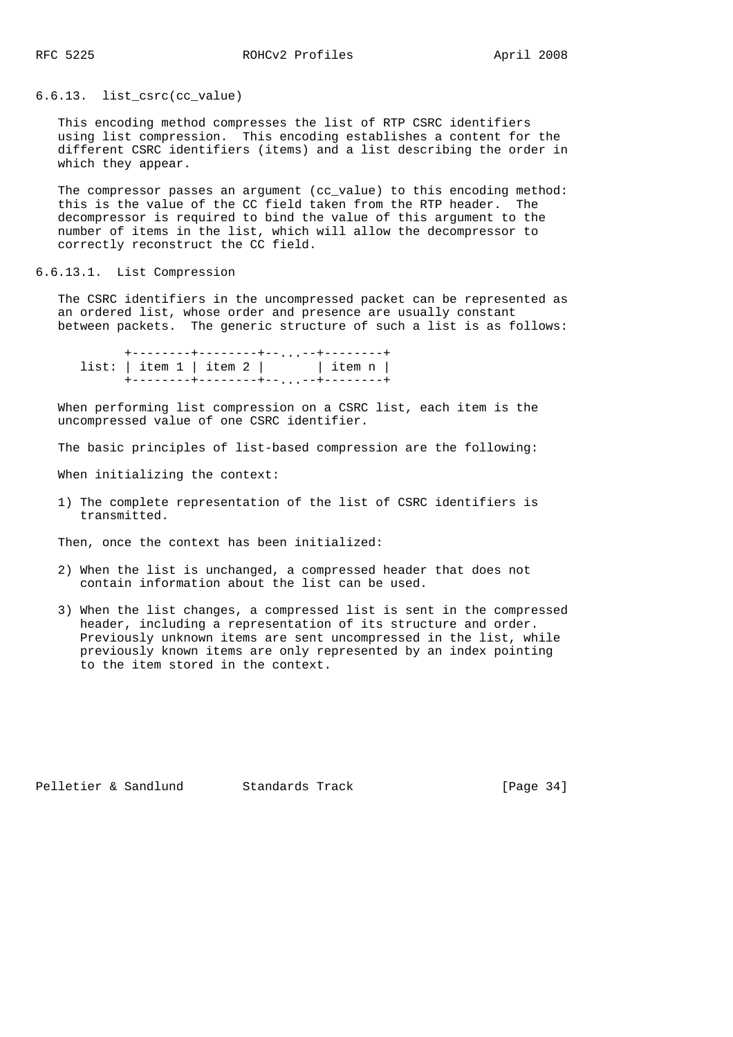### 6.6.13. list_csrc(cc_value)

This encoding method compresses the list of RTP CSRC identifiers using list compression. This encoding establishes a content for the different CSRC identifiers (items) and a list describing the order in which they appear.

The compressor passes an argument (cc_value) to this encoding method: this is the value of the CC field taken from the RTP header. The decompressor is required to bind the value of this argument to the number of items in the list, which will allow the decompressor to correctly reconstruct the CC field.

#### 6.6.13.1. List Compression

The CSRC identifiers in the uncompressed packet can be represented as an ordered list, whose order and presence are usually constant between packets. The generic structure of such a list is as follows:

```
        +--------+--------+--...--+--------+
  list: | item 1 | item 2 |       | item n |
        +--------+--------+--...--+--------+
```

When performing list compression on a CSRC list, each item is the uncompressed value of one CSRC identifier.

The basic principles of list-based compression are the following:

When initializing the context:

1) The complete representation of the list of CSRC identifiers is transmitted.

Then, once the context has been initialized:

2) When the list is unchanged, a compressed header that does not contain information about the list can be used.

3) When the list changes, a compressed list is sent in the compressed header, including a representation of its structure and order. Previously unknown items are sent uncompressed in the list, while previously known items are only represented by an index pointing to the item stored in the context.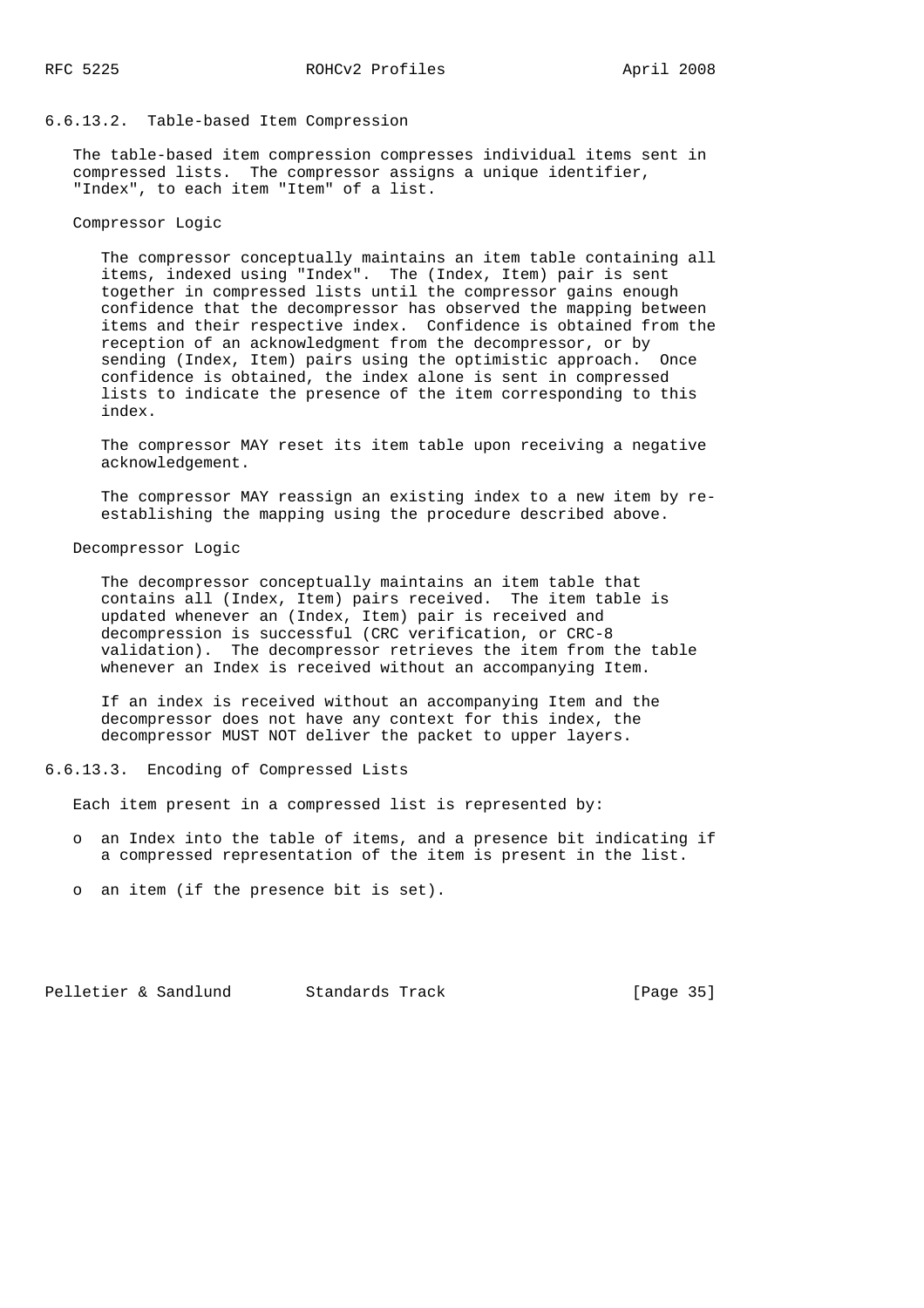#### 6.6.13.2. Table-based Item Compression

The table-based item compression compresses individual items sent in compressed lists. The compressor assigns a unique identifier, "Index", to each item "Item" of a list.

Compressor Logic

The compressor conceptually maintains an item table containing all items, indexed using "Index". The (Index, Item) pair is sent together in compressed lists until the compressor gains enough confidence that the decompressor has observed the mapping between items and their respective index. Confidence is obtained from the reception of an acknowledgment from the decompressor, or by sending (Index, Item) pairs using the optimistic approach. Once confidence is obtained, the index alone is sent in compressed lists to indicate the presence of the item corresponding to this index.

The compressor MAY reset its item table upon receiving a negative acknowledgement.

The compressor MAY reassign an existing index to a new item by re-establishing the mapping using the procedure described above.

Decompressor Logic

The decompressor conceptually maintains an item table that contains all (Index, Item) pairs received. The item table is updated whenever an (Index, Item) pair is received and decompression is successful (CRC verification, or CRC-8 validation). The decompressor retrieves the item from the table whenever an Index is received without an accompanying Item.

If an index is received without an accompanying Item and the decompressor does not have any context for this index, the decompressor MUST NOT deliver the packet to upper layers.

#### 6.6.13.3. Encoding of Compressed Lists

Each item present in a compressed list is represented by:

- an Index into the table of items, and a presence bit indicating if a compressed representation of the item is present in the list.
- an item (if the presence bit is set).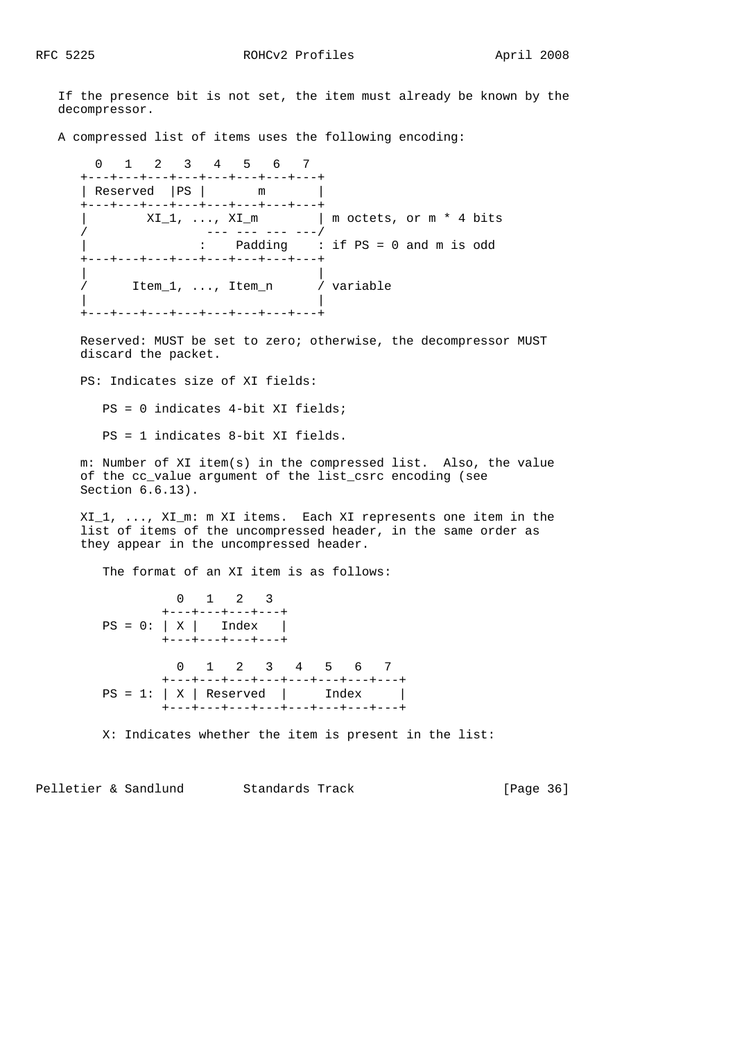If the presence bit is not set, the item must already be known by the decompressor.

A compressed list of items uses the following encoding:

```
  0   1   2   3   4   5   6   7
+---+---+---+---+---+---+---+---+
| Reserved  |PS |       m       |
+---+---+---+---+---+---+---+---+
|        XI_1, ..., XI_m        | m octets, or m * 4 bits
/               --- --- --- ---/
|               :    Padding    : if PS = 0 and m is odd
+---+---+---+---+---+---+---+---+
|                               |
/      Item_1, ..., Item_n      / variable
|                               |
+---+---+---+---+---+---+---+---+
```

Reserved: MUST be set to zero; otherwise, the decompressor MUST discard the packet.

PS: Indicates size of XI fields:

PS = 0 indicates 4-bit XI fields;

PS = 1 indicates 8-bit XI fields.

m: Number of XI item(s) in the compressed list. Also, the value of the cc_value argument of the list_csrc encoding (see Section 6.6.13).

XI_1, ..., XI_m: m XI items. Each XI represents one item in the list of items of the uncompressed header, in the same order as they appear in the uncompressed header.

The format of an XI item is as follows:

```
          0   1   2   3
        +---+---+---+---+
PS = 0: | X |   Index   |
        +---+---+---+---+

          0   1   2   3   4   5   6   7
        +---+---+---+---+---+---+---+---+
PS = 1: | X | Reserved  |     Index     |
        +---+---+---+---+---+---+---+---+
```

X: Indicates whether the item is present in the list: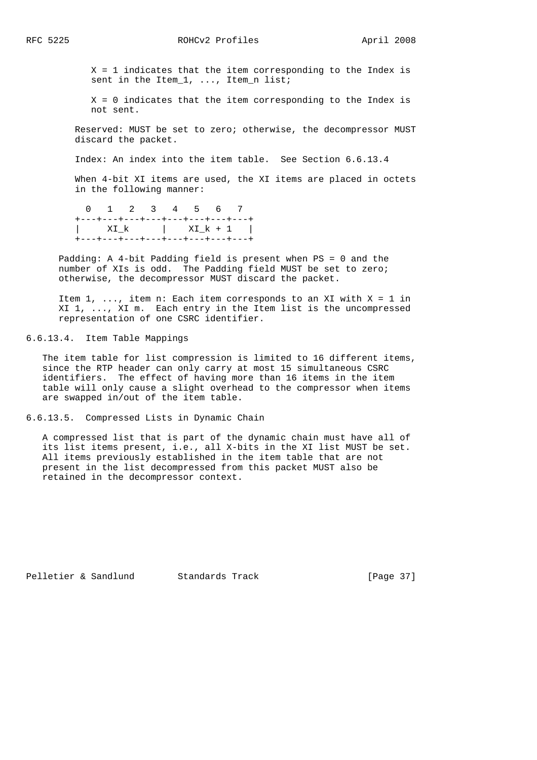X = 1 indicates that the item corresponding to the Index is sent in the Item_1, ..., Item_n list;

X = 0 indicates that the item corresponding to the Index is not sent.

Reserved: MUST be set to zero; otherwise, the decompressor MUST discard the packet.

Index: An index into the item table. See Section 6.6.13.4

When 4-bit XI items are used, the XI items are placed in octets in the following manner:

```
  0   1   2   3   4   5   6   7
+---+---+---+---+---+---+---+---+
|     XI_k      |    XI_k + 1   |
+---+---+---+---+---+---+---+---+
```

Padding: A 4-bit Padding field is present when PS = 0 and the number of XIs is odd. The Padding field MUST be set to zero; otherwise, the decompressor MUST discard the packet.

Item 1, ..., item n: Each item corresponds to an XI with X = 1 in XI 1, ..., XI m. Each entry in the Item list is the uncompressed representation of one CSRC identifier.

### 6.6.13.4. Item Table Mappings

The item table for list compression is limited to 16 different items, since the RTP header can only carry at most 15 simultaneous CSRC identifiers. The effect of having more than 16 items in the item table will only cause a slight overhead to the compressor when items are swapped in/out of the item table.

### 6.6.13.5. Compressed Lists in Dynamic Chain

A compressed list that is part of the dynamic chain must have all of its list items present, i.e., all X-bits in the XI list MUST be set. All items previously established in the item table that are not present in the list decompressed from this packet MUST also be retained in the decompressor context.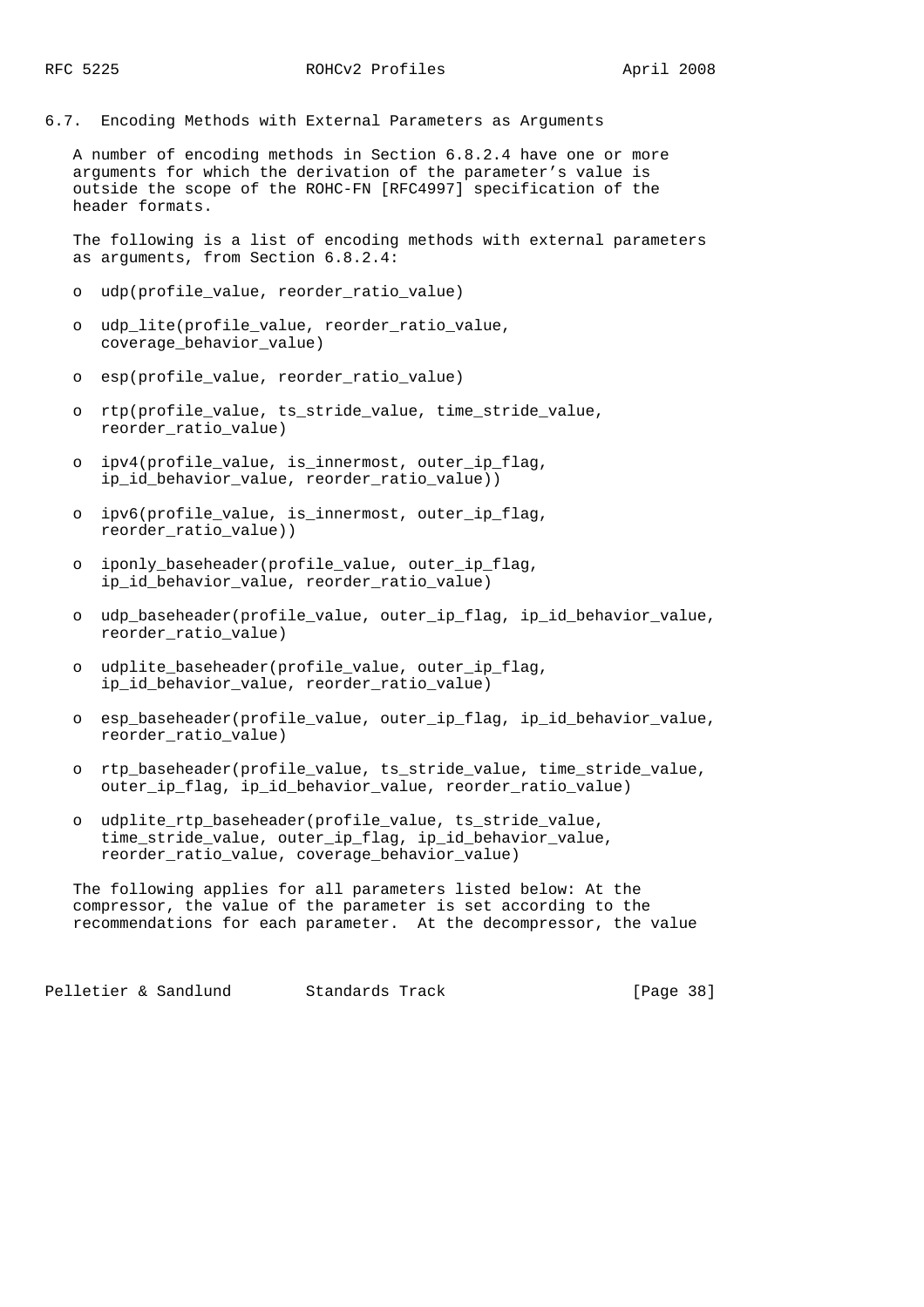## 6.7. Encoding Methods with External Parameters as Arguments

A number of encoding methods in Section 6.8.2.4 have one or more arguments for which the derivation of the parameter's value is outside the scope of the ROHC-FN [RFC4997] specification of the header formats.

The following is a list of encoding methods with external parameters as arguments, from Section 6.8.2.4:

- udp(profile_value, reorder_ratio_value)
- udp_lite(profile_value, reorder_ratio_value, coverage_behavior_value)
- esp(profile_value, reorder_ratio_value)
- rtp(profile_value, ts_stride_value, time_stride_value, reorder_ratio_value)
- ipv4(profile_value, is_innermost, outer_ip_flag, ip_id_behavior_value, reorder_ratio_value))
- ipv6(profile_value, is_innermost, outer_ip_flag, reorder_ratio_value))
- iponly_baseheader(profile_value, outer_ip_flag, ip_id_behavior_value, reorder_ratio_value)
- udp_baseheader(profile_value, outer_ip_flag, ip_id_behavior_value, reorder_ratio_value)
- udplite_baseheader(profile_value, outer_ip_flag, ip_id_behavior_value, reorder_ratio_value)
- esp_baseheader(profile_value, outer_ip_flag, ip_id_behavior_value, reorder_ratio_value)
- rtp_baseheader(profile_value, ts_stride_value, time_stride_value, outer_ip_flag, ip_id_behavior_value, reorder_ratio_value)
- udplite_rtp_baseheader(profile_value, ts_stride_value, time_stride_value, outer_ip_flag, ip_id_behavior_value, reorder_ratio_value, coverage_behavior_value)

The following applies for all parameters listed below: At the compressor, the value of the parameter is set according to the recommendations for each parameter. At the decompressor, the value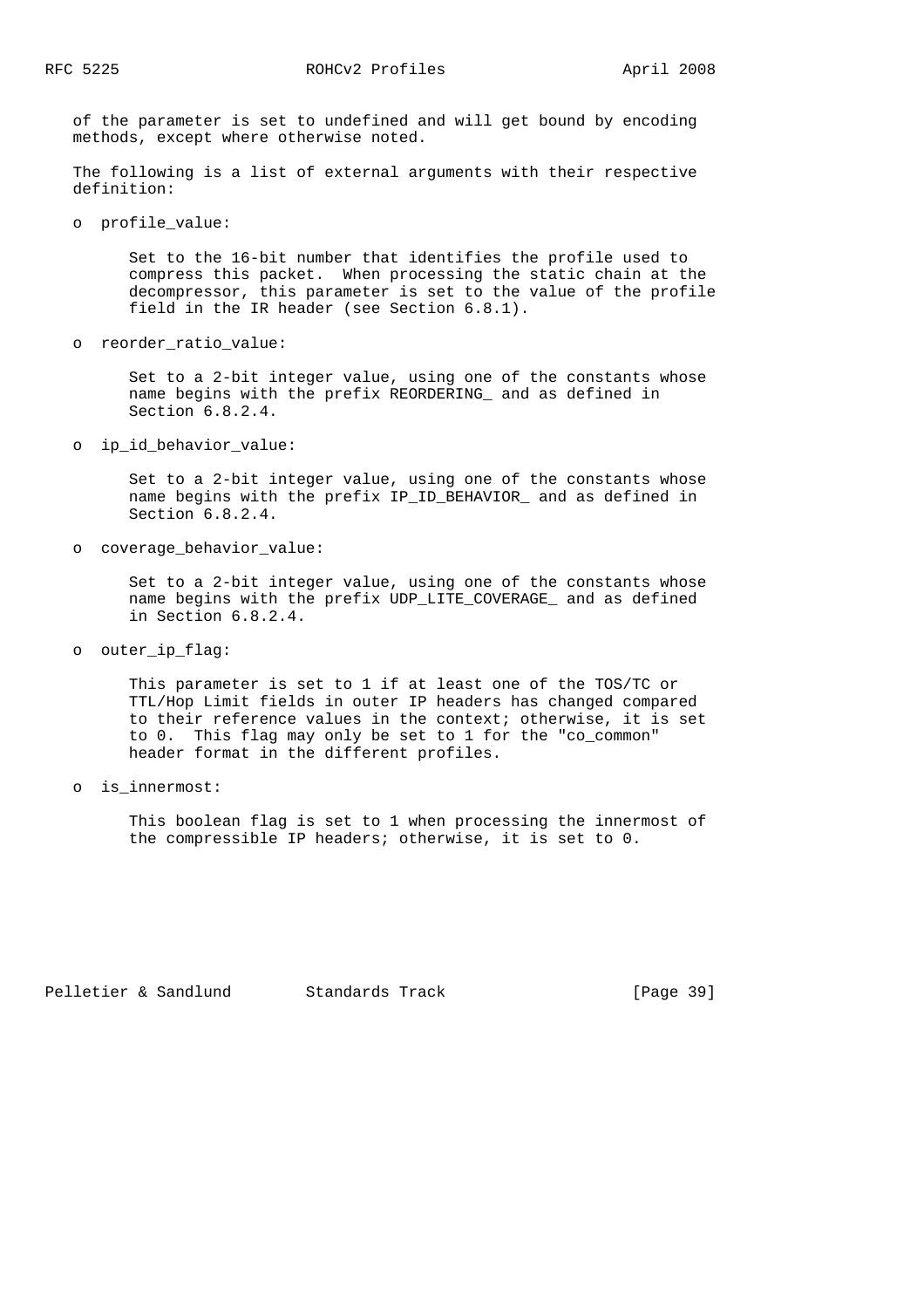of the parameter is set to undefined and will get bound by encoding methods, except where otherwise noted.

The following is a list of external arguments with their respective definition:

- profile_value:

  Set to the 16-bit number that identifies the profile used to compress this packet. When processing the static chain at the decompressor, this parameter is set to the value of the profile field in the IR header (see Section 6.8.1).

- reorder_ratio_value:

  Set to a 2-bit integer value, using one of the constants whose name begins with the prefix REORDERING_ and as defined in Section 6.8.2.4.

- ip_id_behavior_value:

  Set to a 2-bit integer value, using one of the constants whose name begins with the prefix IP_ID_BEHAVIOR_ and as defined in Section 6.8.2.4.

- coverage_behavior_value:

  Set to a 2-bit integer value, using one of the constants whose name begins with the prefix UDP_LITE_COVERAGE_ and as defined in Section 6.8.2.4.

- outer_ip_flag:

  This parameter is set to 1 if at least one of the TOS/TC or TTL/Hop Limit fields in outer IP headers has changed compared to their reference values in the context; otherwise, it is set to 0. This flag may only be set to 1 for the "co_common" header format in the different profiles.

- is_innermost:

  This boolean flag is set to 1 when processing the innermost of the compressible IP headers; otherwise, it is set to 0.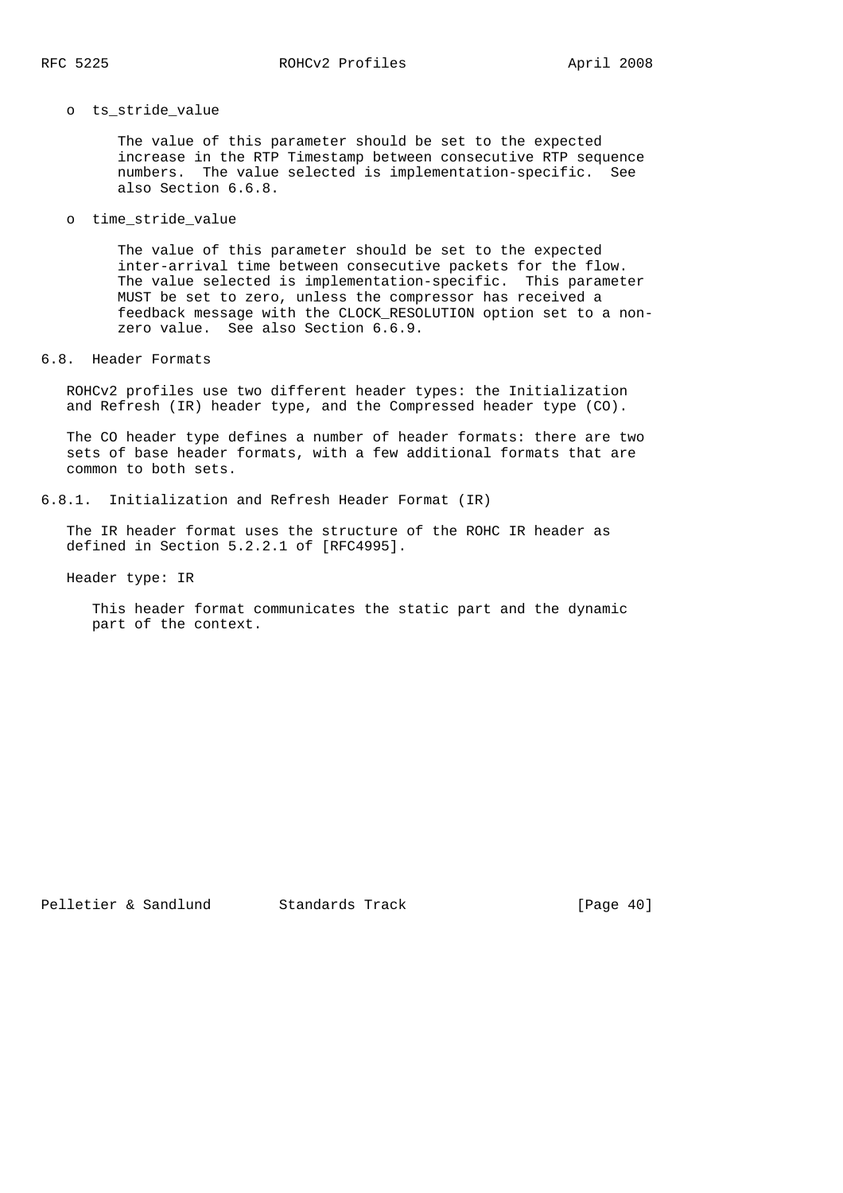- ts_stride_value

  The value of this parameter should be set to the expected increase in the RTP Timestamp between consecutive RTP sequence numbers. The value selected is implementation-specific. See also Section 6.6.8.

- time_stride_value

  The value of this parameter should be set to the expected inter-arrival time between consecutive packets for the flow. The value selected is implementation-specific. This parameter MUST be set to zero, unless the compressor has received a feedback message with the CLOCK_RESOLUTION option set to a non-zero value. See also Section 6.6.9.

## 6.8. Header Formats

ROHCv2 profiles use two different header types: the Initialization and Refresh (IR) header type, and the Compressed header type (CO).

The CO header type defines a number of header formats: there are two sets of base header formats, with a few additional formats that are common to both sets.

### 6.8.1. Initialization and Refresh Header Format (IR)

The IR header format uses the structure of the ROHC IR header as defined in Section 5.2.2.1 of [RFC4995].

Header type: IR

This header format communicates the static part and the dynamic part of the context.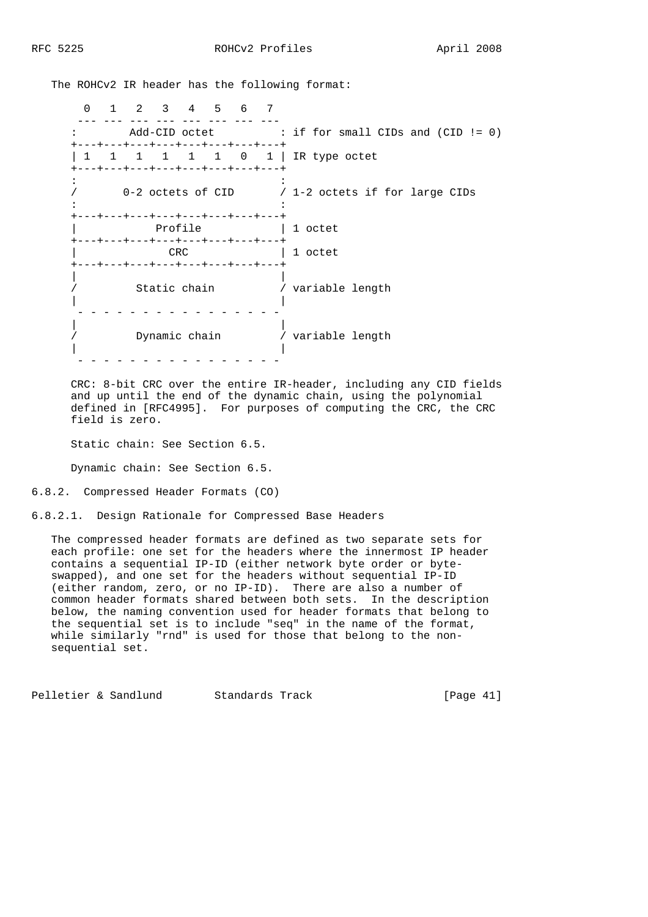The ROHCv2 IR header has the following format:

```
      0   1   2   3   4   5   6   7
     --- --- --- --- --- --- --- ---
    :        Add-CID octet          : if for small CIDs and (CID != 0)
    +---+---+---+---+---+---+---+---+
    | 1   1   1   1   1   1   0   1 | IR type octet
    +---+---+---+---+---+---+---+---+
    :                               :
    /       0-2 octets of CID       / 1-2 octets if for large CIDs
    :                               :
    +---+---+---+---+---+---+---+---+
    |            Profile            | 1 octet
    +---+---+---+---+---+---+---+---+
    |              CRC              | 1 octet
    +---+---+---+---+---+---+---+---+
    |                               |
    /         Static chain          / variable length
    |                               |
     - - - - - - - - - - - - - - - -
    |                               |
    /         Dynamic chain         / variable length
    |                               |
     - - - - - - - - - - - - - - - -
```

CRC: 8-bit CRC over the entire IR-header, including any CID fields and up until the end of the dynamic chain, using the polynomial defined in [RFC4995]. For purposes of computing the CRC, the CRC field is zero.

Static chain: See Section 6.5.

Dynamic chain: See Section 6.5.

### 6.8.2. Compressed Header Formats (CO)

#### 6.8.2.1. Design Rationale for Compressed Base Headers

The compressed header formats are defined as two separate sets for each profile: one set for the headers where the innermost IP header contains a sequential IP-ID (either network byte order or byte-swapped), and one set for the headers without sequential IP-ID (either random, zero, or no IP-ID). There are also a number of common header formats shared between both sets. In the description below, the naming convention used for header formats that belong to the sequential set is to include "seq" in the name of the format, while similarly "rnd" is used for those that belong to the non-sequential set.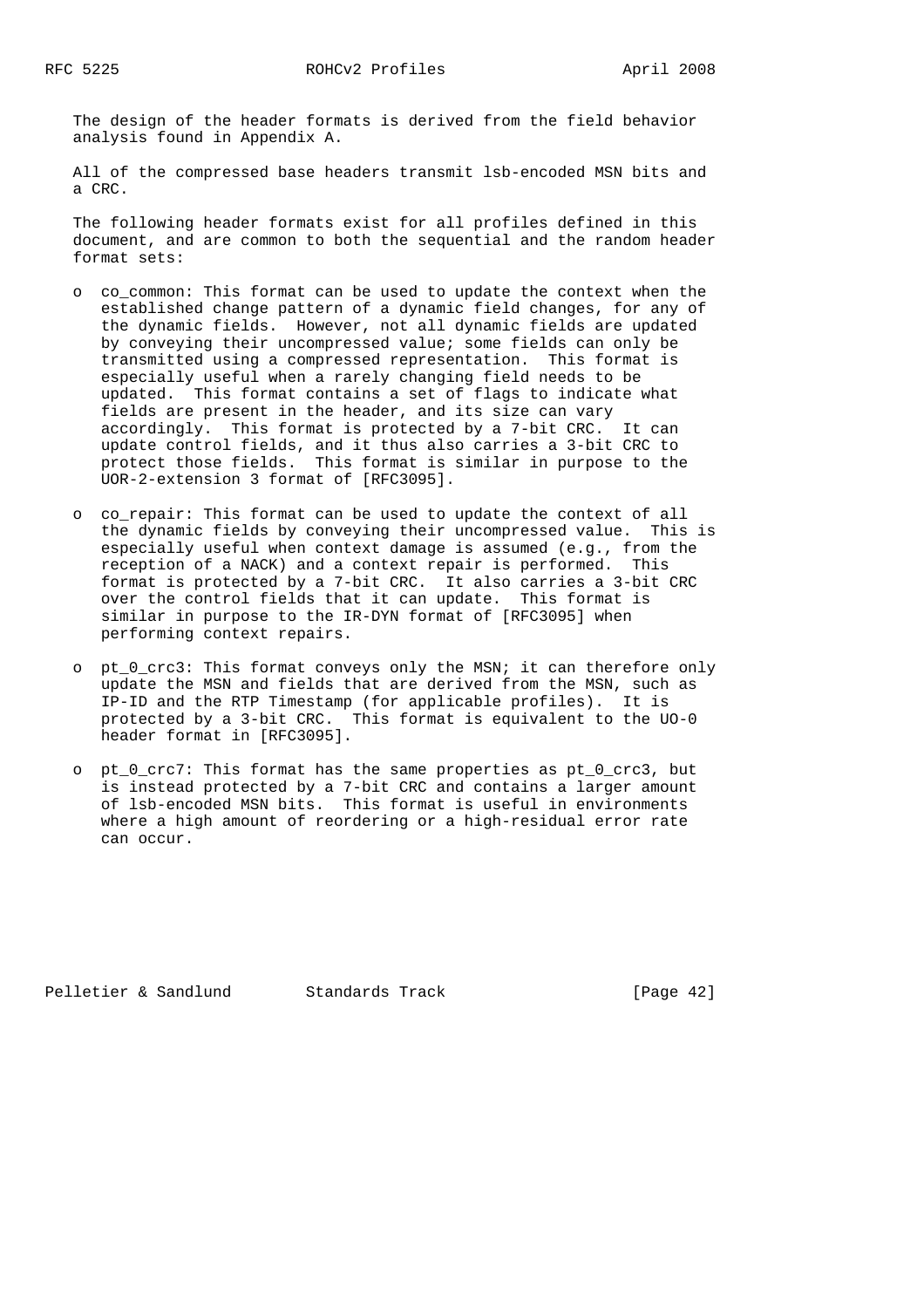The design of the header formats is derived from the field behavior analysis found in Appendix A.

All of the compressed base headers transmit lsb-encoded MSN bits and a CRC.

The following header formats exist for all profiles defined in this document, and are common to both the sequential and the random header format sets:

- co_common: This format can be used to update the context when the established change pattern of a dynamic field changes, for any of the dynamic fields. However, not all dynamic fields are updated by conveying their uncompressed value; some fields can only be transmitted using a compressed representation. This format is especially useful when a rarely changing field needs to be updated. This format contains a set of flags to indicate what fields are present in the header, and its size can vary accordingly. This format is protected by a 7-bit CRC. It can update control fields, and it thus also carries a 3-bit CRC to protect those fields. This format is similar in purpose to the UOR-2-extension 3 format of [RFC3095].

- co_repair: This format can be used to update the context of all the dynamic fields by conveying their uncompressed value. This is especially useful when context damage is assumed (e.g., from the reception of a NACK) and a context repair is performed. This format is protected by a 7-bit CRC. It also carries a 3-bit CRC over the control fields that it can update. This format is similar in purpose to the IR-DYN format of [RFC3095] when performing context repairs.

- pt_0_crc3: This format conveys only the MSN; it can therefore only update the MSN and fields that are derived from the MSN, such as IP-ID and the RTP Timestamp (for applicable profiles). It is protected by a 3-bit CRC. This format is equivalent to the UO-0 header format in [RFC3095].

- pt_0_crc7: This format has the same properties as pt_0_crc3, but is instead protected by a 7-bit CRC and contains a larger amount of lsb-encoded MSN bits. This format is useful in environments where a high amount of reordering or a high-residual error rate can occur.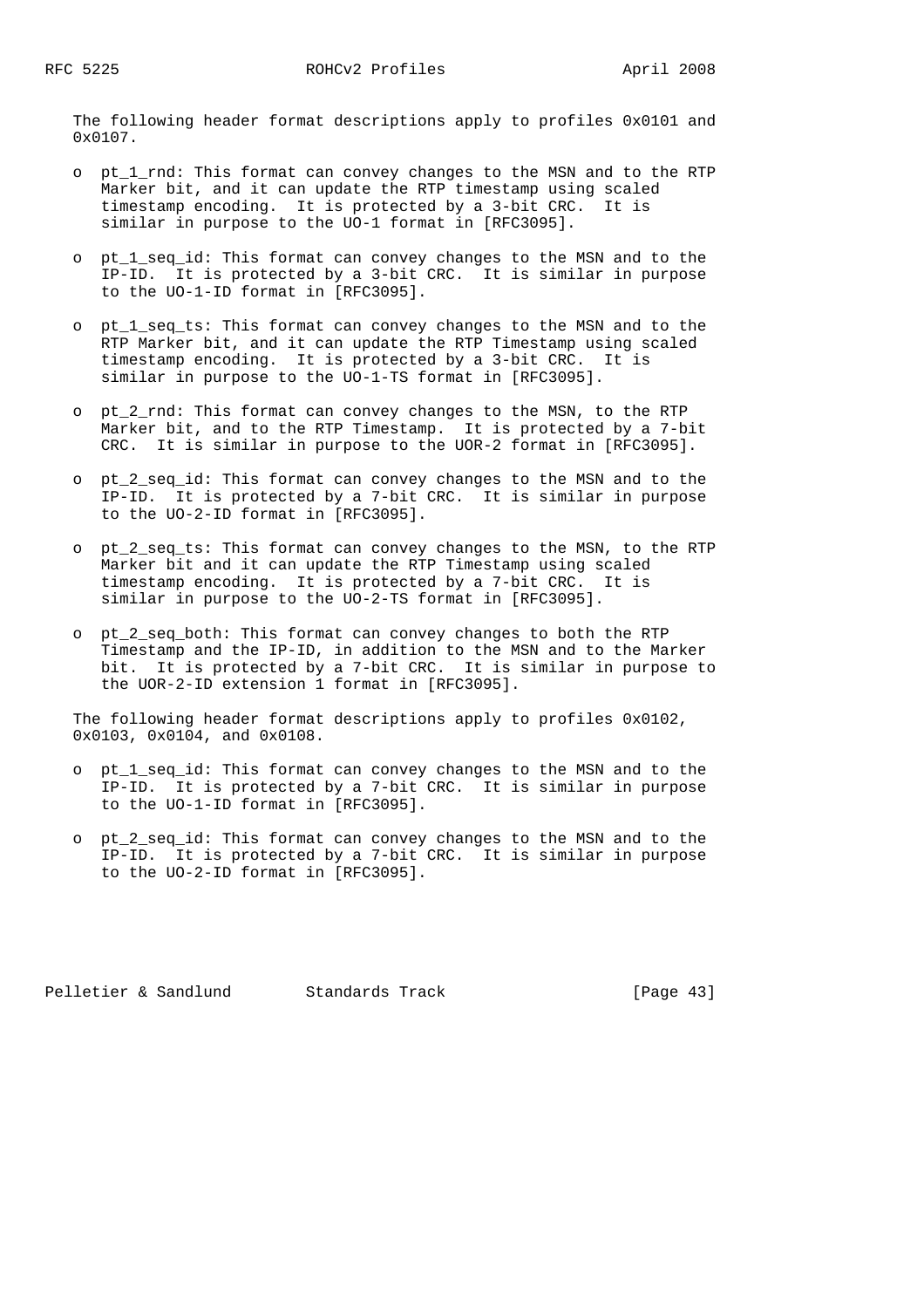The following header format descriptions apply to profiles 0x0101 and 0x0107.

- pt_1_rnd: This format can convey changes to the MSN and to the RTP Marker bit, and it can update the RTP timestamp using scaled timestamp encoding. It is protected by a 3-bit CRC. It is similar in purpose to the UO-1 format in [RFC3095].
- pt_1_seq_id: This format can convey changes to the MSN and to the IP-ID. It is protected by a 3-bit CRC. It is similar in purpose to the UO-1-ID format in [RFC3095].
- pt_1_seq_ts: This format can convey changes to the MSN and to the RTP Marker bit, and it can update the RTP Timestamp using scaled timestamp encoding. It is protected by a 3-bit CRC. It is similar in purpose to the UO-1-TS format in [RFC3095].
- pt_2_rnd: This format can convey changes to the MSN, to the RTP Marker bit, and to the RTP Timestamp. It is protected by a 7-bit CRC. It is similar in purpose to the UOR-2 format in [RFC3095].
- pt_2_seq_id: This format can convey changes to the MSN and to the IP-ID. It is protected by a 7-bit CRC. It is similar in purpose to the UO-2-ID format in [RFC3095].
- pt_2_seq_ts: This format can convey changes to the MSN, to the RTP Marker bit and it can update the RTP Timestamp using scaled timestamp encoding. It is protected by a 7-bit CRC. It is similar in purpose to the UO-2-TS format in [RFC3095].
- pt_2_seq_both: This format can convey changes to both the RTP Timestamp and the IP-ID, in addition to the MSN and to the Marker bit. It is protected by a 7-bit CRC. It is similar in purpose to the UOR-2-ID extension 1 format in [RFC3095].

The following header format descriptions apply to profiles 0x0102, 0x0103, 0x0104, and 0x0108.

- pt_1_seq_id: This format can convey changes to the MSN and to the IP-ID. It is protected by a 7-bit CRC. It is similar in purpose to the UO-1-ID format in [RFC3095].
- pt_2_seq_id: This format can convey changes to the MSN and to the IP-ID. It is protected by a 7-bit CRC. It is similar in purpose to the UO-2-ID format in [RFC3095].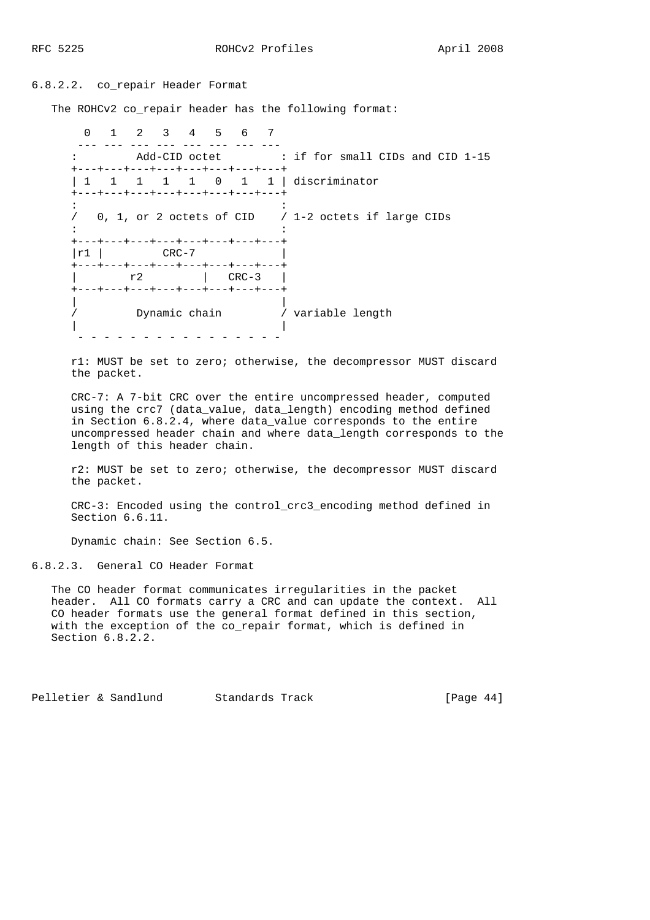#### 6.8.2.2. co_repair Header Format

The ROHCv2 co_repair header has the following format:

```
   0   1   2   3   4   5   6   7
  --- --- --- --- --- --- --- ---
 :         Add-CID octet         : if for small CIDs and CID 1-15
 +---+---+---+---+---+---+---+---+
 | 1   1   1   1   1   0   1   1 | discriminator
 +---+---+---+---+---+---+---+---+
 :                               :
 /   0, 1, or 2 octets of CID    / 1-2 octets if large CIDs
 :                               :
 +---+---+---+---+---+---+---+---+
 |r1 |         CRC-7             |
 +---+---+---+---+---+---+---+---+
 |        r2         |   CRC-3   |
 +---+---+---+---+---+---+---+---+
 |                               |
 /         Dynamic chain         / variable length
 |                               |
  - - - - - - - - - - - - - - - -
```

r1: MUST be set to zero; otherwise, the decompressor MUST discard the packet.

CRC-7: A 7-bit CRC over the entire uncompressed header, computed using the crc7 (data_value, data_length) encoding method defined in Section 6.8.2.4, where data_value corresponds to the entire uncompressed header chain and where data_length corresponds to the length of this header chain.

r2: MUST be set to zero; otherwise, the decompressor MUST discard the packet.

CRC-3: Encoded using the control_crc3_encoding method defined in Section 6.6.11.

Dynamic chain: See Section 6.5.

#### 6.8.2.3. General CO Header Format

The CO header format communicates irregularities in the packet header. All CO formats carry a CRC and can update the context. All CO header formats use the general format defined in this section, with the exception of the co_repair format, which is defined in Section 6.8.2.2.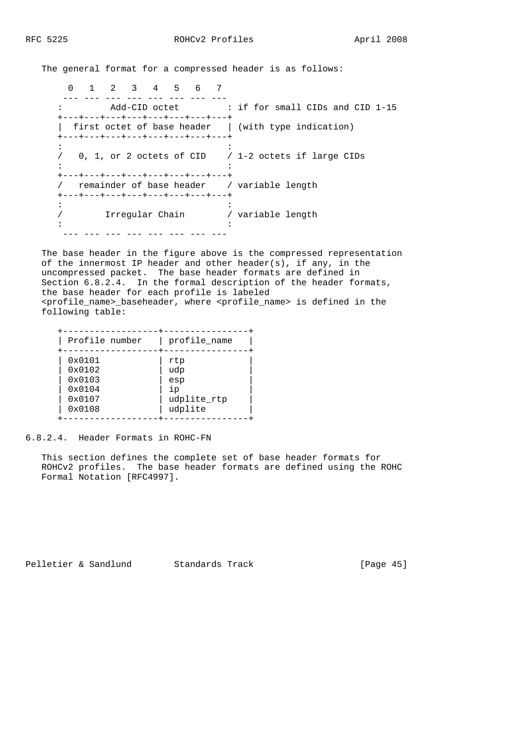The general format for a compressed header is as follows:

```
  0   1   2   3   4   5   6   7
 --- --- --- --- --- --- --- ---
:         Add-CID octet         : if for small CIDs and CID 1-15
+---+---+---+---+---+---+---+---+
|  first octet of base header   | (with type indication)
+---+---+---+---+---+---+---+---+
:                               :
/   0, 1, or 2 octets of CID    / 1-2 octets if large CIDs
:                               :
+---+---+---+---+---+---+---+---+
/   remainder of base header    / variable length
+---+---+---+---+---+---+---+---+
:                               :
/        Irregular Chain        / variable length
:                               :
 --- --- --- --- --- --- --- ---
```

The base header in the figure above is the compressed representation of the innermost IP header and other header(s), if any, in the uncompressed packet. The base header formats are defined in Section 6.8.2.4. In the formal description of the header formats, the base header for each profile is labeled <profile_name>_baseheader, where <profile_name> is defined in the following table:

| Profile number | profile_name |
|---|---|
| 0x0101 | rtp |
| 0x0102 | udp |
| 0x0103 | esp |
| 0x0104 | ip |
| 0x0107 | udplite_rtp |
| 0x0108 | udplite |

### 6.8.2.4. Header Formats in ROHC-FN

This section defines the complete set of base header formats for ROHCv2 profiles. The base header formats are defined using the ROHC Formal Notation [RFC4997].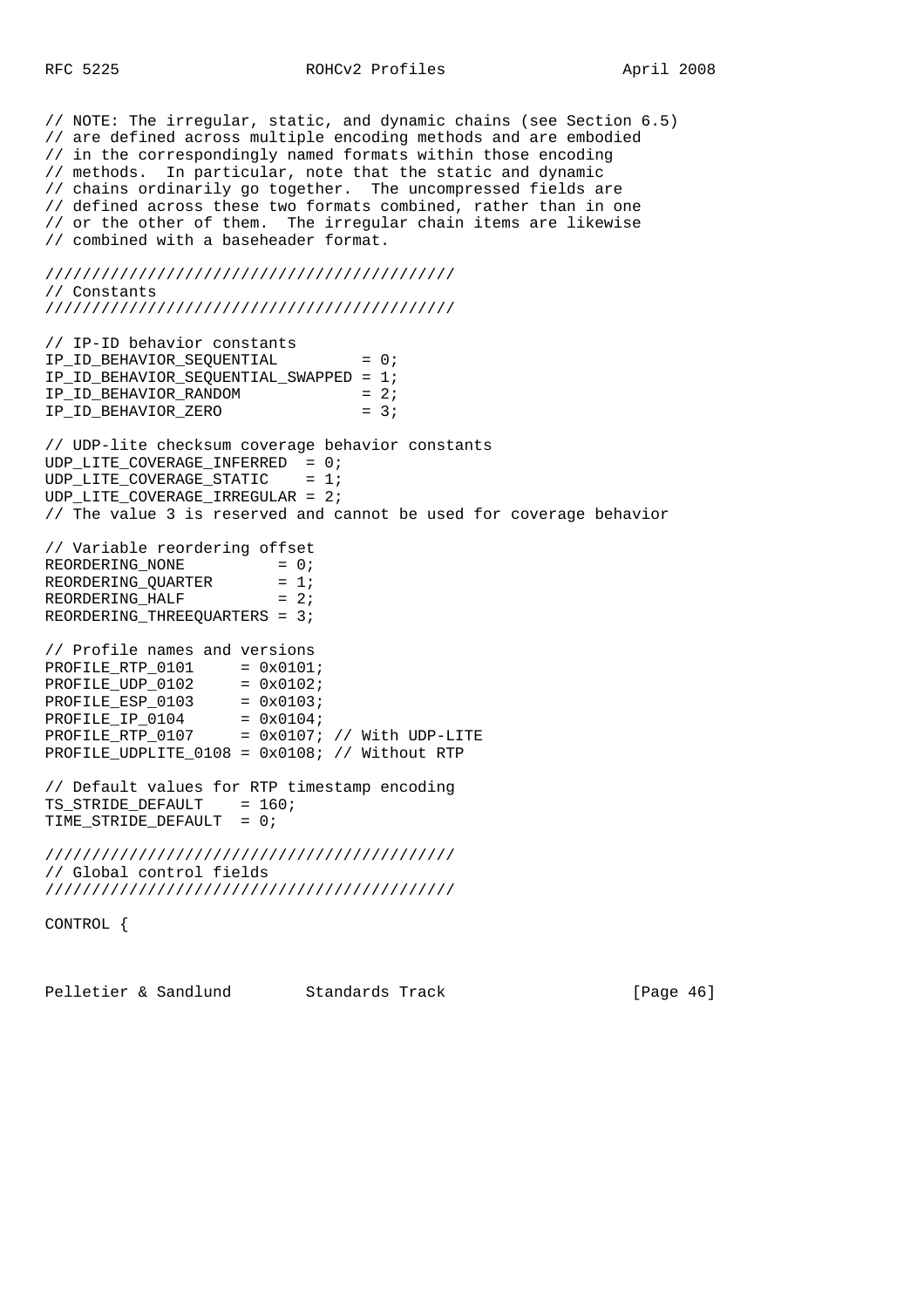```
// NOTE: The irregular, static, and dynamic chains (see Section 6.5)
// are defined across multiple encoding methods and are embodied
// in the correspondingly named formats within those encoding
// methods.  In particular, note that the static and dynamic
// chains ordinarily go together.  The uncompressed fields are
// defined across these two formats combined, rather than in one
// or the other of them.  The irregular chain items are likewise
// combined with a baseheader format.

////////////////////////////////////////////
// Constants
////////////////////////////////////////////

// IP-ID behavior constants
IP_ID_BEHAVIOR_SEQUENTIAL         = 0;
IP_ID_BEHAVIOR_SEQUENTIAL_SWAPPED = 1;
IP_ID_BEHAVIOR_RANDOM             = 2;
IP_ID_BEHAVIOR_ZERO               = 3;

// UDP-lite checksum coverage behavior constants
UDP_LITE_COVERAGE_INFERRED  = 0;
UDP_LITE_COVERAGE_STATIC    = 1;
UDP_LITE_COVERAGE_IRREGULAR = 2;
// The value 3 is reserved and cannot be used for coverage behavior

// Variable reordering offset
REORDERING_NONE          = 0;
REORDERING_QUARTER       = 1;
REORDERING_HALF          = 2;
REORDERING_THREEQUARTERS = 3;

// Profile names and versions
PROFILE_RTP_0101     = 0x0101;
PROFILE_UDP_0102     = 0x0102;
PROFILE_ESP_0103     = 0x0103;
PROFILE_IP_0104      = 0x0104;
PROFILE_RTP_0107     = 0x0107; // With UDP-LITE
PROFILE_UDPLITE_0108 = 0x0108; // Without RTP

// Default values for RTP timestamp encoding
TS_STRIDE_DEFAULT    = 160;
TIME_STRIDE_DEFAULT  = 0;

////////////////////////////////////////////
// Global control fields
////////////////////////////////////////////

CONTROL {
```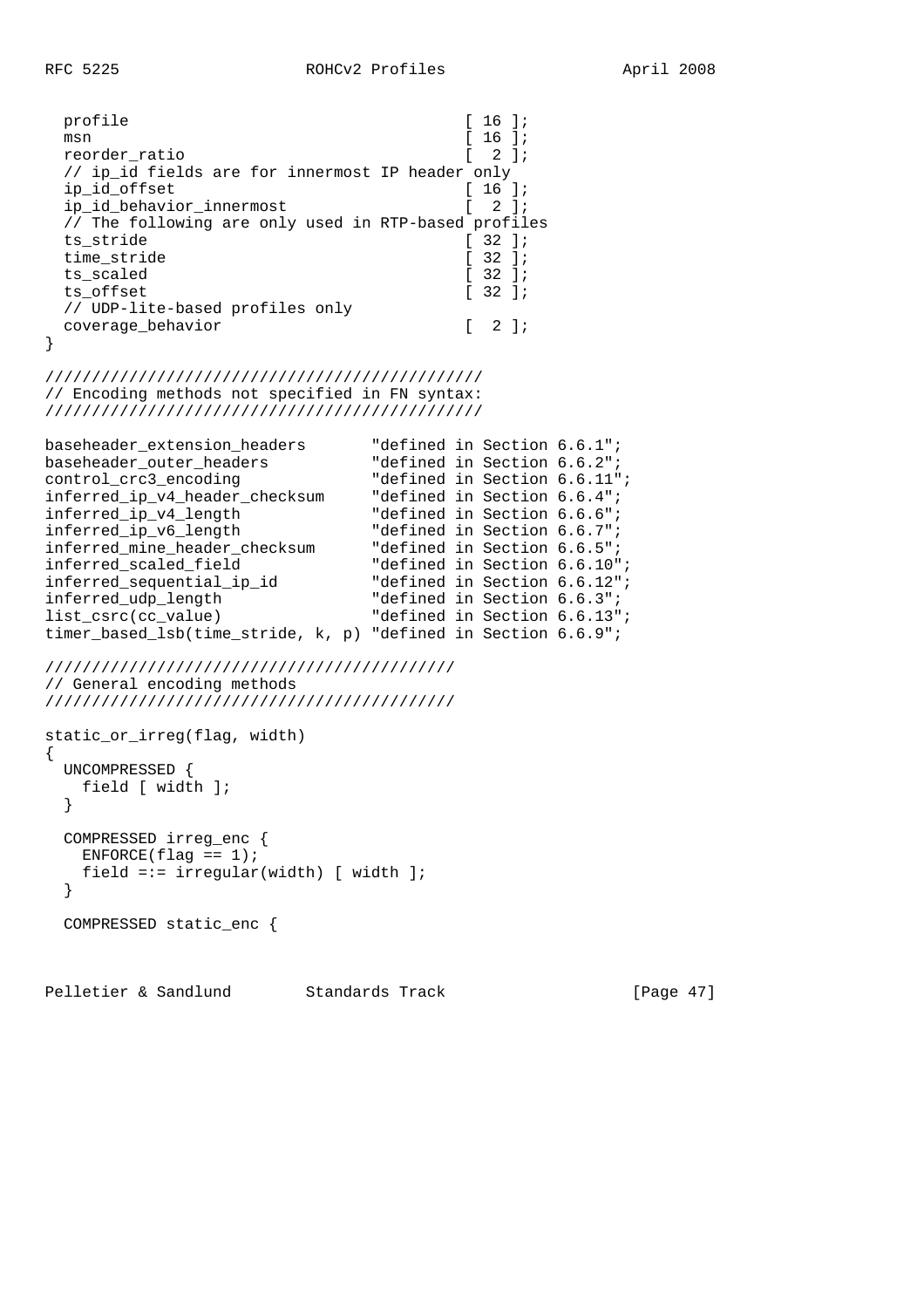```
  profile                                   [ 16 ];
  msn                                       [ 16 ];
  reorder_ratio                             [  2 ];
  // ip_id fields are for innermost IP header only
  ip_id_offset                              [ 16 ];
  ip_id_behavior_innermost                  [  2 ];
  // The following are only used in RTP-based profiles
  ts_stride                                 [ 32 ];
  time_stride                               [ 32 ];
  ts_scaled                                 [ 32 ];
  ts_offset                                 [ 32 ];
  // UDP-lite-based profiles only
  coverage_behavior                         [  2 ];
}

///////////////////////////////////////////////
// Encoding methods not specified in FN syntax:
///////////////////////////////////////////////

baseheader_extension_headers       "defined in Section 6.6.1";
baseheader_outer_headers           "defined in Section 6.6.2";
control_crc3_encoding              "defined in Section 6.6.11";
inferred_ip_v4_header_checksum     "defined in Section 6.6.4";
inferred_ip_v4_length              "defined in Section 6.6.6";
inferred_ip_v6_length              "defined in Section 6.6.7";
inferred_mine_header_checksum      "defined in Section 6.6.5";
inferred_scaled_field              "defined in Section 6.6.10";
inferred_sequential_ip_id          "defined in Section 6.6.12";
inferred_udp_length                "defined in Section 6.6.3";
list_csrc(cc_value)                "defined in Section 6.6.13";
timer_based_lsb(time_stride, k, p) "defined in Section 6.6.9";

///////////////////////////////////////////
// General encoding methods
///////////////////////////////////////////

static_or_irreg(flag, width)
{
  UNCOMPRESSED {
    field [ width ];
  }

  COMPRESSED irreg_enc {
    ENFORCE(flag == 1);
    field =:= irregular(width) [ width ];
  }

  COMPRESSED static_enc {
```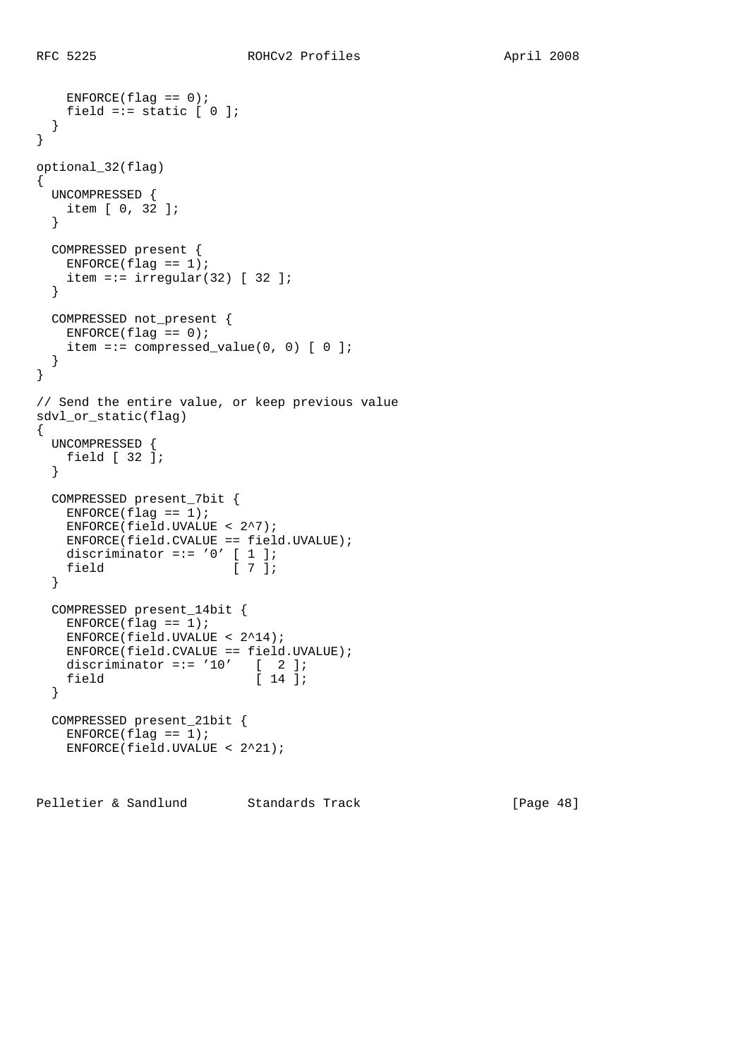```
    ENFORCE(flag == 0);
    field =:= static [ 0 ];
  }
}

optional_32(flag)
{
  UNCOMPRESSED {
    item [ 0, 32 ];
  }

  COMPRESSED present {
    ENFORCE(flag == 1);
    item =:= irregular(32) [ 32 ];
  }

  COMPRESSED not_present {
    ENFORCE(flag == 0);
    item =:= compressed_value(0, 0) [ 0 ];
  }
}

// Send the entire value, or keep previous value
sdvl_or_static(flag)
{
  UNCOMPRESSED {
    field [ 32 ];
  }

  COMPRESSED present_7bit {
    ENFORCE(flag == 1);
    ENFORCE(field.UVALUE < 2^7);
    ENFORCE(field.CVALUE == field.UVALUE);
    discriminator =:= '0' [ 1 ];
    field                 [ 7 ];
  }

  COMPRESSED present_14bit {
    ENFORCE(flag == 1);
    ENFORCE(field.UVALUE < 2^14);
    ENFORCE(field.CVALUE == field.UVALUE);
    discriminator =:= '10'   [  2 ];
    field                    [ 14 ];
  }

  COMPRESSED present_21bit {
    ENFORCE(flag == 1);
    ENFORCE(field.UVALUE < 2^21);
```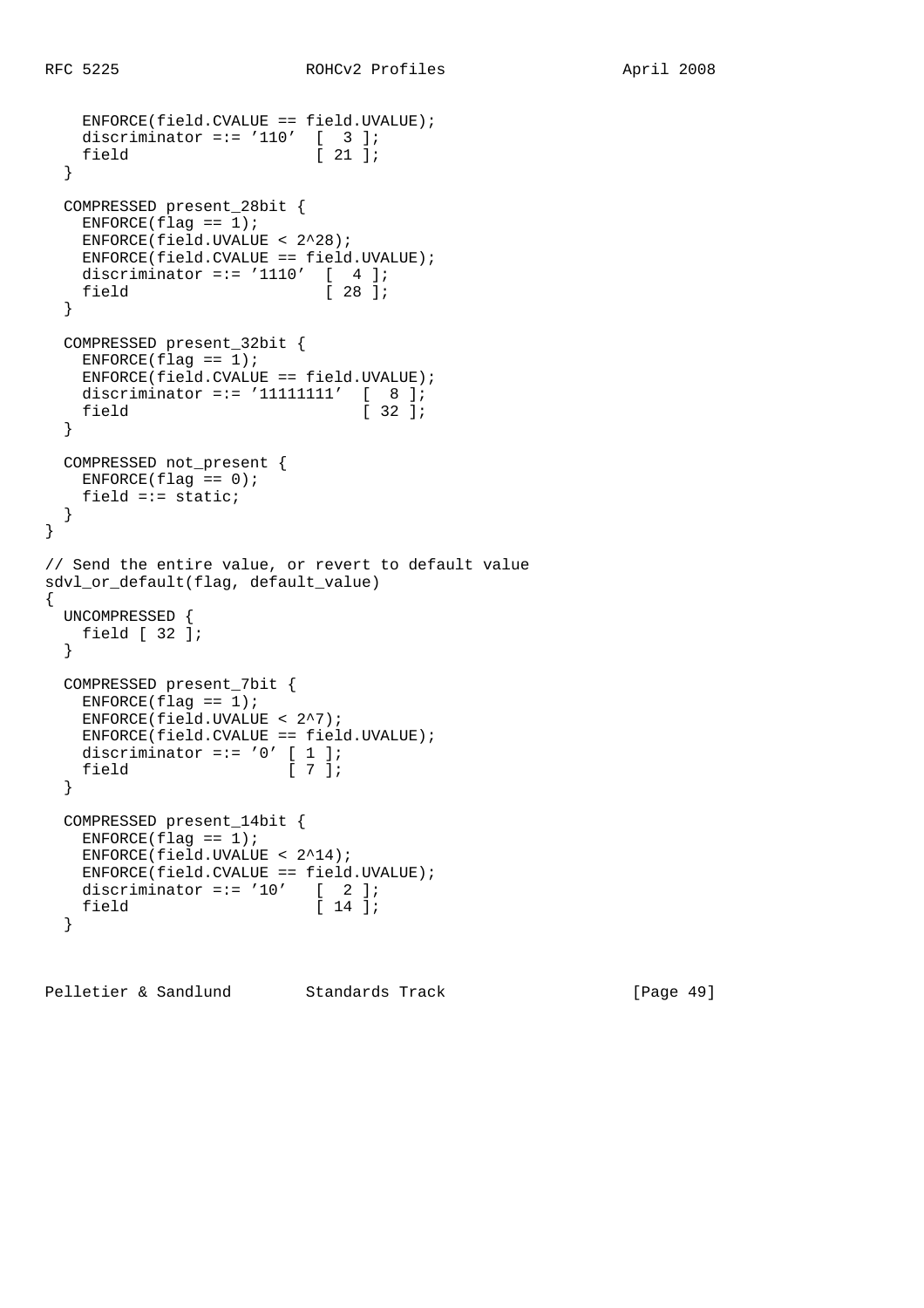```
    ENFORCE(field.CVALUE == field.UVALUE);
    discriminator =:= '110'  [  3 ];
    field                    [ 21 ];
  }

  COMPRESSED present_28bit {
    ENFORCE(flag == 1);
    ENFORCE(field.UVALUE < 2^28);
    ENFORCE(field.CVALUE == field.UVALUE);
    discriminator =:= '1110'  [  4 ];
    field                     [ 28 ];
  }

  COMPRESSED present_32bit {
    ENFORCE(flag == 1);
    ENFORCE(field.CVALUE == field.UVALUE);
    discriminator =:= '11111111'  [  8 ];
    field                         [ 32 ];
  }

  COMPRESSED not_present {
    ENFORCE(flag == 0);
    field =:= static;
  }
}

// Send the entire value, or revert to default value
sdvl_or_default(flag, default_value)
{
  UNCOMPRESSED {
    field [ 32 ];
  }

  COMPRESSED present_7bit {
    ENFORCE(flag == 1);
    ENFORCE(field.UVALUE < 2^7);
    ENFORCE(field.CVALUE == field.UVALUE);
    discriminator =:= '0' [ 1 ];
    field                 [ 7 ];
  }

  COMPRESSED present_14bit {
    ENFORCE(flag == 1);
    ENFORCE(field.UVALUE < 2^14);
    ENFORCE(field.CVALUE == field.UVALUE);
    discriminator =:= '10'   [  2 ];
    field                    [ 14 ];
  }
```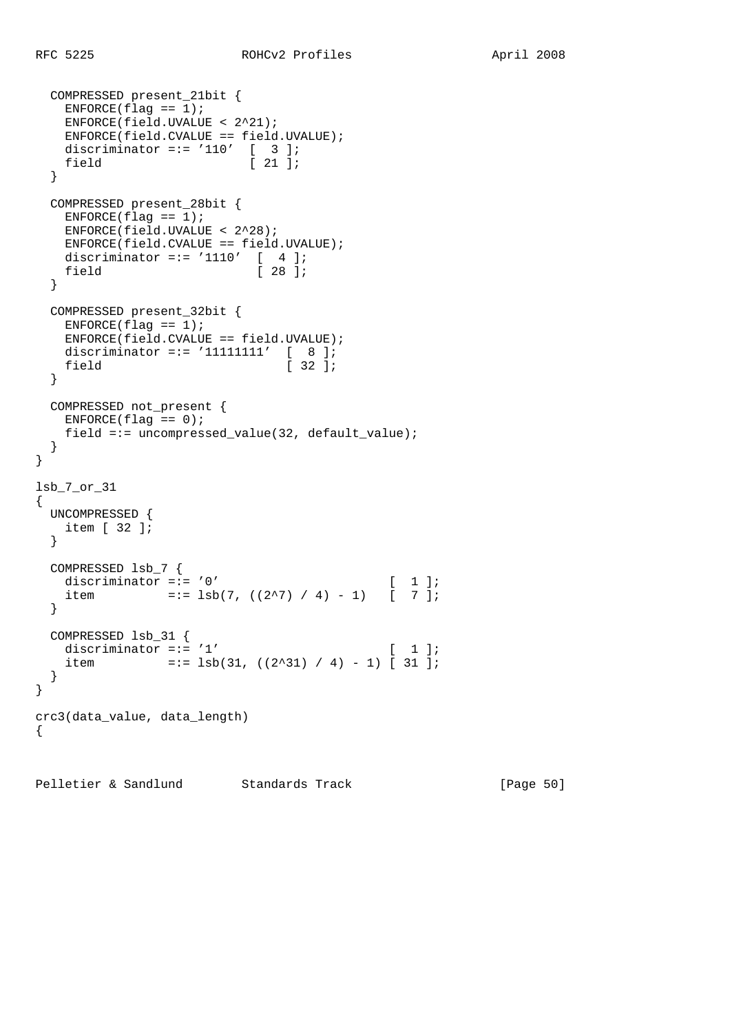```
  COMPRESSED present_21bit {
    ENFORCE(flag == 1);
    ENFORCE(field.UVALUE < 2^21);
    ENFORCE(field.CVALUE == field.UVALUE);
    discriminator =:= '110'  [  3 ];
    field                    [ 21 ];
  }

  COMPRESSED present_28bit {
    ENFORCE(flag == 1);
    ENFORCE(field.UVALUE < 2^28);
    ENFORCE(field.CVALUE == field.UVALUE);
    discriminator =:= '1110'  [  4 ];
    field                     [ 28 ];
  }

  COMPRESSED present_32bit {
    ENFORCE(flag == 1);
    ENFORCE(field.CVALUE == field.UVALUE);
    discriminator =:= '11111111'  [  8 ];
    field                         [ 32 ];
  }

  COMPRESSED not_present {
    ENFORCE(flag == 0);
    field =:= uncompressed_value(32, default_value);
  }
}

lsb_7_or_31
{
  UNCOMPRESSED {
    item [ 32 ];
  }

  COMPRESSED lsb_7 {
    discriminator =:= '0'                       [  1 ];
    item          =:= lsb(7, ((2^7) / 4) - 1)   [  7 ];
  }

  COMPRESSED lsb_31 {
    discriminator =:= '1'                       [  1 ];
    item          =:= lsb(31, ((2^31) / 4) - 1) [ 31 ];
  }
}

crc3(data_value, data_length)
{
```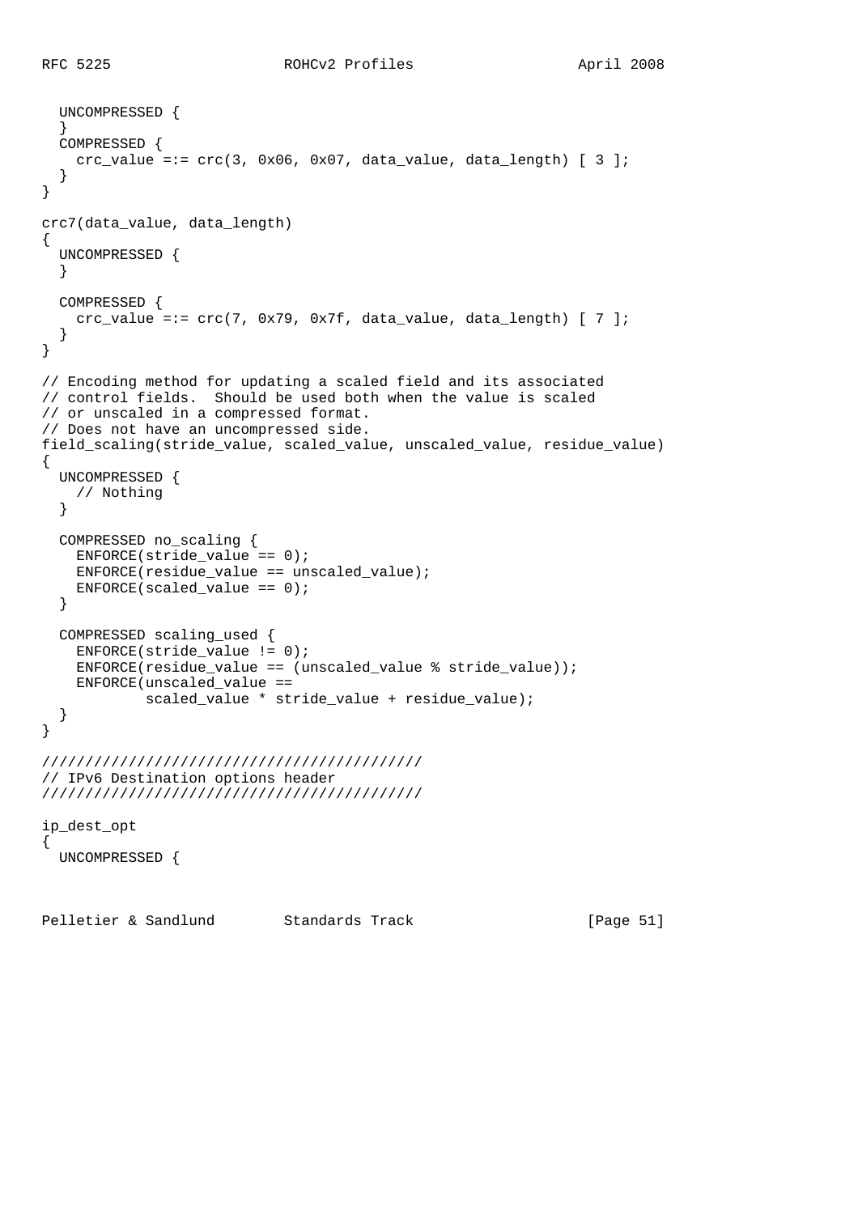```
  UNCOMPRESSED {
  }
  COMPRESSED {
    crc_value =:= crc(3, 0x06, 0x07, data_value, data_length) [ 3 ];
  }
}

crc7(data_value, data_length)
{
  UNCOMPRESSED {
  }

  COMPRESSED {
    crc_value =:= crc(7, 0x79, 0x7f, data_value, data_length) [ 7 ];
  }
}

// Encoding method for updating a scaled field and its associated
// control fields.  Should be used both when the value is scaled
// or unscaled in a compressed format.
// Does not have an uncompressed side.
field_scaling(stride_value, scaled_value, unscaled_value, residue_value)
{
  UNCOMPRESSED {
    // Nothing
  }

  COMPRESSED no_scaling {
    ENFORCE(stride_value == 0);
    ENFORCE(residue_value == unscaled_value);
    ENFORCE(scaled_value == 0);
  }

  COMPRESSED scaling_used {
    ENFORCE(stride_value != 0);
    ENFORCE(residue_value == (unscaled_value % stride_value));
    ENFORCE(unscaled_value ==
            scaled_value * stride_value + residue_value);
  }
}

/////////////////////////////////////////////
// IPv6 Destination options header
/////////////////////////////////////////////

ip_dest_opt
{
  UNCOMPRESSED {
```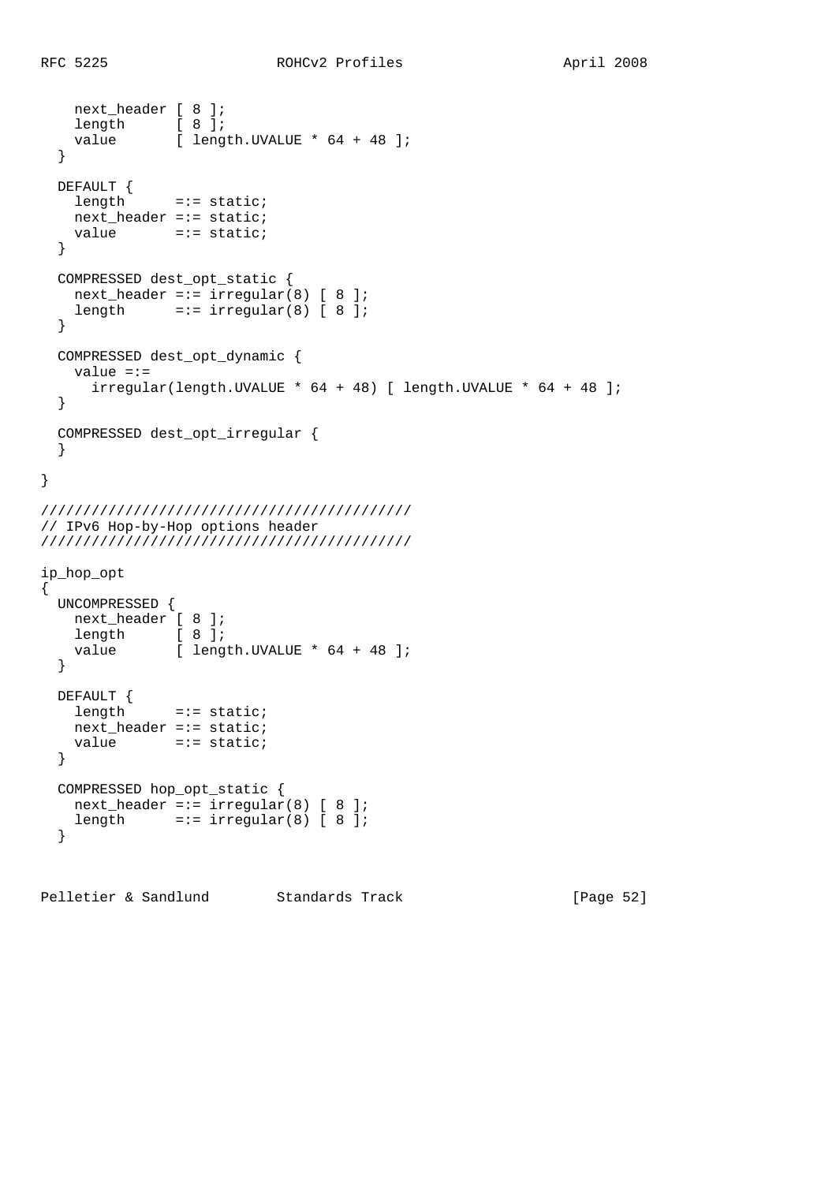```
    next_header [ 8 ];
    length      [ 8 ];
    value       [ length.UVALUE * 64 + 48 ];
  }

  DEFAULT {
    length      =:= static;
    next_header =:= static;
    value       =:= static;
  }

  COMPRESSED dest_opt_static {
    next_header =:= irregular(8) [ 8 ];
    length      =:= irregular(8) [ 8 ];
  }

  COMPRESSED dest_opt_dynamic {
    value =:=
      irregular(length.UVALUE * 64 + 48) [ length.UVALUE * 64 + 48 ];
  }

  COMPRESSED dest_opt_irregular {
  }

}

///////////////////////////////////////////
// IPv6 Hop-by-Hop options header
///////////////////////////////////////////

ip_hop_opt
{
  UNCOMPRESSED {
    next_header [ 8 ];
    length      [ 8 ];
    value       [ length.UVALUE * 64 + 48 ];
  }

  DEFAULT {
    length      =:= static;
    next_header =:= static;
    value       =:= static;
  }

  COMPRESSED hop_opt_static {
    next_header =:= irregular(8) [ 8 ];
    length      =:= irregular(8) [ 8 ];
  }
```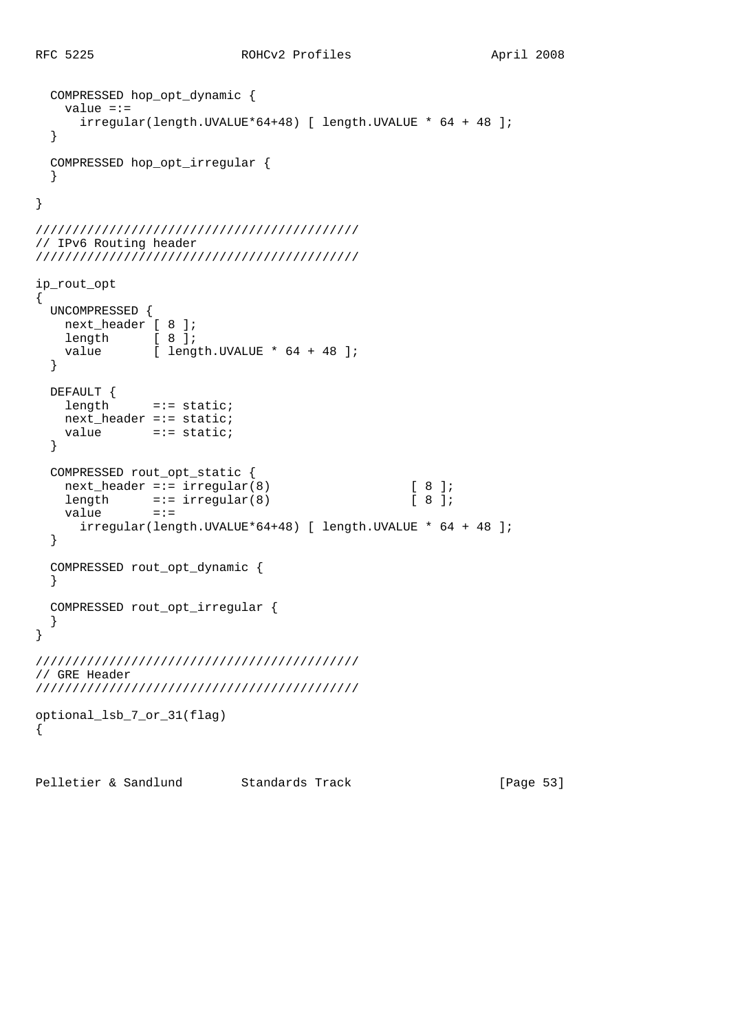```
  COMPRESSED hop_opt_dynamic {
    value =:=
      irregular(length.UVALUE*64+48) [ length.UVALUE * 64 + 48 ];
  }

  COMPRESSED hop_opt_irregular {
  }

}

///////////////////////////////////////////
// IPv6 Routing header
///////////////////////////////////////////

ip_rout_opt
{
  UNCOMPRESSED {
    next_header [ 8 ];
    length      [ 8 ];
    value       [ length.UVALUE * 64 + 48 ];
  }

  DEFAULT {
    length      =:= static;
    next_header =:= static;
    value       =:= static;
  }

  COMPRESSED rout_opt_static {
    next_header =:= irregular(8)                  [ 8 ];
    length      =:= irregular(8)                  [ 8 ];
    value       =:=
      irregular(length.UVALUE*64+48) [ length.UVALUE * 64 + 48 ];
  }

  COMPRESSED rout_opt_dynamic {
  }

  COMPRESSED rout_opt_irregular {
  }
}

///////////////////////////////////////////
// GRE Header
///////////////////////////////////////////

optional_lsb_7_or_31(flag)
{
```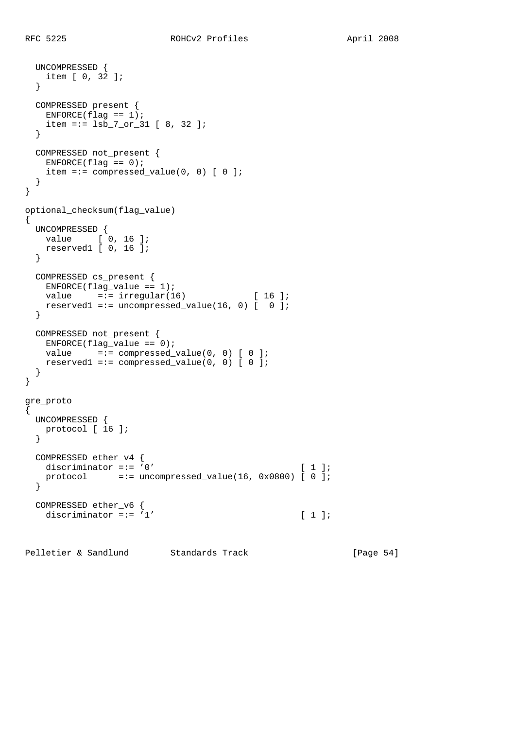```
  UNCOMPRESSED {
    item [ 0, 32 ];
  }

  COMPRESSED present {
    ENFORCE(flag == 1);
    item =:= lsb_7_or_31 [ 8, 32 ];
  }

  COMPRESSED not_present {
    ENFORCE(flag == 0);
    item =:= compressed_value(0, 0) [ 0 ];
  }
}

optional_checksum(flag_value)
{
  UNCOMPRESSED {
    value     [ 0, 16 ];
    reserved1 [ 0, 16 ];
  }

  COMPRESSED cs_present {
    ENFORCE(flag_value == 1);
    value     =:= irregular(16)             [ 16 ];
    reserved1 =:= uncompressed_value(16, 0) [  0 ];
  }

  COMPRESSED not_present {
    ENFORCE(flag_value == 0);
    value     =:= compressed_value(0, 0) [ 0 ];
    reserved1 =:= compressed_value(0, 0) [ 0 ];
  }
}

gre_proto
{
  UNCOMPRESSED {
    protocol [ 16 ];
  }

  COMPRESSED ether_v4 {
    discriminator =:= '0'                            [ 1 ];
    protocol      =:= uncompressed_value(16, 0x0800) [ 0 ];
  }

  COMPRESSED ether_v6 {
    discriminator =:= '1'                            [ 1 ];
```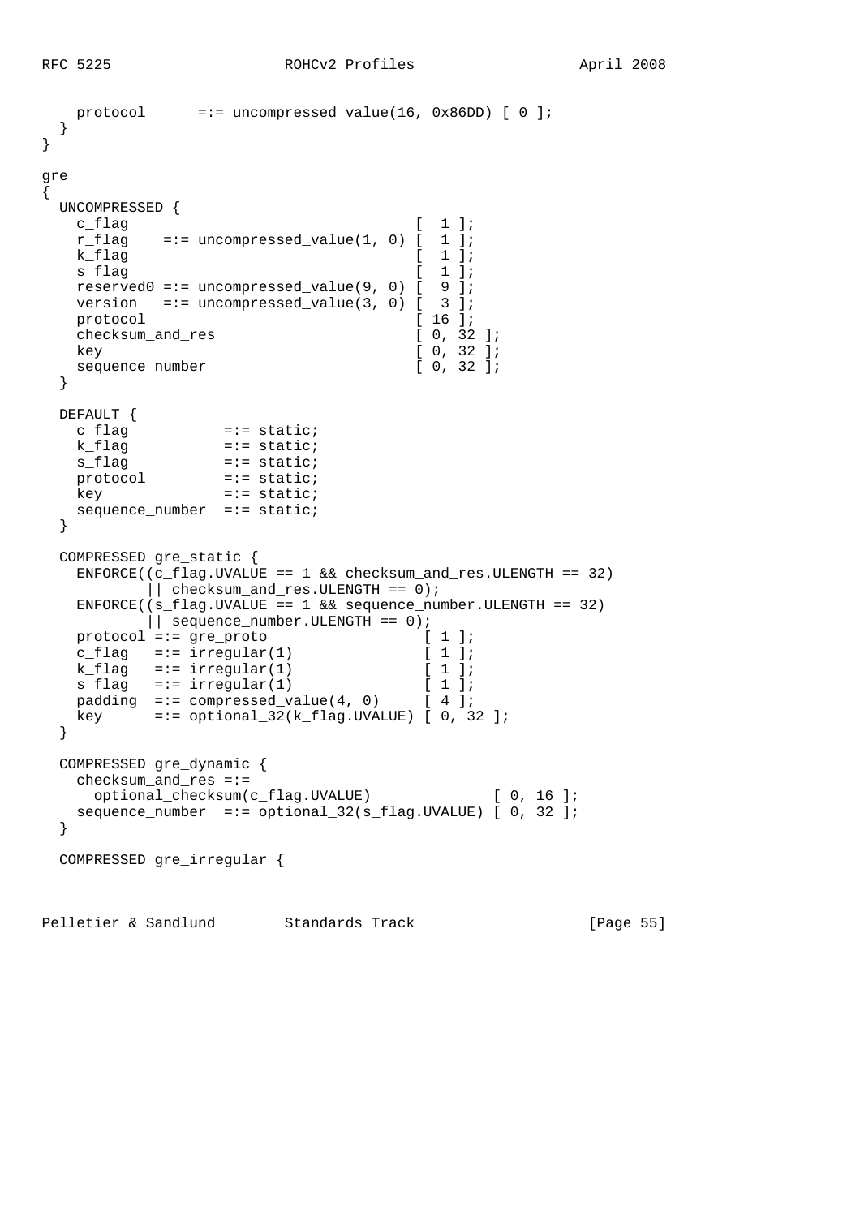```
    protocol      =:= uncompressed_value(16, 0x86DD) [ 0 ];
  }
}

gre
{
  UNCOMPRESSED {
    c_flag                                 [  1 ];
    r_flag    =:= uncompressed_value(1, 0) [  1 ];
    k_flag                                 [  1 ];
    s_flag                                 [  1 ];
    reserved0 =:= uncompressed_value(9, 0) [  9 ];
    version   =:= uncompressed_value(3, 0) [  3 ];
    protocol                               [ 16 ];
    checksum_and_res                       [ 0, 32 ];
    key                                    [ 0, 32 ];
    sequence_number                        [ 0, 32 ];
  }

  DEFAULT {
    c_flag           =:= static;
    k_flag           =:= static;
    s_flag           =:= static;
    protocol         =:= static;
    key              =:= static;
    sequence_number  =:= static;
  }

  COMPRESSED gre_static {
    ENFORCE((c_flag.UVALUE == 1 && checksum_and_res.ULENGTH == 32)
            || checksum_and_res.ULENGTH == 0);
    ENFORCE((s_flag.UVALUE == 1 && sequence_number.ULENGTH == 32)
            || sequence_number.ULENGTH == 0);
    protocol =:= gre_proto                 [ 1 ];
    c_flag   =:= irregular(1)              [ 1 ];
    k_flag   =:= irregular(1)              [ 1 ];
    s_flag   =:= irregular(1)              [ 1 ];
    padding  =:= compressed_value(4, 0)    [ 4 ];
    key      =:= optional_32(k_flag.UVALUE) [ 0, 32 ];
  }

  COMPRESSED gre_dynamic {
    checksum_and_res =:=
      optional_checksum(c_flag.UVALUE)             [ 0, 16 ];
    sequence_number  =:= optional_32(s_flag.UVALUE) [ 0, 32 ];
  }

  COMPRESSED gre_irregular {
```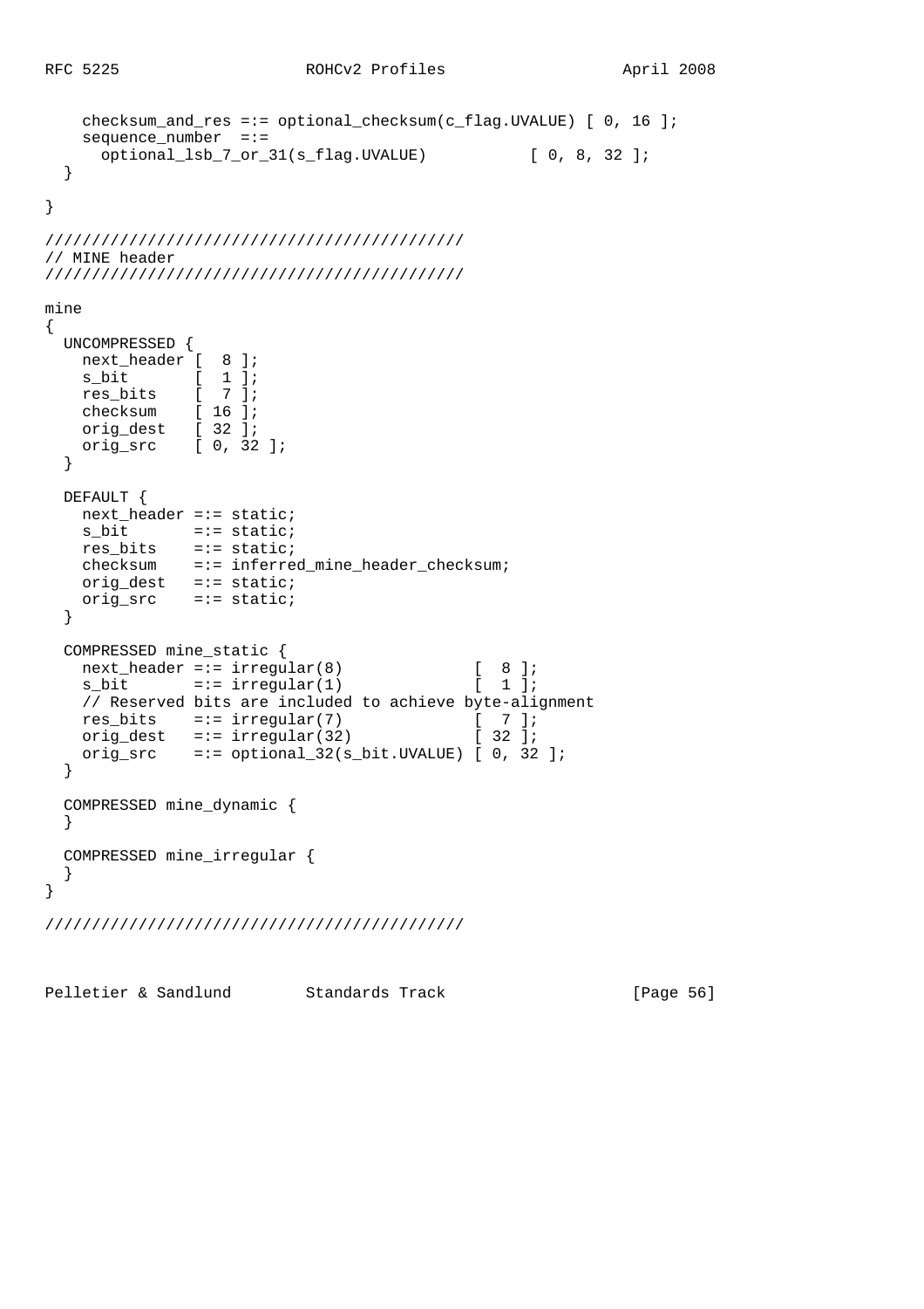```
    checksum_and_res =:= optional_checksum(c_flag.UVALUE) [ 0, 16 ];
    sequence_number  =:=
      optional_lsb_7_or_31(s_flag.UVALUE)           [ 0, 8, 32 ];
  }

}

////////////////////////////////////////////
// MINE header
////////////////////////////////////////////

mine
{
  UNCOMPRESSED {
    next_header [  8 ];
    s_bit       [  1 ];
    res_bits    [  7 ];
    checksum    [ 16 ];
    orig_dest   [ 32 ];
    orig_src    [ 0, 32 ];
  }

  DEFAULT {
    next_header =:= static;
    s_bit       =:= static;
    res_bits    =:= static;
    checksum    =:= inferred_mine_header_checksum;
    orig_dest   =:= static;
    orig_src    =:= static;
  }

  COMPRESSED mine_static {
    next_header =:= irregular(8)              [  8 ];
    s_bit       =:= irregular(1)              [  1 ];
    // Reserved bits are included to achieve byte-alignment
    res_bits    =:= irregular(7)              [  7 ];
    orig_dest   =:= irregular(32)             [ 32 ];
    orig_src    =:= optional_32(s_bit.UVALUE) [ 0, 32 ];
  }

  COMPRESSED mine_dynamic {
  }

  COMPRESSED mine_irregular {
  }
}

////////////////////////////////////////////
```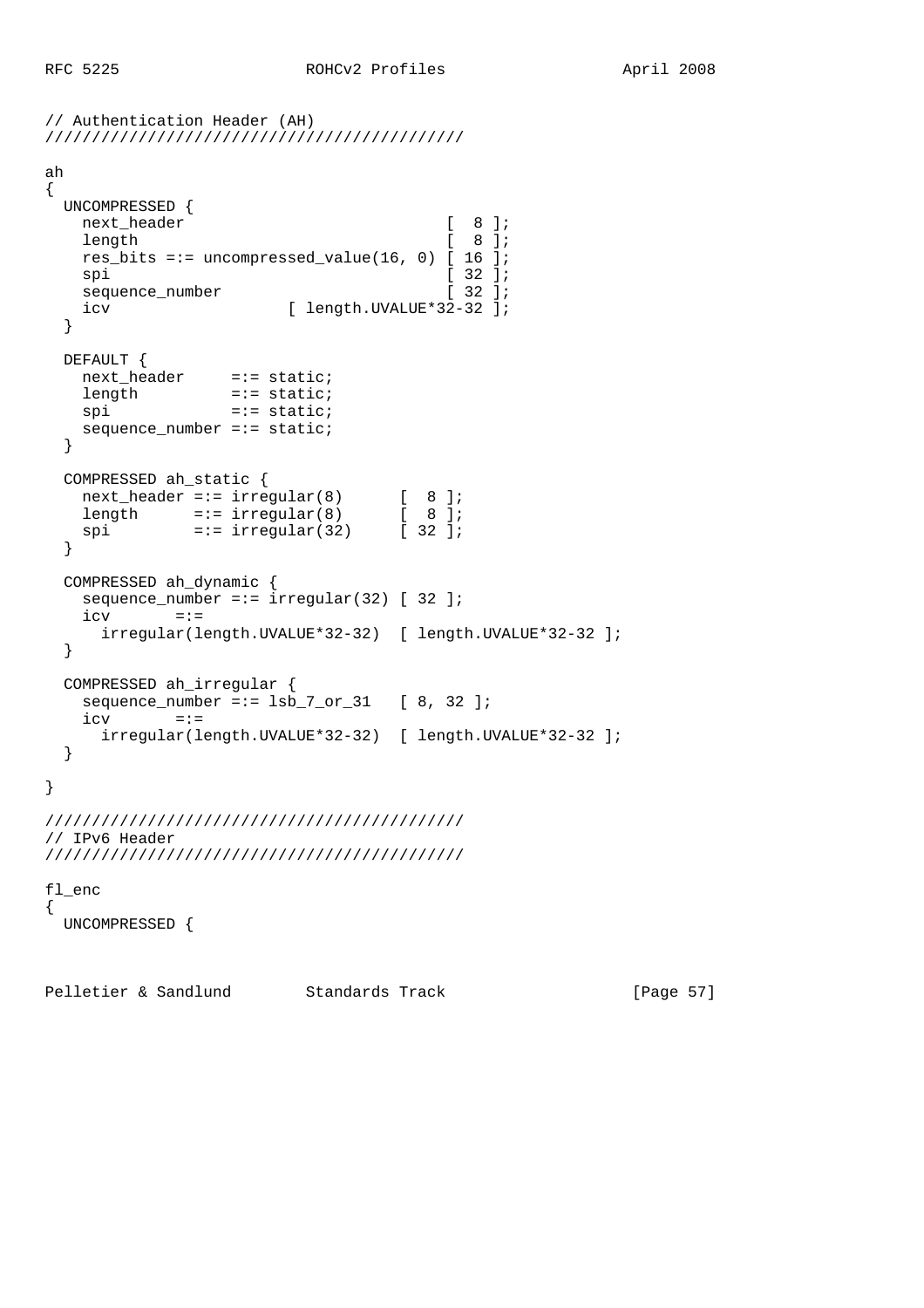```
// Authentication Header (AH)
///////////////////////////////////////////////

ah
{
  UNCOMPRESSED {
    next_header                            [  8 ];
    length                                 [  8 ];
    res_bits =:= uncompressed_value(16, 0) [ 16 ];
    spi                                    [ 32 ];
    sequence_number                        [ 32 ];
    icv                  [ length.UVALUE*32-32 ];
  }

  DEFAULT {
    next_header     =:= static;
    length          =:= static;
    spi             =:= static;
    sequence_number =:= static;
  }

  COMPRESSED ah_static {
    next_header =:= irregular(8)      [  8 ];
    length      =:= irregular(8)      [  8 ];
    spi         =:= irregular(32)     [ 32 ];
  }

  COMPRESSED ah_dynamic {
    sequence_number =:= irregular(32) [ 32 ];
    icv       =:=
      irregular(length.UVALUE*32-32)  [ length.UVALUE*32-32 ];
  }

  COMPRESSED ah_irregular {
    sequence_number =:= lsb_7_or_31   [ 8, 32 ];
    icv       =:=
      irregular(length.UVALUE*32-32)  [ length.UVALUE*32-32 ];
  }

}

///////////////////////////////////////////////
// IPv6 Header
///////////////////////////////////////////////

fl_enc
{
  UNCOMPRESSED {
```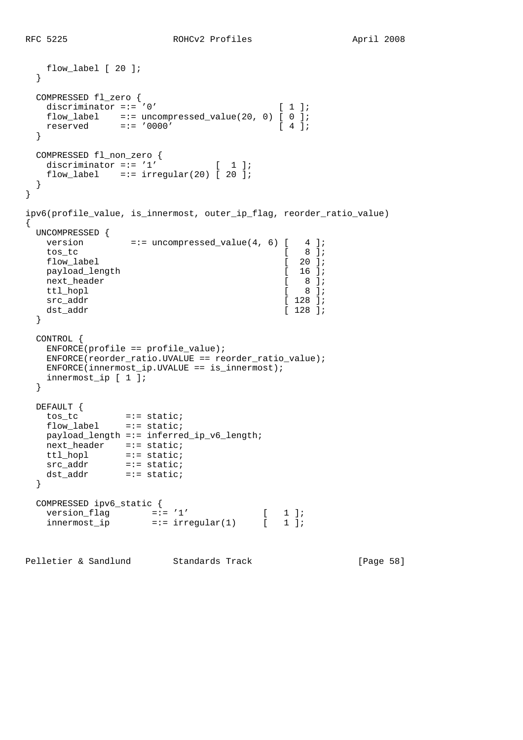```
    flow_label [ 20 ];
  }

  COMPRESSED fl_zero {
    discriminator =:= '0'                      [ 1 ];
    flow_label    =:= uncompressed_value(20, 0) [ 0 ];
    reserved      =:= '0000'                   [ 4 ];
  }

  COMPRESSED fl_non_zero {
    discriminator =:= '1'          [  1 ];
    flow_label    =:= irregular(20) [ 20 ];
  }
}

ipv6(profile_value, is_innermost, outer_ip_flag, reorder_ratio_value)
{
  UNCOMPRESSED {
    version         =:= uncompressed_value(4, 6) [   4 ];
    tos_tc                                       [   8 ];
    flow_label                                   [  20 ];
    payload_length                               [  16 ];
    next_header                                  [   8 ];
    ttl_hopl                                     [   8 ];
    src_addr                                     [ 128 ];
    dst_addr                                     [ 128 ];
  }

  CONTROL {
    ENFORCE(profile == profile_value);
    ENFORCE(reorder_ratio.UVALUE == reorder_ratio_value);
    ENFORCE(innermost_ip.UVALUE == is_innermost);
    innermost_ip [ 1 ];
  }

  DEFAULT {
    tos_tc         =:= static;
    flow_label     =:= static;
    payload_length =:= inferred_ip_v6_length;
    next_header    =:= static;
    ttl_hopl       =:= static;
    src_addr       =:= static;
    dst_addr       =:= static;
  }

  COMPRESSED ipv6_static {
    version_flag        =:= '1'             [   1 ];
    innermost_ip        =:= irregular(1)     [   1 ];
```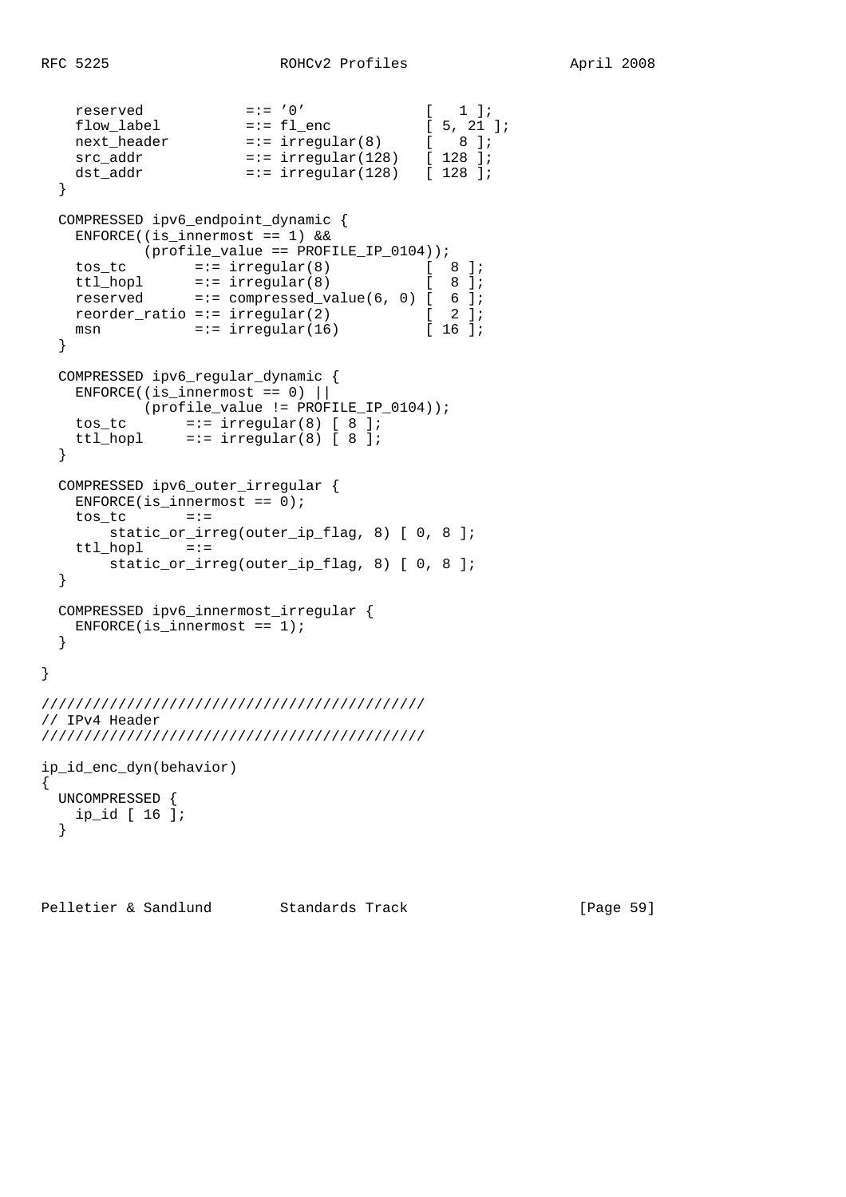```
    reserved            =:= '0'              [   1 ];
    flow_label          =:= fl_enc           [ 5, 21 ];
    next_header         =:= irregular(8)     [   8 ];
    src_addr            =:= irregular(128)   [ 128 ];
    dst_addr            =:= irregular(128)   [ 128 ];
  }

  COMPRESSED ipv6_endpoint_dynamic {
    ENFORCE((is_innermost == 1) &&
           (profile_value == PROFILE_IP_0104));
    tos_tc        =:= irregular(8)           [  8 ];
    ttl_hopl      =:= irregular(8)           [  8 ];
    reserved      =:= compressed_value(6, 0) [  6 ];
    reorder_ratio =:= irregular(2)           [  2 ];
    msn           =:= irregular(16)          [ 16 ];
  }

  COMPRESSED ipv6_regular_dynamic {
    ENFORCE((is_innermost == 0) ||
           (profile_value != PROFILE_IP_0104));
    tos_tc       =:= irregular(8) [ 8 ];
    ttl_hopl     =:= irregular(8) [ 8 ];
  }

  COMPRESSED ipv6_outer_irregular {
    ENFORCE(is_innermost == 0);
    tos_tc       =:=
        static_or_irreg(outer_ip_flag, 8) [ 0, 8 ];
    ttl_hopl     =:=
        static_or_irreg(outer_ip_flag, 8) [ 0, 8 ];
  }

  COMPRESSED ipv6_innermost_irregular {
    ENFORCE(is_innermost == 1);
  }

}

////////////////////////////////////////////
// IPv4 Header
////////////////////////////////////////////

ip_id_enc_dyn(behavior)
{
  UNCOMPRESSED {
    ip_id [ 16 ];
  }
```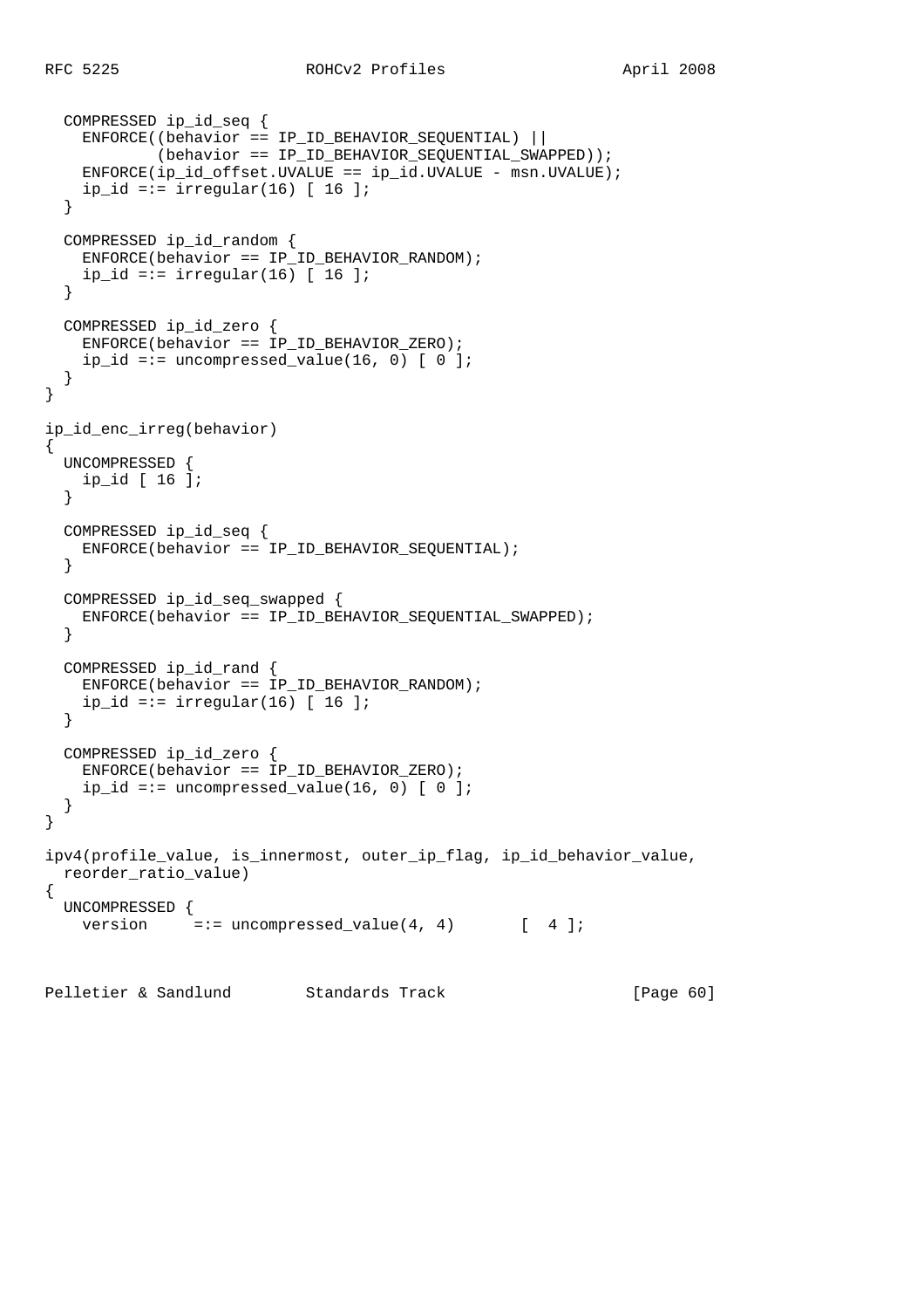```
  COMPRESSED ip_id_seq {
    ENFORCE((behavior == IP_ID_BEHAVIOR_SEQUENTIAL) ||
            (behavior == IP_ID_BEHAVIOR_SEQUENTIAL_SWAPPED));
    ENFORCE(ip_id_offset.UVALUE == ip_id.UVALUE - msn.UVALUE);
    ip_id =:= irregular(16) [ 16 ];
  }

  COMPRESSED ip_id_random {
    ENFORCE(behavior == IP_ID_BEHAVIOR_RANDOM);
    ip_id =:= irregular(16) [ 16 ];
  }

  COMPRESSED ip_id_zero {
    ENFORCE(behavior == IP_ID_BEHAVIOR_ZERO);
    ip_id =:= uncompressed_value(16, 0) [ 0 ];
  }
}

ip_id_enc_irreg(behavior)
{
  UNCOMPRESSED {
    ip_id [ 16 ];
  }

  COMPRESSED ip_id_seq {
    ENFORCE(behavior == IP_ID_BEHAVIOR_SEQUENTIAL);
  }

  COMPRESSED ip_id_seq_swapped {
    ENFORCE(behavior == IP_ID_BEHAVIOR_SEQUENTIAL_SWAPPED);
  }

  COMPRESSED ip_id_rand {
    ENFORCE(behavior == IP_ID_BEHAVIOR_RANDOM);
    ip_id =:= irregular(16) [ 16 ];
  }

  COMPRESSED ip_id_zero {
    ENFORCE(behavior == IP_ID_BEHAVIOR_ZERO);
    ip_id =:= uncompressed_value(16, 0) [ 0 ];
  }
}

ipv4(profile_value, is_innermost, outer_ip_flag, ip_id_behavior_value,
  reorder_ratio_value)
{
  UNCOMPRESSED {
    version     =:= uncompressed_value(4, 4)       [  4 ];
```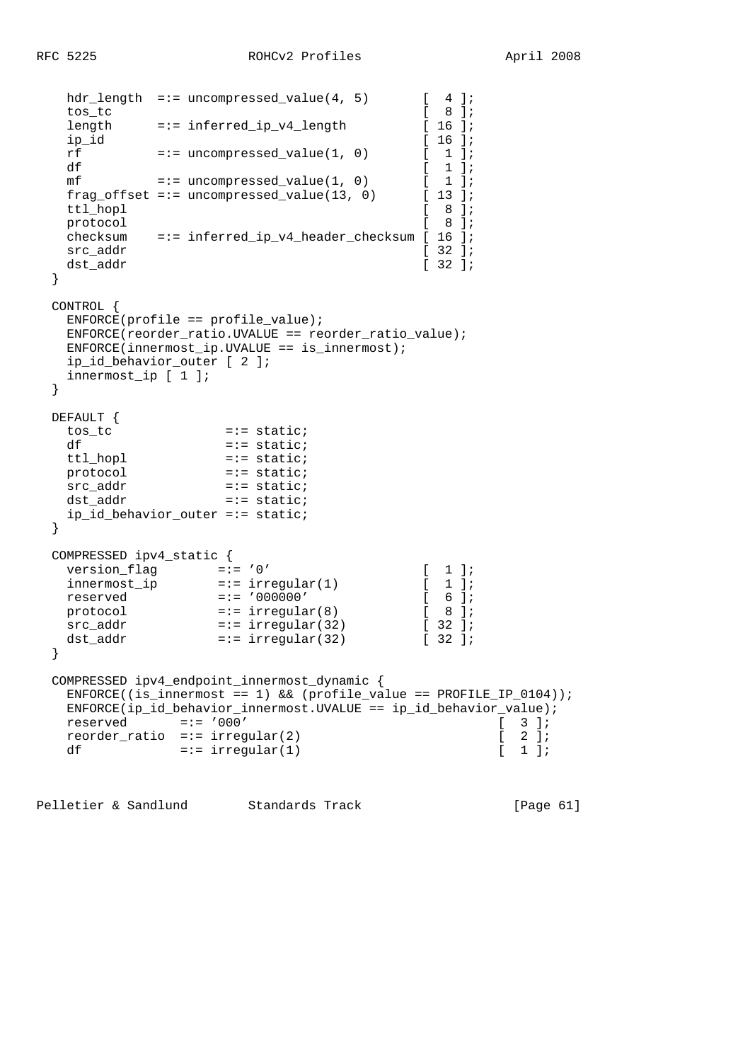```
    hdr_length  =:= uncompressed_value(4, 5)       [  4 ];
    tos_tc                                         [  8 ];
    length      =:= inferred_ip_v4_length          [ 16 ];
    ip_id                                          [ 16 ];
    rf          =:= uncompressed_value(1, 0)       [  1 ];
    df                                             [  1 ];
    mf          =:= uncompressed_value(1, 0)       [  1 ];
    frag_offset =:= uncompressed_value(13, 0)      [ 13 ];
    ttl_hopl                                       [  8 ];
    protocol                                       [  8 ];
    checksum    =:= inferred_ip_v4_header_checksum [ 16 ];
    src_addr                                       [ 32 ];
    dst_addr                                       [ 32 ];
  }

  CONTROL {
    ENFORCE(profile == profile_value);
    ENFORCE(reorder_ratio.UVALUE == reorder_ratio_value);
    ENFORCE(innermost_ip.UVALUE == is_innermost);
    ip_id_behavior_outer [ 2 ];
    innermost_ip [ 1 ];
  }

  DEFAULT {
    tos_tc               =:= static;
    df                   =:= static;
    ttl_hopl             =:= static;
    protocol             =:= static;
    src_addr             =:= static;
    dst_addr             =:= static;
    ip_id_behavior_outer =:= static;
  }

  COMPRESSED ipv4_static {
    version_flag        =:= '0'                    [  1 ];
    innermost_ip        =:= irregular(1)           [  1 ];
    reserved            =:= '000000'               [  6 ];
    protocol            =:= irregular(8)           [  8 ];
    src_addr            =:= irregular(32)          [ 32 ];
    dst_addr            =:= irregular(32)          [ 32 ];
  }

  COMPRESSED ipv4_endpoint_innermost_dynamic {
    ENFORCE((is_innermost == 1) && (profile_value == PROFILE_IP_0104));
    ENFORCE(ip_id_behavior_innermost.UVALUE == ip_id_behavior_value);
    reserved       =:= '000'                                  [  3 ];
    reorder_ratio  =:= irregular(2)                           [  2 ];
    df             =:= irregular(1)                           [  1 ];
```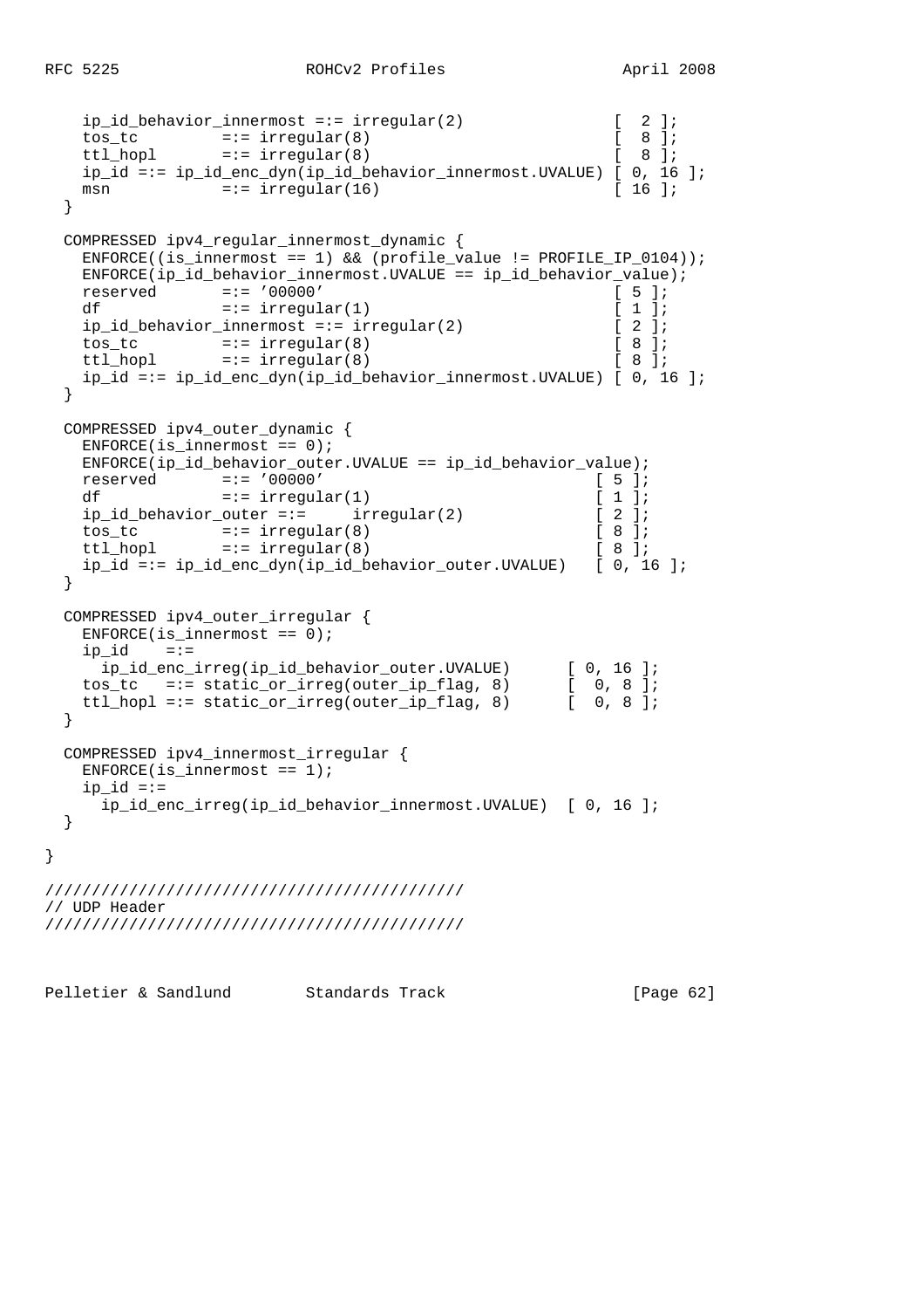```
    ip_id_behavior_innermost =:= irregular(2)              [  2 ];
    tos_tc         =:= irregular(8)                        [  8 ];
    ttl_hopl       =:= irregular(8)                        [  8 ];
    ip_id =:= ip_id_enc_dyn(ip_id_behavior_innermost.UVALUE) [ 0, 16 ];
    msn            =:= irregular(16)                       [ 16 ];
  }

  COMPRESSED ipv4_regular_innermost_dynamic {
    ENFORCE((is_innermost == 1) && (profile_value != PROFILE_IP_0104));
    ENFORCE(ip_id_behavior_innermost.UVALUE == ip_id_behavior_value);
    reserved       =:= '00000'                             [ 5 ];
    df             =:= irregular(1)                        [ 1 ];
    ip_id_behavior_innermost =:= irregular(2)              [ 2 ];
    tos_tc         =:= irregular(8)                        [ 8 ];
    ttl_hopl       =:= irregular(8)                        [ 8 ];
    ip_id =:= ip_id_enc_dyn(ip_id_behavior_innermost.UVALUE) [ 0, 16 ];
  }

  COMPRESSED ipv4_outer_dynamic {
    ENFORCE(is_innermost == 0);
    ENFORCE(ip_id_behavior_outer.UVALUE == ip_id_behavior_value);
    reserved       =:= '00000'                           [ 5 ];
    df             =:= irregular(1)                      [ 1 ];
    ip_id_behavior_outer =:=     irregular(2)            [ 2 ];
    tos_tc         =:= irregular(8)                      [ 8 ];
    ttl_hopl       =:= irregular(8)                      [ 8 ];
    ip_id =:= ip_id_enc_dyn(ip_id_behavior_outer.UVALUE)   [ 0, 16 ];
  }

  COMPRESSED ipv4_outer_irregular {
    ENFORCE(is_innermost == 0);
    ip_id    =:=
      ip_id_enc_irreg(ip_id_behavior_outer.UVALUE)      [ 0, 16 ];
    tos_tc   =:= static_or_irreg(outer_ip_flag, 8)      [  0, 8 ];
    ttl_hopl =:= static_or_irreg(outer_ip_flag, 8)      [  0, 8 ];
  }

  COMPRESSED ipv4_innermost_irregular {
    ENFORCE(is_innermost == 1);
    ip_id =:=
      ip_id_enc_irreg(ip_id_behavior_innermost.UVALUE)  [ 0, 16 ];
  }

}

////////////////////////////////////////////
// UDP Header
////////////////////////////////////////////
```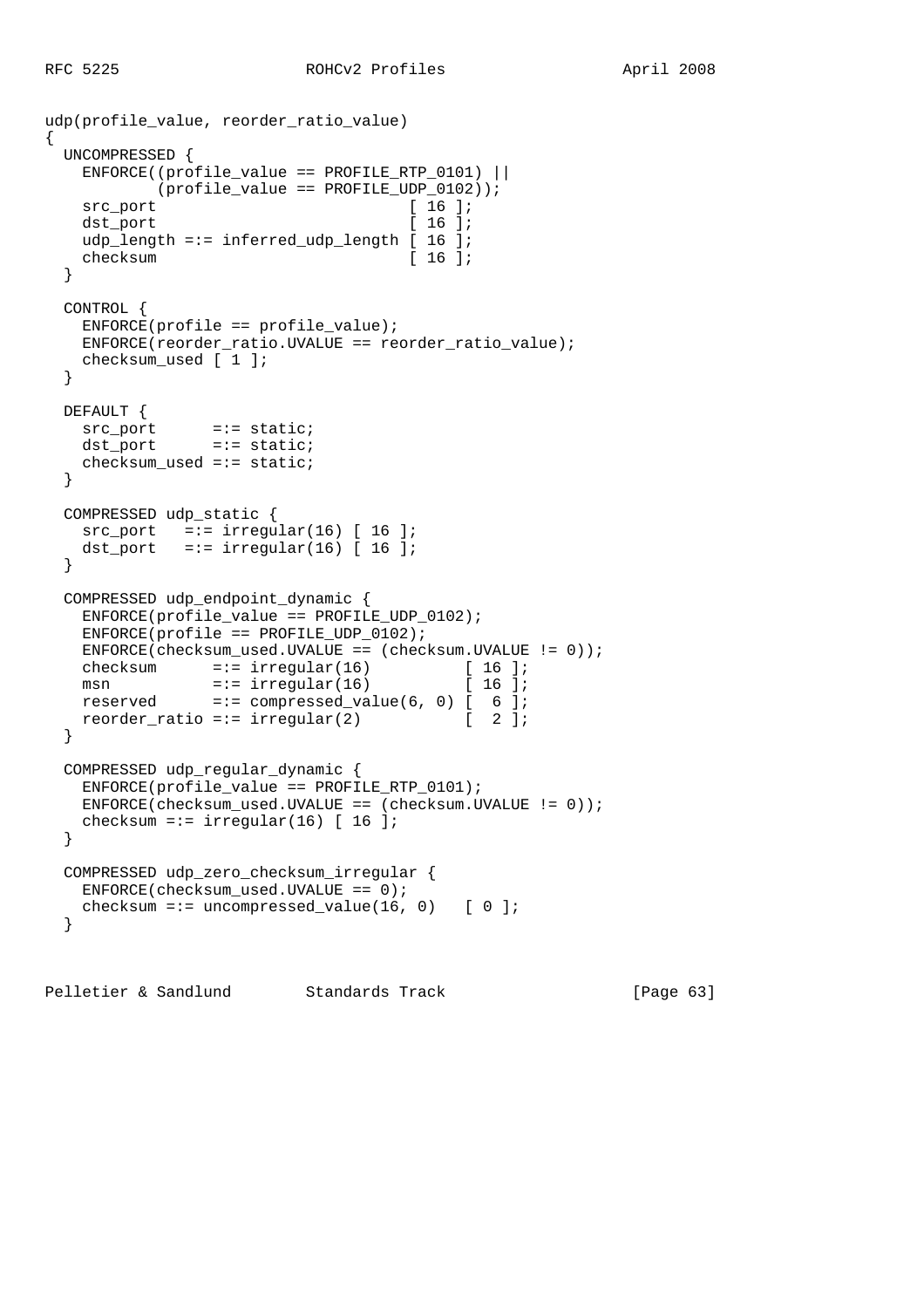```
udp(profile_value, reorder_ratio_value)
{
  UNCOMPRESSED {
    ENFORCE((profile_value == PROFILE_RTP_0101) ||
            (profile_value == PROFILE_UDP_0102));
    src_port                          [ 16 ];
    dst_port                          [ 16 ];
    udp_length =:= inferred_udp_length [ 16 ];
    checksum                          [ 16 ];
  }

  CONTROL {
    ENFORCE(profile == profile_value);
    ENFORCE(reorder_ratio.UVALUE == reorder_ratio_value);
    checksum_used [ 1 ];
  }

  DEFAULT {
    src_port      =:= static;
    dst_port      =:= static;
    checksum_used =:= static;
  }

  COMPRESSED udp_static {
    src_port   =:= irregular(16) [ 16 ];
    dst_port   =:= irregular(16) [ 16 ];
  }

  COMPRESSED udp_endpoint_dynamic {
    ENFORCE(profile_value == PROFILE_UDP_0102);
    ENFORCE(profile == PROFILE_UDP_0102);
    ENFORCE(checksum_used.UVALUE == (checksum.UVALUE != 0));
    checksum      =:= irregular(16)          [ 16 ];
    msn           =:= irregular(16)          [ 16 ];
    reserved      =:= compressed_value(6, 0) [  6 ];
    reorder_ratio =:= irregular(2)           [  2 ];
  }

  COMPRESSED udp_regular_dynamic {
    ENFORCE(profile_value == PROFILE_RTP_0101);
    ENFORCE(checksum_used.UVALUE == (checksum.UVALUE != 0));
    checksum =:= irregular(16) [ 16 ];
  }

  COMPRESSED udp_zero_checksum_irregular {
    ENFORCE(checksum_used.UVALUE == 0);
    checksum =:= uncompressed_value(16, 0)   [ 0 ];
  }
```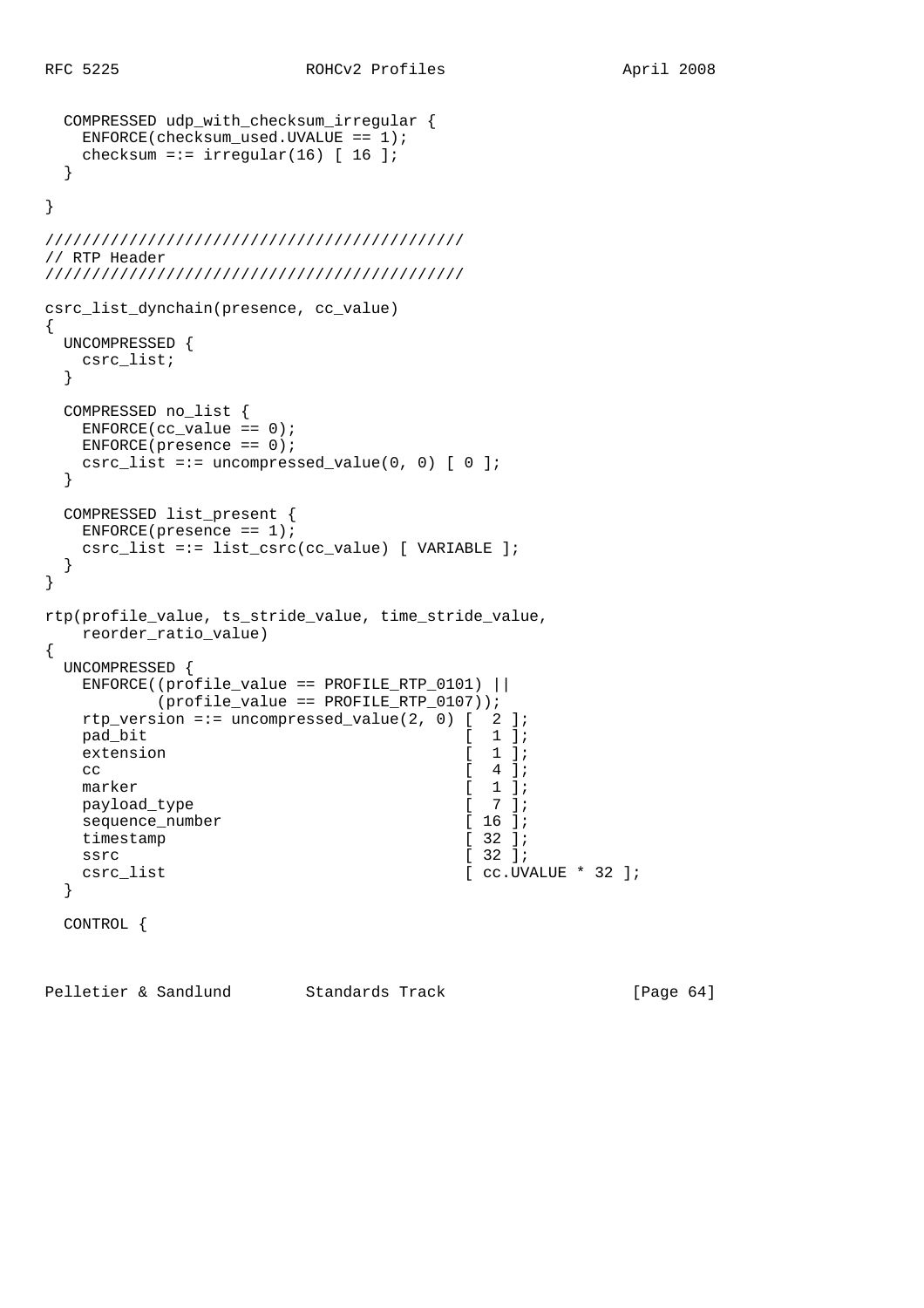```
  COMPRESSED udp_with_checksum_irregular {
    ENFORCE(checksum_used.UVALUE == 1);
    checksum =:= irregular(16) [ 16 ];
  }

}

////////////////////////////////////////////
// RTP Header
////////////////////////////////////////////

csrc_list_dynchain(presence, cc_value)
{
  UNCOMPRESSED {
    csrc_list;
  }

  COMPRESSED no_list {
    ENFORCE(cc_value == 0);
    ENFORCE(presence == 0);
    csrc_list =:= uncompressed_value(0, 0) [ 0 ];
  }

  COMPRESSED list_present {
    ENFORCE(presence == 1);
    csrc_list =:= list_csrc(cc_value) [ VARIABLE ];
  }
}

rtp(profile_value, ts_stride_value, time_stride_value,
    reorder_ratio_value)
{
  UNCOMPRESSED {
    ENFORCE((profile_value == PROFILE_RTP_0101) ||
            (profile_value == PROFILE_RTP_0107));
    rtp_version =:= uncompressed_value(2, 0) [  2 ];
    pad_bit                                  [  1 ];
    extension                                [  1 ];
    cc                                       [  4 ];
    marker                                   [  1 ];
    payload_type                             [  7 ];
    sequence_number                          [ 16 ];
    timestamp                                [ 32 ];
    ssrc                                     [ 32 ];
    csrc_list                                [ cc.UVALUE * 32 ];
  }

  CONTROL {
```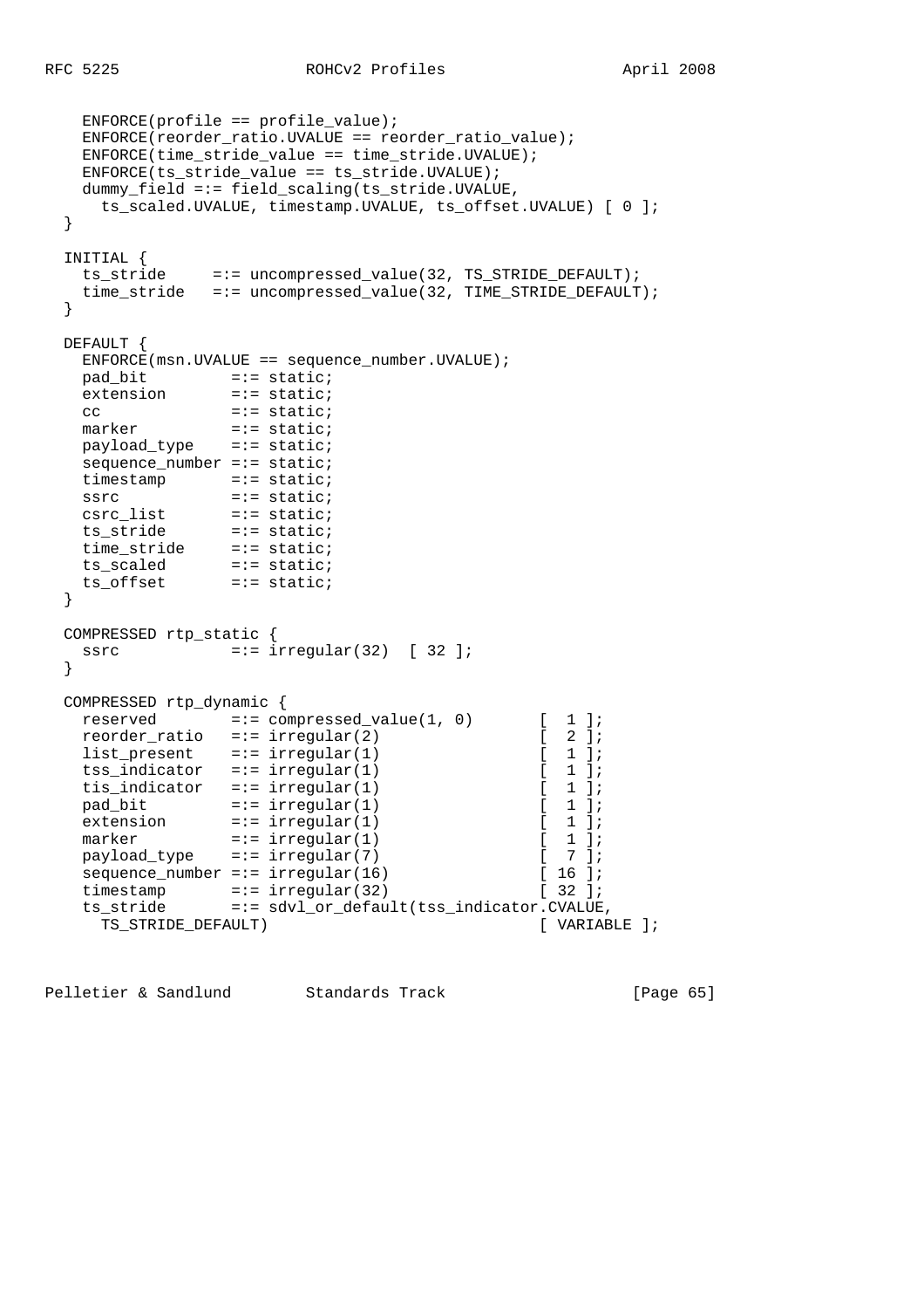```
    ENFORCE(profile == profile_value);
    ENFORCE(reorder_ratio.UVALUE == reorder_ratio_value);
    ENFORCE(time_stride_value == time_stride.UVALUE);
    ENFORCE(ts_stride_value == ts_stride.UVALUE);
    dummy_field =:= field_scaling(ts_stride.UVALUE,
      ts_scaled.UVALUE, timestamp.UVALUE, ts_offset.UVALUE) [ 0 ];
  }

  INITIAL {
    ts_stride     =:= uncompressed_value(32, TS_STRIDE_DEFAULT);
    time_stride   =:= uncompressed_value(32, TIME_STRIDE_DEFAULT);
  }

  DEFAULT {
    ENFORCE(msn.UVALUE == sequence_number.UVALUE);
    pad_bit         =:= static;
    extension       =:= static;
    cc              =:= static;
    marker          =:= static;
    payload_type    =:= static;
    sequence_number =:= static;
    timestamp       =:= static;
    ssrc            =:= static;
    csrc_list       =:= static;
    ts_stride       =:= static;
    time_stride     =:= static;
    ts_scaled       =:= static;
    ts_offset       =:= static;
  }

  COMPRESSED rtp_static {
    ssrc            =:= irregular(32)  [ 32 ];
  }

  COMPRESSED rtp_dynamic {
    reserved        =:= compressed_value(1, 0)       [  1 ];
    reorder_ratio   =:= irregular(2)                 [  2 ];
    list_present    =:= irregular(1)                 [  1 ];
    tss_indicator   =:= irregular(1)                 [  1 ];
    tis_indicator   =:= irregular(1)                 [  1 ];
    pad_bit         =:= irregular(1)                 [  1 ];
    extension       =:= irregular(1)                 [  1 ];
    marker          =:= irregular(1)                 [  1 ];
    payload_type    =:= irregular(7)                 [  7 ];
    sequence_number =:= irregular(16)                [ 16 ];
    timestamp       =:= irregular(32)                [ 32 ];
    ts_stride       =:= sdvl_or_default(tss_indicator.CVALUE,
      TS_STRIDE_DEFAULT)                             [ VARIABLE ];
```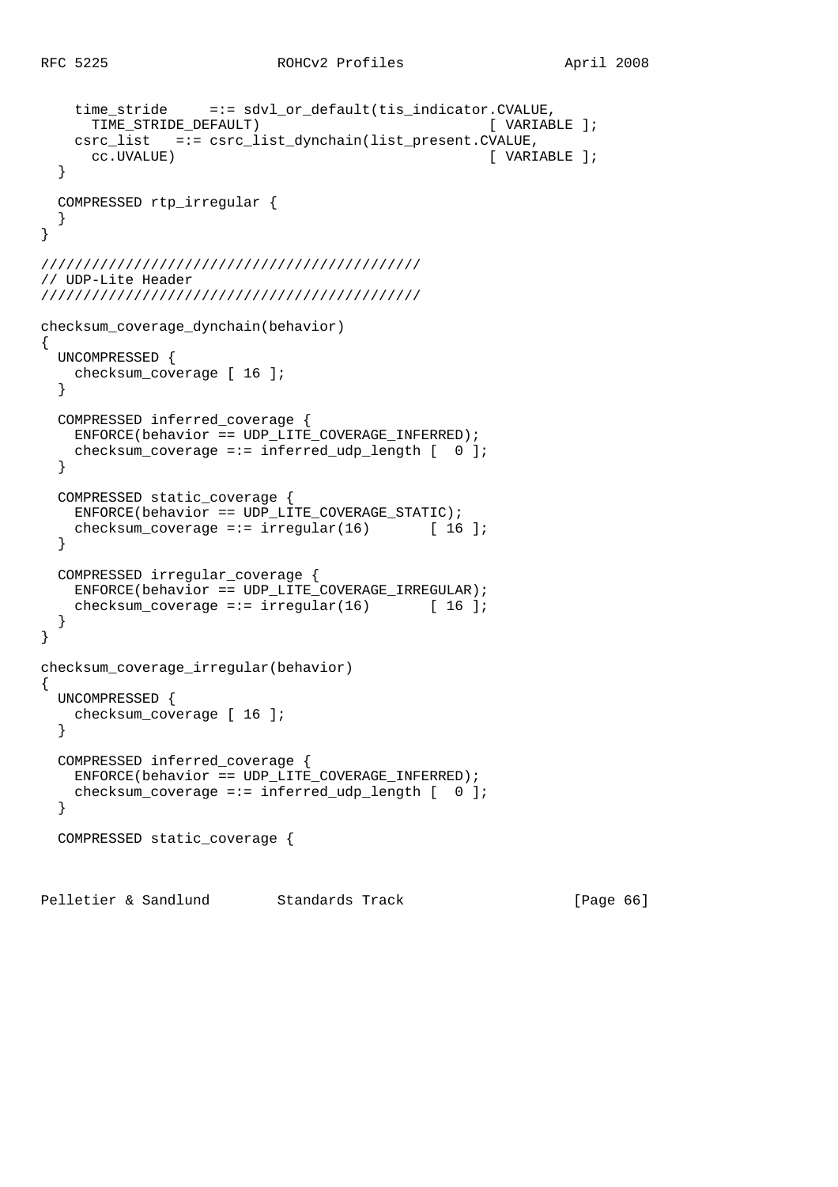```
    time_stride     =:= sdvl_or_default(tis_indicator.CVALUE,
      TIME_STRIDE_DEFAULT)                          [ VARIABLE ];
    csrc_list   =:= csrc_list_dynchain(list_present.CVALUE,
      cc.UVALUE)                                    [ VARIABLE ];
  }

  COMPRESSED rtp_irregular {
  }
}

/////////////////////////////////////////////
// UDP-Lite Header
/////////////////////////////////////////////

checksum_coverage_dynchain(behavior)
{
  UNCOMPRESSED {
    checksum_coverage [ 16 ];
  }

  COMPRESSED inferred_coverage {
    ENFORCE(behavior == UDP_LITE_COVERAGE_INFERRED);
    checksum_coverage =:= inferred_udp_length [  0 ];
  }

  COMPRESSED static_coverage {
    ENFORCE(behavior == UDP_LITE_COVERAGE_STATIC);
    checksum_coverage =:= irregular(16)       [ 16 ];
  }

  COMPRESSED irregular_coverage {
    ENFORCE(behavior == UDP_LITE_COVERAGE_IRREGULAR);
    checksum_coverage =:= irregular(16)       [ 16 ];
  }
}

checksum_coverage_irregular(behavior)
{
  UNCOMPRESSED {
    checksum_coverage [ 16 ];
  }

  COMPRESSED inferred_coverage {
    ENFORCE(behavior == UDP_LITE_COVERAGE_INFERRED);
    checksum_coverage =:= inferred_udp_length [  0 ];
  }

  COMPRESSED static_coverage {
```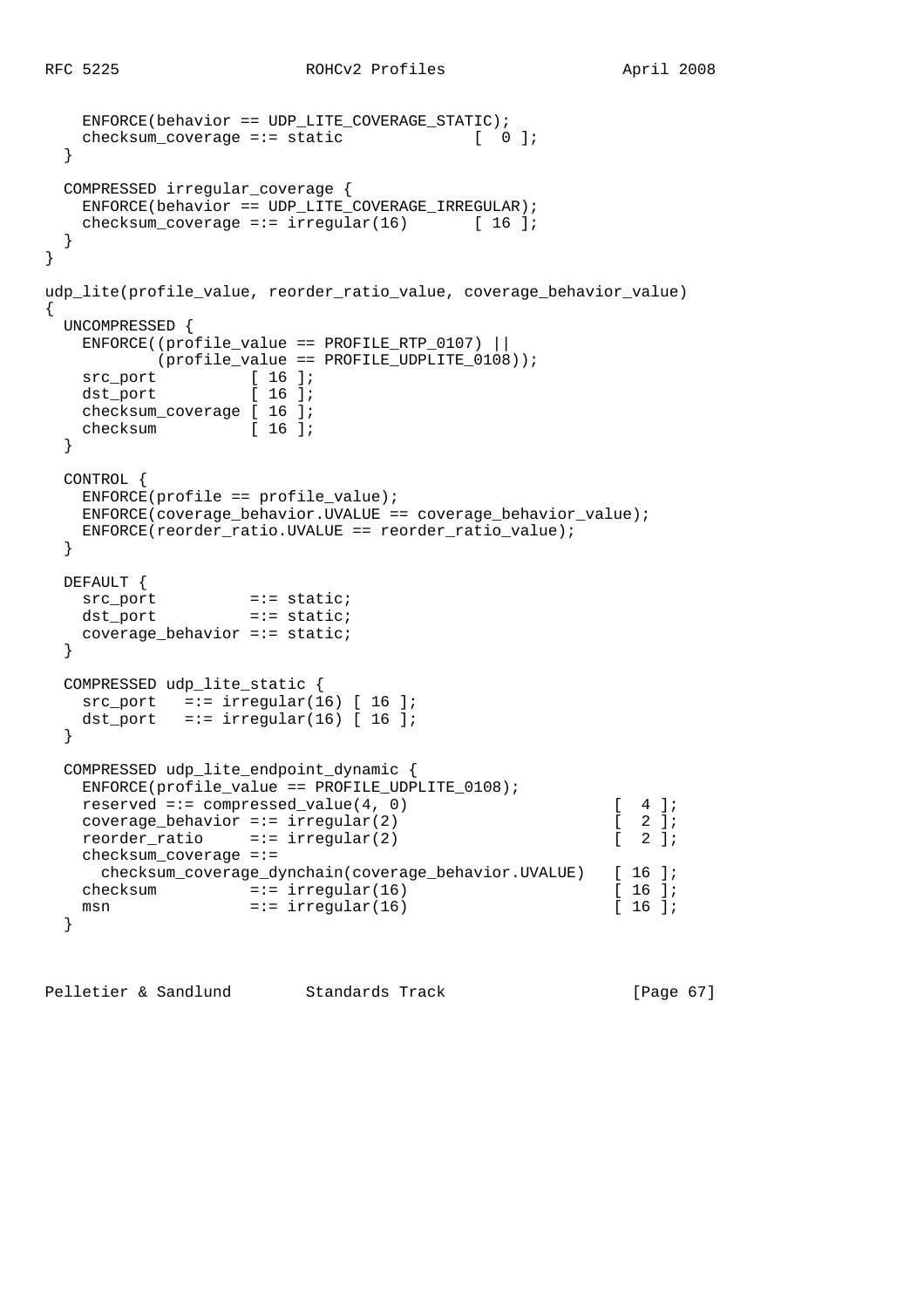```
    ENFORCE(behavior == UDP_LITE_COVERAGE_STATIC);
    checksum_coverage =:= static             [  0 ];
  }

  COMPRESSED irregular_coverage {
    ENFORCE(behavior == UDP_LITE_COVERAGE_IRREGULAR);
    checksum_coverage =:= irregular(16)       [ 16 ];
  }
}

udp_lite(profile_value, reorder_ratio_value, coverage_behavior_value)
{
  UNCOMPRESSED {
    ENFORCE((profile_value == PROFILE_RTP_0107) ||
            (profile_value == PROFILE_UDPLITE_0108));
    src_port          [ 16 ];
    dst_port          [ 16 ];
    checksum_coverage [ 16 ];
    checksum          [ 16 ];
  }

  CONTROL {
    ENFORCE(profile == profile_value);
    ENFORCE(coverage_behavior.UVALUE == coverage_behavior_value);
    ENFORCE(reorder_ratio.UVALUE == reorder_ratio_value);
  }

  DEFAULT {
    src_port          =:= static;
    dst_port          =:= static;
    coverage_behavior =:= static;
  }

  COMPRESSED udp_lite_static {
    src_port   =:= irregular(16) [ 16 ];
    dst_port   =:= irregular(16) [ 16 ];
  }

  COMPRESSED udp_lite_endpoint_dynamic {
    ENFORCE(profile_value == PROFILE_UDPLITE_0108);
    reserved =:= compressed_value(4, 0)                    [  4 ];
    coverage_behavior =:= irregular(2)                     [  2 ];
    reorder_ratio     =:= irregular(2)                     [  2 ];
    checksum_coverage =:=
      checksum_coverage_dynchain(coverage_behavior.UVALUE)   [ 16 ];
    checksum          =:= irregular(16)                    [ 16 ];
    msn               =:= irregular(16)                    [ 16 ];
  }
```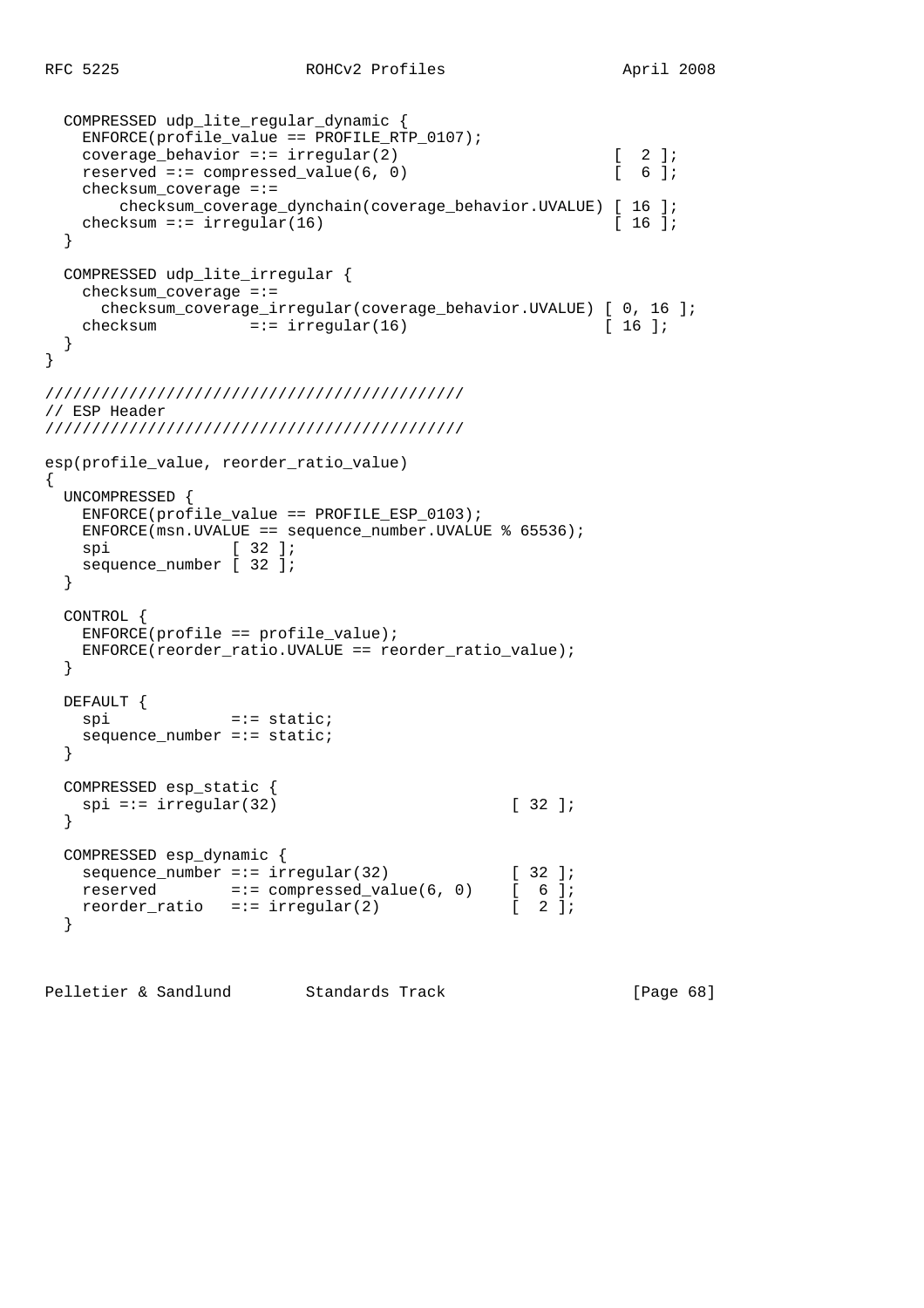```
  COMPRESSED udp_lite_regular_dynamic {
    ENFORCE(profile_value == PROFILE_RTP_0107);
    coverage_behavior =:= irregular(2)                          [  2 ];
    reserved =:= compressed_value(6, 0)                         [  6 ];
    checksum_coverage =:=
        checksum_coverage_dynchain(coverage_behavior.UVALUE) [ 16 ];
    checksum =:= irregular(16)                                  [ 16 ];
  }

  COMPRESSED udp_lite_irregular {
    checksum_coverage =:=
      checksum_coverage_irregular(coverage_behavior.UVALUE) [ 0, 16 ];
    checksum          =:= irregular(16)                    [ 16 ];
  }
}

////////////////////////////////////////////
// ESP Header
////////////////////////////////////////////

esp(profile_value, reorder_ratio_value)
{
  UNCOMPRESSED {
    ENFORCE(profile_value == PROFILE_ESP_0103);
    ENFORCE(msn.UVALUE == sequence_number.UVALUE % 65536);
    spi             [ 32 ];
    sequence_number [ 32 ];
  }

  CONTROL {
    ENFORCE(profile == profile_value);
    ENFORCE(reorder_ratio.UVALUE == reorder_ratio_value);
  }

  DEFAULT {
    spi             =:= static;
    sequence_number =:= static;
  }

  COMPRESSED esp_static {
    spi =:= irregular(32)                         [ 32 ];
  }

  COMPRESSED esp_dynamic {
    sequence_number =:= irregular(32)             [ 32 ];
    reserved        =:= compressed_value(6, 0)    [  6 ];
    reorder_ratio   =:= irregular(2)              [  2 ];
  }
```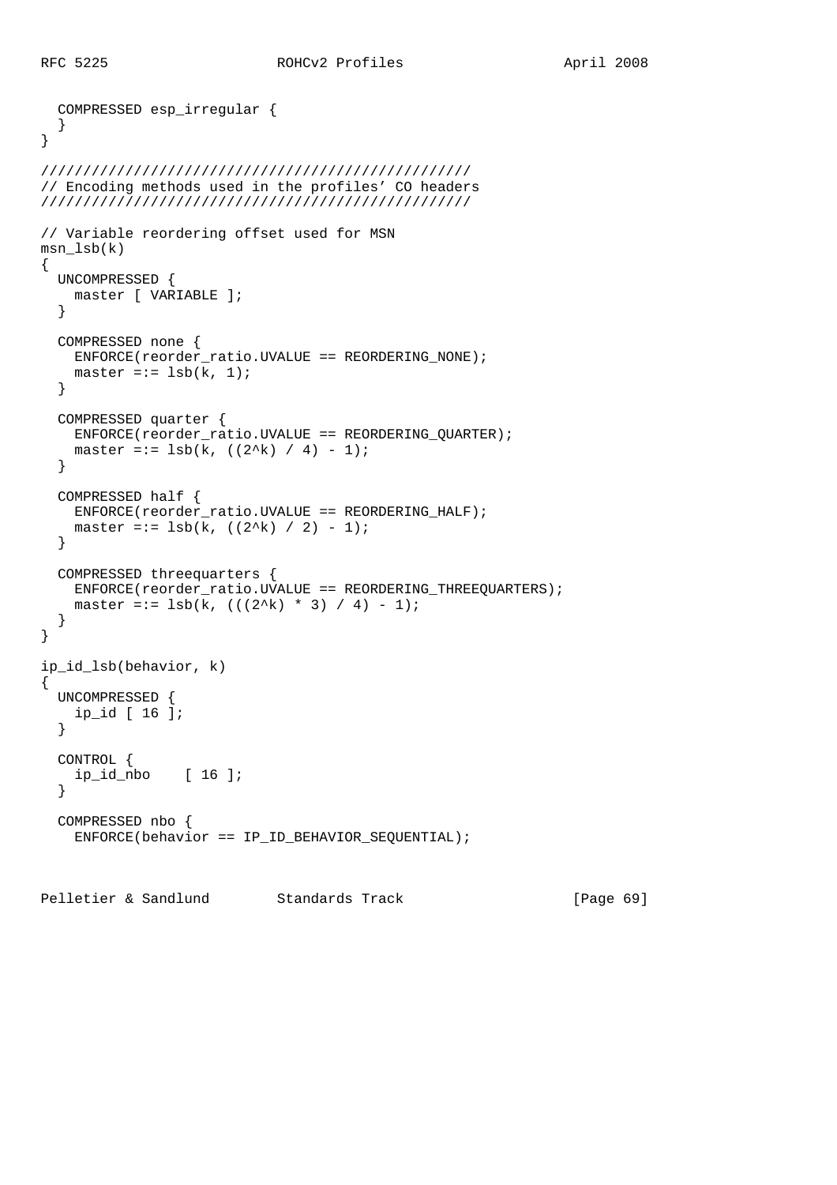```
  COMPRESSED esp_irregular {
  }
}

///////////////////////////////////////////////////
// Encoding methods used in the profiles' CO headers
///////////////////////////////////////////////////

// Variable reordering offset used for MSN
msn_lsb(k)
{
  UNCOMPRESSED {
    master [ VARIABLE ];
  }

  COMPRESSED none {
    ENFORCE(reorder_ratio.UVALUE == REORDERING_NONE);
    master =:= lsb(k, 1);
  }

  COMPRESSED quarter {
    ENFORCE(reorder_ratio.UVALUE == REORDERING_QUARTER);
    master =:= lsb(k, ((2^k) / 4) - 1);
  }

  COMPRESSED half {
    ENFORCE(reorder_ratio.UVALUE == REORDERING_HALF);
    master =:= lsb(k, ((2^k) / 2) - 1);
  }

  COMPRESSED threequarters {
    ENFORCE(reorder_ratio.UVALUE == REORDERING_THREEQUARTERS);
    master =:= lsb(k, (((2^k) * 3) / 4) - 1);
  }
}

ip_id_lsb(behavior, k)
{
  UNCOMPRESSED {
    ip_id [ 16 ];
  }

  CONTROL {
    ip_id_nbo    [ 16 ];
  }

  COMPRESSED nbo {
    ENFORCE(behavior == IP_ID_BEHAVIOR_SEQUENTIAL);
```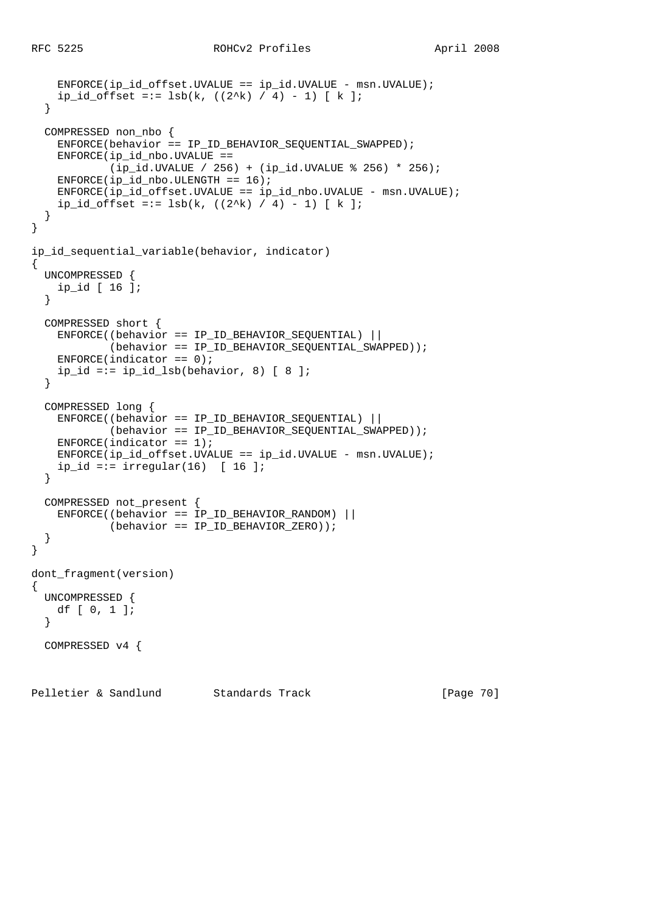```
    ENFORCE(ip_id_offset.UVALUE == ip_id.UVALUE - msn.UVALUE);
    ip_id_offset =:= lsb(k, ((2^k) / 4) - 1) [ k ];
  }

  COMPRESSED non_nbo {
    ENFORCE(behavior == IP_ID_BEHAVIOR_SEQUENTIAL_SWAPPED);
    ENFORCE(ip_id_nbo.UVALUE ==
            (ip_id.UVALUE / 256) + (ip_id.UVALUE % 256) * 256);
    ENFORCE(ip_id_nbo.ULENGTH == 16);
    ENFORCE(ip_id_offset.UVALUE == ip_id_nbo.UVALUE - msn.UVALUE);
    ip_id_offset =:= lsb(k, ((2^k) / 4) - 1) [ k ];
  }
}

ip_id_sequential_variable(behavior, indicator)
{
  UNCOMPRESSED {
    ip_id [ 16 ];
  }

  COMPRESSED short {
    ENFORCE((behavior == IP_ID_BEHAVIOR_SEQUENTIAL) ||
            (behavior == IP_ID_BEHAVIOR_SEQUENTIAL_SWAPPED));
    ENFORCE(indicator == 0);
    ip_id =:= ip_id_lsb(behavior, 8) [ 8 ];
  }

  COMPRESSED long {
    ENFORCE((behavior == IP_ID_BEHAVIOR_SEQUENTIAL) ||
            (behavior == IP_ID_BEHAVIOR_SEQUENTIAL_SWAPPED));
    ENFORCE(indicator == 1);
    ENFORCE(ip_id_offset.UVALUE == ip_id.UVALUE - msn.UVALUE);
    ip_id =:= irregular(16)  [ 16 ];
  }

  COMPRESSED not_present {
    ENFORCE((behavior == IP_ID_BEHAVIOR_RANDOM) ||
            (behavior == IP_ID_BEHAVIOR_ZERO));
  }
}

dont_fragment(version)
{
  UNCOMPRESSED {
    df [ 0, 1 ];
  }

  COMPRESSED v4 {
```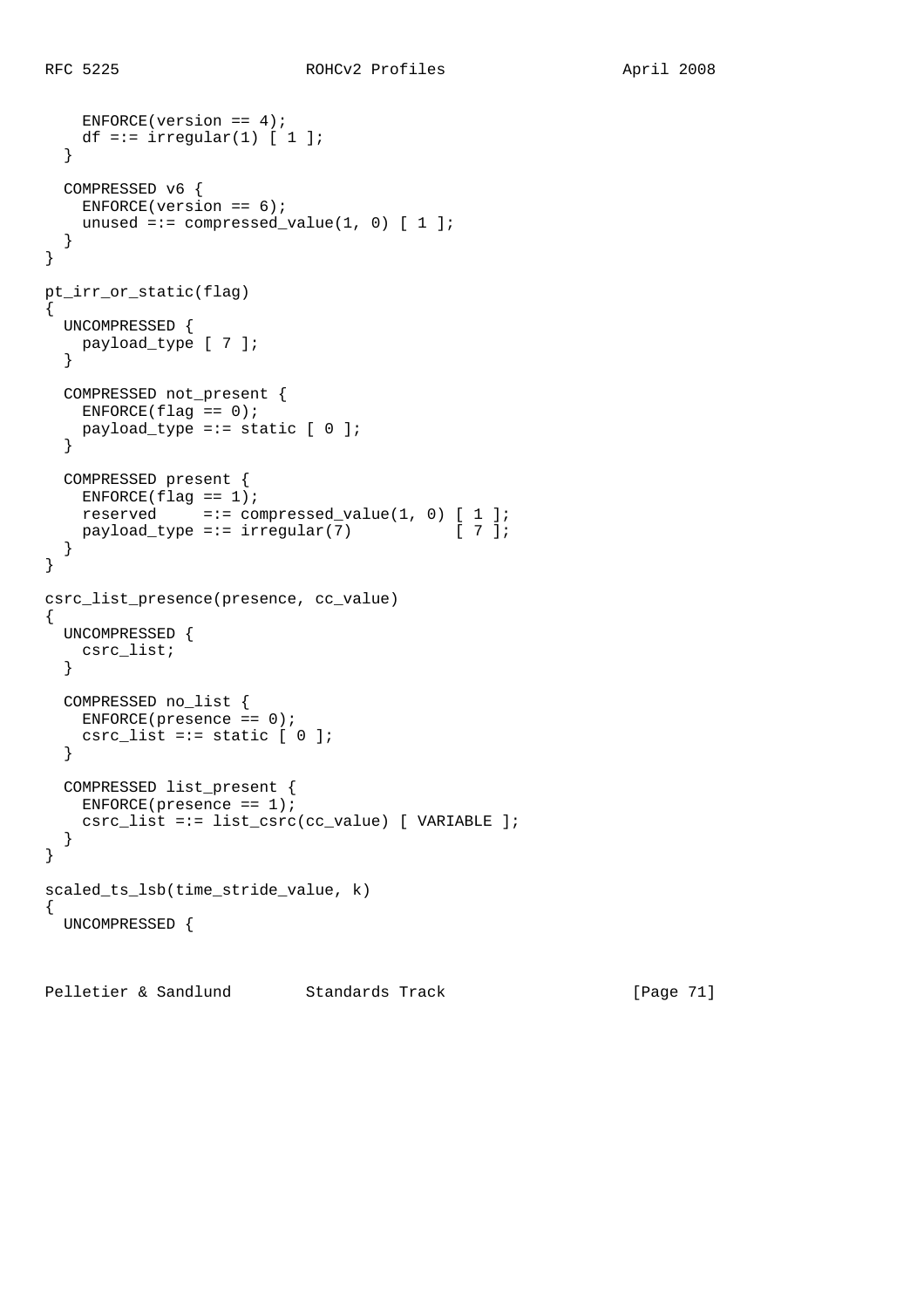```
    ENFORCE(version == 4);
    df =:= irregular(1) [ 1 ];
  }

  COMPRESSED v6 {
    ENFORCE(version == 6);
    unused =:= compressed_value(1, 0) [ 1 ];
  }
}

pt_irr_or_static(flag)
{
  UNCOMPRESSED {
    payload_type [ 7 ];
  }

  COMPRESSED not_present {
    ENFORCE(flag == 0);
    payload_type =:= static [ 0 ];
  }

  COMPRESSED present {
    ENFORCE(flag == 1);
    reserved     =:= compressed_value(1, 0) [ 1 ];
    payload_type =:= irregular(7)           [ 7 ];
  }
}

csrc_list_presence(presence, cc_value)
{
  UNCOMPRESSED {
    csrc_list;
  }

  COMPRESSED no_list {
    ENFORCE(presence == 0);
    csrc_list =:= static [ 0 ];
  }

  COMPRESSED list_present {
    ENFORCE(presence == 1);
    csrc_list =:= list_csrc(cc_value) [ VARIABLE ];
  }
}

scaled_ts_lsb(time_stride_value, k)
{
  UNCOMPRESSED {
```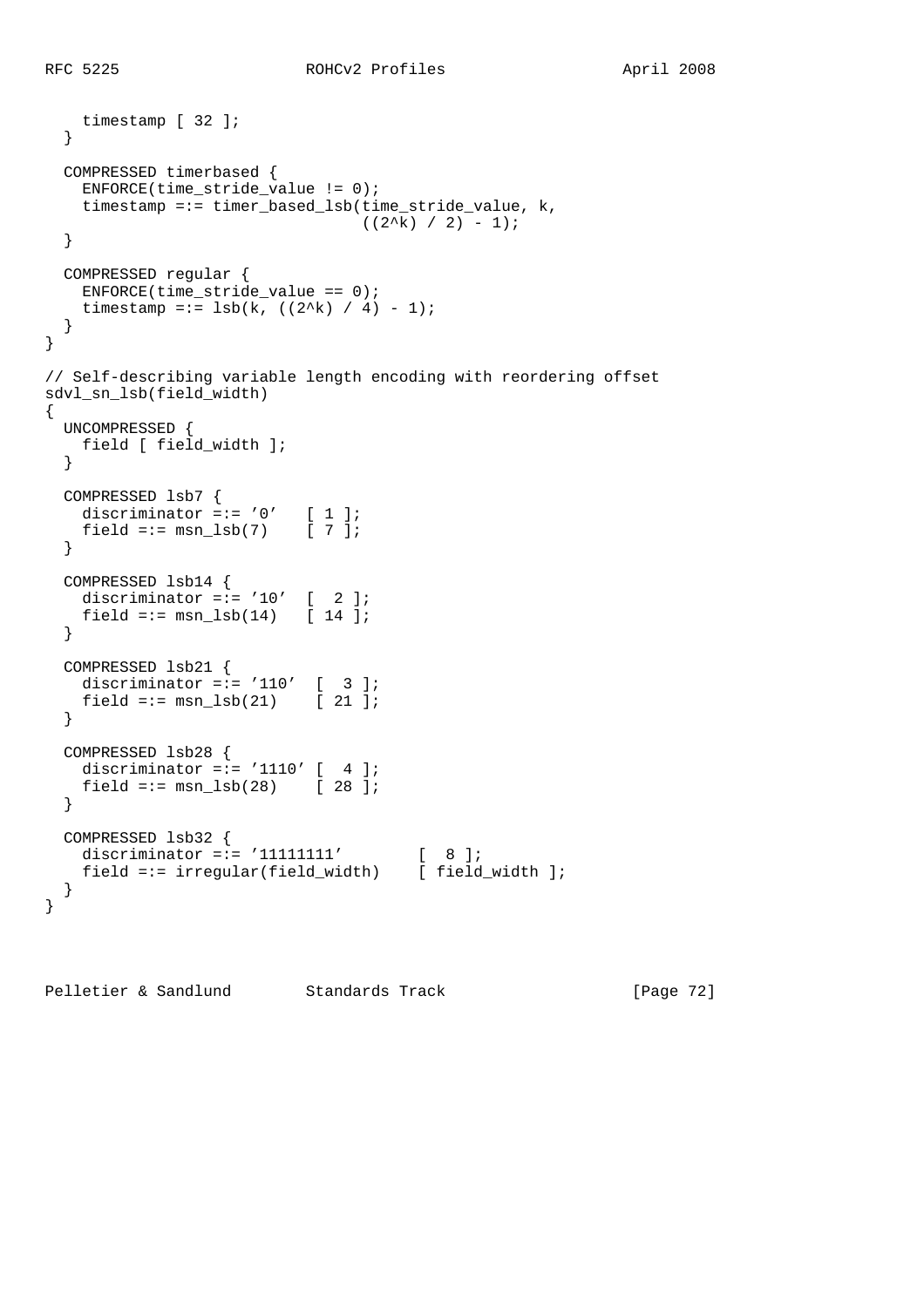```
    timestamp [ 32 ];
  }

  COMPRESSED timerbased {
    ENFORCE(time_stride_value != 0);
    timestamp =:= timer_based_lsb(time_stride_value, k,
                                  ((2^k) / 2) - 1);
  }

  COMPRESSED regular {
    ENFORCE(time_stride_value == 0);
    timestamp =:= lsb(k, ((2^k) / 4) - 1);
  }
}

// Self-describing variable length encoding with reordering offset
sdvl_sn_lsb(field_width)
{
  UNCOMPRESSED {
    field [ field_width ];
  }

  COMPRESSED lsb7 {
    discriminator =:= '0'   [ 1 ];
    field =:= msn_lsb(7)    [ 7 ];
  }

  COMPRESSED lsb14 {
    discriminator =:= '10'  [  2 ];
    field =:= msn_lsb(14)   [ 14 ];
  }

  COMPRESSED lsb21 {
    discriminator =:= '110'  [  3 ];
    field =:= msn_lsb(21)    [ 21 ];
  }

  COMPRESSED lsb28 {
    discriminator =:= '1110' [  4 ];
    field =:= msn_lsb(28)    [ 28 ];
  }

  COMPRESSED lsb32 {
    discriminator =:= '11111111'        [  8 ];
    field =:= irregular(field_width)    [ field_width ];
  }
}
```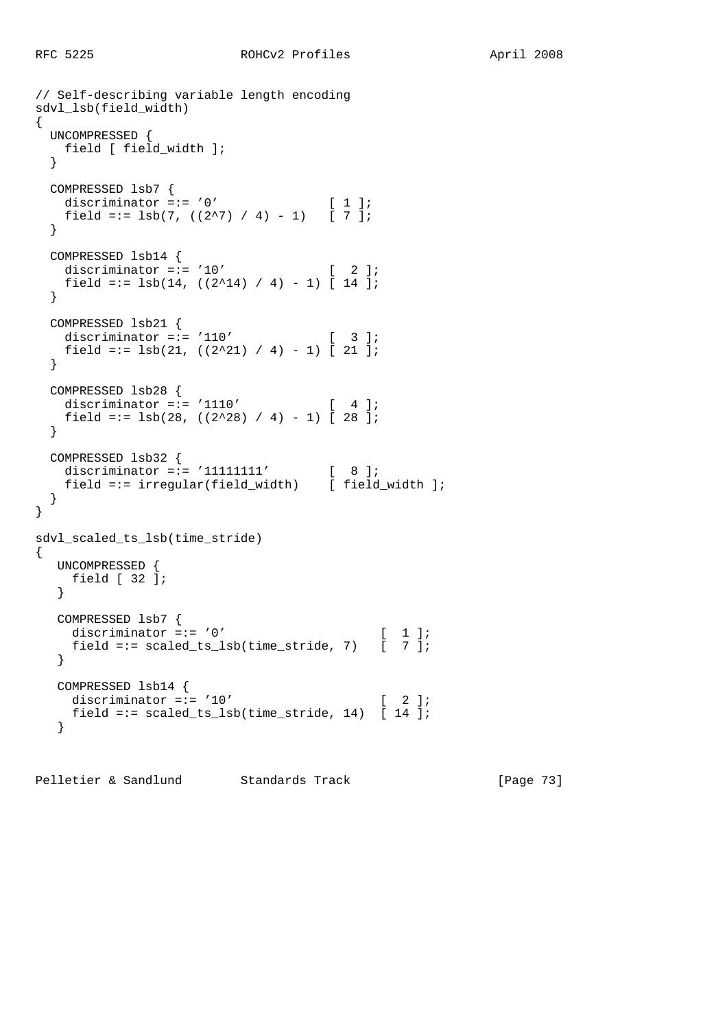```
// Self-describing variable length encoding
sdvl_lsb(field_width)
{
  UNCOMPRESSED {
    field [ field_width ];
  }

  COMPRESSED lsb7 {
    discriminator =:= '0'              [ 1 ];
    field =:= lsb(7, ((2^7) / 4) - 1)   [ 7 ];
  }

  COMPRESSED lsb14 {
    discriminator =:= '10'             [  2 ];
    field =:= lsb(14, ((2^14) / 4) - 1) [ 14 ];
  }

  COMPRESSED lsb21 {
    discriminator =:= '110'            [  3 ];
    field =:= lsb(21, ((2^21) / 4) - 1) [ 21 ];
  }

  COMPRESSED lsb28 {
    discriminator =:= '1110'           [  4 ];
    field =:= lsb(28, ((2^28) / 4) - 1) [ 28 ];
  }

  COMPRESSED lsb32 {
    discriminator =:= '11111111'       [  8 ];
    field =:= irregular(field_width)    [ field_width ];
  }
}

sdvl_scaled_ts_lsb(time_stride)
{
   UNCOMPRESSED {
     field [ 32 ];
   }

   COMPRESSED lsb7 {
     discriminator =:= '0'                        [  1 ];
     field =:= scaled_ts_lsb(time_stride, 7)   [  7 ];
   }

   COMPRESSED lsb14 {
     discriminator =:= '10'                       [  2 ];
     field =:= scaled_ts_lsb(time_stride, 14)  [ 14 ];
   }
```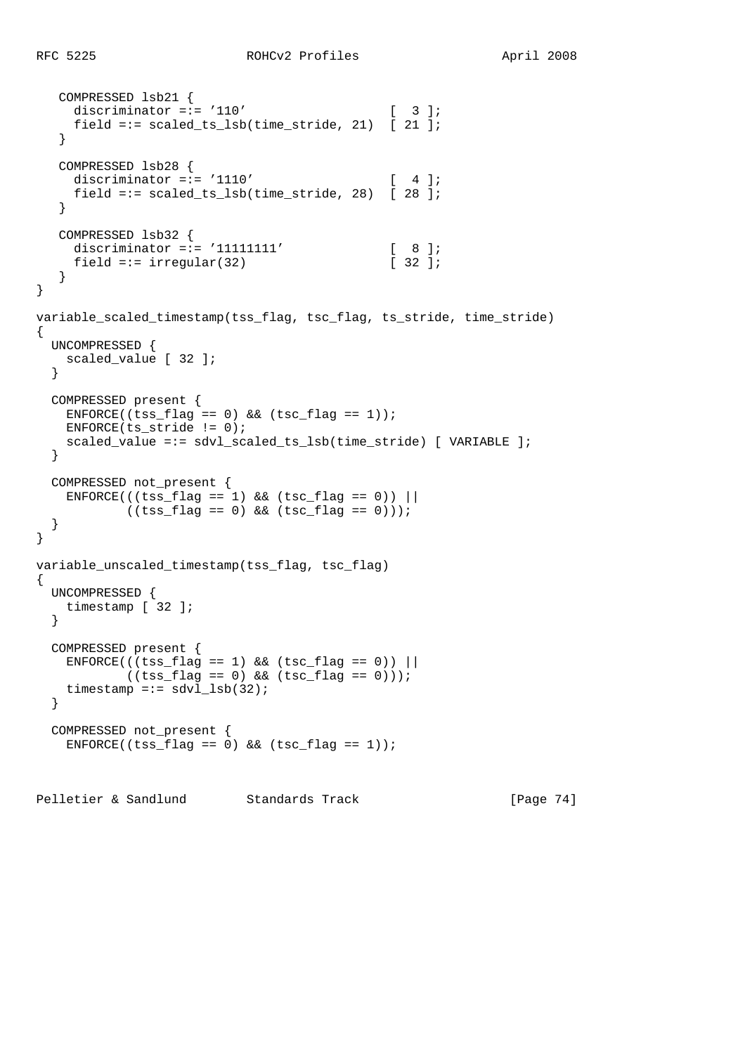```
   COMPRESSED lsb21 {
     discriminator =:= '110'                   [  3 ];
     field =:= scaled_ts_lsb(time_stride, 21)  [ 21 ];
   }

   COMPRESSED lsb28 {
     discriminator =:= '1110'                  [  4 ];
     field =:= scaled_ts_lsb(time_stride, 28)  [ 28 ];
   }

   COMPRESSED lsb32 {
     discriminator =:= '11111111'              [  8 ];
     field =:= irregular(32)                   [ 32 ];
   }
}

variable_scaled_timestamp(tss_flag, tsc_flag, ts_stride, time_stride)
{
  UNCOMPRESSED {
    scaled_value [ 32 ];
  }

  COMPRESSED present {
    ENFORCE((tss_flag == 0) && (tsc_flag == 1));
    ENFORCE(ts_stride != 0);
    scaled_value =:= sdvl_scaled_ts_lsb(time_stride) [ VARIABLE ];
  }

  COMPRESSED not_present {
    ENFORCE(((tss_flag == 1) && (tsc_flag == 0)) ||
            ((tss_flag == 0) && (tsc_flag == 0)));
  }
}

variable_unscaled_timestamp(tss_flag, tsc_flag)
{
  UNCOMPRESSED {
    timestamp [ 32 ];
  }

  COMPRESSED present {
    ENFORCE(((tss_flag == 1) && (tsc_flag == 0)) ||
            ((tss_flag == 0) && (tsc_flag == 0)));
    timestamp =:= sdvl_lsb(32);
  }

  COMPRESSED not_present {
    ENFORCE((tss_flag == 0) && (tsc_flag == 1));
```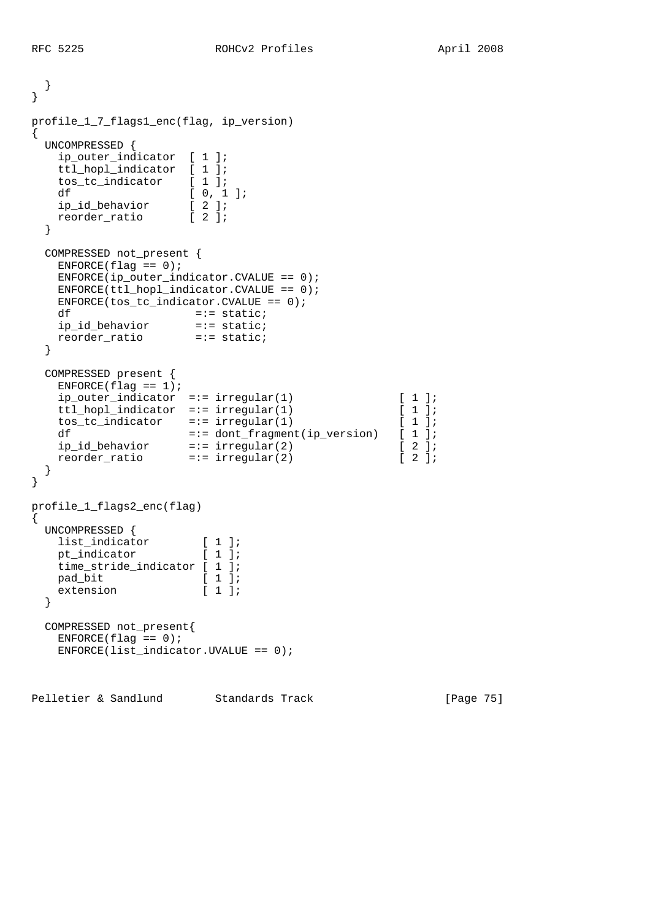```
  }
}

profile_1_7_flags1_enc(flag, ip_version)
{
  UNCOMPRESSED {
    ip_outer_indicator  [ 1 ];
    ttl_hopl_indicator  [ 1 ];
    tos_tc_indicator    [ 1 ];
    df                  [ 0, 1 ];
    ip_id_behavior      [ 2 ];
    reorder_ratio       [ 2 ];
  }

  COMPRESSED not_present {
    ENFORCE(flag == 0);
    ENFORCE(ip_outer_indicator.CVALUE == 0);
    ENFORCE(ttl_hopl_indicator.CVALUE == 0);
    ENFORCE(tos_tc_indicator.CVALUE == 0);
    df                   =:= static;
    ip_id_behavior       =:= static;
    reorder_ratio        =:= static;
  }

  COMPRESSED present {
    ENFORCE(flag == 1);
    ip_outer_indicator  =:= irregular(1)                [ 1 ];
    ttl_hopl_indicator  =:= irregular(1)                [ 1 ];
    tos_tc_indicator    =:= irregular(1)                [ 1 ];
    df                  =:= dont_fragment(ip_version)   [ 1 ];
    ip_id_behavior      =:= irregular(2)                [ 2 ];
    reorder_ratio       =:= irregular(2)                [ 2 ];
  }
}

profile_1_flags2_enc(flag)
{
  UNCOMPRESSED {
    list_indicator        [ 1 ];
    pt_indicator          [ 1 ];
    time_stride_indicator [ 1 ];
    pad_bit               [ 1 ];
    extension             [ 1 ];
  }

  COMPRESSED not_present{
    ENFORCE(flag == 0);
    ENFORCE(list_indicator.UVALUE == 0);
```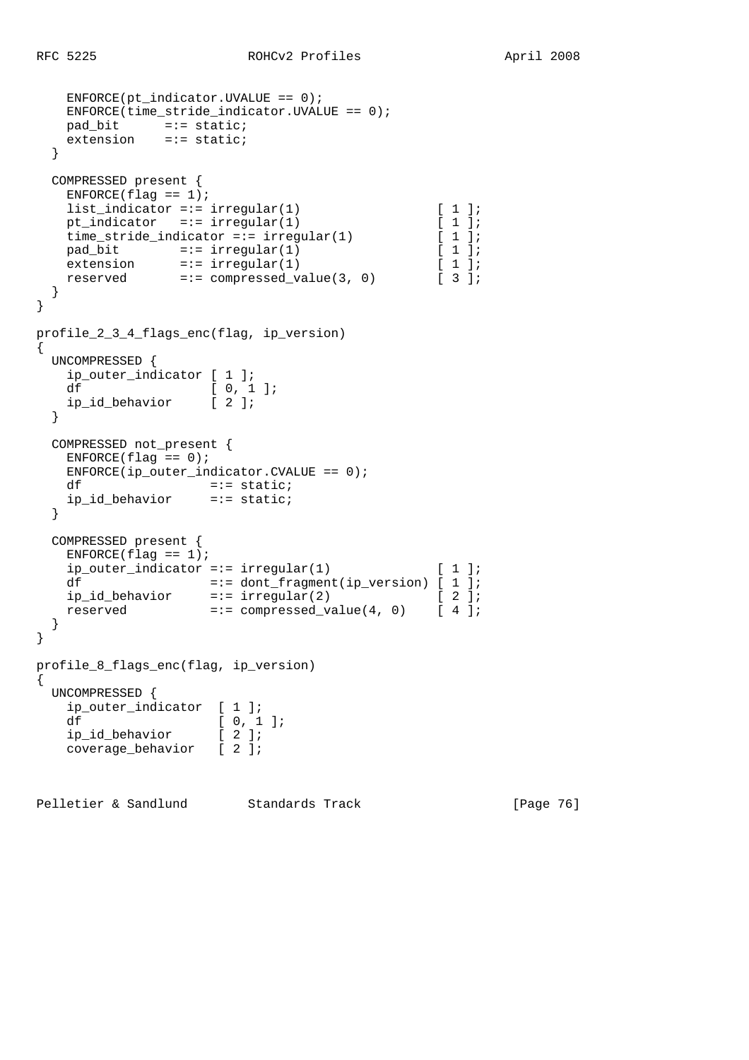```
    ENFORCE(pt_indicator.UVALUE == 0);
    ENFORCE(time_stride_indicator.UVALUE == 0);
    pad_bit      =:= static;
    extension    =:= static;
  }

  COMPRESSED present {
    ENFORCE(flag == 1);
    list_indicator =:= irregular(1)                  [ 1 ];
    pt_indicator   =:= irregular(1)                  [ 1 ];
    time_stride_indicator =:= irregular(1)           [ 1 ];
    pad_bit        =:= irregular(1)                  [ 1 ];
    extension      =:= irregular(1)                  [ 1 ];
    reserved       =:= compressed_value(3, 0)        [ 3 ];
  }
}

profile_2_3_4_flags_enc(flag, ip_version)
{
  UNCOMPRESSED {
    ip_outer_indicator [ 1 ];
    df                 [ 0, 1 ];
    ip_id_behavior     [ 2 ];
  }

  COMPRESSED not_present {
    ENFORCE(flag == 0);
    ENFORCE(ip_outer_indicator.CVALUE == 0);
    df                 =:= static;
    ip_id_behavior     =:= static;
  }

  COMPRESSED present {
    ENFORCE(flag == 1);
    ip_outer_indicator =:= irregular(1)              [ 1 ];
    df                 =:= dont_fragment(ip_version) [ 1 ];
    ip_id_behavior     =:= irregular(2)              [ 2 ];
    reserved           =:= compressed_value(4, 0)    [ 4 ];
  }
}

profile_8_flags_enc(flag, ip_version)
{
  UNCOMPRESSED {
    ip_outer_indicator  [ 1 ];
    df                  [ 0, 1 ];
    ip_id_behavior      [ 2 ];
    coverage_behavior   [ 2 ];
```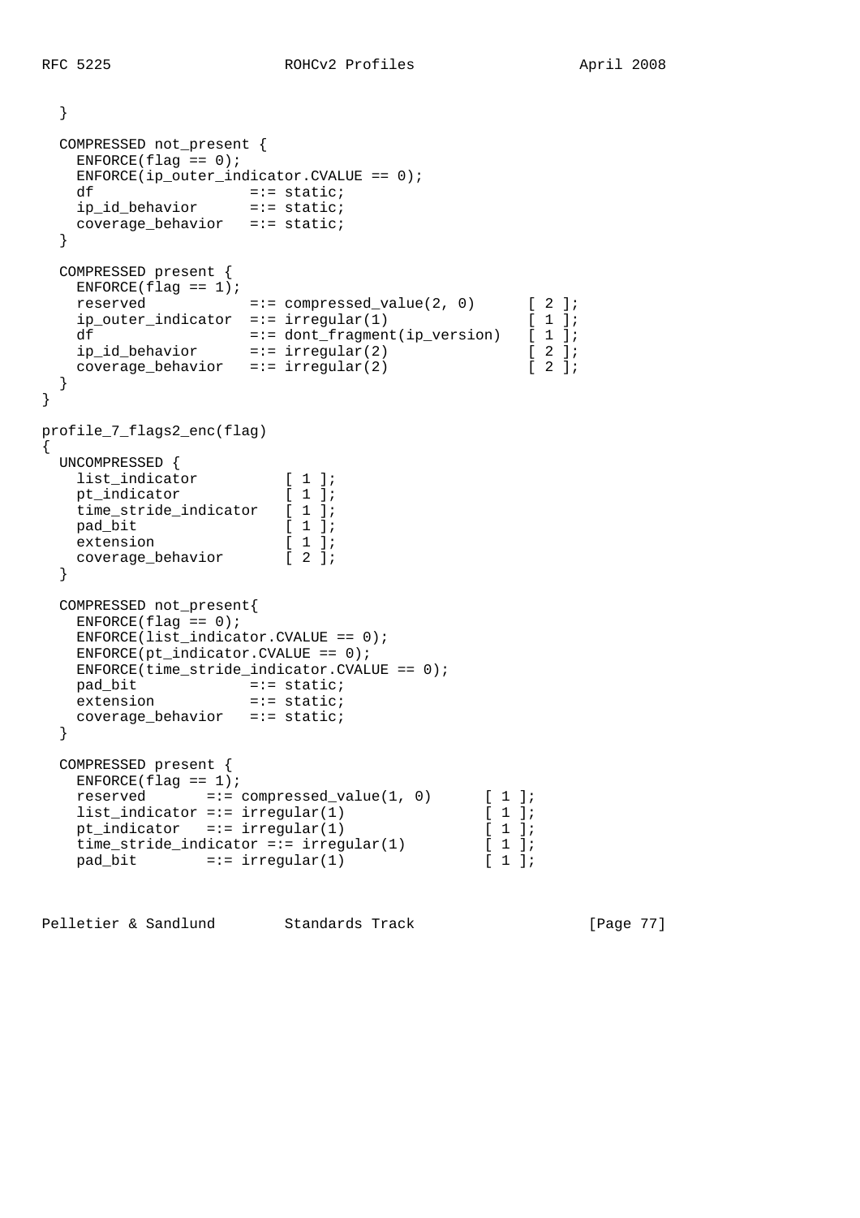```
  }

  COMPRESSED not_present {
    ENFORCE(flag == 0);
    ENFORCE(ip_outer_indicator.CVALUE == 0);
    df                  =:= static;
    ip_id_behavior      =:= static;
    coverage_behavior   =:= static;
  }

  COMPRESSED present {
    ENFORCE(flag == 1);
    reserved            =:= compressed_value(2, 0)      [ 2 ];
    ip_outer_indicator  =:= irregular(1)                [ 1 ];
    df                  =:= dont_fragment(ip_version)   [ 1 ];
    ip_id_behavior      =:= irregular(2)                [ 2 ];
    coverage_behavior   =:= irregular(2)                [ 2 ];
  }
}

profile_7_flags2_enc(flag)
{
  UNCOMPRESSED {
    list_indicator          [ 1 ];
    pt_indicator            [ 1 ];
    time_stride_indicator   [ 1 ];
    pad_bit                 [ 1 ];
    extension               [ 1 ];
    coverage_behavior       [ 2 ];
  }

  COMPRESSED not_present{
    ENFORCE(flag == 0);
    ENFORCE(list_indicator.CVALUE == 0);
    ENFORCE(pt_indicator.CVALUE == 0);
    ENFORCE(time_stride_indicator.CVALUE == 0);
    pad_bit             =:= static;
    extension           =:= static;
    coverage_behavior   =:= static;
  }

  COMPRESSED present {
    ENFORCE(flag == 1);
    reserved       =:= compressed_value(1, 0)      [ 1 ];
    list_indicator =:= irregular(1)                [ 1 ];
    pt_indicator   =:= irregular(1)                [ 1 ];
    time_stride_indicator =:= irregular(1)         [ 1 ];
    pad_bit        =:= irregular(1)                [ 1 ];
```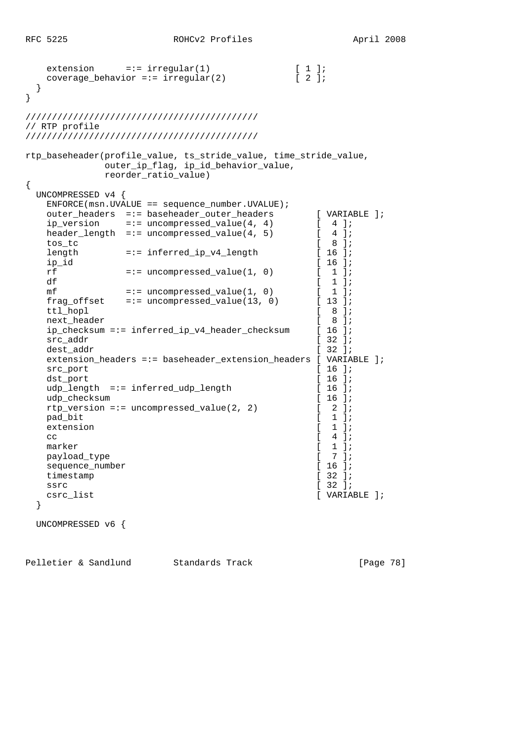```
    extension      =:= irregular(1)               [ 1 ];
    coverage_behavior =:= irregular(2)            [ 2 ];
  }
}

////////////////////////////////////////////
// RTP profile
////////////////////////////////////////////

rtp_baseheader(profile_value, ts_stride_value, time_stride_value,
               outer_ip_flag, ip_id_behavior_value,
               reorder_ratio_value)
{
  UNCOMPRESSED v4 {
    ENFORCE(msn.UVALUE == sequence_number.UVALUE);
    outer_headers  =:= baseheader_outer_headers        [ VARIABLE ];
    ip_version     =:= uncompressed_value(4, 4)        [  4 ];
    header_length  =:= uncompressed_value(4, 5)        [  4 ];
    tos_tc                                             [  8 ];
    length         =:= inferred_ip_v4_length           [ 16 ];
    ip_id                                              [ 16 ];
    rf             =:= uncompressed_value(1, 0)        [  1 ];
    df                                                 [  1 ];
    mf             =:= uncompressed_value(1, 0)        [  1 ];
    frag_offset    =:= uncompressed_value(13, 0)       [ 13 ];
    ttl_hopl                                           [  8 ];
    next_header                                        [  8 ];
    ip_checksum =:= inferred_ip_v4_header_checksum     [ 16 ];
    src_addr                                           [ 32 ];
    dest_addr                                          [ 32 ];
    extension_headers =:= baseheader_extension_headers [ VARIABLE ];
    src_port                                           [ 16 ];
    dst_port                                           [ 16 ];
    udp_length  =:= inferred_udp_length                [ 16 ];
    udp_checksum                                       [ 16 ];
    rtp_version =:= uncompressed_value(2, 2)           [  2 ];
    pad_bit                                            [  1 ];
    extension                                          [  1 ];
    cc                                                 [  4 ];
    marker                                             [  1 ];
    payload_type                                       [  7 ];
    sequence_number                                    [ 16 ];
    timestamp                                          [ 32 ];
    ssrc                                               [ 32 ];
    csrc_list                                          [ VARIABLE ];
  }

  UNCOMPRESSED v6 {
```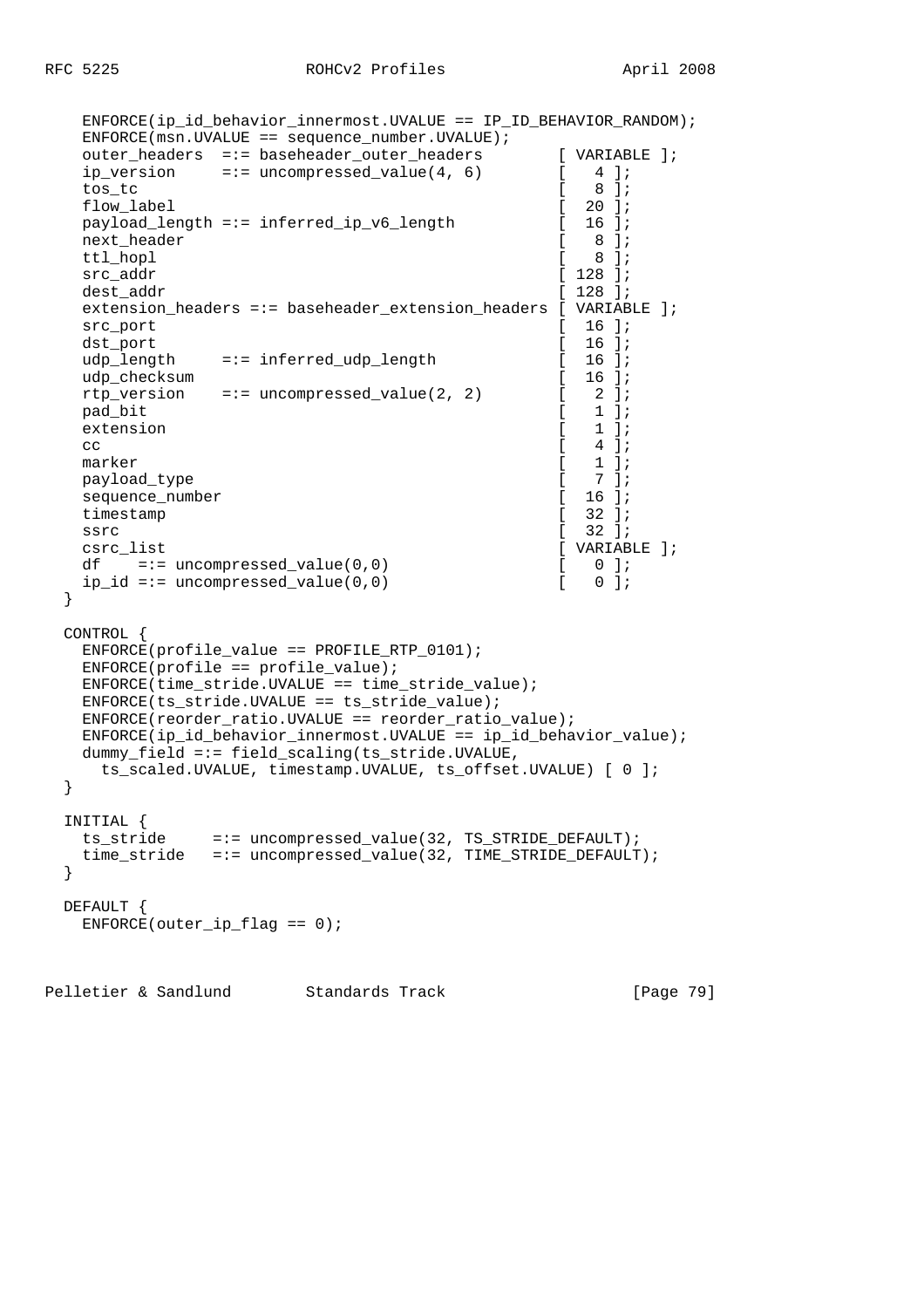```
    ENFORCE(ip_id_behavior_innermost.UVALUE == IP_ID_BEHAVIOR_RANDOM);
    ENFORCE(msn.UVALUE == sequence_number.UVALUE);
    outer_headers  =:= baseheader_outer_headers        [ VARIABLE ];
    ip_version     =:= uncompressed_value(4, 6)        [   4 ];
    tos_tc                                             [   8 ];
    flow_label                                         [  20 ];
    payload_length =:= inferred_ip_v6_length           [  16 ];
    next_header                                        [   8 ];
    ttl_hopl                                           [   8 ];
    src_addr                                           [ 128 ];
    dest_addr                                          [ 128 ];
    extension_headers =:= baseheader_extension_headers [ VARIABLE ];
    src_port                                           [  16 ];
    dst_port                                           [  16 ];
    udp_length     =:= inferred_udp_length             [  16 ];
    udp_checksum                                       [  16 ];
    rtp_version    =:= uncompressed_value(2, 2)        [   2 ];
    pad_bit                                            [   1 ];
    extension                                          [   1 ];
    cc                                                 [   4 ];
    marker                                             [   1 ];
    payload_type                                       [   7 ];
    sequence_number                                    [  16 ];
    timestamp                                          [  32 ];
    ssrc                                               [  32 ];
    csrc_list                                          [ VARIABLE ];
    df    =:= uncompressed_value(0,0)                  [   0 ];
    ip_id =:= uncompressed_value(0,0)                  [   0 ];
  }

  CONTROL {
    ENFORCE(profile_value == PROFILE_RTP_0101);
    ENFORCE(profile == profile_value);
    ENFORCE(time_stride.UVALUE == time_stride_value);
    ENFORCE(ts_stride.UVALUE == ts_stride_value);
    ENFORCE(reorder_ratio.UVALUE == reorder_ratio_value);
    ENFORCE(ip_id_behavior_innermost.UVALUE == ip_id_behavior_value);
    dummy_field =:= field_scaling(ts_stride.UVALUE,
      ts_scaled.UVALUE, timestamp.UVALUE, ts_offset.UVALUE) [ 0 ];
  }

  INITIAL {
    ts_stride     =:= uncompressed_value(32, TS_STRIDE_DEFAULT);
    time_stride   =:= uncompressed_value(32, TIME_STRIDE_DEFAULT);
  }

  DEFAULT {
    ENFORCE(outer_ip_flag == 0);
```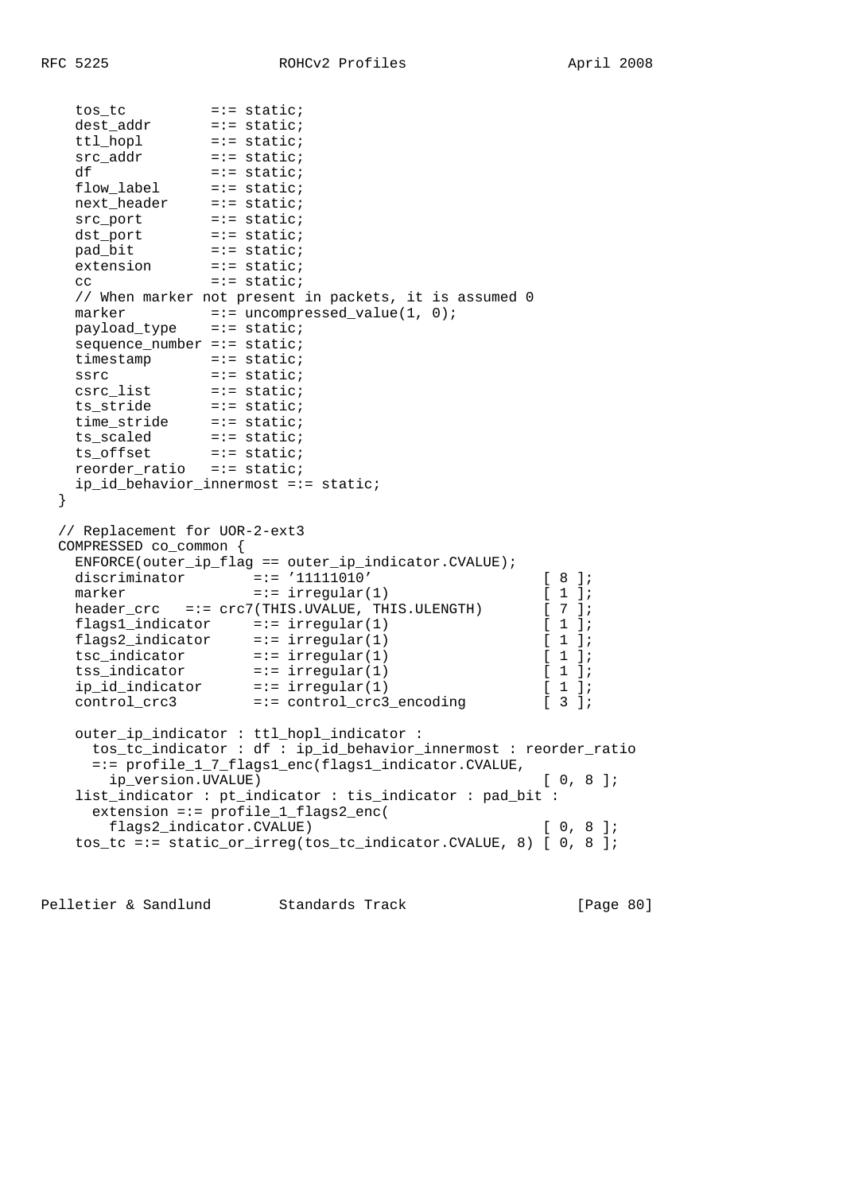```
    tos_tc          =:= static;
    dest_addr       =:= static;
    ttl_hopl        =:= static;
    src_addr        =:= static;
    df              =:= static;
    flow_label      =:= static;
    next_header     =:= static;
    src_port        =:= static;
    dst_port        =:= static;
    pad_bit         =:= static;
    extension       =:= static;
    cc              =:= static;
    // When marker not present in packets, it is assumed 0
    marker          =:= uncompressed_value(1, 0);
    payload_type    =:= static;
    sequence_number =:= static;
    timestamp       =:= static;
    ssrc            =:= static;
    csrc_list       =:= static;
    ts_stride       =:= static;
    time_stride     =:= static;
    ts_scaled       =:= static;
    ts_offset       =:= static;
    reorder_ratio   =:= static;
    ip_id_behavior_innermost =:= static;
  }

  // Replacement for UOR-2-ext3
  COMPRESSED co_common {
    ENFORCE(outer_ip_flag == outer_ip_indicator.CVALUE);
    discriminator        =:= '11111010'                  [ 8 ];
    marker               =:= irregular(1)                [ 1 ];
    header_crc   =:= crc7(THIS.UVALUE, THIS.ULENGTH)     [ 7 ];
    flags1_indicator     =:= irregular(1)                [ 1 ];
    flags2_indicator     =:= irregular(1)                [ 1 ];
    tsc_indicator        =:= irregular(1)                [ 1 ];
    tss_indicator        =:= irregular(1)                [ 1 ];
    ip_id_indicator      =:= irregular(1)                [ 1 ];
    control_crc3         =:= control_crc3_encoding       [ 3 ];

    outer_ip_indicator : ttl_hopl_indicator :
      tos_tc_indicator : df : ip_id_behavior_innermost : reorder_ratio
      =:= profile_1_7_flags1_enc(flags1_indicator.CVALUE,
         ip_version.UVALUE)                                 [ 0, 8 ];
    list_indicator : pt_indicator : tis_indicator : pad_bit :
      extension =:= profile_1_flags2_enc(
         flags2_indicator.CVALUE)                           [ 0, 8 ];
    tos_tc =:= static_or_irreg(tos_tc_indicator.CVALUE, 8) [ 0, 8 ];
```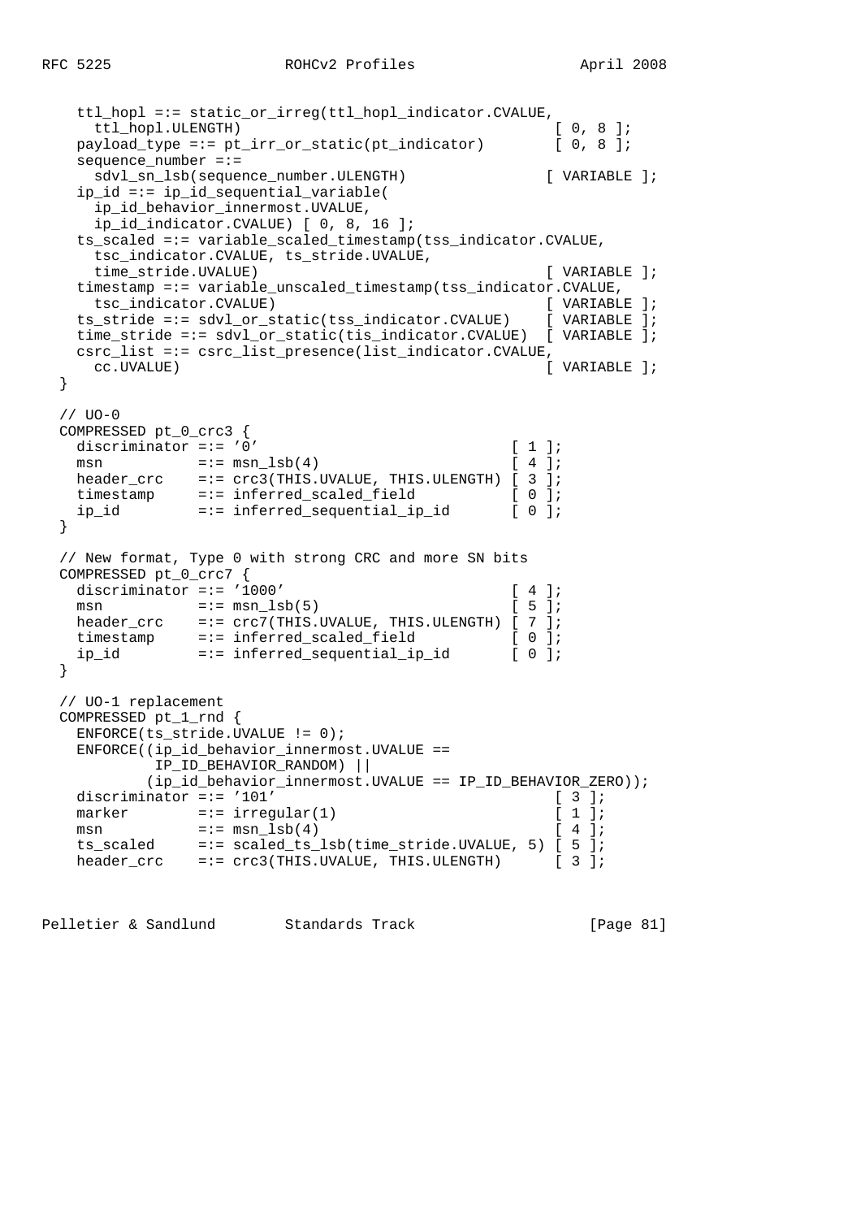```
    ttl_hopl =:= static_or_irreg(ttl_hopl_indicator.CVALUE,
      ttl_hopl.ULENGTH)                                    [ 0, 8 ];
    payload_type =:= pt_irr_or_static(pt_indicator)        [ 0, 8 ];
    sequence_number =:=
      sdvl_sn_lsb(sequence_number.ULENGTH)               [ VARIABLE ];
    ip_id =:= ip_id_sequential_variable(
      ip_id_behavior_innermost.UVALUE,
      ip_id_indicator.CVALUE) [ 0, 8, 16 ];
    ts_scaled =:= variable_scaled_timestamp(tss_indicator.CVALUE,
      tsc_indicator.CVALUE, ts_stride.UVALUE,
      time_stride.UVALUE)                                  [ VARIABLE ];
    timestamp =:= variable_unscaled_timestamp(tss_indicator.CVALUE,
      tsc_indicator.CVALUE)                                [ VARIABLE ];
    ts_stride =:= sdvl_or_static(tss_indicator.CVALUE)    [ VARIABLE ];
    time_stride =:= sdvl_or_static(tis_indicator.CVALUE)  [ VARIABLE ];
    csrc_list =:= csrc_list_presence(list_indicator.CVALUE,
      cc.UVALUE)                                           [ VARIABLE ];
  }

  // UO-0
  COMPRESSED pt_0_crc3 {
    discriminator =:= '0'                            [ 1 ];
    msn           =:= msn_lsb(4)                     [ 4 ];
    header_crc    =:= crc3(THIS.UVALUE, THIS.ULENGTH) [ 3 ];
    timestamp     =:= inferred_scaled_field          [ 0 ];
    ip_id         =:= inferred_sequential_ip_id      [ 0 ];
  }

  // New format, Type 0 with strong CRC and more SN bits
  COMPRESSED pt_0_crc7 {
    discriminator =:= '1000'                         [ 4 ];
    msn           =:= msn_lsb(5)                     [ 5 ];
    header_crc    =:= crc7(THIS.UVALUE, THIS.ULENGTH) [ 7 ];
    timestamp     =:= inferred_scaled_field          [ 0 ];
    ip_id         =:= inferred_sequential_ip_id      [ 0 ];
  }

  // UO-1 replacement
  COMPRESSED pt_1_rnd {
    ENFORCE(ts_stride.UVALUE != 0);
    ENFORCE((ip_id_behavior_innermost.UVALUE ==
             IP_ID_BEHAVIOR_RANDOM) ||
            (ip_id_behavior_innermost.UVALUE == IP_ID_BEHAVIOR_ZERO));
    discriminator =:= '101'                                [ 3 ];
    marker        =:= irregular(1)                         [ 1 ];
    msn           =:= msn_lsb(4)                           [ 4 ];
    ts_scaled     =:= scaled_ts_lsb(time_stride.UVALUE, 5) [ 5 ];
    header_crc    =:= crc3(THIS.UVALUE, THIS.ULENGTH)      [ 3 ];
```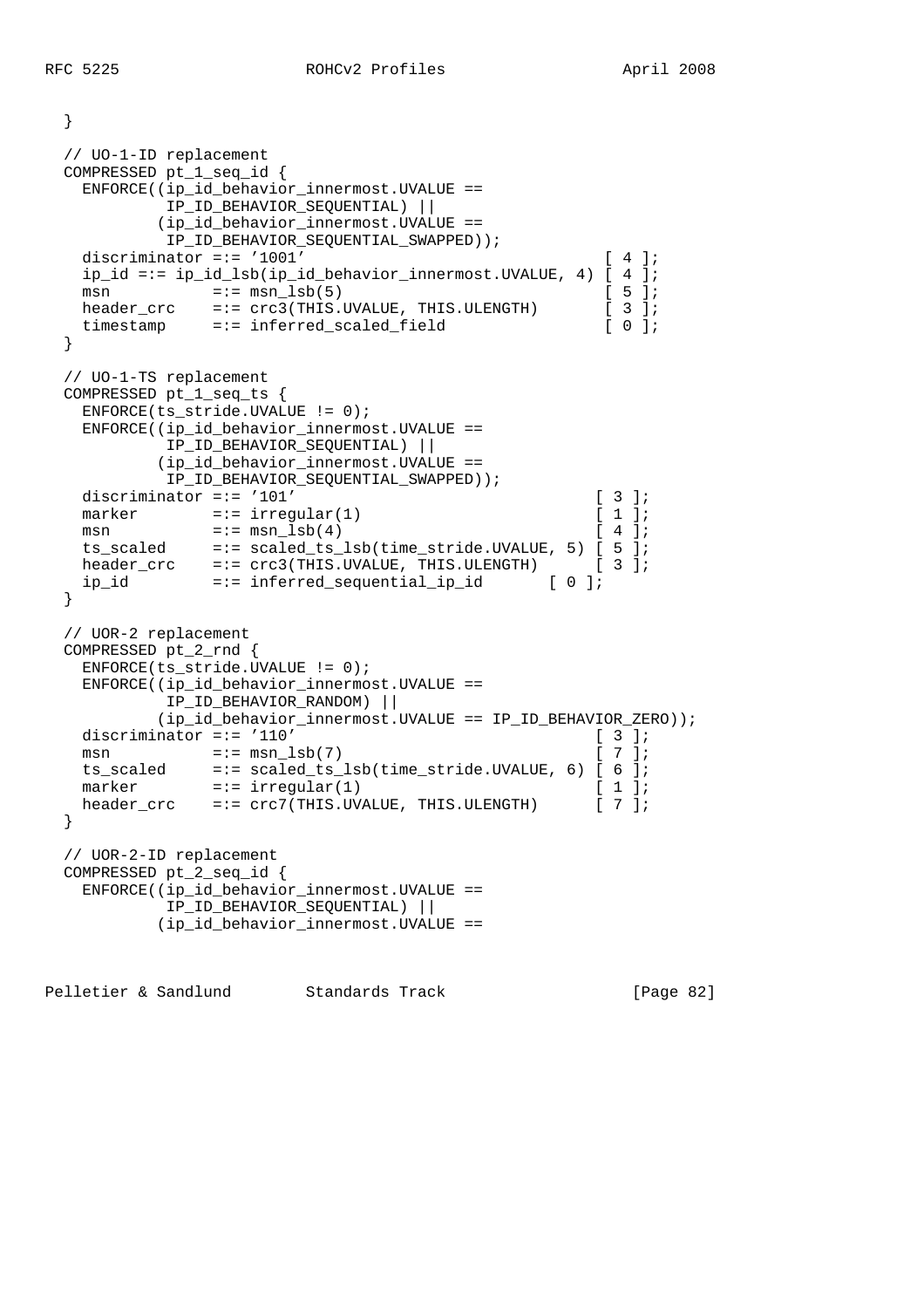```
  }

  // UO-1-ID replacement
  COMPRESSED pt_1_seq_id {
    ENFORCE((ip_id_behavior_innermost.UVALUE ==
             IP_ID_BEHAVIOR_SEQUENTIAL) ||
            (ip_id_behavior_innermost.UVALUE ==
             IP_ID_BEHAVIOR_SEQUENTIAL_SWAPPED));
    discriminator =:= '1001'                             [ 4 ];
    ip_id =:= ip_id_lsb(ip_id_behavior_innermost.UVALUE, 4) [ 4 ];
    msn           =:= msn_lsb(5)                         [ 5 ];
    header_crc    =:= crc3(THIS.UVALUE, THIS.ULENGTH)    [ 3 ];
    timestamp     =:= inferred_scaled_field              [ 0 ];
  }

  // UO-1-TS replacement
  COMPRESSED pt_1_seq_ts {
    ENFORCE(ts_stride.UVALUE != 0);
    ENFORCE((ip_id_behavior_innermost.UVALUE ==
             IP_ID_BEHAVIOR_SEQUENTIAL) ||
            (ip_id_behavior_innermost.UVALUE ==
             IP_ID_BEHAVIOR_SEQUENTIAL_SWAPPED));
    discriminator =:= '101'                             [ 3 ];
    marker        =:= irregular(1)                      [ 1 ];
    msn           =:= msn_lsb(4)                        [ 4 ];
    ts_scaled     =:= scaled_ts_lsb(time_stride.UVALUE, 5) [ 5 ];
    header_crc    =:= crc3(THIS.UVALUE, THIS.ULENGTH)      [ 3 ];
    ip_id         =:= inferred_sequential_ip_id       [ 0 ];
  }

  // UOR-2 replacement
  COMPRESSED pt_2_rnd {
    ENFORCE(ts_stride.UVALUE != 0);
    ENFORCE((ip_id_behavior_innermost.UVALUE ==
             IP_ID_BEHAVIOR_RANDOM) ||
            (ip_id_behavior_innermost.UVALUE == IP_ID_BEHAVIOR_ZERO));
    discriminator =:= '110'                             [ 3 ];
    msn           =:= msn_lsb(7)                        [ 7 ];
    ts_scaled     =:= scaled_ts_lsb(time_stride.UVALUE, 6) [ 6 ];
    marker        =:= irregular(1)                      [ 1 ];
    header_crc    =:= crc7(THIS.UVALUE, THIS.ULENGTH)      [ 7 ];
  }

  // UOR-2-ID replacement
  COMPRESSED pt_2_seq_id {
    ENFORCE((ip_id_behavior_innermost.UVALUE ==
             IP_ID_BEHAVIOR_SEQUENTIAL) ||
            (ip_id_behavior_innermost.UVALUE ==
```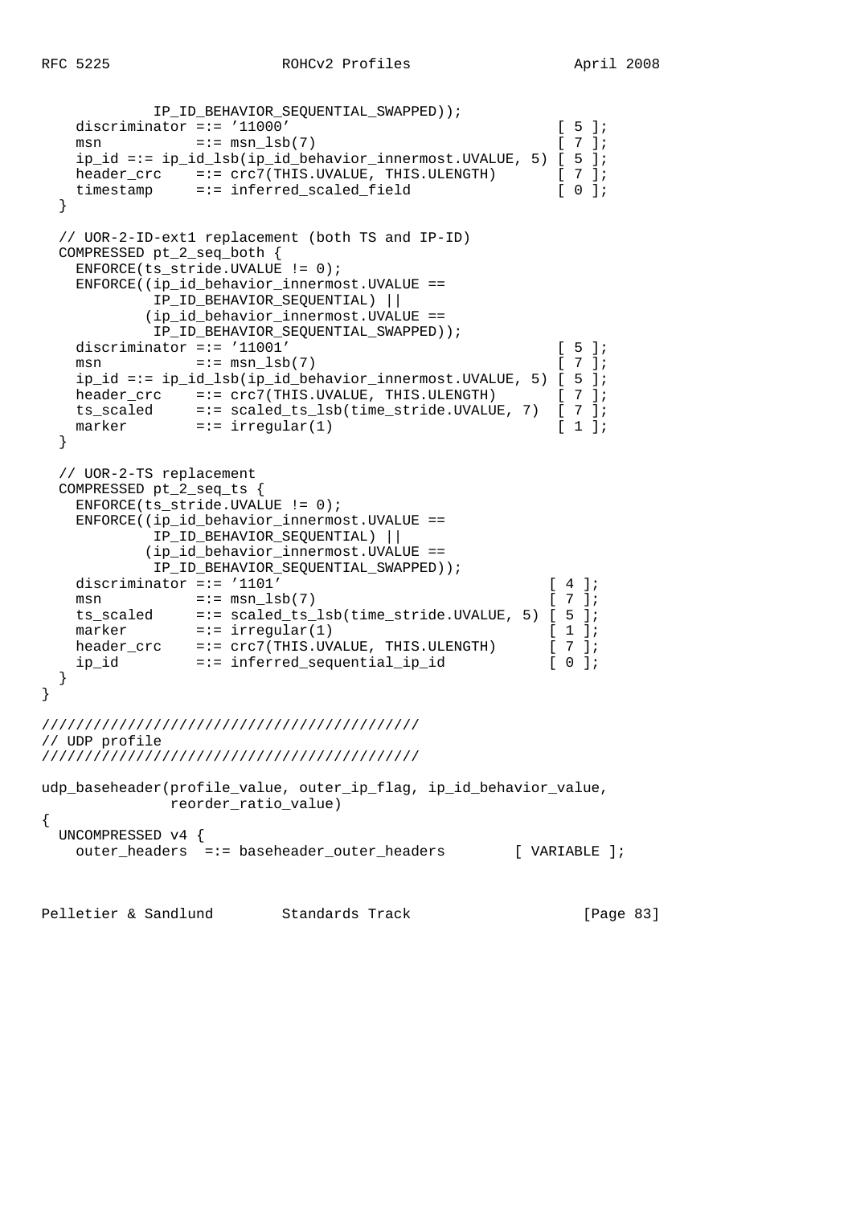```
            IP_ID_BEHAVIOR_SEQUENTIAL_SWAPPED));
    discriminator =:= '11000'                             [ 5 ];
    msn           =:= msn_lsb(7)                          [ 7 ];
    ip_id =:= ip_id_lsb(ip_id_behavior_innermost.UVALUE, 5) [ 5 ];
    header_crc    =:= crc7(THIS.UVALUE, THIS.ULENGTH)     [ 7 ];
    timestamp     =:= inferred_scaled_field               [ 0 ];
  }

  // UOR-2-ID-ext1 replacement (both TS and IP-ID)
  COMPRESSED pt_2_seq_both {
    ENFORCE(ts_stride.UVALUE != 0);
    ENFORCE((ip_id_behavior_innermost.UVALUE ==
             IP_ID_BEHAVIOR_SEQUENTIAL) ||
            (ip_id_behavior_innermost.UVALUE ==
             IP_ID_BEHAVIOR_SEQUENTIAL_SWAPPED));
    discriminator =:= '11001'                             [ 5 ];
    msn           =:= msn_lsb(7)                          [ 7 ];
    ip_id =:= ip_id_lsb(ip_id_behavior_innermost.UVALUE, 5) [ 5 ];
    header_crc    =:= crc7(THIS.UVALUE, THIS.ULENGTH)     [ 7 ];
    ts_scaled     =:= scaled_ts_lsb(time_stride.UVALUE, 7)  [ 7 ];
    marker        =:= irregular(1)                        [ 1 ];
  }

  // UOR-2-TS replacement
  COMPRESSED pt_2_seq_ts {
    ENFORCE(ts_stride.UVALUE != 0);
    ENFORCE((ip_id_behavior_innermost.UVALUE ==
             IP_ID_BEHAVIOR_SEQUENTIAL) ||
            (ip_id_behavior_innermost.UVALUE ==
             IP_ID_BEHAVIOR_SEQUENTIAL_SWAPPED));
    discriminator =:= '1101'                             [ 4 ];
    msn           =:= msn_lsb(7)                         [ 7 ];
    ts_scaled     =:= scaled_ts_lsb(time_stride.UVALUE, 5) [ 5 ];
    marker        =:= irregular(1)                       [ 1 ];
    header_crc    =:= crc7(THIS.UVALUE, THIS.ULENGTH)    [ 7 ];
    ip_id         =:= inferred_sequential_ip_id          [ 0 ];
  }
}

////////////////////////////////////////////
// UDP profile
////////////////////////////////////////////

udp_baseheader(profile_value, outer_ip_flag, ip_id_behavior_value,
               reorder_ratio_value)
{
  UNCOMPRESSED v4 {
    outer_headers  =:= baseheader_outer_headers        [ VARIABLE ];
```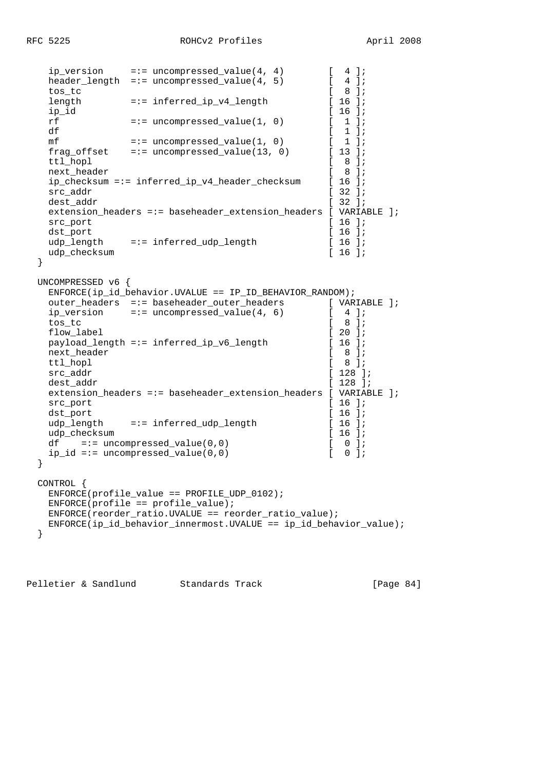```
    ip_version     =:= uncompressed_value(4, 4)        [  4 ];
    header_length  =:= uncompressed_value(4, 5)        [  4 ];
    tos_tc                                             [  8 ];
    length         =:= inferred_ip_v4_length           [ 16 ];
    ip_id                                              [ 16 ];
    rf             =:= uncompressed_value(1, 0)        [  1 ];
    df                                                 [  1 ];
    mf             =:= uncompressed_value(1, 0)        [  1 ];
    frag_offset    =:= uncompressed_value(13, 0)       [ 13 ];
    ttl_hopl                                           [  8 ];
    next_header                                        [  8 ];
    ip_checksum =:= inferred_ip_v4_header_checksum     [ 16 ];
    src_addr                                           [ 32 ];
    dest_addr                                          [ 32 ];
    extension_headers =:= baseheader_extension_headers [ VARIABLE ];
    src_port                                           [ 16 ];
    dst_port                                           [ 16 ];
    udp_length     =:= inferred_udp_length             [ 16 ];
    udp_checksum                                       [ 16 ];
  }

  UNCOMPRESSED v6 {
    ENFORCE(ip_id_behavior.UVALUE == IP_ID_BEHAVIOR_RANDOM);
    outer_headers  =:= baseheader_outer_headers        [ VARIABLE ];
    ip_version     =:= uncompressed_value(4, 6)        [  4 ];
    tos_tc                                             [  8 ];
    flow_label                                         [ 20 ];
    payload_length =:= inferred_ip_v6_length           [ 16 ];
    next_header                                        [  8 ];
    ttl_hopl                                           [  8 ];
    src_addr                                           [ 128 ];
    dest_addr                                          [ 128 ];
    extension_headers =:= baseheader_extension_headers [ VARIABLE ];
    src_port                                           [ 16 ];
    dst_port                                           [ 16 ];
    udp_length     =:= inferred_udp_length             [ 16 ];
    udp_checksum                                       [ 16 ];
    df    =:= uncompressed_value(0,0)                  [  0 ];
    ip_id =:= uncompressed_value(0,0)                  [  0 ];
  }

  CONTROL {
    ENFORCE(profile_value == PROFILE_UDP_0102);
    ENFORCE(profile == profile_value);
    ENFORCE(reorder_ratio.UVALUE == reorder_ratio_value);
    ENFORCE(ip_id_behavior_innermost.UVALUE == ip_id_behavior_value);
  }
```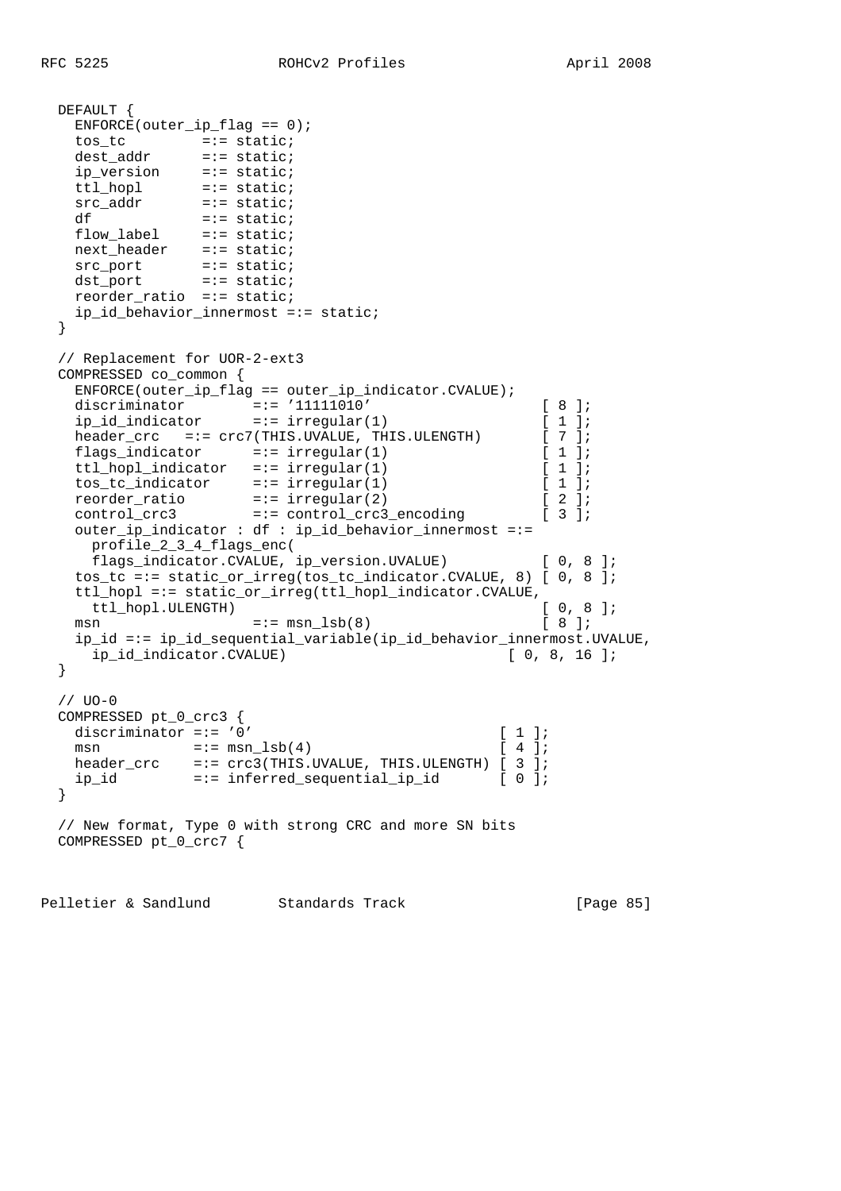```
  DEFAULT {
    ENFORCE(outer_ip_flag == 0);
    tos_tc         =:= static;
    dest_addr      =:= static;
    ip_version     =:= static;
    ttl_hopl       =:= static;
    src_addr       =:= static;
    df             =:= static;
    flow_label     =:= static;
    next_header    =:= static;
    src_port       =:= static;
    dst_port       =:= static;
    reorder_ratio  =:= static;
    ip_id_behavior_innermost =:= static;
  }

  // Replacement for UOR-2-ext3
  COMPRESSED co_common {
    ENFORCE(outer_ip_flag == outer_ip_indicator.CVALUE);
    discriminator        =:= '11111010'                    [ 8 ];
    ip_id_indicator      =:= irregular(1)                  [ 1 ];
    header_crc   =:= crc7(THIS.UVALUE, THIS.ULENGTH)       [ 7 ];
    flags_indicator      =:= irregular(1)                  [ 1 ];
    ttl_hopl_indicator   =:= irregular(1)                  [ 1 ];
    tos_tc_indicator     =:= irregular(1)                  [ 1 ];
    reorder_ratio        =:= irregular(2)                  [ 2 ];
    control_crc3         =:= control_crc3_encoding         [ 3 ];
    outer_ip_indicator : df : ip_id_behavior_innermost =:=
      profile_2_3_4_flags_enc(
      flags_indicator.CVALUE, ip_version.UVALUE)           [ 0, 8 ];
    tos_tc =:= static_or_irreg(tos_tc_indicator.CVALUE, 8) [ 0, 8 ];
    ttl_hopl =:= static_or_irreg(ttl_hopl_indicator.CVALUE,
      ttl_hopl.ULENGTH)                                    [ 0, 8 ];
    msn                  =:= msn_lsb(8)                    [ 8 ];
    ip_id =:= ip_id_sequential_variable(ip_id_behavior_innermost.UVALUE,
      ip_id_indicator.CVALUE)                          [ 0, 8, 16 ];
  }

  // UO-0
  COMPRESSED pt_0_crc3 {
    discriminator =:= '0'                           [ 1 ];
    msn           =:= msn_lsb(4)                    [ 4 ];
    header_crc    =:= crc3(THIS.UVALUE, THIS.ULENGTH) [ 3 ];
    ip_id         =:= inferred_sequential_ip_id      [ 0 ];
  }

  // New format, Type 0 with strong CRC and more SN bits
  COMPRESSED pt_0_crc7 {
```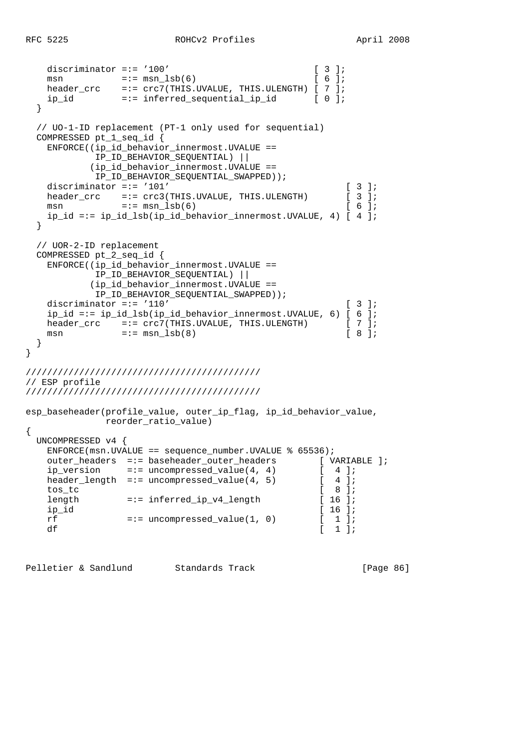```
    discriminator =:= '100'                          [ 3 ];
    msn           =:= msn_lsb(6)                     [ 6 ];
    header_crc    =:= crc7(THIS.UVALUE, THIS.ULENGTH) [ 7 ];
    ip_id         =:= inferred_sequential_ip_id      [ 0 ];
  }

  // UO-1-ID replacement (PT-1 only used for sequential)
  COMPRESSED pt_1_seq_id {
    ENFORCE((ip_id_behavior_innermost.UVALUE ==
             IP_ID_BEHAVIOR_SEQUENTIAL) ||
            (ip_id_behavior_innermost.UVALUE ==
             IP_ID_BEHAVIOR_SEQUENTIAL_SWAPPED));
    discriminator =:= '101'                                 [ 3 ];
    header_crc    =:= crc3(THIS.UVALUE, THIS.ULENGTH)       [ 3 ];
    msn           =:= msn_lsb(6)                            [ 6 ];
    ip_id =:= ip_id_lsb(ip_id_behavior_innermost.UVALUE, 4) [ 4 ];
  }

  // UOR-2-ID replacement
  COMPRESSED pt_2_seq_id {
    ENFORCE((ip_id_behavior_innermost.UVALUE ==
             IP_ID_BEHAVIOR_SEQUENTIAL) ||
            (ip_id_behavior_innermost.UVALUE ==
             IP_ID_BEHAVIOR_SEQUENTIAL_SWAPPED));
    discriminator =:= '110'                                 [ 3 ];
    ip_id =:= ip_id_lsb(ip_id_behavior_innermost.UVALUE, 6) [ 6 ];
    header_crc    =:= crc7(THIS.UVALUE, THIS.ULENGTH)       [ 7 ];
    msn           =:= msn_lsb(8)                            [ 8 ];
  }
}

////////////////////////////////////////////
// ESP profile
////////////////////////////////////////////

esp_baseheader(profile_value, outer_ip_flag, ip_id_behavior_value,
               reorder_ratio_value)
{
  UNCOMPRESSED v4 {
    ENFORCE(msn.UVALUE == sequence_number.UVALUE % 65536);
    outer_headers  =:= baseheader_outer_headers       [ VARIABLE ];
    ip_version     =:= uncompressed_value(4, 4)       [  4 ];
    header_length  =:= uncompressed_value(4, 5)       [  4 ];
    tos_tc                                            [  8 ];
    length         =:= inferred_ip_v4_length          [ 16 ];
    ip_id                                             [ 16 ];
    rf             =:= uncompressed_value(1, 0)       [  1 ];
    df                                                [  1 ];
```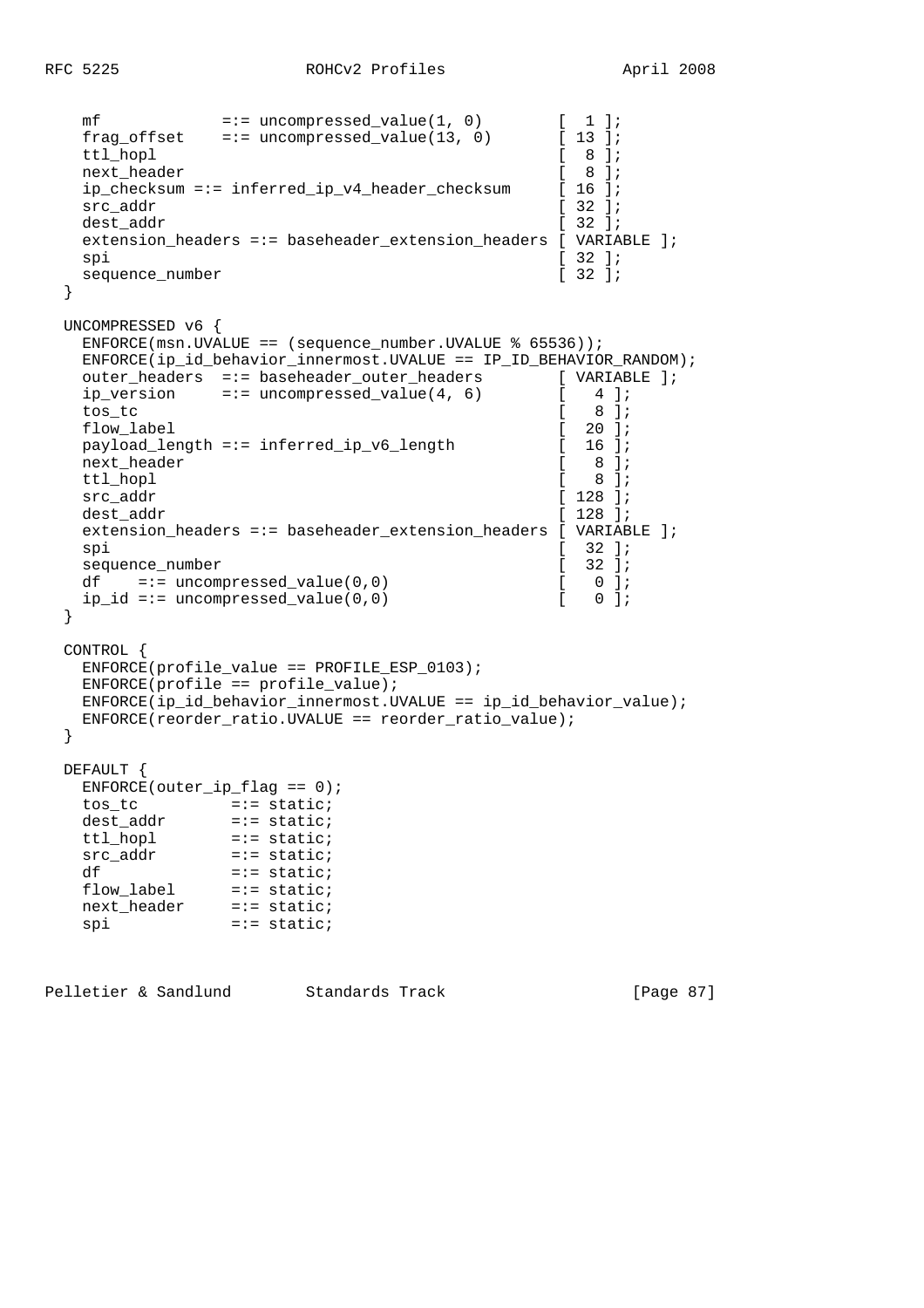```
    mf             =:= uncompressed_value(1, 0)        [  1 ];
    frag_offset    =:= uncompressed_value(13, 0)       [ 13 ];
    ttl_hopl                                           [  8 ];
    next_header                                        [  8 ];
    ip_checksum =:= inferred_ip_v4_header_checksum     [ 16 ];
    src_addr                                           [ 32 ];
    dest_addr                                          [ 32 ];
    extension_headers =:= baseheader_extension_headers [ VARIABLE ];
    spi                                                [ 32 ];
    sequence_number                                    [ 32 ];
  }

  UNCOMPRESSED v6 {
    ENFORCE(msn.UVALUE == (sequence_number.UVALUE % 65536));
    ENFORCE(ip_id_behavior_innermost.UVALUE == IP_ID_BEHAVIOR_RANDOM);
    outer_headers  =:= baseheader_outer_headers        [ VARIABLE ];
    ip_version     =:= uncompressed_value(4, 6)        [   4 ];
    tos_tc                                             [   8 ];
    flow_label                                         [  20 ];
    payload_length =:= inferred_ip_v6_length           [  16 ];
    next_header                                        [   8 ];
    ttl_hopl                                           [   8 ];
    src_addr                                           [ 128 ];
    dest_addr                                          [ 128 ];
    extension_headers =:= baseheader_extension_headers [ VARIABLE ];
    spi                                                [  32 ];
    sequence_number                                    [  32 ];
    df    =:= uncompressed_value(0,0)                  [   0 ];
    ip_id =:= uncompressed_value(0,0)                  [   0 ];
  }

  CONTROL {
    ENFORCE(profile_value == PROFILE_ESP_0103);
    ENFORCE(profile == profile_value);
    ENFORCE(ip_id_behavior_innermost.UVALUE == ip_id_behavior_value);
    ENFORCE(reorder_ratio.UVALUE == reorder_ratio_value);
  }

  DEFAULT {
    ENFORCE(outer_ip_flag == 0);
    tos_tc          =:= static;
    dest_addr       =:= static;
    ttl_hopl        =:= static;
    src_addr        =:= static;
    df              =:= static;
    flow_label      =:= static;
    next_header     =:= static;
    spi             =:= static;
```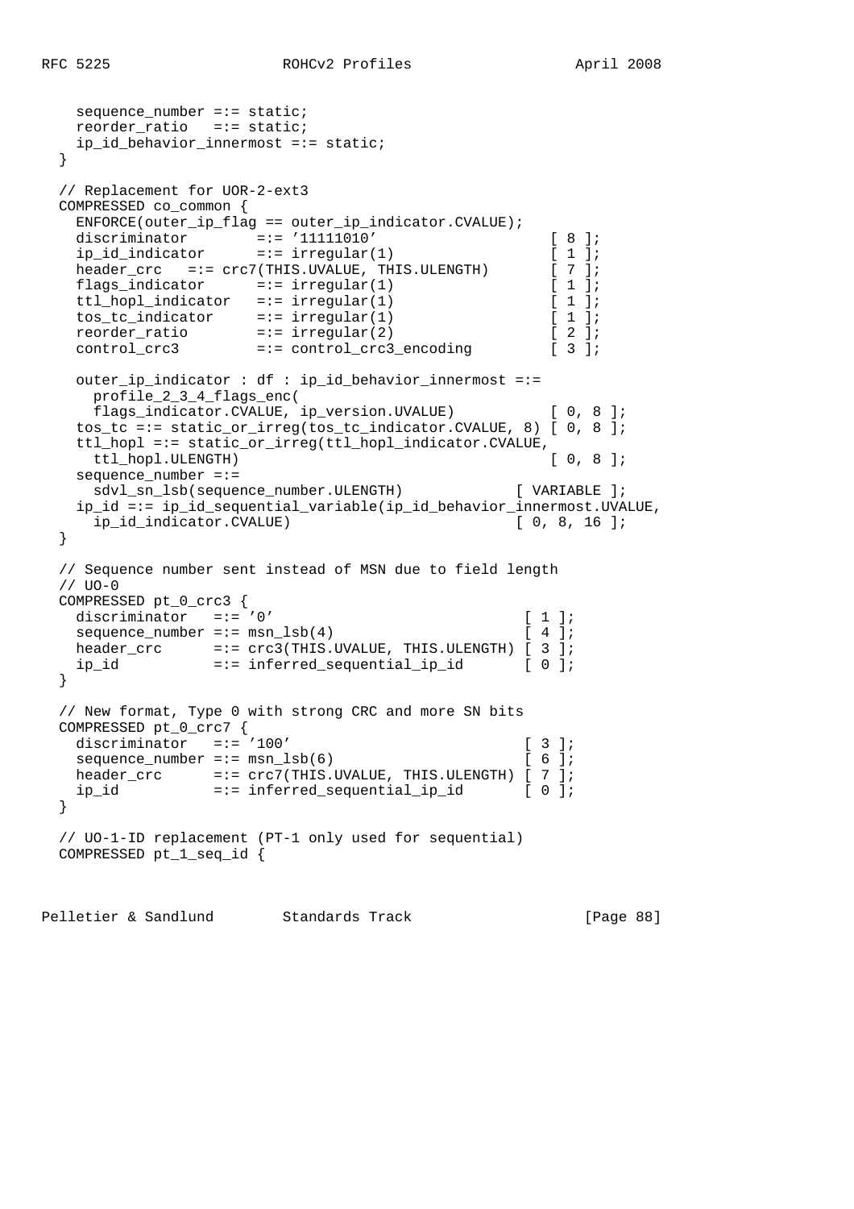```
    sequence_number =:= static;
    reorder_ratio   =:= static;
    ip_id_behavior_innermost =:= static;
  }

  // Replacement for UOR-2-ext3
  COMPRESSED co_common {
    ENFORCE(outer_ip_flag == outer_ip_indicator.CVALUE);
    discriminator        =:= '11111010'                  [ 8 ];
    ip_id_indicator      =:= irregular(1)                [ 1 ];
    header_crc   =:= crc7(THIS.UVALUE, THIS.ULENGTH)     [ 7 ];
    flags_indicator      =:= irregular(1)                [ 1 ];
    ttl_hopl_indicator   =:= irregular(1)                [ 1 ];
    tos_tc_indicator     =:= irregular(1)                [ 1 ];
    reorder_ratio        =:= irregular(2)                [ 2 ];
    control_crc3         =:= control_crc3_encoding       [ 3 ];

    outer_ip_indicator : df : ip_id_behavior_innermost =:=
      profile_2_3_4_flags_enc(
      flags_indicator.CVALUE, ip_version.UVALUE)           [ 0, 8 ];
    tos_tc =:= static_or_irreg(tos_tc_indicator.CVALUE, 8) [ 0, 8 ];
    ttl_hopl =:= static_or_irreg(ttl_hopl_indicator.CVALUE,
      ttl_hopl.ULENGTH)                                    [ 0, 8 ];
    sequence_number =:=
      sdvl_sn_lsb(sequence_number.ULENGTH)             [ VARIABLE ];
    ip_id =:= ip_id_sequential_variable(ip_id_behavior_innermost.UVALUE,
      ip_id_indicator.CVALUE)                          [ 0, 8, 16 ];
  }

  // Sequence number sent instead of MSN due to field length
  // UO-0
  COMPRESSED pt_0_crc3 {
    discriminator   =:= '0'                            [ 1 ];
    sequence_number =:= msn_lsb(4)                     [ 4 ];
    header_crc      =:= crc3(THIS.UVALUE, THIS.ULENGTH) [ 3 ];
    ip_id           =:= inferred_sequential_ip_id      [ 0 ];
  }

  // New format, Type 0 with strong CRC and more SN bits
  COMPRESSED pt_0_crc7 {
    discriminator   =:= '100'                          [ 3 ];
    sequence_number =:= msn_lsb(6)                     [ 6 ];
    header_crc      =:= crc7(THIS.UVALUE, THIS.ULENGTH) [ 7 ];
    ip_id           =:= inferred_sequential_ip_id      [ 0 ];
  }

  // UO-1-ID replacement (PT-1 only used for sequential)
  COMPRESSED pt_1_seq_id {
```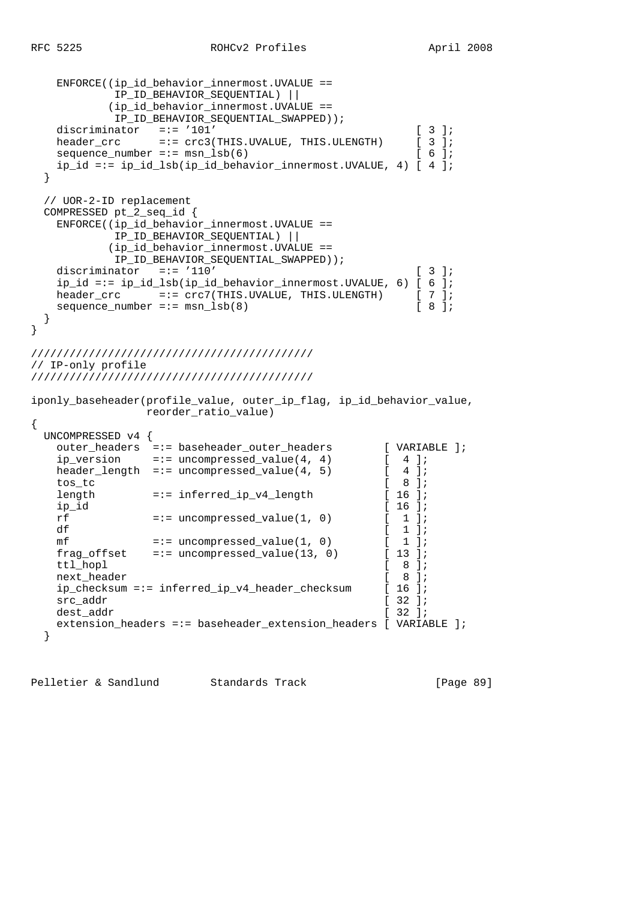```
    ENFORCE((ip_id_behavior_innermost.UVALUE ==
             IP_ID_BEHAVIOR_SEQUENTIAL) ||
            (ip_id_behavior_innermost.UVALUE ==
             IP_ID_BEHAVIOR_SEQUENTIAL_SWAPPED));
    discriminator   =:= '101'                              [ 3 ];
    header_crc      =:= crc3(THIS.UVALUE, THIS.ULENGTH)     [ 3 ];
    sequence_number =:= msn_lsb(6)                         [ 6 ];
    ip_id =:= ip_id_lsb(ip_id_behavior_innermost.UVALUE, 4) [ 4 ];
  }

  // UOR-2-ID replacement
  COMPRESSED pt_2_seq_id {
    ENFORCE((ip_id_behavior_innermost.UVALUE ==
             IP_ID_BEHAVIOR_SEQUENTIAL) ||
            (ip_id_behavior_innermost.UVALUE ==
             IP_ID_BEHAVIOR_SEQUENTIAL_SWAPPED));
    discriminator   =:= '110'                              [ 3 ];
    ip_id =:= ip_id_lsb(ip_id_behavior_innermost.UVALUE, 6) [ 6 ];
    header_crc      =:= crc7(THIS.UVALUE, THIS.ULENGTH)     [ 7 ];
    sequence_number =:= msn_lsb(8)                         [ 8 ];
  }
}

///////////////////////////////////////////
// IP-only profile
///////////////////////////////////////////

iponly_baseheader(profile_value, outer_ip_flag, ip_id_behavior_value,
                  reorder_ratio_value)
{
  UNCOMPRESSED v4 {
    outer_headers  =:= baseheader_outer_headers        [ VARIABLE ];
    ip_version     =:= uncompressed_value(4, 4)        [  4 ];
    header_length  =:= uncompressed_value(4, 5)        [  4 ];
    tos_tc                                             [  8 ];
    length         =:= inferred_ip_v4_length           [ 16 ];
    ip_id                                              [ 16 ];
    rf             =:= uncompressed_value(1, 0)        [  1 ];
    df                                                 [  1 ];
    mf             =:= uncompressed_value(1, 0)        [  1 ];
    frag_offset    =:= uncompressed_value(13, 0)       [ 13 ];
    ttl_hopl                                           [  8 ];
    next_header                                        [  8 ];
    ip_checksum =:= inferred_ip_v4_header_checksum     [ 16 ];
    src_addr                                           [ 32 ];
    dest_addr                                          [ 32 ];
    extension_headers =:= baseheader_extension_headers [ VARIABLE ];
  }
```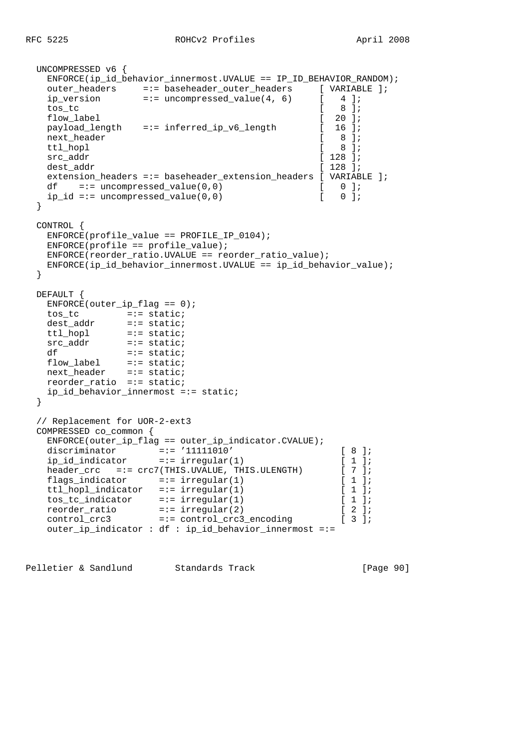```
   UNCOMPRESSED v6 {
     ENFORCE(ip_id_behavior_innermost.UVALUE == IP_ID_BEHAVIOR_RANDOM);
     outer_headers     =:= baseheader_outer_headers     [ VARIABLE ];
     ip_version        =:= uncompressed_value(4, 6)     [   4 ];
     tos_tc                                             [   8 ];
     flow_label                                         [  20 ];
     payload_length    =:= inferred_ip_v6_length        [  16 ];
     next_header                                        [   8 ];
     ttl_hopl                                           [   8 ];
     src_addr                                           [ 128 ];
     dest_addr                                          [ 128 ];
     extension_headers =:= baseheader_extension_headers [ VARIABLE ];
     df    =:= uncompressed_value(0,0)                  [   0 ];
     ip_id =:= uncompressed_value(0,0)                  [   0 ];
   }

   CONTROL {
     ENFORCE(profile_value == PROFILE_IP_0104);
     ENFORCE(profile == profile_value);
     ENFORCE(reorder_ratio.UVALUE == reorder_ratio_value);
     ENFORCE(ip_id_behavior_innermost.UVALUE == ip_id_behavior_value);
   }

   DEFAULT {
     ENFORCE(outer_ip_flag == 0);
     tos_tc         =:= static;
     dest_addr      =:= static;
     ttl_hopl       =:= static;
     src_addr       =:= static;
     df             =:= static;
     flow_label     =:= static;
     next_header    =:= static;
     reorder_ratio  =:= static;
     ip_id_behavior_innermost =:= static;
   }

   // Replacement for UOR-2-ext3
   COMPRESSED co_common {
     ENFORCE(outer_ip_flag == outer_ip_indicator.CVALUE);
     discriminator        =:= '11111010'                   [ 8 ];
     ip_id_indicator      =:= irregular(1)                 [ 1 ];
     header_crc   =:= crc7(THIS.UVALUE, THIS.ULENGTH)       [ 7 ];
     flags_indicator      =:= irregular(1)                 [ 1 ];
     ttl_hopl_indicator   =:= irregular(1)                 [ 1 ];
     tos_tc_indicator     =:= irregular(1)                 [ 1 ];
     reorder_ratio        =:= irregular(2)                 [ 2 ];
     control_crc3         =:= control_crc3_encoding        [ 3 ];
     outer_ip_indicator : df : ip_id_behavior_innermost =:=
```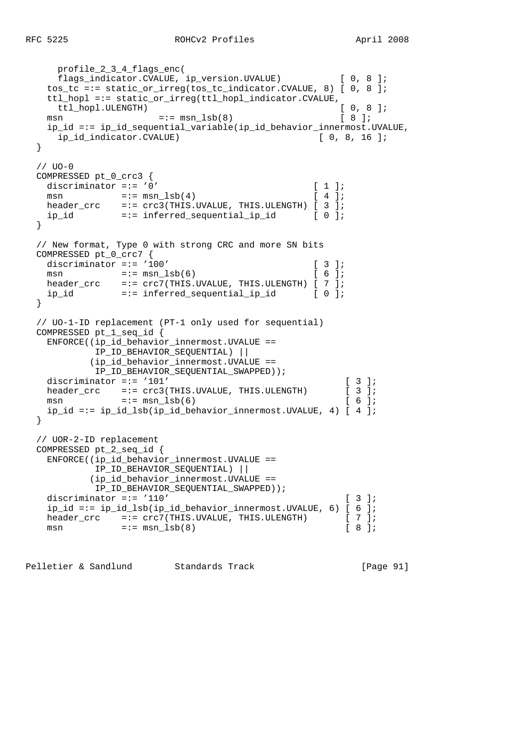```
      profile_2_3_4_flags_enc(
      flags_indicator.CVALUE, ip_version.UVALUE)           [ 0, 8 ];
    tos_tc =:= static_or_irreg(tos_tc_indicator.CVALUE, 8) [ 0, 8 ];
    ttl_hopl =:= static_or_irreg(ttl_hopl_indicator.CVALUE,
      ttl_hopl.ULENGTH)                                    [ 0, 8 ];
    msn                 =:= msn_lsb(8)                     [ 8 ];
    ip_id =:= ip_id_sequential_variable(ip_id_behavior_innermost.UVALUE,
      ip_id_indicator.CVALUE)                          [ 0, 8, 16 ];
  }

  // UO-0
  COMPRESSED pt_0_crc3 {
    discriminator =:= '0'                             [ 1 ];
    msn           =:= msn_lsb(4)                      [ 4 ];
    header_crc    =:= crc3(THIS.UVALUE, THIS.ULENGTH) [ 3 ];
    ip_id         =:= inferred_sequential_ip_id       [ 0 ];
  }

  // New format, Type 0 with strong CRC and more SN bits
  COMPRESSED pt_0_crc7 {
    discriminator =:= '100'                           [ 3 ];
    msn           =:= msn_lsb(6)                      [ 6 ];
    header_crc    =:= crc7(THIS.UVALUE, THIS.ULENGTH) [ 7 ];
    ip_id         =:= inferred_sequential_ip_id       [ 0 ];
  }

  // UO-1-ID replacement (PT-1 only used for sequential)
  COMPRESSED pt_1_seq_id {
    ENFORCE((ip_id_behavior_innermost.UVALUE ==
             IP_ID_BEHAVIOR_SEQUENTIAL) ||
            (ip_id_behavior_innermost.UVALUE ==
             IP_ID_BEHAVIOR_SEQUENTIAL_SWAPPED));
    discriminator =:= '101'                                 [ 3 ];
    header_crc    =:= crc3(THIS.UVALUE, THIS.ULENGTH)       [ 3 ];
    msn           =:= msn_lsb(6)                            [ 6 ];
    ip_id =:= ip_id_lsb(ip_id_behavior_innermost.UVALUE, 4) [ 4 ];
  }

  // UOR-2-ID replacement
  COMPRESSED pt_2_seq_id {
    ENFORCE((ip_id_behavior_innermost.UVALUE ==
             IP_ID_BEHAVIOR_SEQUENTIAL) ||
            (ip_id_behavior_innermost.UVALUE ==
             IP_ID_BEHAVIOR_SEQUENTIAL_SWAPPED));
    discriminator =:= '110'                                 [ 3 ];
    ip_id =:= ip_id_lsb(ip_id_behavior_innermost.UVALUE, 6) [ 6 ];
    header_crc    =:= crc7(THIS.UVALUE, THIS.ULENGTH)       [ 7 ];
    msn           =:= msn_lsb(8)                            [ 8 ];
```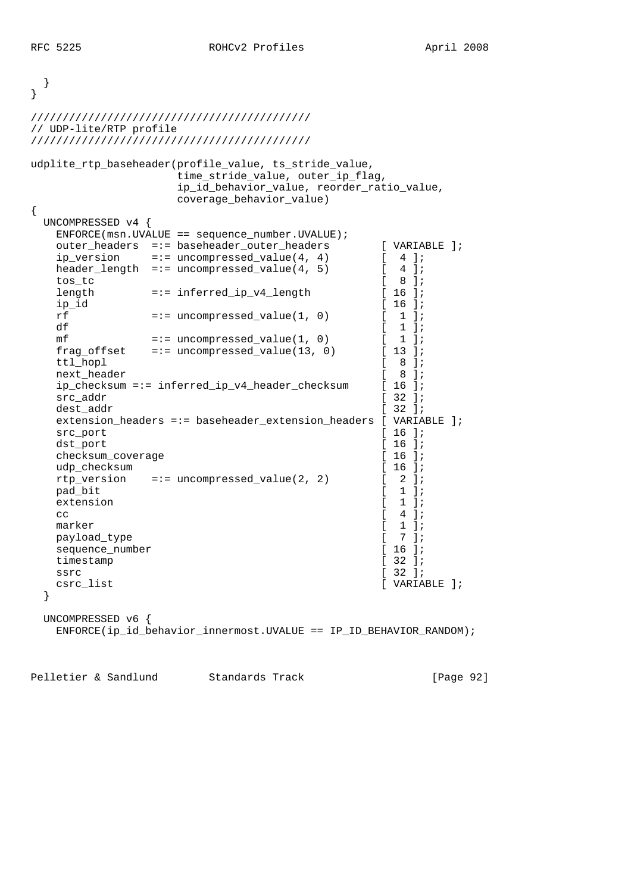```
  }
}

///////////////////////////////////////////
// UDP-lite/RTP profile
///////////////////////////////////////////

udplite_rtp_baseheader(profile_value, ts_stride_value,
                       time_stride_value, outer_ip_flag,
                       ip_id_behavior_value, reorder_ratio_value,
                       coverage_behavior_value)
{
  UNCOMPRESSED v4 {
    ENFORCE(msn.UVALUE == sequence_number.UVALUE);
    outer_headers  =:= baseheader_outer_headers        [ VARIABLE ];
    ip_version     =:= uncompressed_value(4, 4)        [  4 ];
    header_length  =:= uncompressed_value(4, 5)        [  4 ];
    tos_tc                                             [  8 ];
    length         =:= inferred_ip_v4_length           [ 16 ];
    ip_id                                              [ 16 ];
    rf             =:= uncompressed_value(1, 0)        [  1 ];
    df                                                 [  1 ];
    mf             =:= uncompressed_value(1, 0)        [  1 ];
    frag_offset    =:= uncompressed_value(13, 0)       [ 13 ];
    ttl_hopl                                           [  8 ];
    next_header                                        [  8 ];
    ip_checksum =:= inferred_ip_v4_header_checksum     [ 16 ];
    src_addr                                           [ 32 ];
    dest_addr                                          [ 32 ];
    extension_headers =:= baseheader_extension_headers [ VARIABLE ];
    src_port                                           [ 16 ];
    dst_port                                           [ 16 ];
    checksum_coverage                                  [ 16 ];
    udp_checksum                                       [ 16 ];
    rtp_version    =:= uncompressed_value(2, 2)        [  2 ];
    pad_bit                                            [  1 ];
    extension                                          [  1 ];
    cc                                                 [  4 ];
    marker                                             [  1 ];
    payload_type                                       [  7 ];
    sequence_number                                    [ 16 ];
    timestamp                                          [ 32 ];
    ssrc                                               [ 32 ];
    csrc_list                                          [ VARIABLE ];
  }

  UNCOMPRESSED v6 {
    ENFORCE(ip_id_behavior_innermost.UVALUE == IP_ID_BEHAVIOR_RANDOM);
```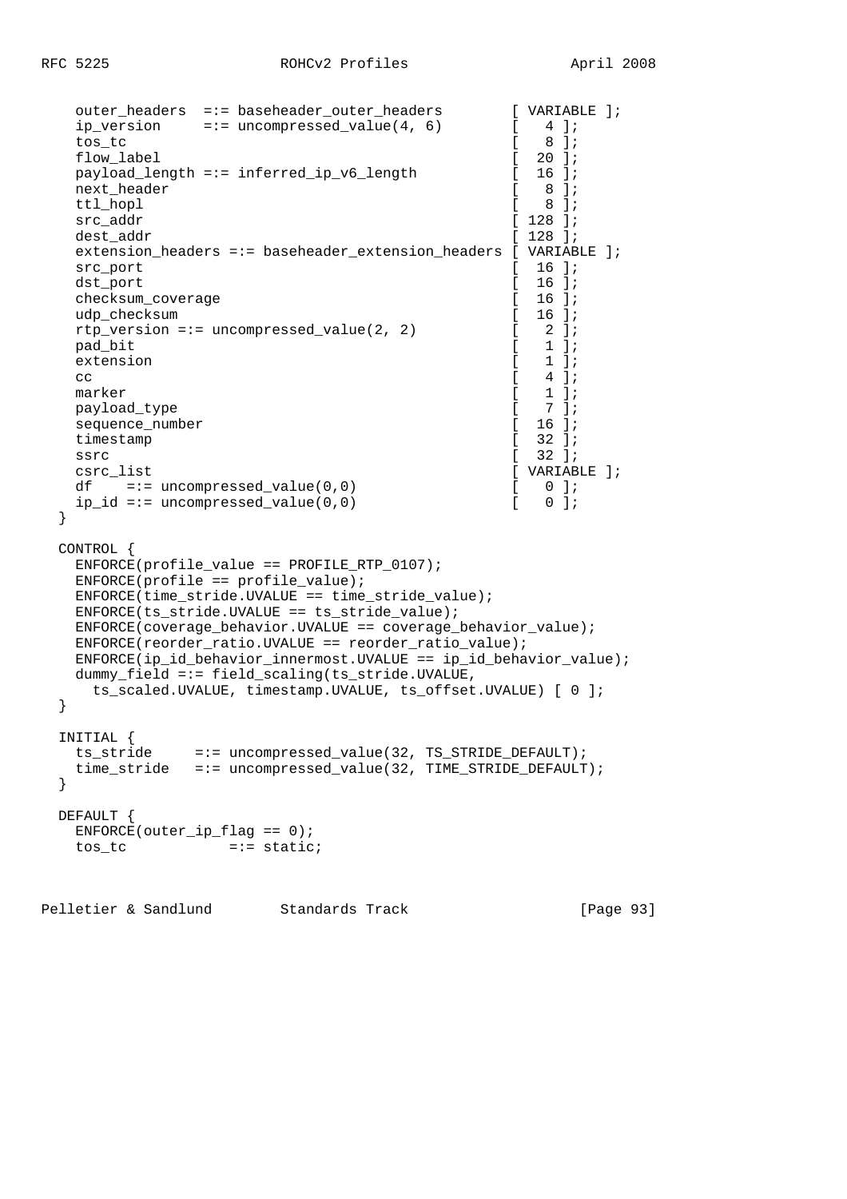```
    outer_headers  =:= baseheader_outer_headers        [ VARIABLE ];
    ip_version     =:= uncompressed_value(4, 6)        [   4 ];
    tos_tc                                             [   8 ];
    flow_label                                         [  20 ];
    payload_length =:= inferred_ip_v6_length           [  16 ];
    next_header                                        [   8 ];
    ttl_hopl                                           [   8 ];
    src_addr                                           [ 128 ];
    dest_addr                                          [ 128 ];
    extension_headers =:= baseheader_extension_headers [ VARIABLE ];
    src_port                                           [  16 ];
    dst_port                                           [  16 ];
    checksum_coverage                                  [  16 ];
    udp_checksum                                       [  16 ];
    rtp_version =:= uncompressed_value(2, 2)           [   2 ];
    pad_bit                                            [   1 ];
    extension                                          [   1 ];
    cc                                                 [   4 ];
    marker                                             [   1 ];
    payload_type                                       [   7 ];
    sequence_number                                    [  16 ];
    timestamp                                          [  32 ];
    ssrc                                               [  32 ];
    csrc_list                                          [ VARIABLE ];
    df    =:= uncompressed_value(0,0)                  [   0 ];
    ip_id =:= uncompressed_value(0,0)                  [   0 ];
  }

  CONTROL {
    ENFORCE(profile_value == PROFILE_RTP_0107);
    ENFORCE(profile == profile_value);
    ENFORCE(time_stride.UVALUE == time_stride_value);
    ENFORCE(ts_stride.UVALUE == ts_stride_value);
    ENFORCE(coverage_behavior.UVALUE == coverage_behavior_value);
    ENFORCE(reorder_ratio.UVALUE == reorder_ratio_value);
    ENFORCE(ip_id_behavior_innermost.UVALUE == ip_id_behavior_value);
    dummy_field =:= field_scaling(ts_stride.UVALUE,
      ts_scaled.UVALUE, timestamp.UVALUE, ts_offset.UVALUE) [ 0 ];
  }

  INITIAL {
    ts_stride     =:= uncompressed_value(32, TS_STRIDE_DEFAULT);
    time_stride   =:= uncompressed_value(32, TIME_STRIDE_DEFAULT);
  }

  DEFAULT {
    ENFORCE(outer_ip_flag == 0);
    tos_tc            =:= static;
```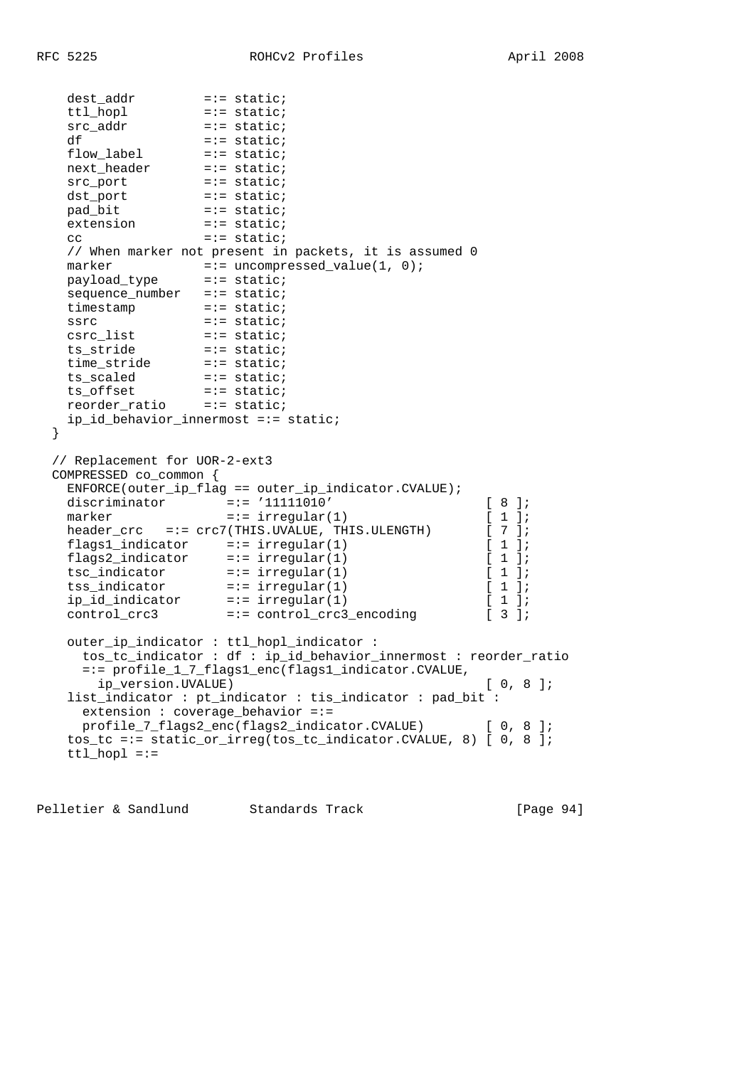```
    dest_addr         =:= static;
    ttl_hopl          =:= static;
    src_addr          =:= static;
    df                =:= static;
    flow_label        =:= static;
    next_header       =:= static;
    src_port          =:= static;
    dst_port          =:= static;
    pad_bit           =:= static;
    extension         =:= static;
    cc                =:= static;
    // When marker not present in packets, it is assumed 0
    marker            =:= uncompressed_value(1, 0);
    payload_type      =:= static;
    sequence_number   =:= static;
    timestamp         =:= static;
    ssrc              =:= static;
    csrc_list         =:= static;
    ts_stride         =:= static;
    time_stride       =:= static;
    ts_scaled         =:= static;
    ts_offset         =:= static;
    reorder_ratio     =:= static;
    ip_id_behavior_innermost =:= static;
  }

  // Replacement for UOR-2-ext3
  COMPRESSED co_common {
    ENFORCE(outer_ip_flag == outer_ip_indicator.CVALUE);
    discriminator        =:= '11111010'                   [ 8 ];
    marker               =:= irregular(1)                 [ 1 ];
    header_crc   =:= crc7(THIS.UVALUE, THIS.ULENGTH)      [ 7 ];
    flags1_indicator     =:= irregular(1)                 [ 1 ];
    flags2_indicator     =:= irregular(1)                 [ 1 ];
    tsc_indicator        =:= irregular(1)                 [ 1 ];
    tss_indicator        =:= irregular(1)                 [ 1 ];
    ip_id_indicator      =:= irregular(1)                 [ 1 ];
    control_crc3         =:= control_crc3_encoding        [ 3 ];

    outer_ip_indicator : ttl_hopl_indicator :
      tos_tc_indicator : df : ip_id_behavior_innermost : reorder_ratio
      =:= profile_1_7_flags1_enc(flags1_indicator.CVALUE,
        ip_version.UVALUE)                                   [ 0, 8 ];
    list_indicator : pt_indicator : tis_indicator : pad_bit :
      extension : coverage_behavior =:=
      profile_7_flags2_enc(flags2_indicator.CVALUE)        [ 0, 8 ];
    tos_tc =:= static_or_irreg(tos_tc_indicator.CVALUE, 8) [ 0, 8 ];
    ttl_hopl =:=
```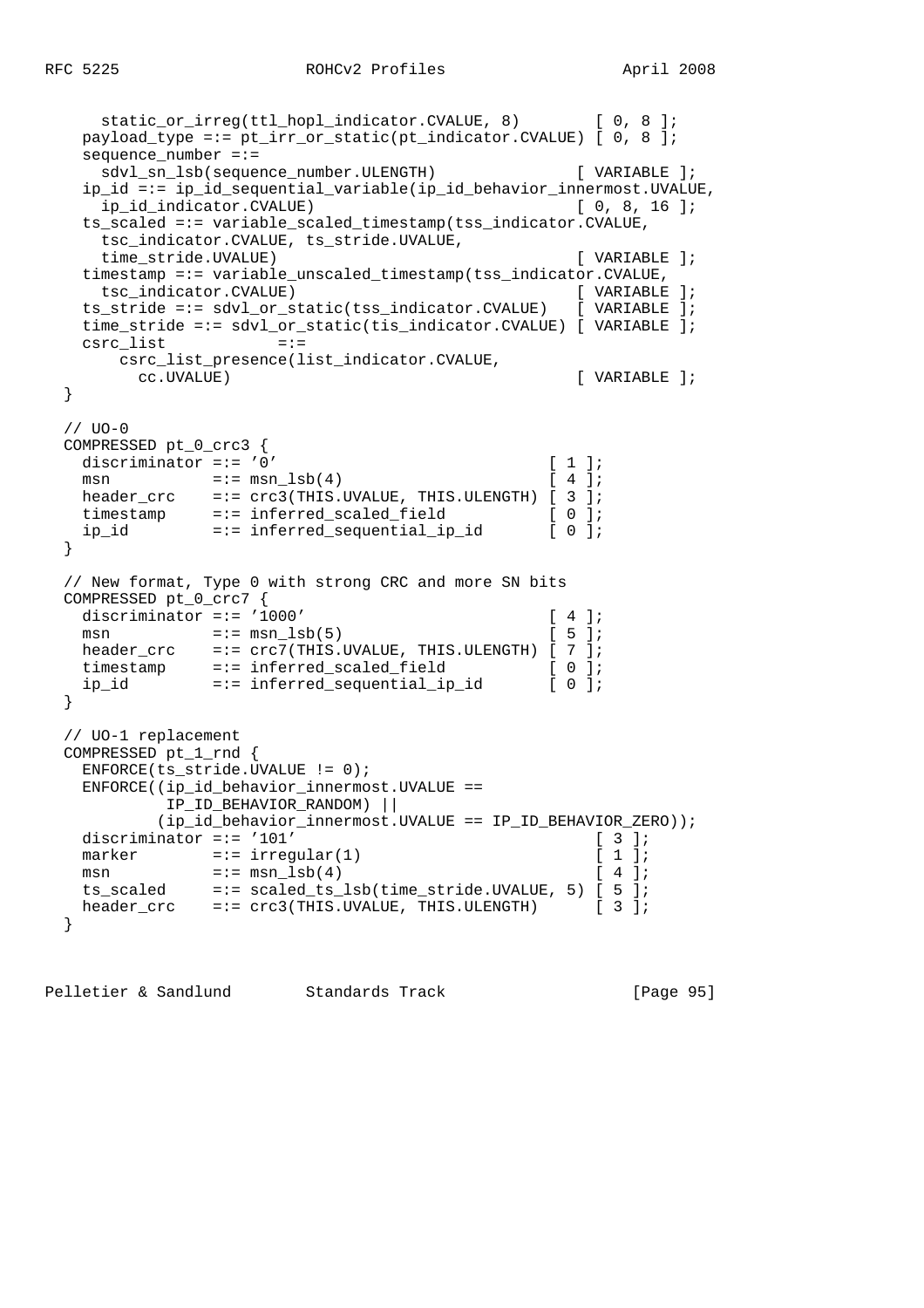```
      static_or_irreg(ttl_hopl_indicator.CVALUE, 8)        [ 0, 8 ];
    payload_type =:= pt_irr_or_static(pt_indicator.CVALUE) [ 0, 8 ];
    sequence_number =:=
      sdvl_sn_lsb(sequence_number.ULENGTH)              [ VARIABLE ];
    ip_id =:= ip_id_sequential_variable(ip_id_behavior_innermost.UVALUE,
      ip_id_indicator.CVALUE)                           [ 0, 8, 16 ];
    ts_scaled =:= variable_scaled_timestamp(tss_indicator.CVALUE,
      tsc_indicator.CVALUE, ts_stride.UVALUE,
      time_stride.UVALUE)                               [ VARIABLE ];
    timestamp =:= variable_unscaled_timestamp(tss_indicator.CVALUE,
      tsc_indicator.CVALUE)                             [ VARIABLE ];
    ts_stride =:= sdvl_or_static(tss_indicator.CVALUE)   [ VARIABLE ];
    time_stride =:= sdvl_or_static(tis_indicator.CVALUE) [ VARIABLE ];
    csrc_list           =:=
       csrc_list_presence(list_indicator.CVALUE,
         cc.UVALUE)                                     [ VARIABLE ];
  }

  // UO-0
  COMPRESSED pt_0_crc3 {
    discriminator =:= '0'                           [ 1 ];
    msn           =:= msn_lsb(4)                    [ 4 ];
    header_crc    =:= crc3(THIS.UVALUE, THIS.ULENGTH) [ 3 ];
    timestamp     =:= inferred_scaled_field         [ 0 ];
    ip_id         =:= inferred_sequential_ip_id     [ 0 ];
  }

  // New format, Type 0 with strong CRC and more SN bits
  COMPRESSED pt_0_crc7 {
    discriminator =:= '1000'                        [ 4 ];
    msn           =:= msn_lsb(5)                    [ 5 ];
    header_crc    =:= crc7(THIS.UVALUE, THIS.ULENGTH) [ 7 ];
    timestamp     =:= inferred_scaled_field         [ 0 ];
    ip_id         =:= inferred_sequential_ip_id     [ 0 ];
  }

  // UO-1 replacement
  COMPRESSED pt_1_rnd {
    ENFORCE(ts_stride.UVALUE != 0);
    ENFORCE((ip_id_behavior_innermost.UVALUE ==
             IP_ID_BEHAVIOR_RANDOM) ||
            (ip_id_behavior_innermost.UVALUE == IP_ID_BEHAVIOR_ZERO));
    discriminator =:= '101'                              [ 3 ];
    marker        =:= irregular(1)                       [ 1 ];
    msn           =:= msn_lsb(4)                         [ 4 ];
    ts_scaled     =:= scaled_ts_lsb(time_stride.UVALUE, 5) [ 5 ];
    header_crc    =:= crc3(THIS.UVALUE, THIS.ULENGTH)      [ 3 ];
  }
```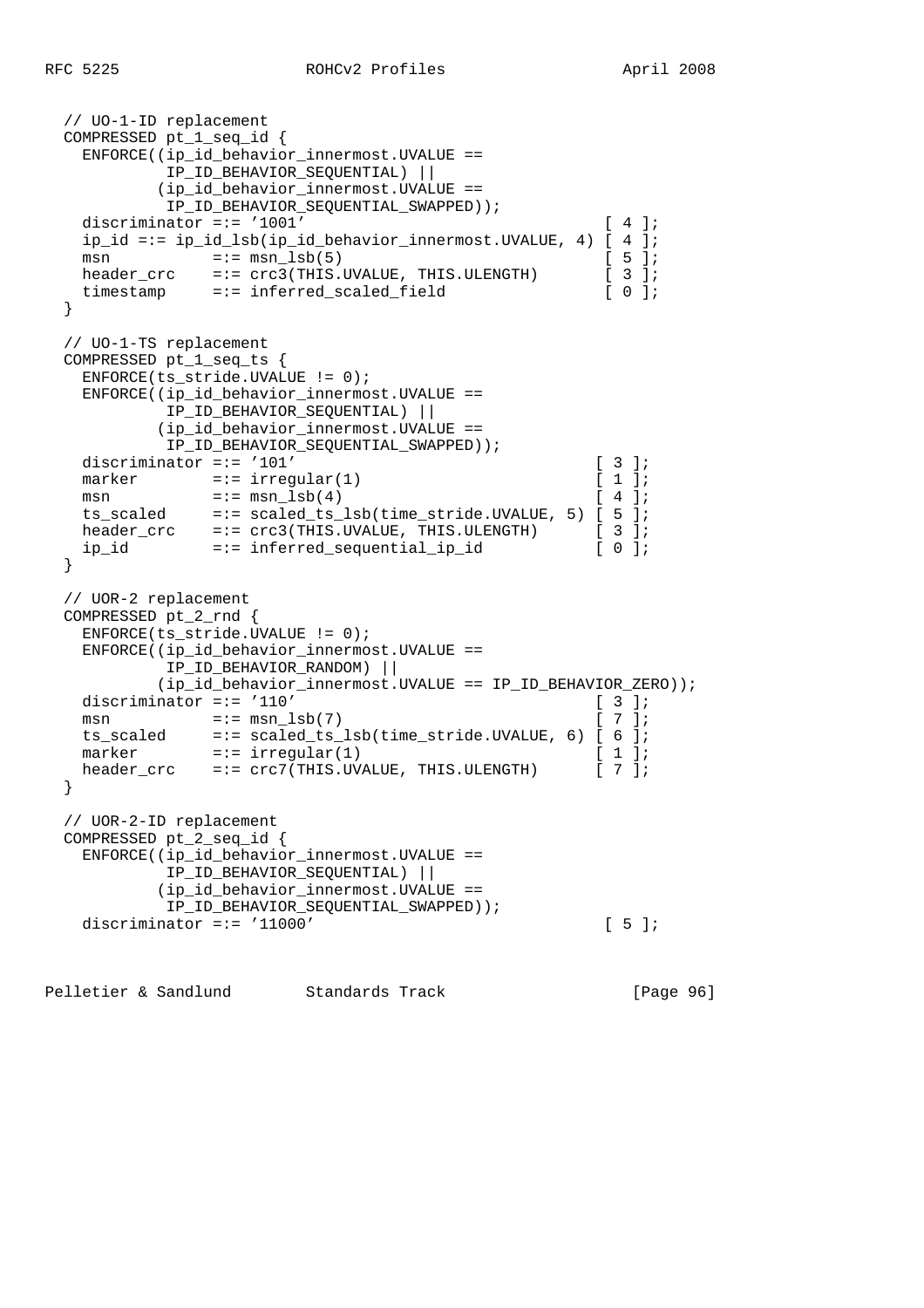```
  // UO-1-ID replacement
  COMPRESSED pt_1_seq_id {
    ENFORCE((ip_id_behavior_innermost.UVALUE ==
             IP_ID_BEHAVIOR_SEQUENTIAL) ||
            (ip_id_behavior_innermost.UVALUE ==
             IP_ID_BEHAVIOR_SEQUENTIAL_SWAPPED));
    discriminator =:= '1001'                            [ 4 ];
    ip_id =:= ip_id_lsb(ip_id_behavior_innermost.UVALUE, 4) [ 4 ];
    msn           =:= msn_lsb(5)                        [ 5 ];
    header_crc    =:= crc3(THIS.UVALUE, THIS.ULENGTH)   [ 3 ];
    timestamp     =:= inferred_scaled_field             [ 0 ];
  }

  // UO-1-TS replacement
  COMPRESSED pt_1_seq_ts {
    ENFORCE(ts_stride.UVALUE != 0);
    ENFORCE((ip_id_behavior_innermost.UVALUE ==
             IP_ID_BEHAVIOR_SEQUENTIAL) ||
            (ip_id_behavior_innermost.UVALUE ==
             IP_ID_BEHAVIOR_SEQUENTIAL_SWAPPED));
    discriminator =:= '101'                            [ 3 ];
    marker        =:= irregular(1)                     [ 1 ];
    msn           =:= msn_lsb(4)                       [ 4 ];
    ts_scaled     =:= scaled_ts_lsb(time_stride.UVALUE, 5) [ 5 ];
    header_crc    =:= crc3(THIS.UVALUE, THIS.ULENGTH)  [ 3 ];
    ip_id         =:= inferred_sequential_ip_id        [ 0 ];
  }

  // UOR-2 replacement
  COMPRESSED pt_2_rnd {
    ENFORCE(ts_stride.UVALUE != 0);
    ENFORCE((ip_id_behavior_innermost.UVALUE ==
             IP_ID_BEHAVIOR_RANDOM) ||
            (ip_id_behavior_innermost.UVALUE == IP_ID_BEHAVIOR_ZERO));
    discriminator =:= '110'                            [ 3 ];
    msn           =:= msn_lsb(7)                       [ 7 ];
    ts_scaled     =:= scaled_ts_lsb(time_stride.UVALUE, 6) [ 6 ];
    marker        =:= irregular(1)                     [ 1 ];
    header_crc    =:= crc7(THIS.UVALUE, THIS.ULENGTH)  [ 7 ];
  }

  // UOR-2-ID replacement
  COMPRESSED pt_2_seq_id {
    ENFORCE((ip_id_behavior_innermost.UVALUE ==
             IP_ID_BEHAVIOR_SEQUENTIAL) ||
            (ip_id_behavior_innermost.UVALUE ==
             IP_ID_BEHAVIOR_SEQUENTIAL_SWAPPED));
    discriminator =:= '11000'                           [ 5 ];
```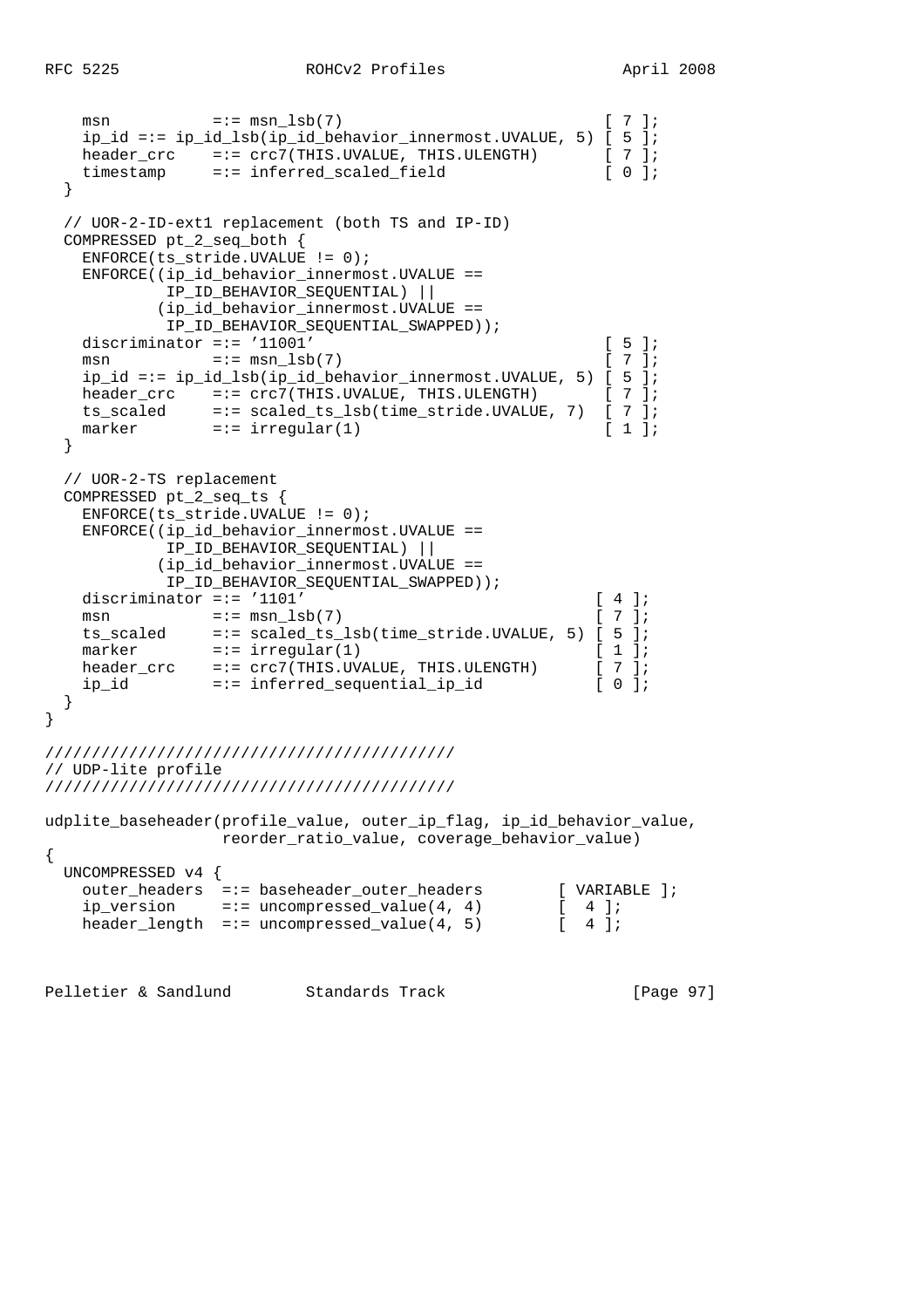```
    msn           =:= msn_lsb(7)                              [ 7 ];
    ip_id =:= ip_id_lsb(ip_id_behavior_innermost.UVALUE, 5) [ 5 ];
    header_crc    =:= crc7(THIS.UVALUE, THIS.ULENGTH)       [ 7 ];
    timestamp     =:= inferred_scaled_field                 [ 0 ];
  }

  // UOR-2-ID-ext1 replacement (both TS and IP-ID)
  COMPRESSED pt_2_seq_both {
    ENFORCE(ts_stride.UVALUE != 0);
    ENFORCE((ip_id_behavior_innermost.UVALUE ==
             IP_ID_BEHAVIOR_SEQUENTIAL) ||
            (ip_id_behavior_innermost.UVALUE ==
             IP_ID_BEHAVIOR_SEQUENTIAL_SWAPPED));
    discriminator =:= '11001'                               [ 5 ];
    msn           =:= msn_lsb(7)                            [ 7 ];
    ip_id =:= ip_id_lsb(ip_id_behavior_innermost.UVALUE, 5) [ 5 ];
    header_crc    =:= crc7(THIS.UVALUE, THIS.ULENGTH)       [ 7 ];
    ts_scaled     =:= scaled_ts_lsb(time_stride.UVALUE, 7)  [ 7 ];
    marker        =:= irregular(1)                          [ 1 ];
  }

  // UOR-2-TS replacement
  COMPRESSED pt_2_seq_ts {
    ENFORCE(ts_stride.UVALUE != 0);
    ENFORCE((ip_id_behavior_innermost.UVALUE ==
             IP_ID_BEHAVIOR_SEQUENTIAL) ||
            (ip_id_behavior_innermost.UVALUE ==
             IP_ID_BEHAVIOR_SEQUENTIAL_SWAPPED));
    discriminator =:= '1101'                               [ 4 ];
    msn           =:= msn_lsb(7)                           [ 7 ];
    ts_scaled     =:= scaled_ts_lsb(time_stride.UVALUE, 5) [ 5 ];
    marker        =:= irregular(1)                         [ 1 ];
    header_crc    =:= crc7(THIS.UVALUE, THIS.ULENGTH)      [ 7 ];
    ip_id         =:= inferred_sequential_ip_id            [ 0 ];
  }
}

///////////////////////////////////////////
// UDP-lite profile
///////////////////////////////////////////

udplite_baseheader(profile_value, outer_ip_flag, ip_id_behavior_value,
                   reorder_ratio_value, coverage_behavior_value)
{
  UNCOMPRESSED v4 {
    outer_headers  =:= baseheader_outer_headers        [ VARIABLE ];
    ip_version     =:= uncompressed_value(4, 4)        [  4 ];
    header_length  =:= uncompressed_value(4, 5)        [  4 ];
```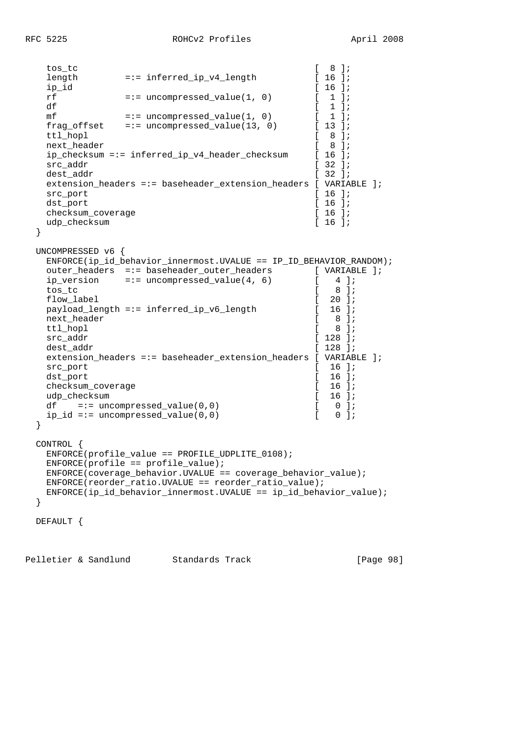```
    tos_tc                                          [  8 ];
    length         =:= inferred_ip_v4_length        [ 16 ];
    ip_id                                           [ 16 ];
    rf             =:= uncompressed_value(1, 0)     [  1 ];
    df                                              [  1 ];
    mf             =:= uncompressed_value(1, 0)     [  1 ];
    frag_offset    =:= uncompressed_value(13, 0)    [ 13 ];
    ttl_hopl                                        [  8 ];
    next_header                                     [  8 ];
    ip_checksum =:= inferred_ip_v4_header_checksum  [ 16 ];
    src_addr                                        [ 32 ];
    dest_addr                                       [ 32 ];
    extension_headers =:= baseheader_extension_headers [ VARIABLE ];
    src_port                                        [ 16 ];
    dst_port                                        [ 16 ];
    checksum_coverage                               [ 16 ];
    udp_checksum                                    [ 16 ];
  }

  UNCOMPRESSED v6 {
    ENFORCE(ip_id_behavior_innermost.UVALUE == IP_ID_BEHAVIOR_RANDOM);
    outer_headers  =:= baseheader_outer_headers       [ VARIABLE ];
    ip_version     =:= uncompressed_value(4, 6)       [   4 ];
    tos_tc                                            [   8 ];
    flow_label                                        [  20 ];
    payload_length =:= inferred_ip_v6_length          [  16 ];
    next_header                                       [   8 ];
    ttl_hopl                                          [   8 ];
    src_addr                                          [ 128 ];
    dest_addr                                         [ 128 ];
    extension_headers =:= baseheader_extension_headers [ VARIABLE ];
    src_port                                          [  16 ];
    dst_port                                          [  16 ];
    checksum_coverage                                 [  16 ];
    udp_checksum                                      [  16 ];
    df    =:= uncompressed_value(0,0)                 [   0 ];
    ip_id =:= uncompressed_value(0,0)                 [   0 ];
  }

  CONTROL {
    ENFORCE(profile_value == PROFILE_UDPLITE_0108);
    ENFORCE(profile == profile_value);
    ENFORCE(coverage_behavior.UVALUE == coverage_behavior_value);
    ENFORCE(reorder_ratio.UVALUE == reorder_ratio_value);
    ENFORCE(ip_id_behavior_innermost.UVALUE == ip_id_behavior_value);
  }

  DEFAULT {
```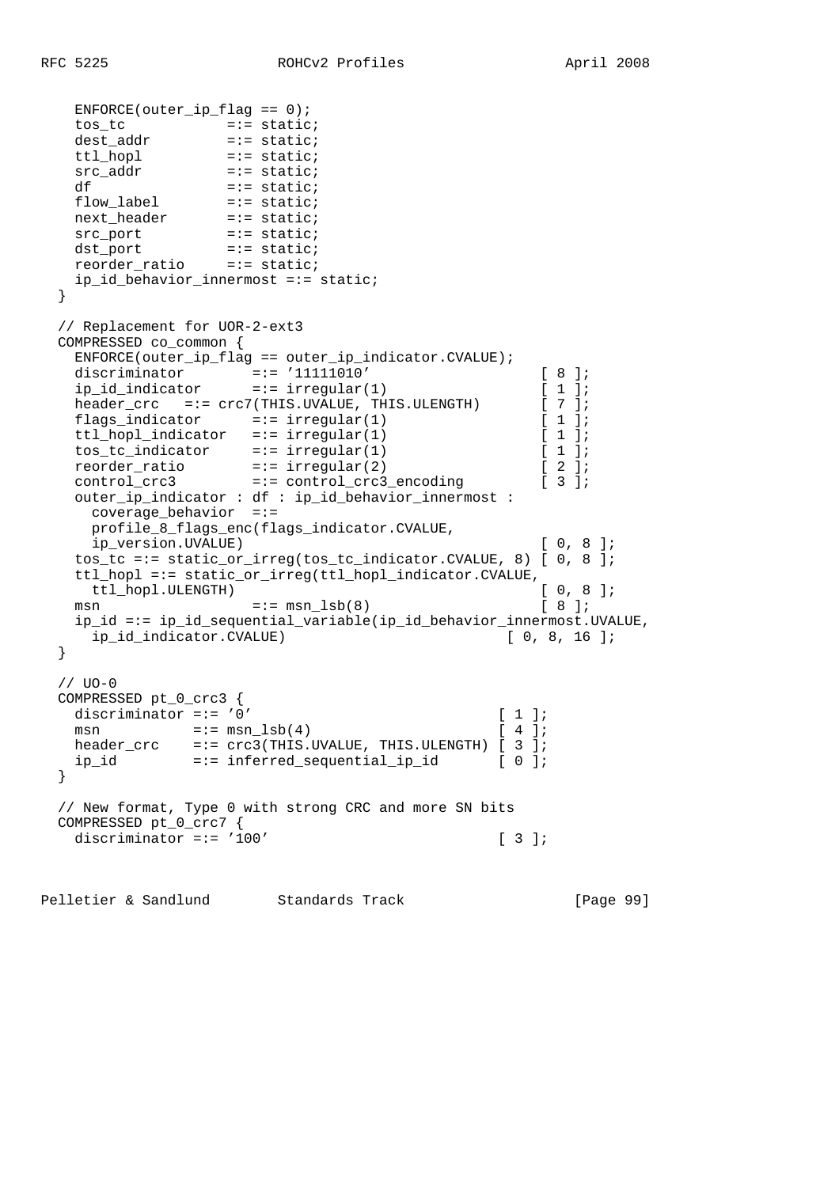```
    ENFORCE(outer_ip_flag == 0);
    tos_tc            =:= static;
    dest_addr         =:= static;
    ttl_hopl          =:= static;
    src_addr          =:= static;
    df                =:= static;
    flow_label        =:= static;
    next_header       =:= static;
    src_port          =:= static;
    dst_port          =:= static;
    reorder_ratio     =:= static;
    ip_id_behavior_innermost =:= static;
  }

  // Replacement for UOR-2-ext3
  COMPRESSED co_common {
    ENFORCE(outer_ip_flag == outer_ip_indicator.CVALUE);
    discriminator        =:= '11111010'                    [ 8 ];
    ip_id_indicator      =:= irregular(1)                  [ 1 ];
    header_crc   =:= crc7(THIS.UVALUE, THIS.ULENGTH)       [ 7 ];
    flags_indicator      =:= irregular(1)                  [ 1 ];
    ttl_hopl_indicator   =:= irregular(1)                  [ 1 ];
    tos_tc_indicator     =:= irregular(1)                  [ 1 ];
    reorder_ratio        =:= irregular(2)                  [ 2 ];
    control_crc3         =:= control_crc3_encoding         [ 3 ];
    outer_ip_indicator : df : ip_id_behavior_innermost :
      coverage_behavior  =:=
      profile_8_flags_enc(flags_indicator.CVALUE,
      ip_version.UVALUE)                                   [ 0, 8 ];
    tos_tc =:= static_or_irreg(tos_tc_indicator.CVALUE, 8) [ 0, 8 ];
    ttl_hopl =:= static_or_irreg(ttl_hopl_indicator.CVALUE,
      ttl_hopl.ULENGTH)                                    [ 0, 8 ];
    msn                  =:= msn_lsb(8)                    [ 8 ];
    ip_id =:= ip_id_sequential_variable(ip_id_behavior_innermost.UVALUE,
      ip_id_indicator.CVALUE)                          [ 0, 8, 16 ];
  }

  // UO-0
  COMPRESSED pt_0_crc3 {
    discriminator =:= '0'                           [ 1 ];
    msn           =:= msn_lsb(4)                    [ 4 ];
    header_crc    =:= crc3(THIS.UVALUE, THIS.ULENGTH) [ 3 ];
    ip_id         =:= inferred_sequential_ip_id      [ 0 ];
  }

  // New format, Type 0 with strong CRC and more SN bits
  COMPRESSED pt_0_crc7 {
    discriminator =:= '100'                         [ 3 ];
```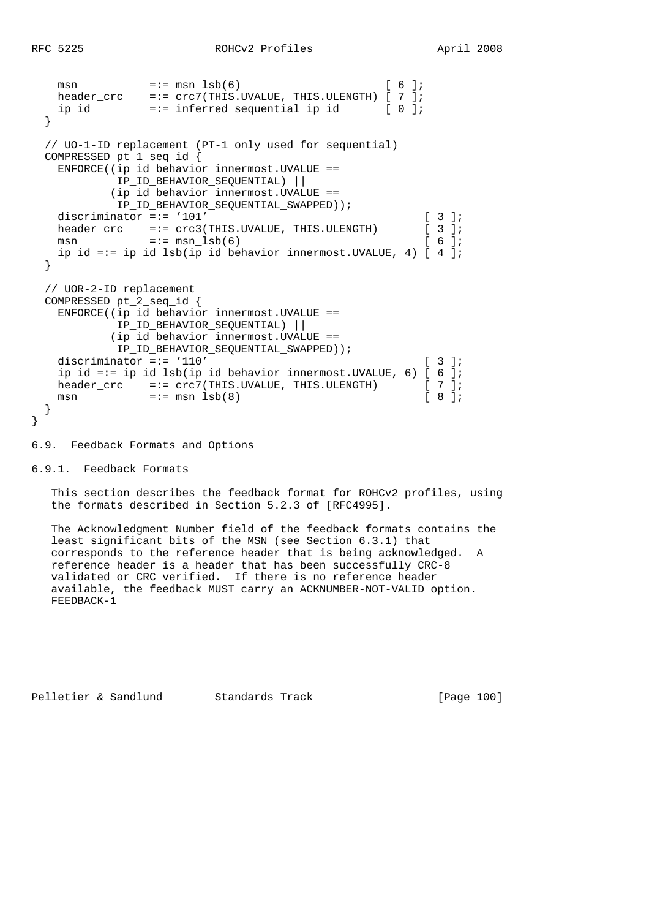```
    msn           =:= msn_lsb(6)                       [ 6 ];
    header_crc    =:= crc7(THIS.UVALUE, THIS.ULENGTH) [ 7 ];
    ip_id         =:= inferred_sequential_ip_id       [ 0 ];
  }

  // UO-1-ID replacement (PT-1 only used for sequential)
  COMPRESSED pt_1_seq_id {
    ENFORCE((ip_id_behavior_innermost.UVALUE ==
             IP_ID_BEHAVIOR_SEQUENTIAL) ||
            (ip_id_behavior_innermost.UVALUE ==
             IP_ID_BEHAVIOR_SEQUENTIAL_SWAPPED));
    discriminator =:= '101'                               [ 3 ];
    header_crc    =:= crc3(THIS.UVALUE, THIS.ULENGTH)       [ 3 ];
    msn           =:= msn_lsb(6)                          [ 6 ];
    ip_id =:= ip_id_lsb(ip_id_behavior_innermost.UVALUE, 4) [ 4 ];
  }

  // UOR-2-ID replacement
  COMPRESSED pt_2_seq_id {
    ENFORCE((ip_id_behavior_innermost.UVALUE ==
             IP_ID_BEHAVIOR_SEQUENTIAL) ||
            (ip_id_behavior_innermost.UVALUE ==
             IP_ID_BEHAVIOR_SEQUENTIAL_SWAPPED));
    discriminator =:= '110'                               [ 3 ];
    ip_id =:= ip_id_lsb(ip_id_behavior_innermost.UVALUE, 6) [ 6 ];
    header_crc    =:= crc7(THIS.UVALUE, THIS.ULENGTH)       [ 7 ];
    msn           =:= msn_lsb(8)                          [ 8 ];
  }
}
```

## 6.9. Feedback Formats and Options

### 6.9.1. Feedback Formats

This section describes the feedback format for ROHCv2 profiles, using the formats described in Section 5.2.3 of [RFC4995].

The Acknowledgment Number field of the feedback formats contains the least significant bits of the MSN (see Section 6.3.1) that corresponds to the reference header that is being acknowledged. A reference header is a header that has been successfully CRC-8 validated or CRC verified. If there is no reference header available, the feedback MUST carry an ACKNUMBER-NOT-VALID option.

FEEDBACK-1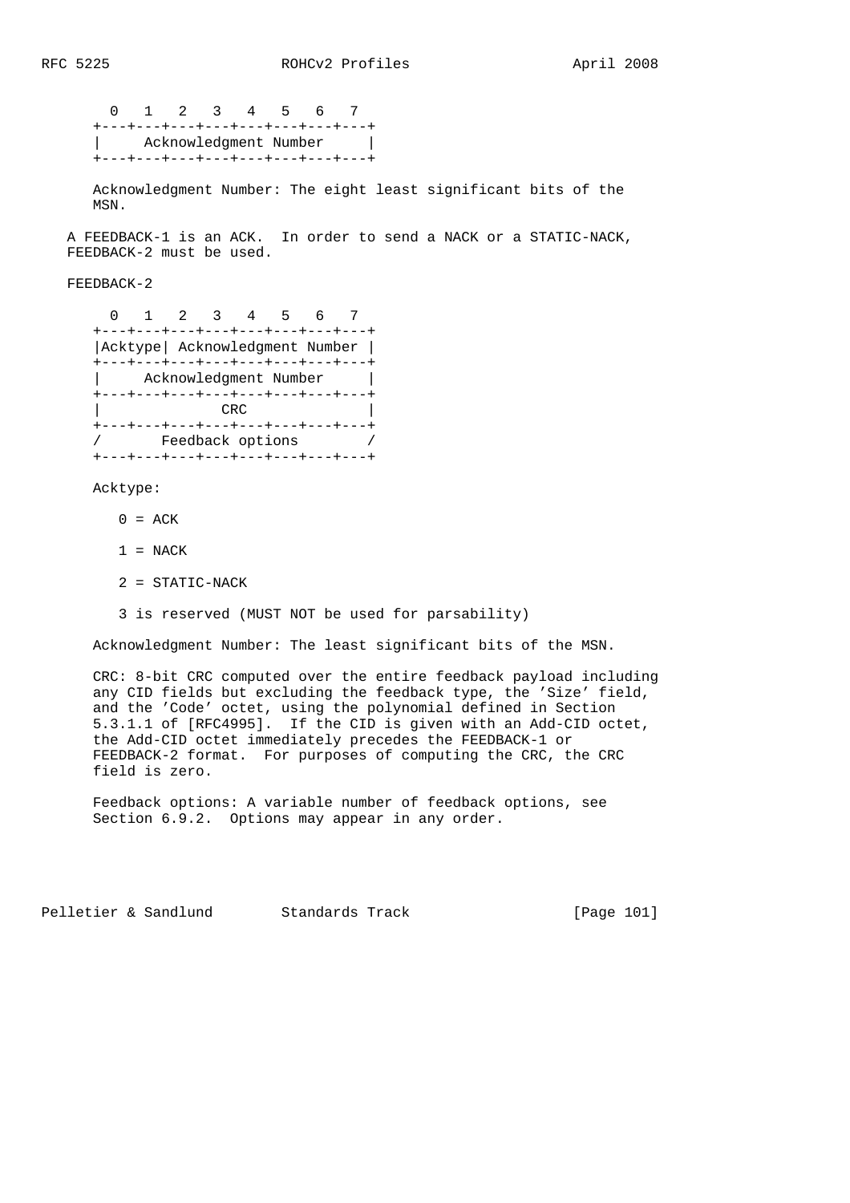```
  0   1   2   3   4   5   6   7
+---+---+---+---+---+---+---+---+
|     Acknowledgment Number     |
+---+---+---+---+---+---+---+---+
```

Acknowledgment Number: The eight least significant bits of the MSN.

A FEEDBACK-1 is an ACK. In order to send a NACK or a STATIC-NACK, FEEDBACK-2 must be used.

FEEDBACK-2

```
  0   1   2   3   4   5   6   7
+---+---+---+---+---+---+---+---+
|Acktype| Acknowledgment Number |
+---+---+---+---+---+---+---+---+
|     Acknowledgment Number     |
+---+---+---+---+---+---+---+---+
|              CRC              |
+---+---+---+---+---+---+---+---+
/       Feedback options        /
+---+---+---+---+---+---+---+---+
```

Acktype:

0 = ACK

1 = NACK

2 = STATIC-NACK

3 is reserved (MUST NOT be used for parsability)

Acknowledgment Number: The least significant bits of the MSN.

CRC: 8-bit CRC computed over the entire feedback payload including any CID fields but excluding the feedback type, the 'Size' field, and the 'Code' octet, using the polynomial defined in Section 5.3.1.1 of [RFC4995]. If the CID is given with an Add-CID octet, the Add-CID octet immediately precedes the FEEDBACK-1 or FEEDBACK-2 format. For purposes of computing the CRC, the CRC field is zero.

Feedback options: A variable number of feedback options, see Section 6.9.2. Options may appear in any order.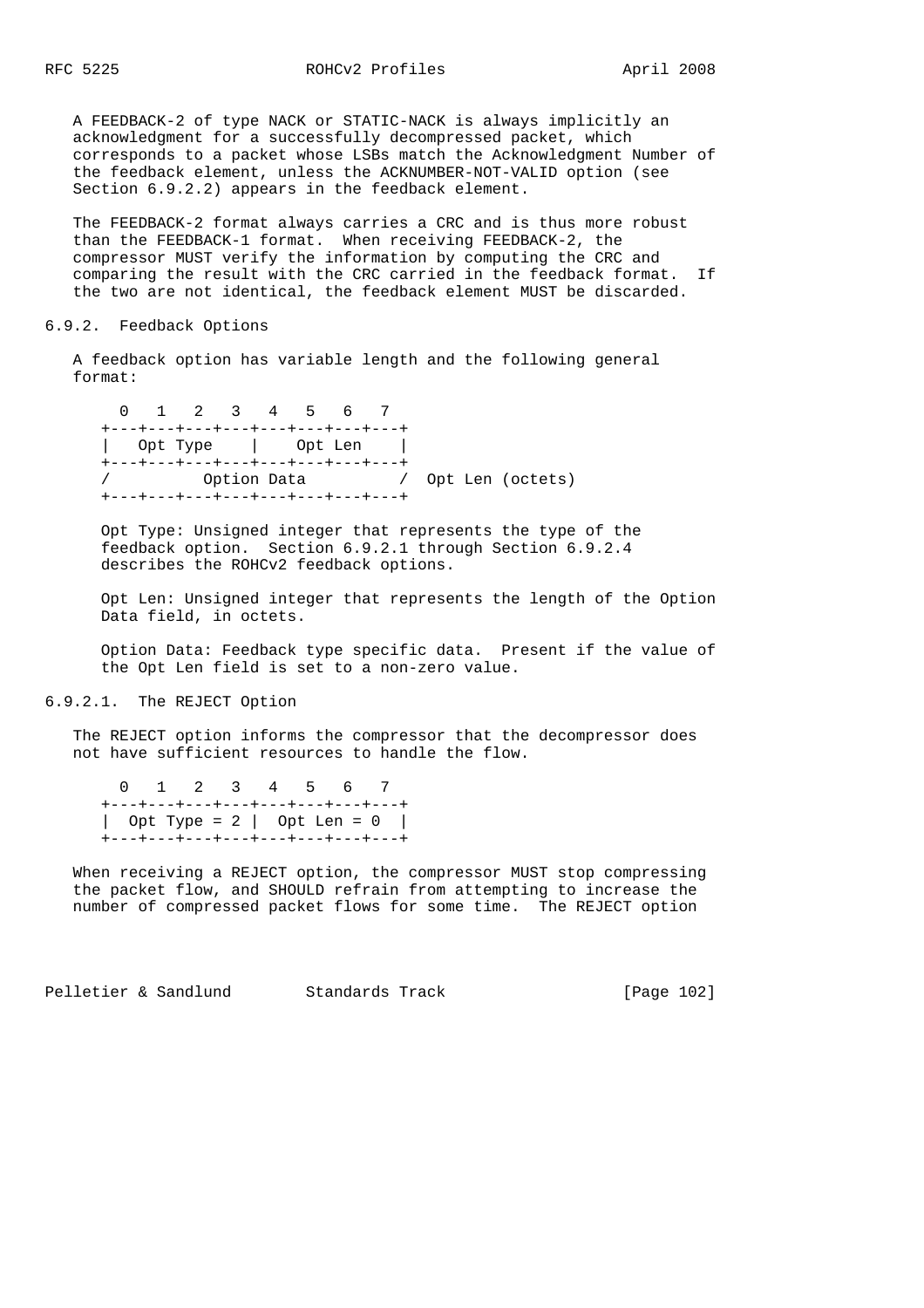A FEEDBACK-2 of type NACK or STATIC-NACK is always implicitly an acknowledgment for a successfully decompressed packet, which corresponds to a packet whose LSBs match the Acknowledgment Number of the feedback element, unless the ACKNUMBER-NOT-VALID option (see Section 6.9.2.2) appears in the feedback element.

The FEEDBACK-2 format always carries a CRC and is thus more robust than the FEEDBACK-1 format. When receiving FEEDBACK-2, the compressor MUST verify the information by computing the CRC and comparing the result with the CRC carried in the feedback format. If the two are not identical, the feedback element MUST be discarded.

### 6.9.2. Feedback Options

A feedback option has variable length and the following general format:

```
  0   1   2   3   4   5   6   7
+---+---+---+---+---+---+---+---+
|   Opt Type    |    Opt Len    |
+---+---+---+---+---+---+---+---+
/          Option Data          /  Opt Len (octets)
+---+---+---+---+---+---+---+---+
```

Opt Type: Unsigned integer that represents the type of the feedback option. Section 6.9.2.1 through Section 6.9.2.4 describes the ROHCv2 feedback options.

Opt Len: Unsigned integer that represents the length of the Option Data field, in octets.

Option Data: Feedback type specific data. Present if the value of the Opt Len field is set to a non-zero value.

#### 6.9.2.1. The REJECT Option

The REJECT option informs the compressor that the decompressor does not have sufficient resources to handle the flow.

```
  0   1   2   3   4   5   6   7
+---+---+---+---+---+---+---+---+
|  Opt Type = 2 |  Opt Len = 0  |
+---+---+---+---+---+---+---+---+
```

When receiving a REJECT option, the compressor MUST stop compressing the packet flow, and SHOULD refrain from attempting to increase the number of compressed packet flows for some time. The REJECT option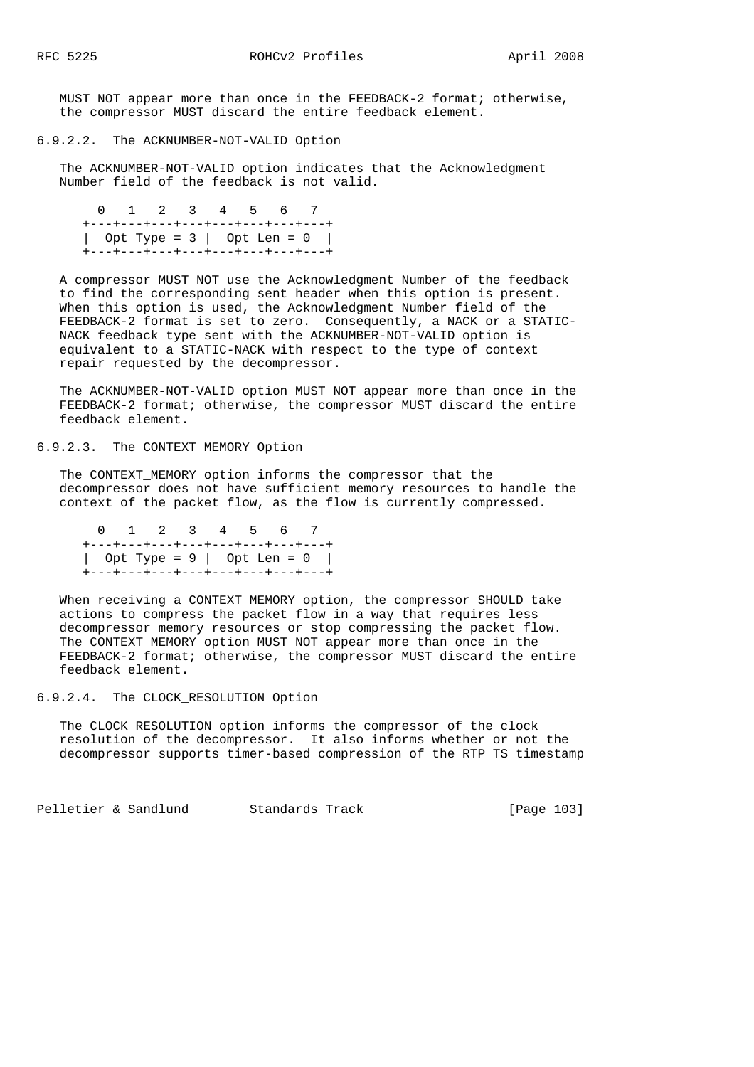MUST NOT appear more than once in the FEEDBACK-2 format; otherwise, the compressor MUST discard the entire feedback element.

#### 6.9.2.2. The ACKNUMBER-NOT-VALID Option

The ACKNUMBER-NOT-VALID option indicates that the Acknowledgment Number field of the feedback is not valid.

```
  0   1   2   3   4   5   6   7
+---+---+---+---+---+---+---+---+
|  Opt Type = 3 |  Opt Len = 0  |
+---+---+---+---+---+---+---+---+
```

A compressor MUST NOT use the Acknowledgment Number of the feedback to find the corresponding sent header when this option is present. When this option is used, the Acknowledgment Number field of the FEEDBACK-2 format is set to zero. Consequently, a NACK or a STATIC-NACK feedback type sent with the ACKNUMBER-NOT-VALID option is equivalent to a STATIC-NACK with respect to the type of context repair requested by the decompressor.

The ACKNUMBER-NOT-VALID option MUST NOT appear more than once in the FEEDBACK-2 format; otherwise, the compressor MUST discard the entire feedback element.

#### 6.9.2.3. The CONTEXT_MEMORY Option

The CONTEXT_MEMORY option informs the compressor that the decompressor does not have sufficient memory resources to handle the context of the packet flow, as the flow is currently compressed.

```
  0   1   2   3   4   5   6   7
+---+---+---+---+---+---+---+---+
|  Opt Type = 9 |  Opt Len = 0  |
+---+---+---+---+---+---+---+---+
```

When receiving a CONTEXT_MEMORY option, the compressor SHOULD take actions to compress the packet flow in a way that requires less decompressor memory resources or stop compressing the packet flow. The CONTEXT_MEMORY option MUST NOT appear more than once in the FEEDBACK-2 format; otherwise, the compressor MUST discard the entire feedback element.

#### 6.9.2.4. The CLOCK_RESOLUTION Option

The CLOCK_RESOLUTION option informs the compressor of the clock resolution of the decompressor. It also informs whether or not the decompressor supports timer-based compression of the RTP TS timestamp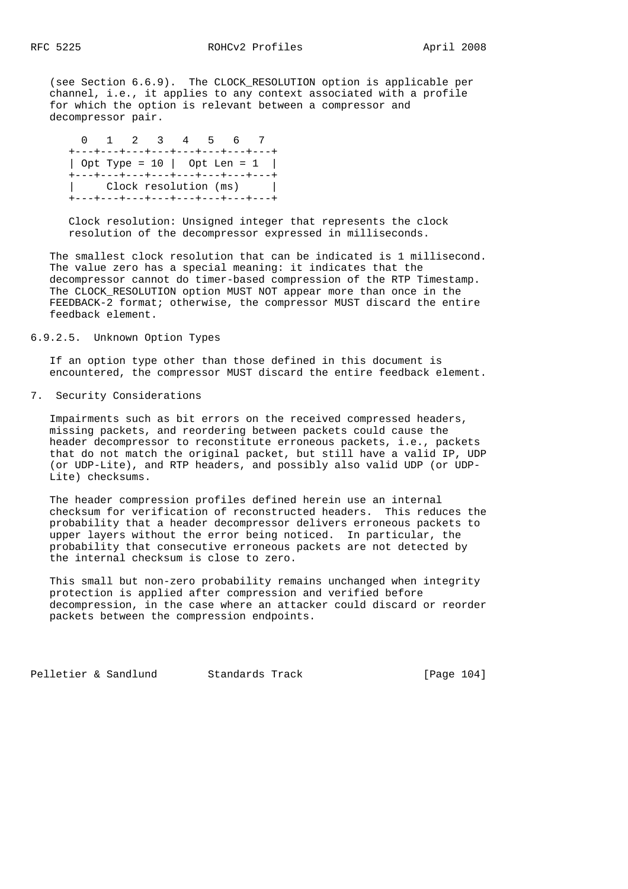(see Section 6.6.9). The CLOCK_RESOLUTION option is applicable per channel, i.e., it applies to any context associated with a profile for which the option is relevant between a compressor and decompressor pair.

```
  0   1   2   3   4   5   6   7
+---+---+---+---+---+---+---+---+
| Opt Type = 10 |  Opt Len = 1  |
+---+---+---+---+---+---+---+---+
|     Clock resolution (ms)     |
+---+---+---+---+---+---+---+---+
```

Clock resolution: Unsigned integer that represents the clock resolution of the decompressor expressed in milliseconds.

The smallest clock resolution that can be indicated is 1 millisecond. The value zero has a special meaning: it indicates that the decompressor cannot do timer-based compression of the RTP Timestamp. The CLOCK_RESOLUTION option MUST NOT appear more than once in the FEEDBACK-2 format; otherwise, the compressor MUST discard the entire feedback element.

#### 6.9.2.5. Unknown Option Types

If an option type other than those defined in this document is encountered, the compressor MUST discard the entire feedback element.

## 7. Security Considerations

Impairments such as bit errors on the received compressed headers, missing packets, and reordering between packets could cause the header decompressor to reconstitute erroneous packets, i.e., packets that do not match the original packet, but still have a valid IP, UDP (or UDP-Lite), and RTP headers, and possibly also valid UDP (or UDP-Lite) checksums.

The header compression profiles defined herein use an internal checksum for verification of reconstructed headers. This reduces the probability that a header decompressor delivers erroneous packets to upper layers without the error being noticed. In particular, the probability that consecutive erroneous packets are not detected by the internal checksum is close to zero.

This small but non-zero probability remains unchanged when integrity protection is applied after compression and verified before decompression, in the case where an attacker could discard or reorder packets between the compression endpoints.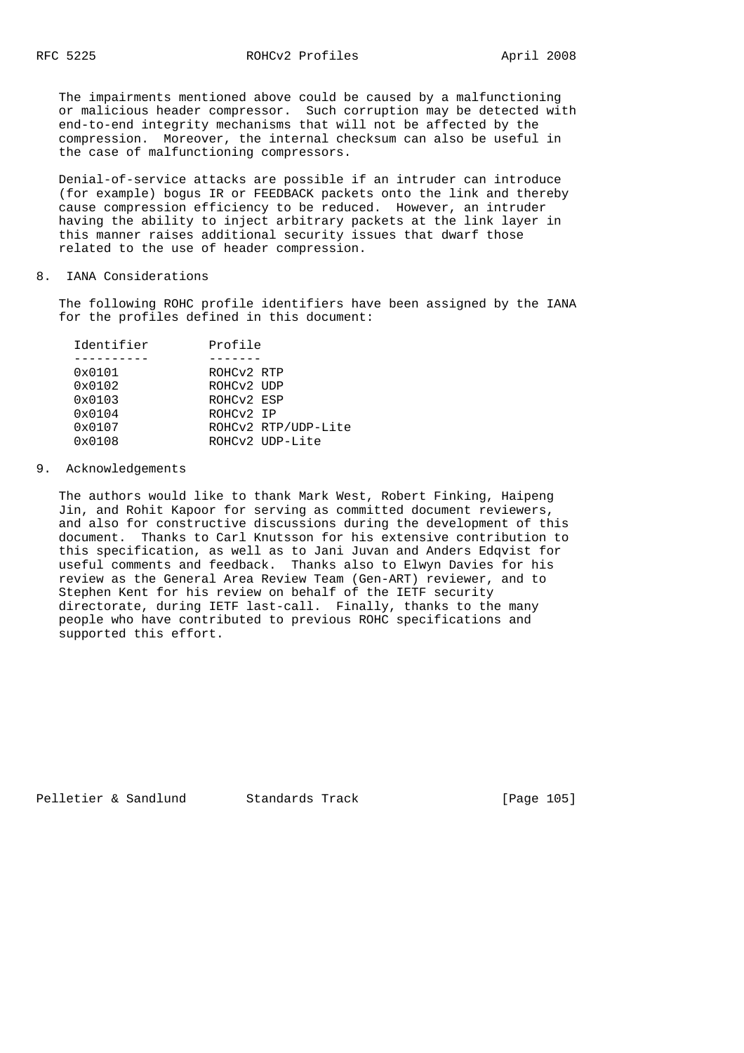The impairments mentioned above could be caused by a malfunctioning or malicious header compressor. Such corruption may be detected with end-to-end integrity mechanisms that will not be affected by the compression. Moreover, the internal checksum can also be useful in the case of malfunctioning compressors.

Denial-of-service attacks are possible if an intruder can introduce (for example) bogus IR or FEEDBACK packets onto the link and thereby cause compression efficiency to be reduced. However, an intruder having the ability to inject arbitrary packets at the link layer in this manner raises additional security issues that dwarf those related to the use of header compression.

## 8. IANA Considerations

The following ROHC profile identifiers have been assigned by the IANA for the profiles defined in this document:

| Identifier | Profile |
|---|---|
| 0x0101 | ROHCv2 RTP |
| 0x0102 | ROHCv2 UDP |
| 0x0103 | ROHCv2 ESP |
| 0x0104 | ROHCv2 IP |
| 0x0107 | ROHCv2 RTP/UDP-Lite |
| 0x0108 | ROHCv2 UDP-Lite |

## 9. Acknowledgements

The authors would like to thank Mark West, Robert Finking, Haipeng Jin, and Rohit Kapoor for serving as committed document reviewers, and also for constructive discussions during the development of this document. Thanks to Carl Knutsson for his extensive contribution to this specification, as well as to Jani Juvan and Anders Edqvist for useful comments and feedback. Thanks also to Elwyn Davies for his review as the General Area Review Team (Gen-ART) reviewer, and to Stephen Kent for his review on behalf of the IETF security directorate, during IETF last-call. Finally, thanks to the many people who have contributed to previous ROHC specifications and supported this effort.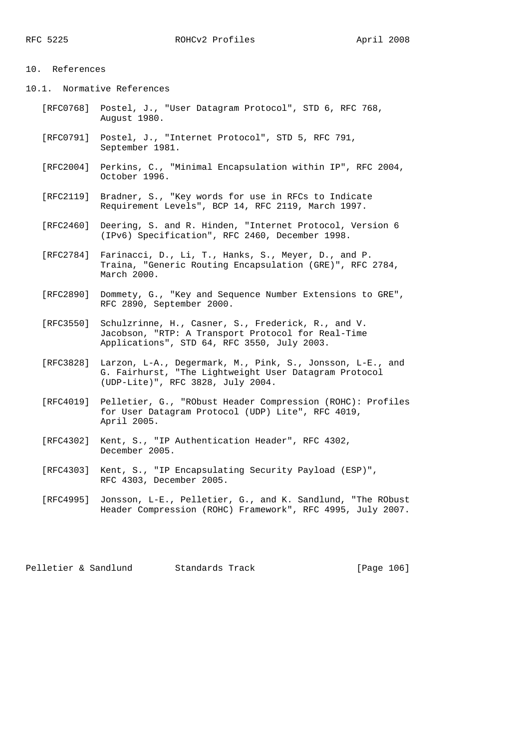## 10. References

### 10.1. Normative References

[RFC0768] Postel, J., "User Datagram Protocol", STD 6, RFC 768, August 1980.

[RFC0791] Postel, J., "Internet Protocol", STD 5, RFC 791, September 1981.

[RFC2004] Perkins, C., "Minimal Encapsulation within IP", RFC 2004, October 1996.

[RFC2119] Bradner, S., "Key words for use in RFCs to Indicate Requirement Levels", BCP 14, RFC 2119, March 1997.

[RFC2460] Deering, S. and R. Hinden, "Internet Protocol, Version 6 (IPv6) Specification", RFC 2460, December 1998.

[RFC2784] Farinacci, D., Li, T., Hanks, S., Meyer, D., and P. Traina, "Generic Routing Encapsulation (GRE)", RFC 2784, March 2000.

[RFC2890] Dommety, G., "Key and Sequence Number Extensions to GRE", RFC 2890, September 2000.

[RFC3550] Schulzrinne, H., Casner, S., Frederick, R., and V. Jacobson, "RTP: A Transport Protocol for Real-Time Applications", STD 64, RFC 3550, July 2003.

[RFC3828] Larzon, L-A., Degermark, M., Pink, S., Jonsson, L-E., and G. Fairhurst, "The Lightweight User Datagram Protocol (UDP-Lite)", RFC 3828, July 2004.

[RFC4019] Pelletier, G., "RObust Header Compression (ROHC): Profiles for User Datagram Protocol (UDP) Lite", RFC 4019, April 2005.

[RFC4302] Kent, S., "IP Authentication Header", RFC 4302, December 2005.

[RFC4303] Kent, S., "IP Encapsulating Security Payload (ESP)", RFC 4303, December 2005.

[RFC4995] Jonsson, L-E., Pelletier, G., and K. Sandlund, "The RObust Header Compression (ROHC) Framework", RFC 4995, July 2007.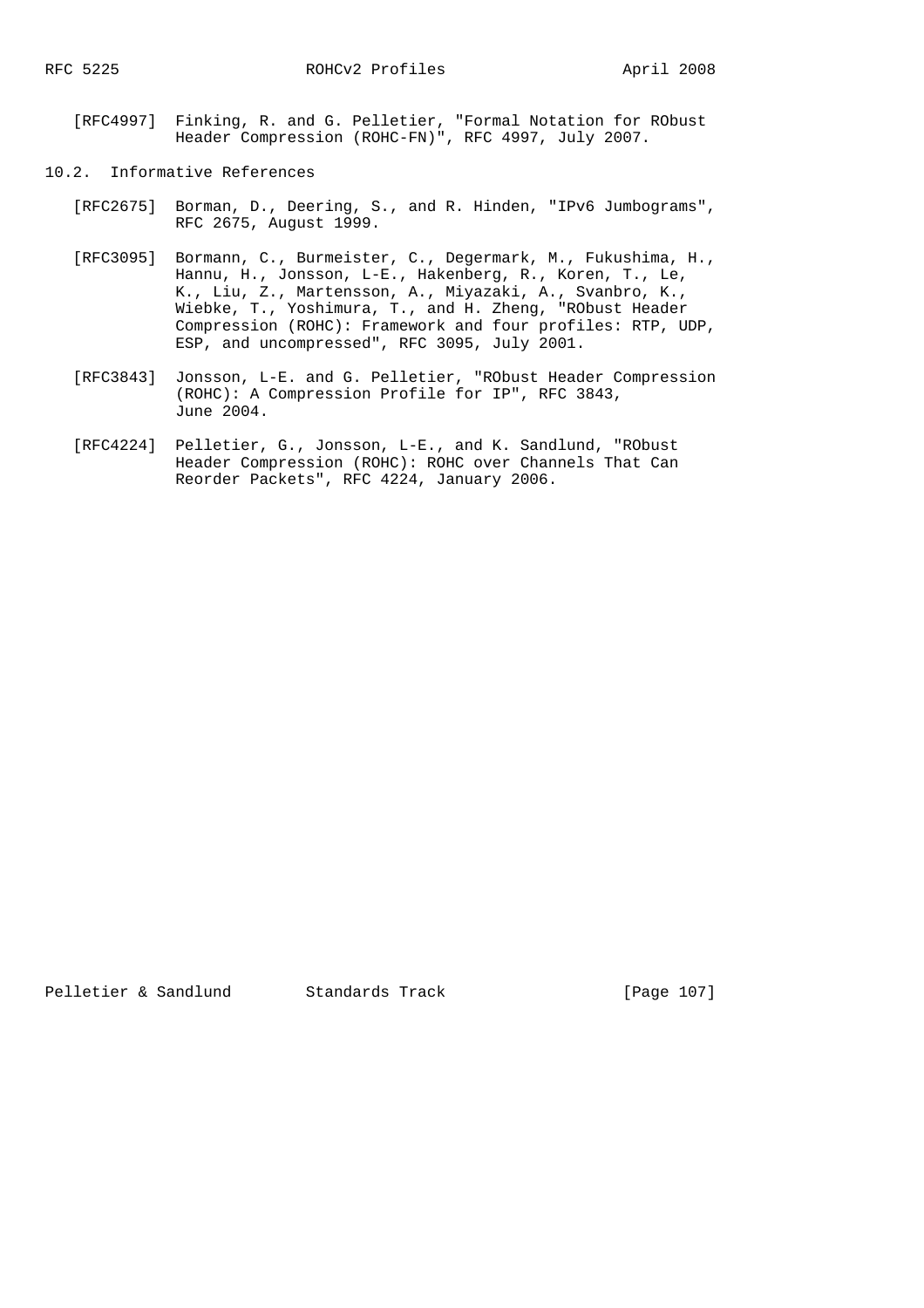[RFC4997] Finking, R. and G. Pelletier, "Formal Notation for RObust Header Compression (ROHC-FN)", RFC 4997, July 2007.

## 10.2. Informative References

[RFC2675] Borman, D., Deering, S., and R. Hinden, "IPv6 Jumbograms", RFC 2675, August 1999.

[RFC3095] Bormann, C., Burmeister, C., Degermark, M., Fukushima, H., Hannu, H., Jonsson, L-E., Hakenberg, R., Koren, T., Le, K., Liu, Z., Martensson, A., Miyazaki, A., Svanbro, K., Wiebke, T., Yoshimura, T., and H. Zheng, "RObust Header Compression (ROHC): Framework and four profiles: RTP, UDP, ESP, and uncompressed", RFC 3095, July 2001.

[RFC3843] Jonsson, L-E. and G. Pelletier, "RObust Header Compression (ROHC): A Compression Profile for IP", RFC 3843, June 2004.

[RFC4224] Pelletier, G., Jonsson, L-E., and K. Sandlund, "RObust Header Compression (ROHC): ROHC over Channels That Can Reorder Packets", RFC 4224, January 2006.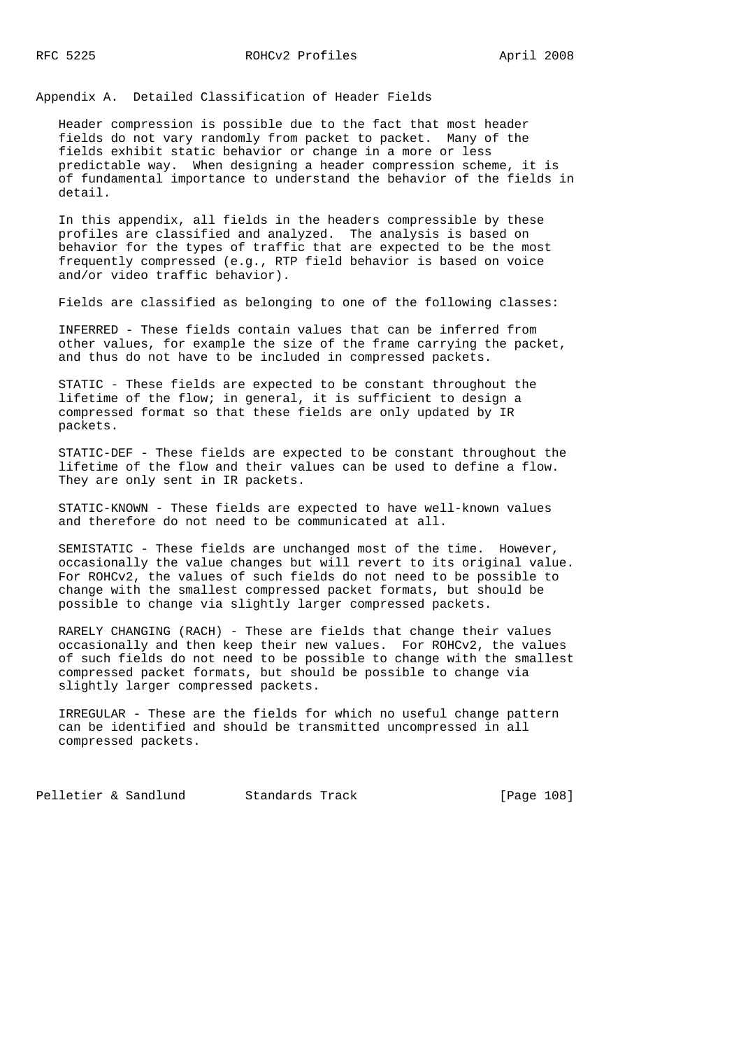## Appendix A. Detailed Classification of Header Fields

Header compression is possible due to the fact that most header fields do not vary randomly from packet to packet. Many of the fields exhibit static behavior or change in a more or less predictable way. When designing a header compression scheme, it is of fundamental importance to understand the behavior of the fields in detail.

In this appendix, all fields in the headers compressible by these profiles are classified and analyzed. The analysis is based on behavior for the types of traffic that are expected to be the most frequently compressed (e.g., RTP field behavior is based on voice and/or video traffic behavior).

Fields are classified as belonging to one of the following classes:

INFERRED - These fields contain values that can be inferred from other values, for example the size of the frame carrying the packet, and thus do not have to be included in compressed packets.

STATIC - These fields are expected to be constant throughout the lifetime of the flow; in general, it is sufficient to design a compressed format so that these fields are only updated by IR packets.

STATIC-DEF - These fields are expected to be constant throughout the lifetime of the flow and their values can be used to define a flow. They are only sent in IR packets.

STATIC-KNOWN - These fields are expected to have well-known values and therefore do not need to be communicated at all.

SEMISTATIC - These fields are unchanged most of the time. However, occasionally the value changes but will revert to its original value. For ROHCv2, the values of such fields do not need to be possible to change with the smallest compressed packet formats, but should be possible to change via slightly larger compressed packets.

RARELY CHANGING (RACH) - These are fields that change their values occasionally and then keep their new values. For ROHCv2, the values of such fields do not need to be possible to change with the smallest compressed packet formats, but should be possible to change via slightly larger compressed packets.

IRREGULAR - These are the fields for which no useful change pattern can be identified and should be transmitted uncompressed in all compressed packets.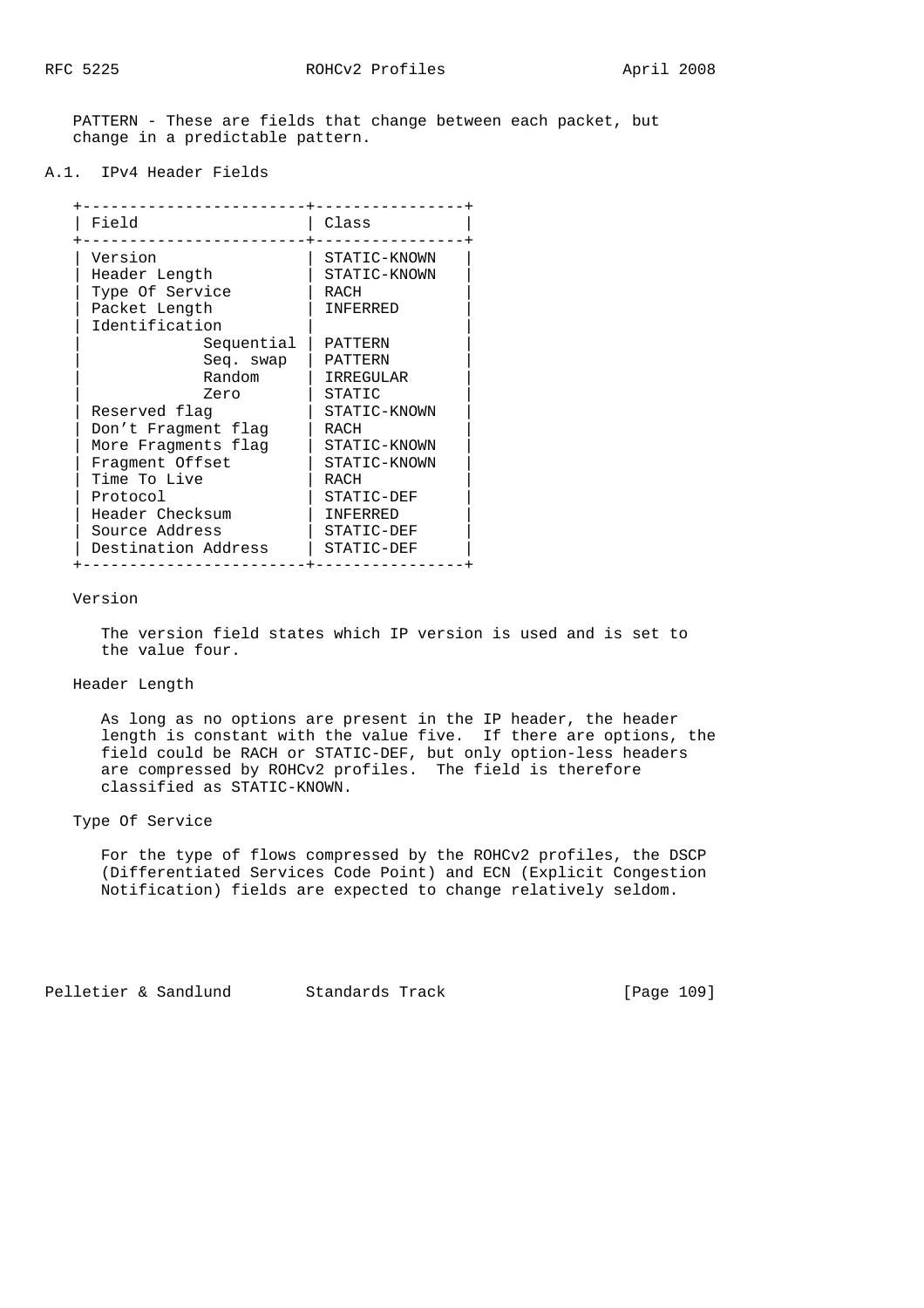PATTERN - These are fields that change between each packet, but change in a predictable pattern.

## A.1. IPv4 Header Fields

| Field | Class |
| --- | --- |
| Version | STATIC-KNOWN |
| Header Length | STATIC-KNOWN |
| Type Of Service | RACH |
| Packet Length | INFERRED |
| Identification | |
| Sequential | PATTERN |
| Seq. swap | PATTERN |
| Random | IRREGULAR |
| Zero | STATIC |
| Reserved flag | STATIC-KNOWN |
| Don't Fragment flag | RACH |
| More Fragments flag | STATIC-KNOWN |
| Fragment Offset | STATIC-KNOWN |
| Time To Live | RACH |
| Protocol | STATIC-DEF |
| Header Checksum | INFERRED |
| Source Address | STATIC-DEF |
| Destination Address | STATIC-DEF |

Version

The version field states which IP version is used and is set to the value four.

Header Length

As long as no options are present in the IP header, the header length is constant with the value five. If there are options, the field could be RACH or STATIC-DEF, but only option-less headers are compressed by ROHCv2 profiles. The field is therefore classified as STATIC-KNOWN.

Type Of Service

For the type of flows compressed by the ROHCv2 profiles, the DSCP (Differentiated Services Code Point) and ECN (Explicit Congestion Notification) fields are expected to change relatively seldom.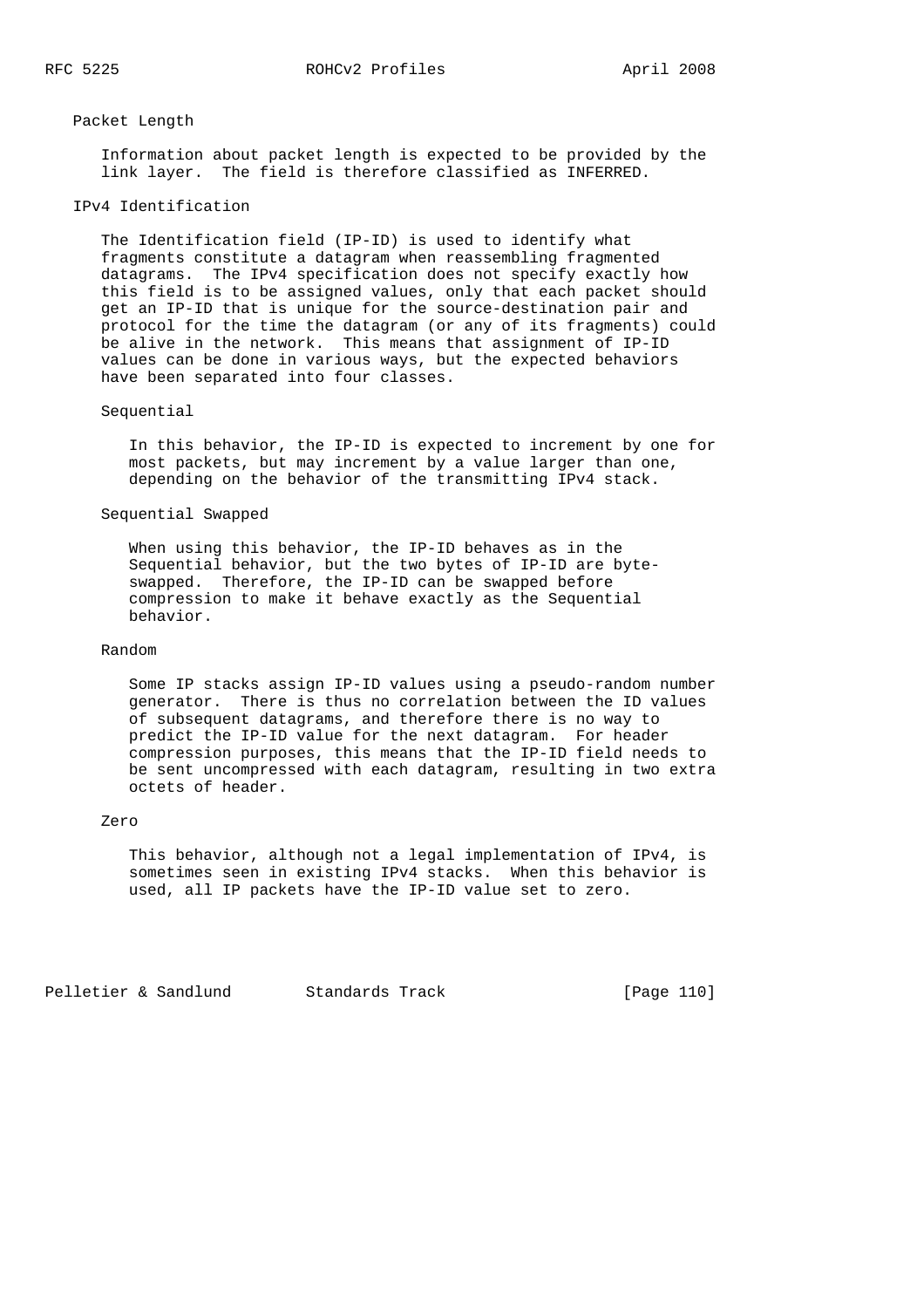Packet Length

Information about packet length is expected to be provided by the link layer. The field is therefore classified as INFERRED.

IPv4 Identification

The Identification field (IP-ID) is used to identify what fragments constitute a datagram when reassembling fragmented datagrams. The IPv4 specification does not specify exactly how this field is to be assigned values, only that each packet should get an IP-ID that is unique for the source-destination pair and protocol for the time the datagram (or any of its fragments) could be alive in the network. This means that assignment of IP-ID values can be done in various ways, but the expected behaviors have been separated into four classes.

Sequential

In this behavior, the IP-ID is expected to increment by one for most packets, but may increment by a value larger than one, depending on the behavior of the transmitting IPv4 stack.

Sequential Swapped

When using this behavior, the IP-ID behaves as in the Sequential behavior, but the two bytes of IP-ID are byte-swapped. Therefore, the IP-ID can be swapped before compression to make it behave exactly as the Sequential behavior.

Random

Some IP stacks assign IP-ID values using a pseudo-random number generator. There is thus no correlation between the ID values of subsequent datagrams, and therefore there is no way to predict the IP-ID value for the next datagram. For header compression purposes, this means that the IP-ID field needs to be sent uncompressed with each datagram, resulting in two extra octets of header.

Zero

This behavior, although not a legal implementation of IPv4, is sometimes seen in existing IPv4 stacks. When this behavior is used, all IP packets have the IP-ID value set to zero.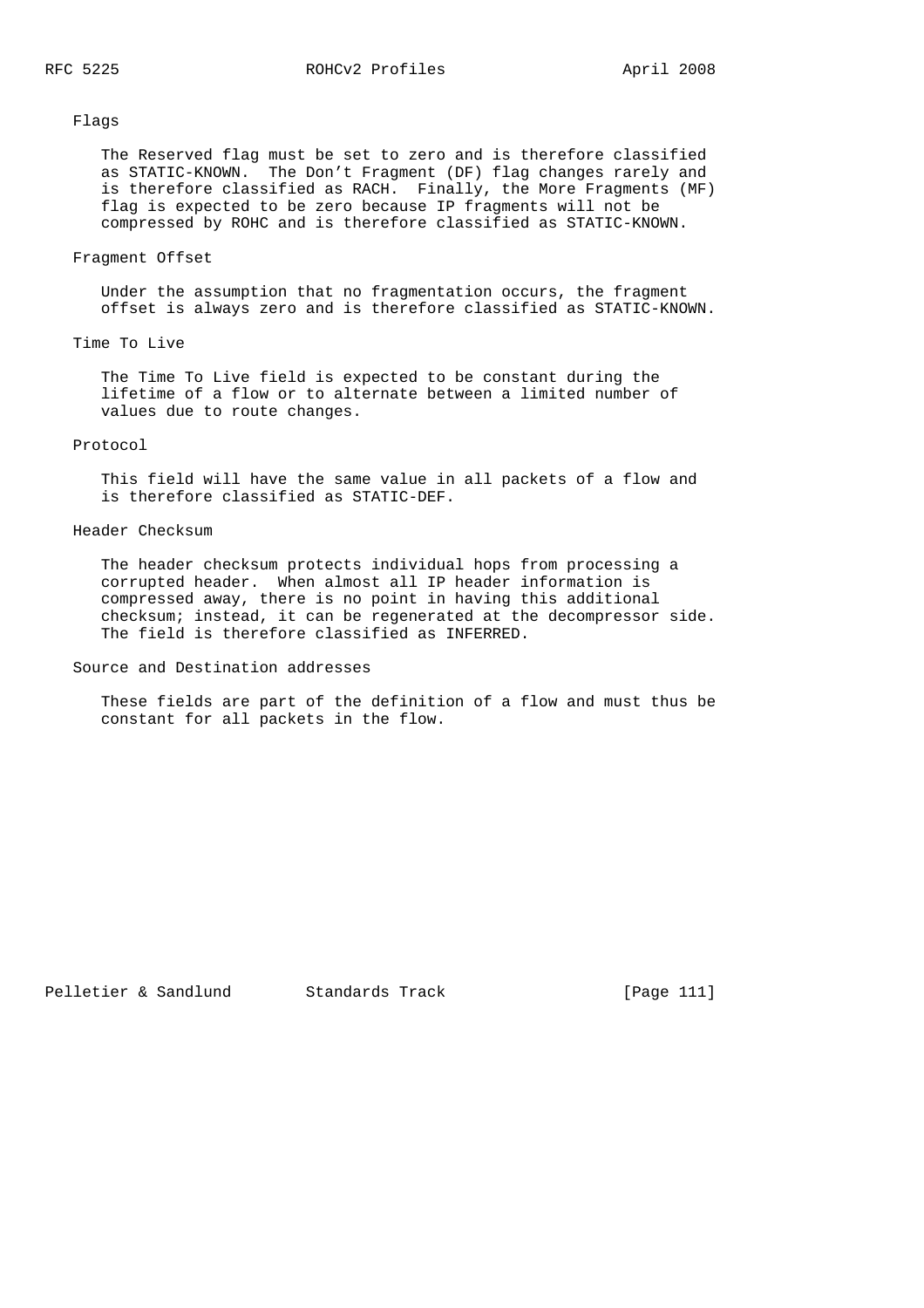Flags

The Reserved flag must be set to zero and is therefore classified as STATIC-KNOWN. The Don't Fragment (DF) flag changes rarely and is therefore classified as RACH. Finally, the More Fragments (MF) flag is expected to be zero because IP fragments will not be compressed by ROHC and is therefore classified as STATIC-KNOWN.

Fragment Offset

Under the assumption that no fragmentation occurs, the fragment offset is always zero and is therefore classified as STATIC-KNOWN.

Time To Live

The Time To Live field is expected to be constant during the lifetime of a flow or to alternate between a limited number of values due to route changes.

Protocol

This field will have the same value in all packets of a flow and is therefore classified as STATIC-DEF.

Header Checksum

The header checksum protects individual hops from processing a corrupted header. When almost all IP header information is compressed away, there is no point in having this additional checksum; instead, it can be regenerated at the decompressor side. The field is therefore classified as INFERRED.

Source and Destination addresses

These fields are part of the definition of a flow and must thus be constant for all packets in the flow.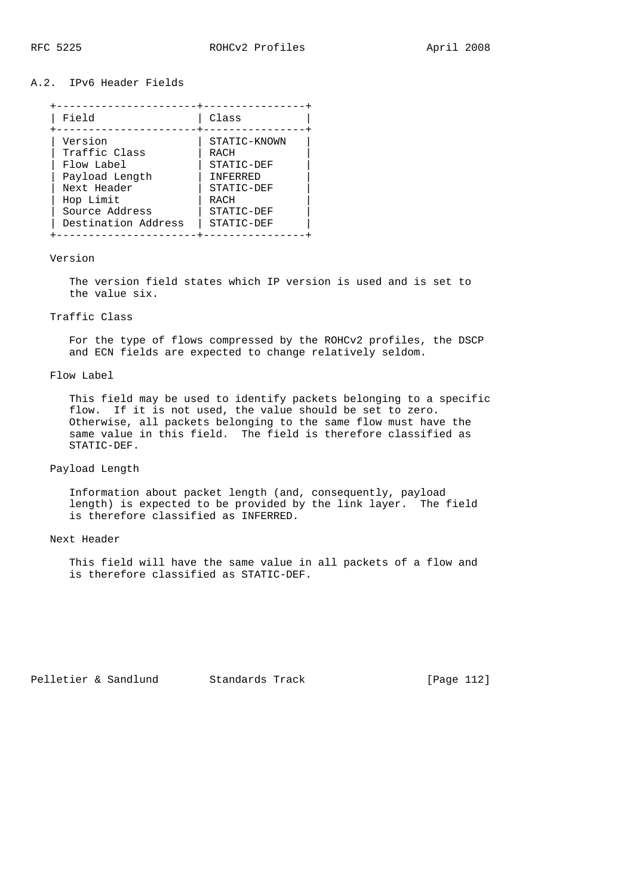## A.2. IPv6 Header Fields

| Field | Class |
|---|---|
| Version | STATIC-KNOWN |
| Traffic Class | RACH |
| Flow Label | STATIC-DEF |
| Payload Length | INFERRED |
| Next Header | STATIC-DEF |
| Hop Limit | RACH |
| Source Address | STATIC-DEF |
| Destination Address | STATIC-DEF |

Version

The version field states which IP version is used and is set to the value six.

Traffic Class

For the type of flows compressed by the ROHCv2 profiles, the DSCP and ECN fields are expected to change relatively seldom.

Flow Label

This field may be used to identify packets belonging to a specific flow. If it is not used, the value should be set to zero. Otherwise, all packets belonging to the same flow must have the same value in this field. The field is therefore classified as STATIC-DEF.

Payload Length

Information about packet length (and, consequently, payload length) is expected to be provided by the link layer. The field is therefore classified as INFERRED.

Next Header

This field will have the same value in all packets of a flow and is therefore classified as STATIC-DEF.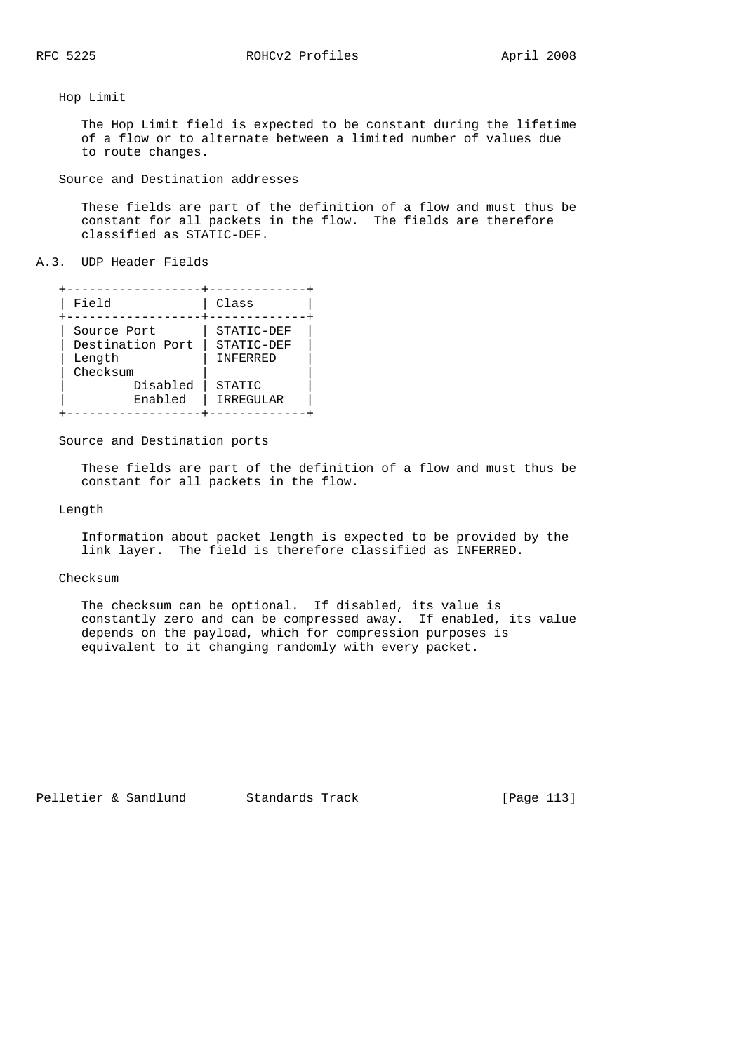Hop Limit

The Hop Limit field is expected to be constant during the lifetime of a flow or to alternate between a limited number of values due to route changes.

Source and Destination addresses

These fields are part of the definition of a flow and must thus be constant for all packets in the flow. The fields are therefore classified as STATIC-DEF.

## A.3. UDP Header Fields

| Field | Class |
|---|---|
| Source Port | STATIC-DEF |
| Destination Port | STATIC-DEF |
| Length | INFERRED |
| Checksum | |
| Disabled | STATIC |
| Enabled | IRREGULAR |

Source and Destination ports

These fields are part of the definition of a flow and must thus be constant for all packets in the flow.

Length

Information about packet length is expected to be provided by the link layer. The field is therefore classified as INFERRED.

Checksum

The checksum can be optional. If disabled, its value is constantly zero and can be compressed away. If enabled, its value depends on the payload, which for compression purposes is equivalent to it changing randomly with every packet.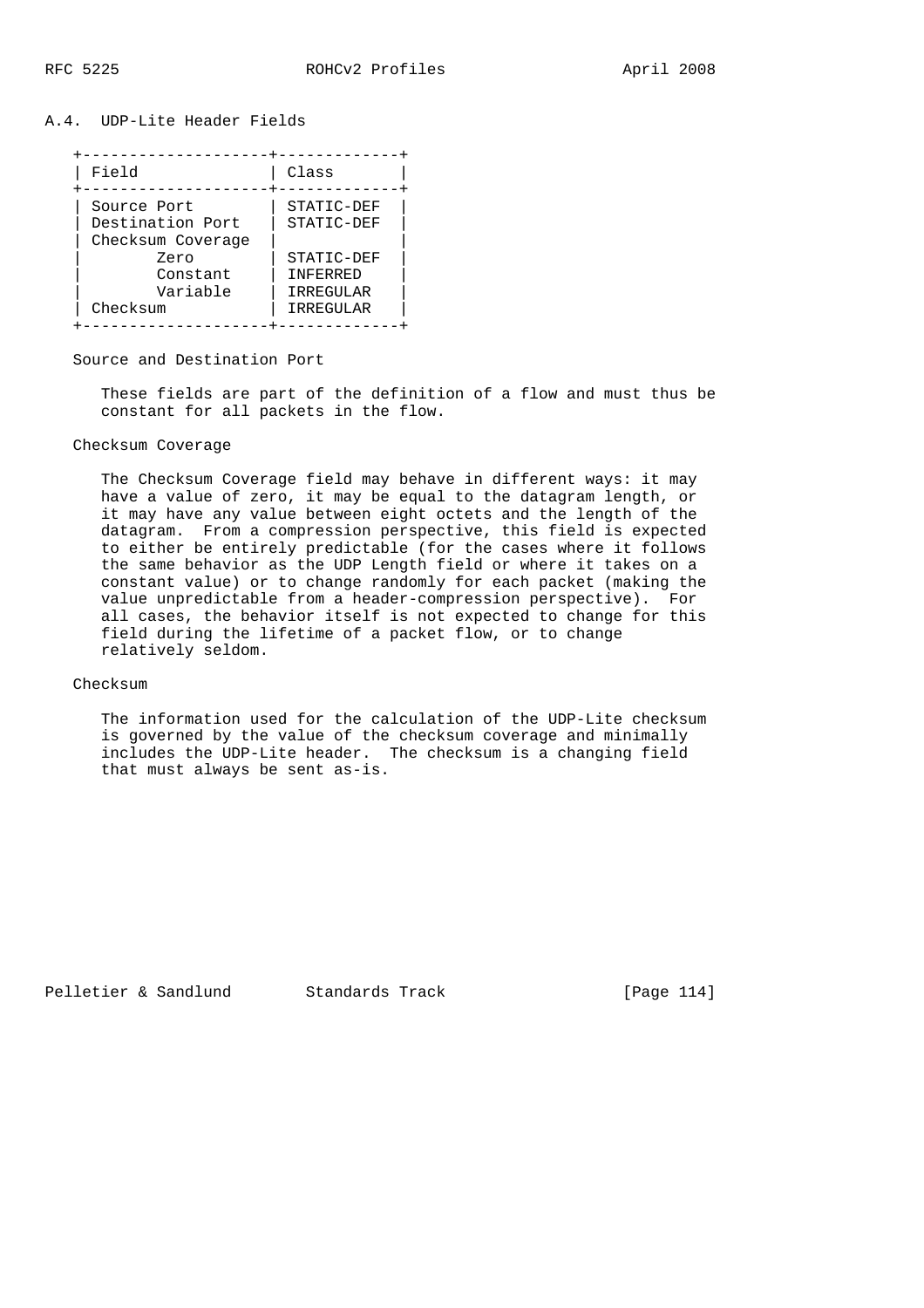## A.4. UDP-Lite Header Fields

| Field | Class |
|---|---|
| Source Port | STATIC-DEF |
| Destination Port | STATIC-DEF |
| Checksum Coverage | |
| Zero | STATIC-DEF |
| Constant | INFERRED |
| Variable | IRREGULAR |
| Checksum | IRREGULAR |

Source and Destination Port

These fields are part of the definition of a flow and must thus be constant for all packets in the flow.

Checksum Coverage

The Checksum Coverage field may behave in different ways: it may have a value of zero, it may be equal to the datagram length, or it may have any value between eight octets and the length of the datagram. From a compression perspective, this field is expected to either be entirely predictable (for the cases where it follows the same behavior as the UDP Length field or where it takes on a constant value) or to change randomly for each packet (making the value unpredictable from a header-compression perspective). For all cases, the behavior itself is not expected to change for this field during the lifetime of a packet flow, or to change relatively seldom.

Checksum

The information used for the calculation of the UDP-Lite checksum is governed by the value of the checksum coverage and minimally includes the UDP-Lite header. The checksum is a changing field that must always be sent as-is.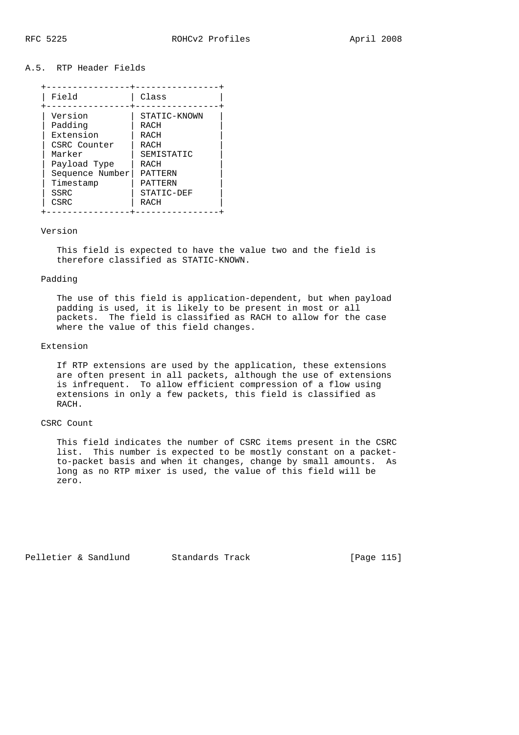## A.5. RTP Header Fields

| Field | Class |
|---|---|
| Version | STATIC-KNOWN |
| Padding | RACH |
| Extension | RACH |
| CSRC Counter | RACH |
| Marker | SEMISTATIC |
| Payload Type | RACH |
| Sequence Number | PATTERN |
| Timestamp | PATTERN |
| SSRC | STATIC-DEF |
| CSRC | RACH |

Version

This field is expected to have the value two and the field is therefore classified as STATIC-KNOWN.

Padding

The use of this field is application-dependent, but when payload padding is used, it is likely to be present in most or all packets. The field is classified as RACH to allow for the case where the value of this field changes.

Extension

If RTP extensions are used by the application, these extensions are often present in all packets, although the use of extensions is infrequent. To allow efficient compression of a flow using extensions in only a few packets, this field is classified as RACH.

CSRC Count

This field indicates the number of CSRC items present in the CSRC list. This number is expected to be mostly constant on a packet-to-packet basis and when it changes, change by small amounts. As long as no RTP mixer is used, the value of this field will be zero.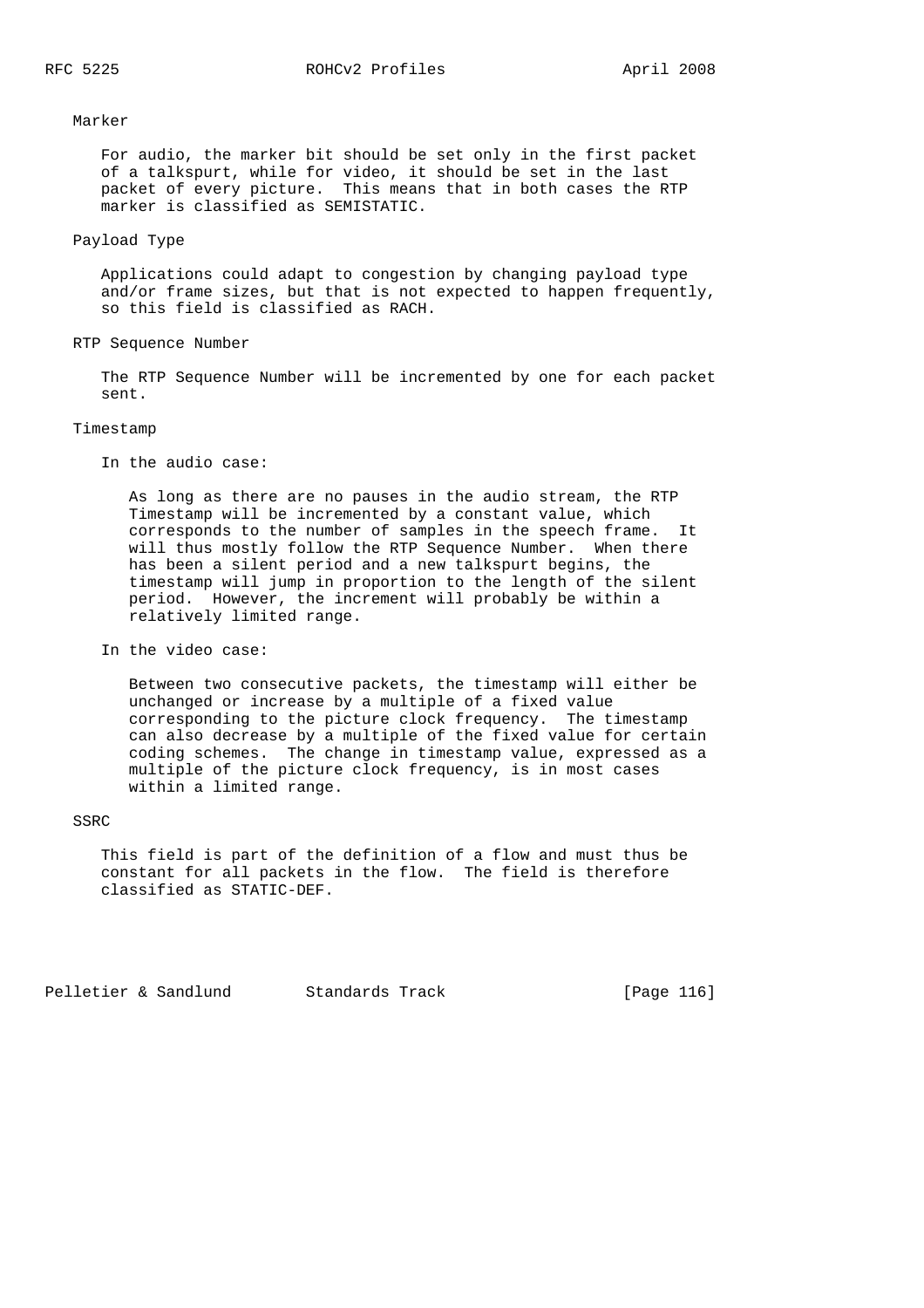Marker

For audio, the marker bit should be set only in the first packet of a talkspurt, while for video, it should be set in the last packet of every picture. This means that in both cases the RTP marker is classified as SEMISTATIC.

Payload Type

Applications could adapt to congestion by changing payload type and/or frame sizes, but that is not expected to happen frequently, so this field is classified as RACH.

RTP Sequence Number

The RTP Sequence Number will be incremented by one for each packet sent.

Timestamp

In the audio case:

As long as there are no pauses in the audio stream, the RTP Timestamp will be incremented by a constant value, which corresponds to the number of samples in the speech frame. It will thus mostly follow the RTP Sequence Number. When there has been a silent period and a new talkspurt begins, the timestamp will jump in proportion to the length of the silent period. However, the increment will probably be within a relatively limited range.

In the video case:

Between two consecutive packets, the timestamp will either be unchanged or increase by a multiple of a fixed value corresponding to the picture clock frequency. The timestamp can also decrease by a multiple of the fixed value for certain coding schemes. The change in timestamp value, expressed as a multiple of the picture clock frequency, is in most cases within a limited range.

SSRC

This field is part of the definition of a flow and must thus be constant for all packets in the flow. The field is therefore classified as STATIC-DEF.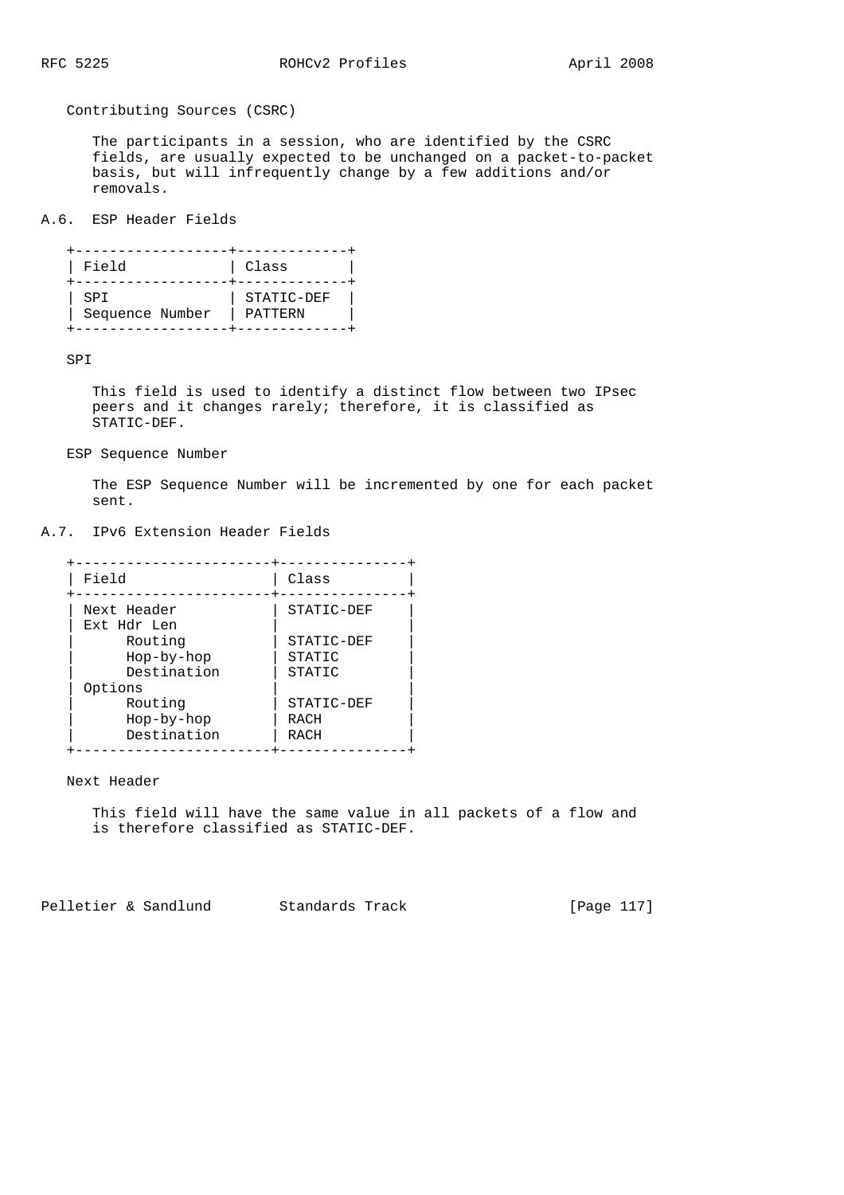Contributing Sources (CSRC)

The participants in a session, who are identified by the CSRC fields, are usually expected to be unchanged on a packet-to-packet basis, but will infrequently change by a few additions and/or removals.

## A.6. ESP Header Fields

| Field | Class |
|---|---|
| SPI | STATIC-DEF |
| Sequence Number | PATTERN |

SPI

This field is used to identify a distinct flow between two IPsec peers and it changes rarely; therefore, it is classified as STATIC-DEF.

ESP Sequence Number

The ESP Sequence Number will be incremented by one for each packet sent.

## A.7. IPv6 Extension Header Fields

| Field | Class |
|---|---|
| Next Header | STATIC-DEF |
| Ext Hdr Len | |
| Routing | STATIC-DEF |
| Hop-by-hop | STATIC |
| Destination | STATIC |
| Options | |
| Routing | STATIC-DEF |
| Hop-by-hop | RACH |
| Destination | RACH |

Next Header

This field will have the same value in all packets of a flow and is therefore classified as STATIC-DEF.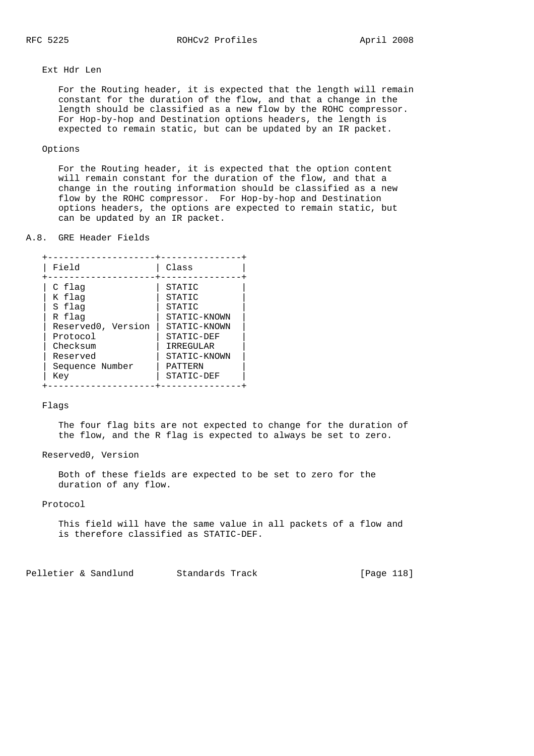Ext Hdr Len

For the Routing header, it is expected that the length will remain constant for the duration of the flow, and that a change in the length should be classified as a new flow by the ROHC compressor. For Hop-by-hop and Destination options headers, the length is expected to remain static, but can be updated by an IR packet.

Options

For the Routing header, it is expected that the option content will remain constant for the duration of the flow, and that a change in the routing information should be classified as a new flow by the ROHC compressor. For Hop-by-hop and Destination options headers, the options are expected to remain static, but can be updated by an IR packet.

## A.8. GRE Header Fields

| Field | Class |
|---|---|
| C flag | STATIC |
| K flag | STATIC |
| S flag | STATIC |
| R flag | STATIC-KNOWN |
| Reserved0, Version | STATIC-KNOWN |
| Protocol | STATIC-DEF |
| Checksum | IRREGULAR |
| Reserved | STATIC-KNOWN |
| Sequence Number | PATTERN |
| Key | STATIC-DEF |

Flags

The four flag bits are not expected to change for the duration of the flow, and the R flag is expected to always be set to zero.

Reserved0, Version

Both of these fields are expected to be set to zero for the duration of any flow.

Protocol

This field will have the same value in all packets of a flow and is therefore classified as STATIC-DEF.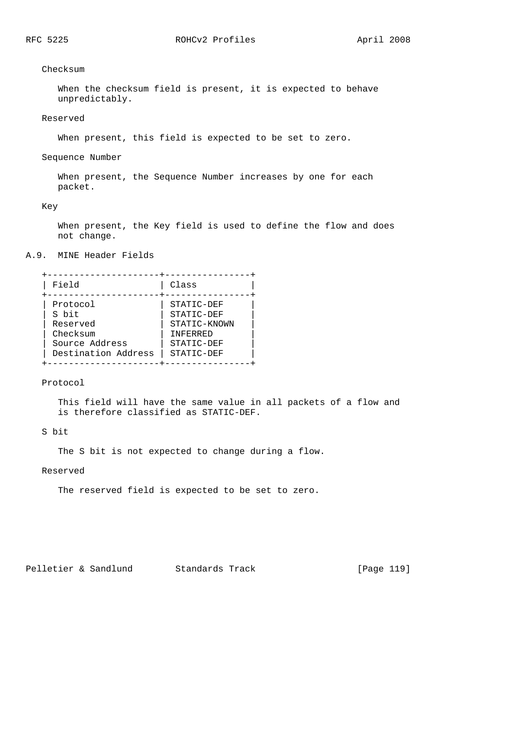Checksum

When the checksum field is present, it is expected to behave unpredictably.

Reserved

When present, this field is expected to be set to zero.

Sequence Number

When present, the Sequence Number increases by one for each packet.

Key

When present, the Key field is used to define the flow and does not change.

## A.9. MINE Header Fields

| Field | Class |
| --- | --- |
| Protocol | STATIC-DEF |
| S bit | STATIC-DEF |
| Reserved | STATIC-KNOWN |
| Checksum | INFERRED |
| Source Address | STATIC-DEF |
| Destination Address | STATIC-DEF |

Protocol

This field will have the same value in all packets of a flow and is therefore classified as STATIC-DEF.

S bit

The S bit is not expected to change during a flow.

Reserved

The reserved field is expected to be set to zero.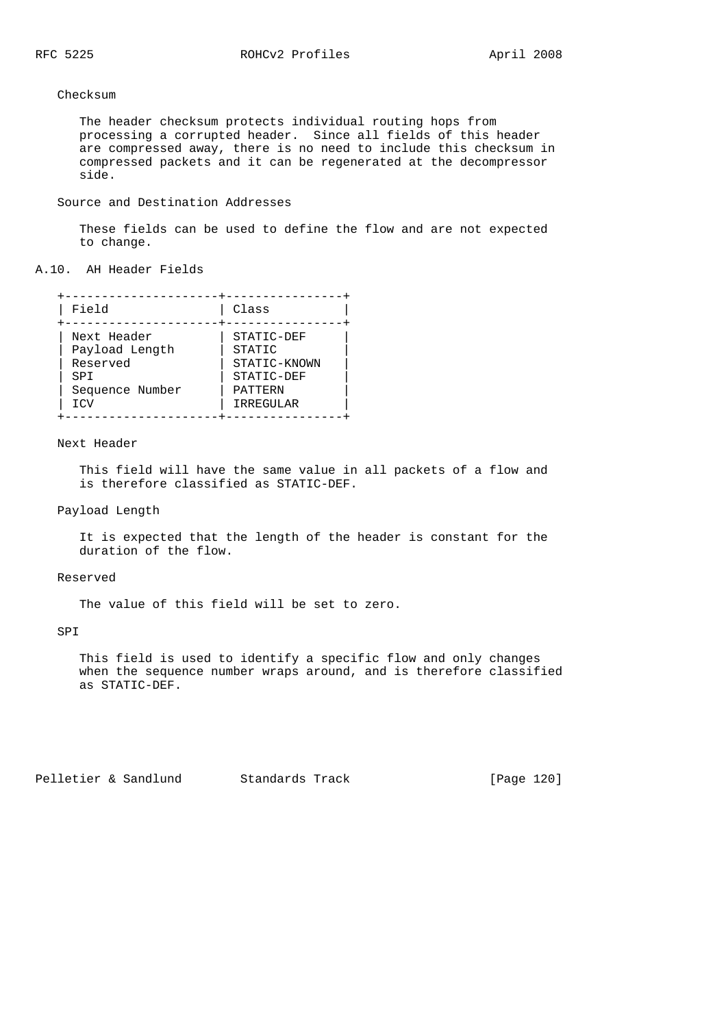Checksum

The header checksum protects individual routing hops from processing a corrupted header. Since all fields of this header are compressed away, there is no need to include this checksum in compressed packets and it can be regenerated at the decompressor side.

Source and Destination Addresses

These fields can be used to define the flow and are not expected to change.

## A.10. AH Header Fields

| Field | Class |
|---|---|
| Next Header | STATIC-DEF |
| Payload Length | STATIC |
| Reserved | STATIC-KNOWN |
| SPI | STATIC-DEF |
| Sequence Number | PATTERN |
| ICV | IRREGULAR |

Next Header

This field will have the same value in all packets of a flow and is therefore classified as STATIC-DEF.

Payload Length

It is expected that the length of the header is constant for the duration of the flow.

Reserved

The value of this field will be set to zero.

SPI

This field is used to identify a specific flow and only changes when the sequence number wraps around, and is therefore classified as STATIC-DEF.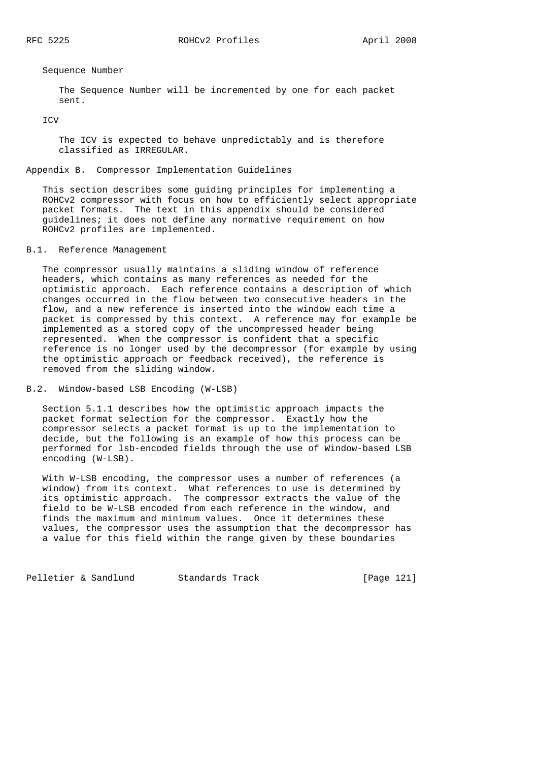Sequence Number

The Sequence Number will be incremented by one for each packet sent.

ICV

The ICV is expected to behave unpredictably and is therefore classified as IRREGULAR.

# Appendix B. Compressor Implementation Guidelines

This section describes some guiding principles for implementing a ROHCv2 compressor with focus on how to efficiently select appropriate packet formats. The text in this appendix should be considered guidelines; it does not define any normative requirement on how ROHCv2 profiles are implemented.

## B.1. Reference Management

The compressor usually maintains a sliding window of reference headers, which contains as many references as needed for the optimistic approach. Each reference contains a description of which changes occurred in the flow between two consecutive headers in the flow, and a new reference is inserted into the window each time a packet is compressed by this context. A reference may for example be implemented as a stored copy of the uncompressed header being represented. When the compressor is confident that a specific reference is no longer used by the decompressor (for example by using the optimistic approach or feedback received), the reference is removed from the sliding window.

## B.2. Window-based LSB Encoding (W-LSB)

Section 5.1.1 describes how the optimistic approach impacts the packet format selection for the compressor. Exactly how the compressor selects a packet format is up to the implementation to decide, but the following is an example of how this process can be performed for lsb-encoded fields through the use of Window-based LSB encoding (W-LSB).

With W-LSB encoding, the compressor uses a number of references (a window) from its context. What references to use is determined by its optimistic approach. The compressor extracts the value of the field to be W-LSB encoded from each reference in the window, and finds the maximum and minimum values. Once it determines these values, the compressor uses the assumption that the decompressor has a value for this field within the range given by these boundaries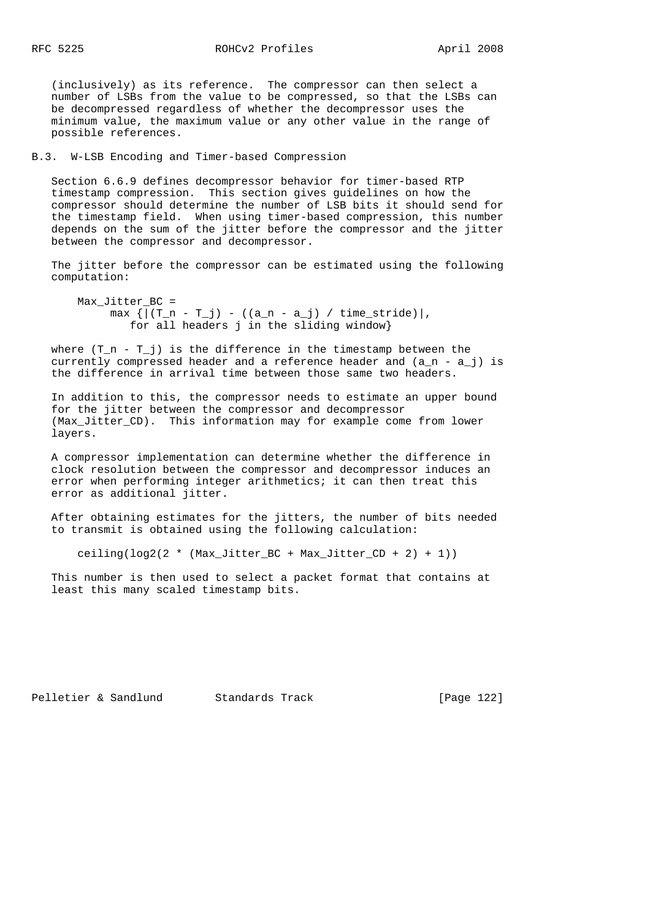(inclusively) as its reference. The compressor can then select a number of LSBs from the value to be compressed, so that the LSBs can be decompressed regardless of whether the decompressor uses the minimum value, the maximum value or any other value in the range of possible references.

## B.3. W-LSB Encoding and Timer-based Compression

Section 6.6.9 defines decompressor behavior for timer-based RTP timestamp compression. This section gives guidelines on how the compressor should determine the number of LSB bits it should send for the timestamp field. When using timer-based compression, this number depends on the sum of the jitter before the compressor and the jitter between the compressor and decompressor.

The jitter before the compressor can be estimated using the following computation:

```
Max_Jitter_BC =
      max {|(T_n - T_j) - ((a_n - a_j) / time_stride)|,
         for all headers j in the sliding window}
```

where (T_n - T_j) is the difference in the timestamp between the currently compressed header and a reference header and (a_n - a_j) is the difference in arrival time between those same two headers.

In addition to this, the compressor needs to estimate an upper bound for the jitter between the compressor and decompressor (Max_Jitter_CD). This information may for example come from lower layers.

A compressor implementation can determine whether the difference in clock resolution between the compressor and decompressor induces an error when performing integer arithmetics; it can then treat this error as additional jitter.

After obtaining estimates for the jitters, the number of bits needed to transmit is obtained using the following calculation:

```
ceiling(log2(2 * (Max_Jitter_BC + Max_Jitter_CD + 2) + 1))
```

This number is then used to select a packet format that contains at least this many scaled timestamp bits.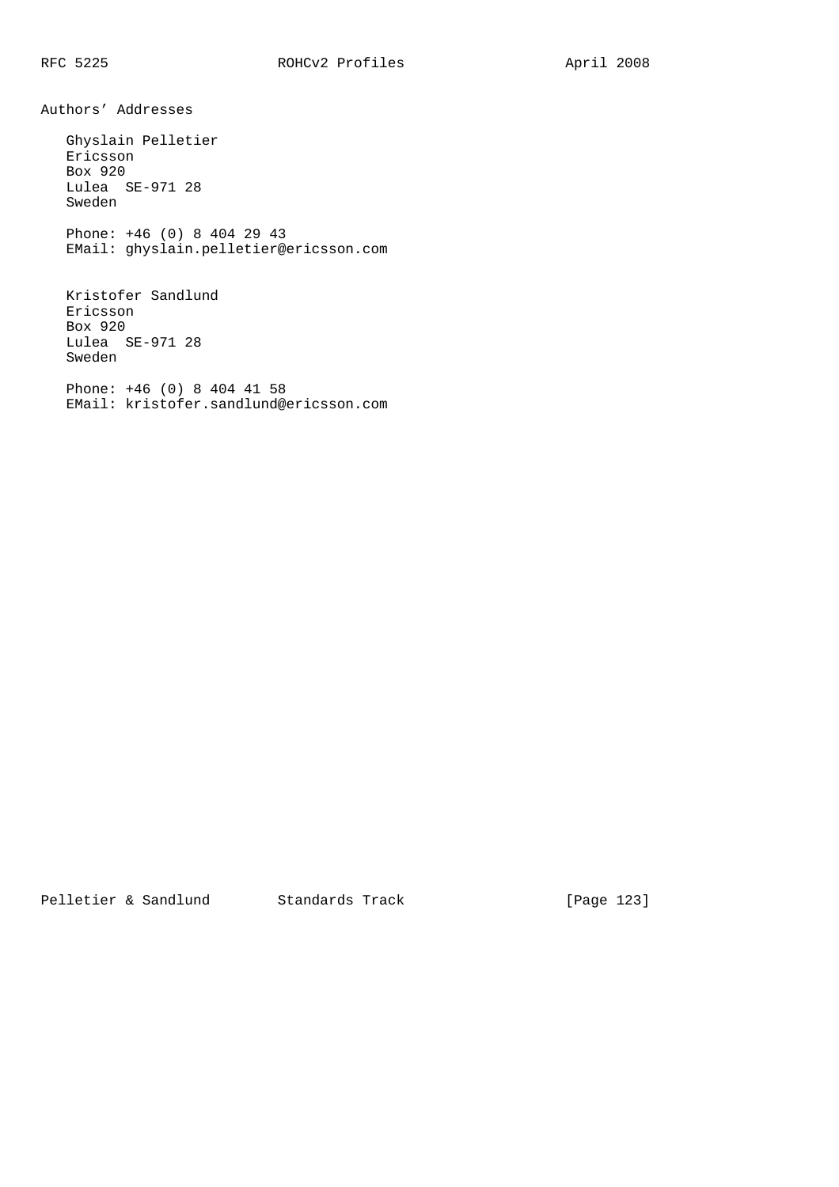## Authors' Addresses

Ghyslain Pelletier
Ericsson
Box 920
Lulea  SE-971 28
Sweden

Phone: +46 (0) 8 404 29 43
EMail: ghyslain.pelletier@ericsson.com

Kristofer Sandlund
Ericsson
Box 920
Lulea  SE-971 28
Sweden

Phone: +46 (0) 8 404 41 58
EMail: kristofer.sandlund@ericsson.com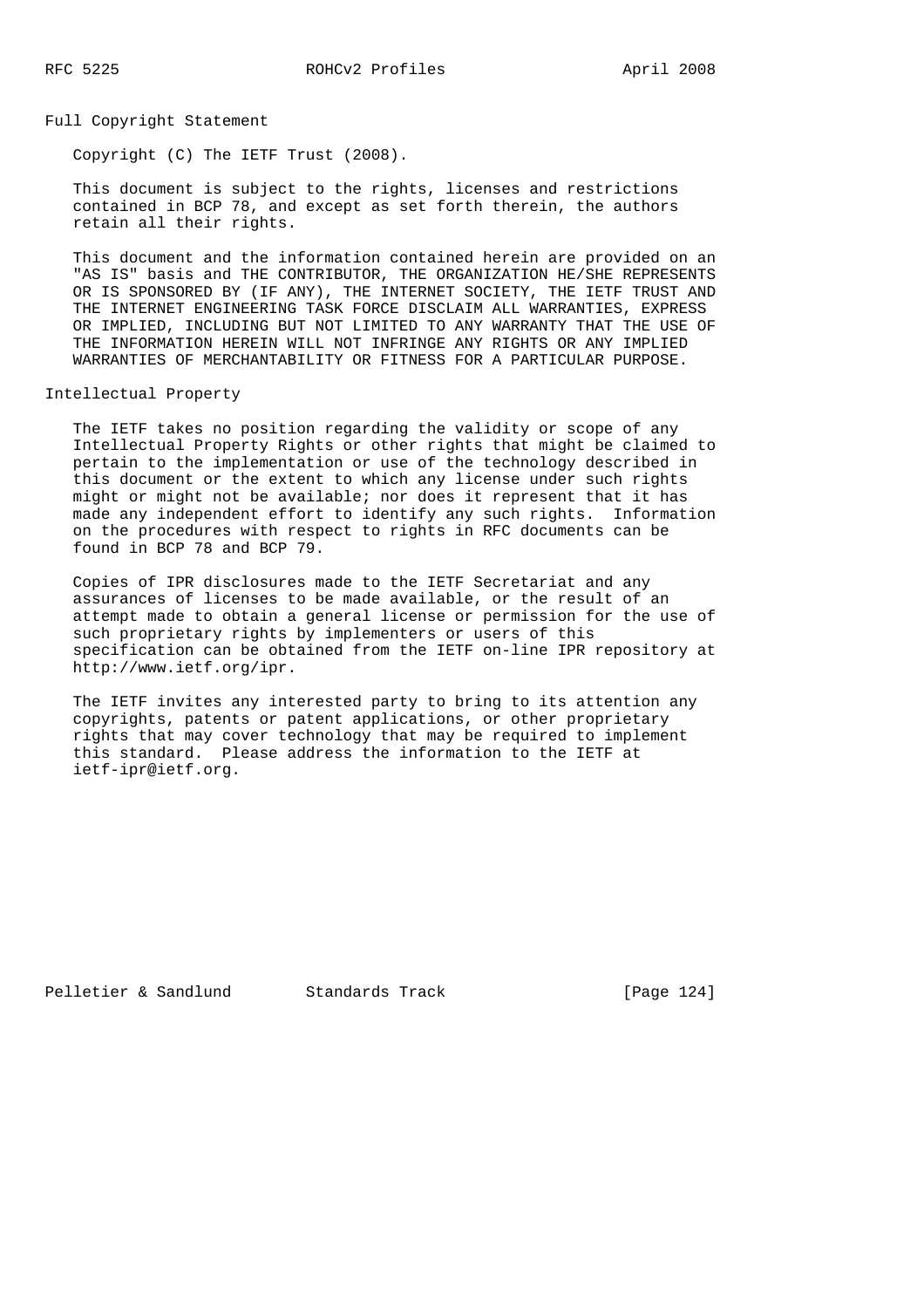## Full Copyright Statement

Copyright (C) The IETF Trust (2008).

This document is subject to the rights, licenses and restrictions contained in BCP 78, and except as set forth therein, the authors retain all their rights.

This document and the information contained herein are provided on an "AS IS" basis and THE CONTRIBUTOR, THE ORGANIZATION HE/SHE REPRESENTS OR IS SPONSORED BY (IF ANY), THE INTERNET SOCIETY, THE IETF TRUST AND THE INTERNET ENGINEERING TASK FORCE DISCLAIM ALL WARRANTIES, EXPRESS OR IMPLIED, INCLUDING BUT NOT LIMITED TO ANY WARRANTY THAT THE USE OF THE INFORMATION HEREIN WILL NOT INFRINGE ANY RIGHTS OR ANY IMPLIED WARRANTIES OF MERCHANTABILITY OR FITNESS FOR A PARTICULAR PURPOSE.

## Intellectual Property

The IETF takes no position regarding the validity or scope of any Intellectual Property Rights or other rights that might be claimed to pertain to the implementation or use of the technology described in this document or the extent to which any license under such rights might or might not be available; nor does it represent that it has made any independent effort to identify any such rights. Information on the procedures with respect to rights in RFC documents can be found in BCP 78 and BCP 79.

Copies of IPR disclosures made to the IETF Secretariat and any assurances of licenses to be made available, or the result of an attempt made to obtain a general license or permission for the use of such proprietary rights by implementers or users of this specification can be obtained from the IETF on-line IPR repository at http://www.ietf.org/ipr.

The IETF invites any interested party to bring to its attention any copyrights, patents or patent applications, or other proprietary rights that may cover technology that may be required to implement this standard. Please address the information to the IETF at ietf-ipr@ietf.org.